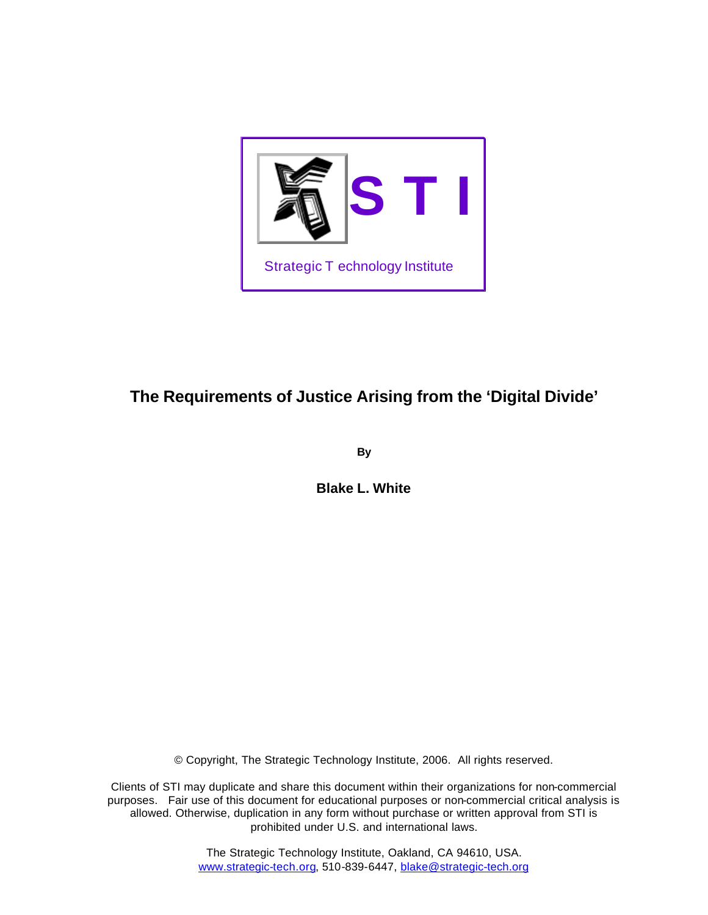S T I

Strategic Technology Institute

# The Requirements of Justice Arising from the 'Digital Divide'

**By**

**Blake L. White**

© Copyright, The Strategic Technology Institute, 2006. All rights reserved.

Clients of STI may duplicate and share this document within their organizations for non-commercial purposes. Fair use of this document for educational purposes or non-commercial critical analysis is allowed. Otherwise, duplication in any form without purchase or written approval from STI is prohibited under U.S. and international laws.

The Strategic Technology Institute, Oakland, CA 94610, USA.
www.strategic-tech.org, 510-839-6447, blake@strategic-tech.org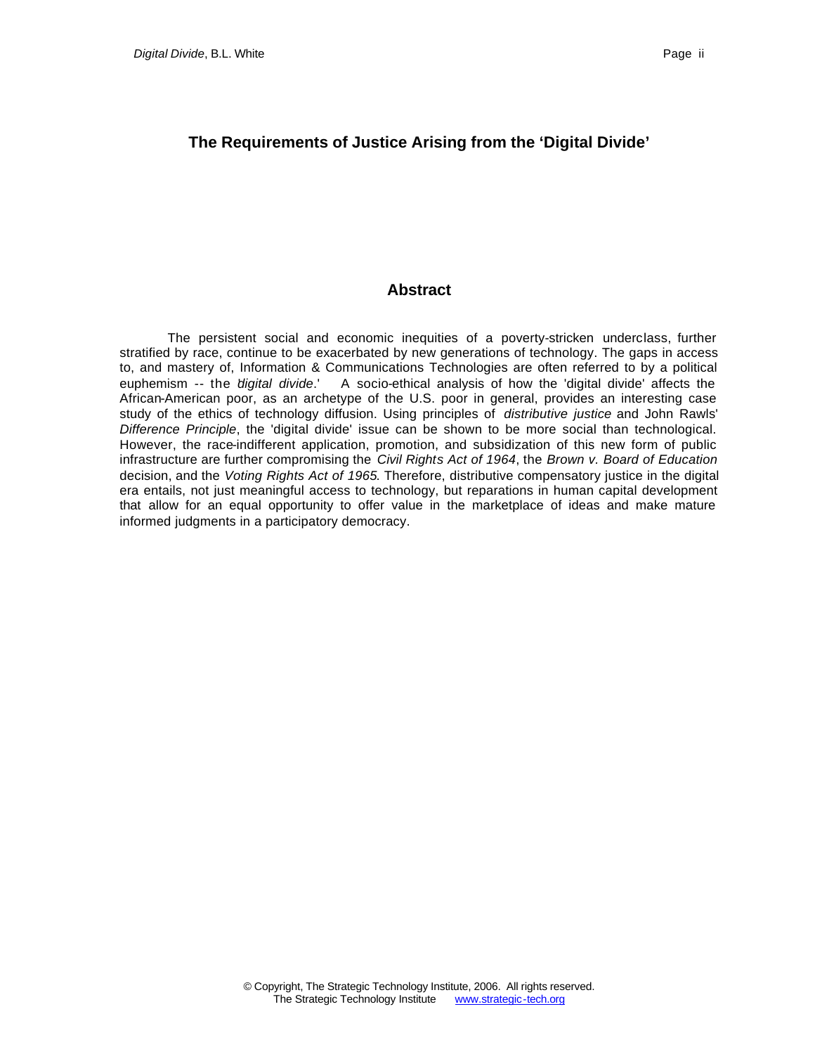## The Requirements of Justice Arising from the 'Digital Divide'

## Abstract

The persistent social and economic inequities of a poverty-stricken underclass, further stratified by race, continue to be exacerbated by new generations of technology. The gaps in access to, and mastery of, Information & Communications Technologies are often referred to by a political euphemism -- the '*digital divide*.' A socio-ethical analysis of how the 'digital divide' affects the African-American poor, as an archetype of the U.S. poor in general, provides an interesting case study of the ethics of technology diffusion. Using principles of *distributive justice* and John Rawls' *Difference Principle*, the 'digital divide' issue can be shown to be more social than technological. However, the race-indifferent application, promotion, and subsidization of this new form of public infrastructure are further compromising the *Civil Rights Act of 1964*, the *Brown v. Board of Education* decision, and the *Voting Rights Act of 1965*. Therefore, distributive compensatory justice in the digital era entails, not just meaningful access to technology, but reparations in human capital development that allow for an equal opportunity to offer value in the marketplace of ideas and make mature informed judgments in a participatory democracy.

© Copyright, The Strategic Technology Institute, 2006. All rights reserved.
The Strategic Technology Institute www.strategic-tech.org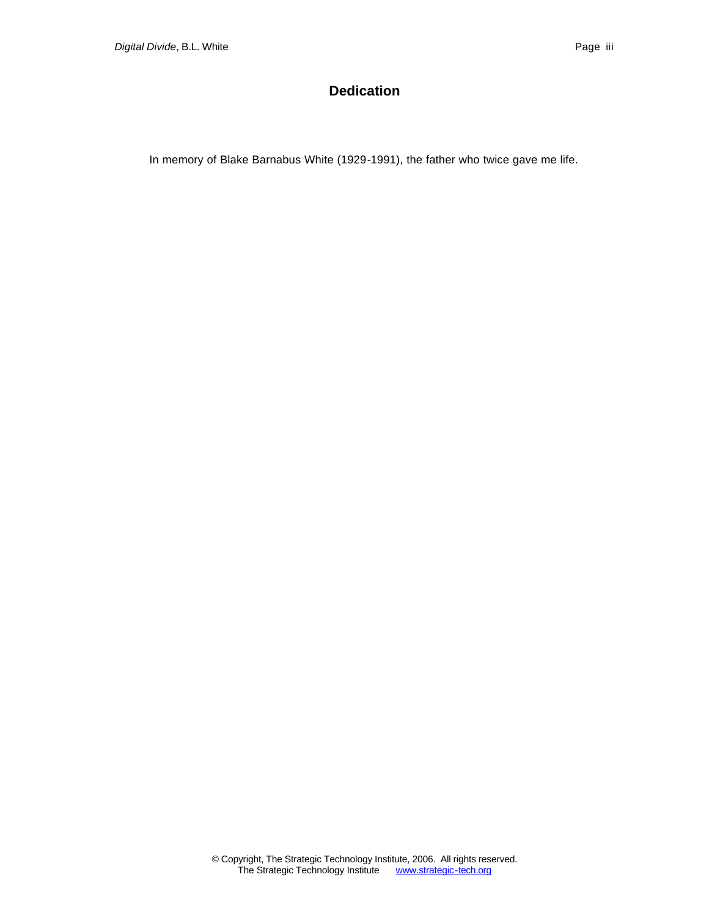# Dedication

In memory of Blake Barnabus White (1929-1991), the father who twice gave me life.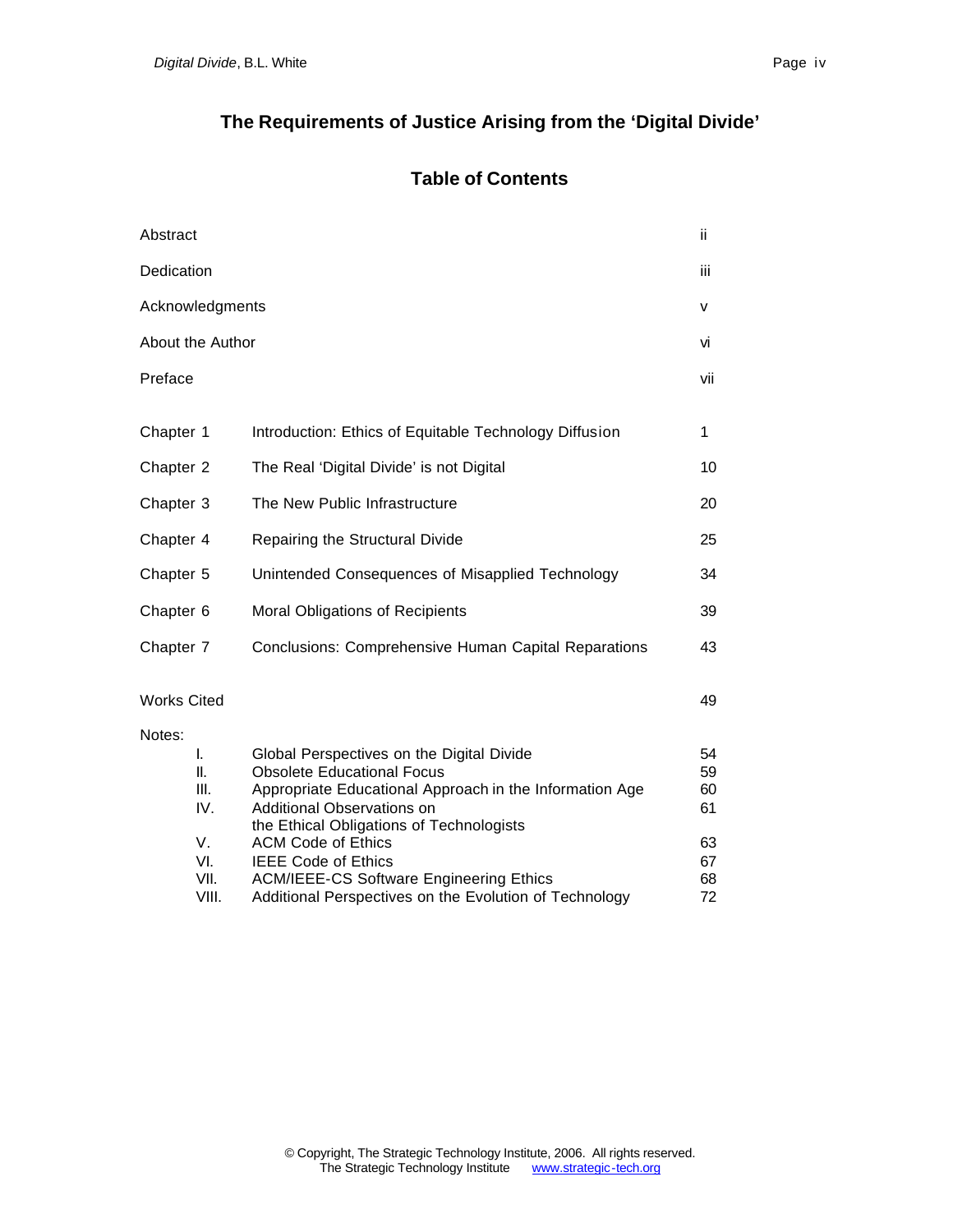# The Requirements of Justice Arising from the 'Digital Divide'

## Table of Contents

| | | |
|---|---|---|
| Abstract | | ii |
| Dedication | | iii |
| Acknowledgments | | v |
| About the Author | | vi |
| Preface | | vii |
| Chapter 1 | Introduction: Ethics of Equitable Technology Diffusion | 1 |
| Chapter 2 | The Real 'Digital Divide' is not Digital | 10 |
| Chapter 3 | The New Public Infrastructure | 20 |
| Chapter 4 | Repairing the Structural Divide | 25 |
| Chapter 5 | Unintended Consequences of Misapplied Technology | 34 |
| Chapter 6 | Moral Obligations of Recipients | 39 |
| Chapter 7 | Conclusions: Comprehensive Human Capital Reparations | 43 |
| Works Cited | | 49 |
| Notes: | | |
| I. | Global Perspectives on the Digital Divide | 54 |
| II. | Obsolete Educational Focus | 59 |
| III. | Appropriate Educational Approach in the Information Age | 60 |
| IV. | Additional Observations on the Ethical Obligations of Technologists | 61 |
| V. | ACM Code of Ethics | 63 |
| VI. | IEEE Code of Ethics | 67 |
| VII. | ACM/IEEE-CS Software Engineering Ethics | 68 |
| VIII. | Additional Perspectives on the Evolution of Technology | 72 |

© Copyright, The Strategic Technology Institute, 2006. All rights reserved.
The Strategic Technology Institute www.strategic-tech.org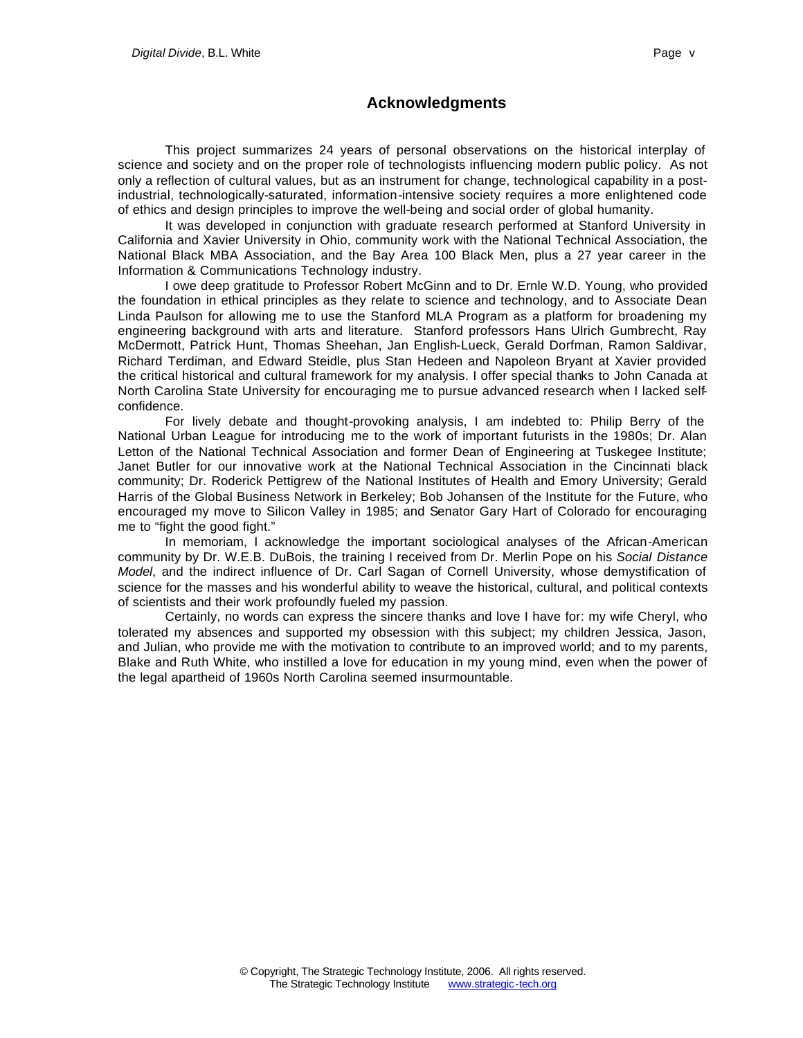## Acknowledgments

This project summarizes 24 years of personal observations on the historical interplay of science and society and on the proper role of technologists influencing modern public policy. As not only a reflection of cultural values, but as an instrument for change, technological capability in a post-industrial, technologically-saturated, information-intensive society requires a more enlightened code of ethics and design principles to improve the well-being and social order of global humanity.

It was developed in conjunction with graduate research performed at Stanford University in California and Xavier University in Ohio, community work with the National Technical Association, the National Black MBA Association, and the Bay Area 100 Black Men, plus a 27 year career in the Information & Communications Technology industry.

I owe deep gratitude to Professor Robert McGinn and to Dr. Ernle W.D. Young, who provided the foundation in ethical principles as they relate to science and technology, and to Associate Dean Linda Paulson for allowing me to use the Stanford MLA Program as a platform for broadening my engineering background with arts and literature. Stanford professors Hans Ulrich Gumbrecht, Ray McDermott, Patrick Hunt, Thomas Sheehan, Jan English-Lueck, Gerald Dorfman, Ramon Saldivar, Richard Terdiman, and Edward Steidle, plus Stan Hedeen and Napoleon Bryant at Xavier provided the critical historical and cultural framework for my analysis. I offer special thanks to John Canada at North Carolina State University for encouraging me to pursue advanced research when I lacked self-confidence.

For lively debate and thought-provoking analysis, I am indebted to: Philip Berry of the National Urban League for introducing me to the work of important futurists in the 1980s; Dr. Alan Letton of the National Technical Association and former Dean of Engineering at Tuskegee Institute; Janet Butler for our innovative work at the National Technical Association in the Cincinnati black community; Dr. Roderick Pettigrew of the National Institutes of Health and Emory University; Gerald Harris of the Global Business Network in Berkeley; Bob Johansen of the Institute for the Future, who encouraged my move to Silicon Valley in 1985; and Senator Gary Hart of Colorado for encouraging me to "fight the good fight."

In memoriam, I acknowledge the important sociological analyses of the African-American community by Dr. W.E.B. DuBois, the training I received from Dr. Merlin Pope on his *Social Distance Model*, and the indirect influence of Dr. Carl Sagan of Cornell University, whose demystification of science for the masses and his wonderful ability to weave the historical, cultural, and political contexts of scientists and their work profoundly fueled my passion.

Certainly, no words can express the sincere thanks and love I have for: my wife Cheryl, who tolerated my absences and supported my obsession with this subject; my children Jessica, Jason, and Julian, who provide me with the motivation to contribute to an improved world; and to my parents, Blake and Ruth White, who instilled a love for education in my young mind, even when the power of the legal apartheid of 1960s North Carolina seemed insurmountable.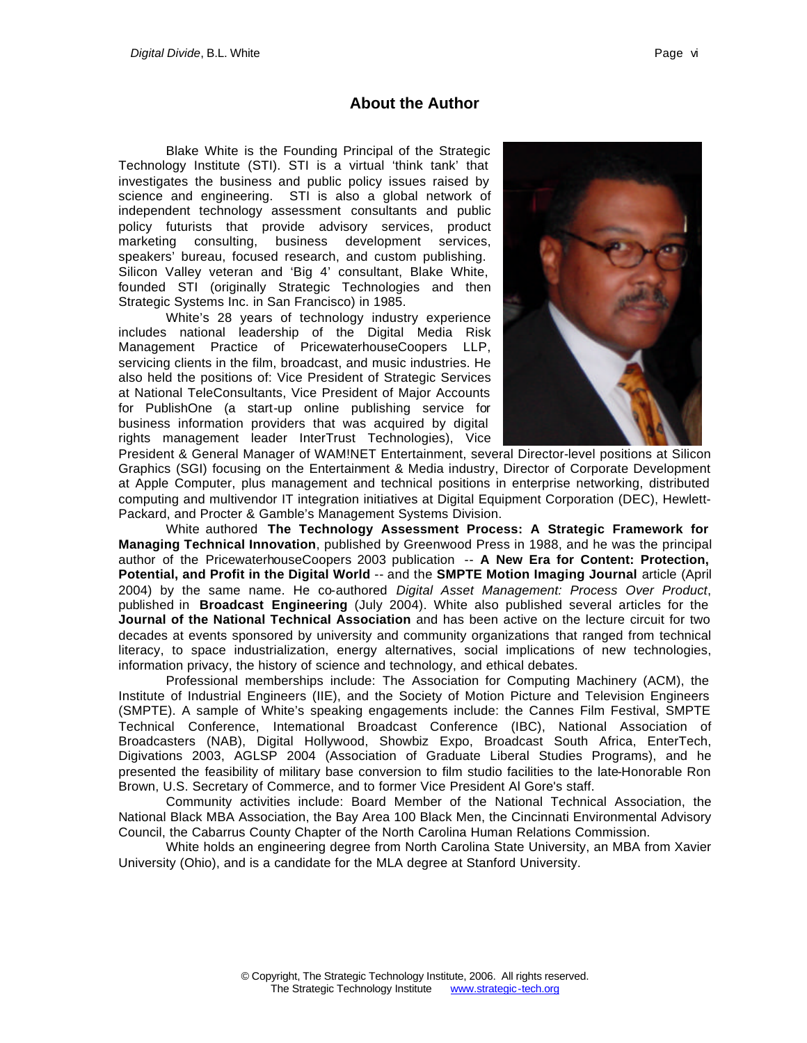## About the Author

Blake White is the Founding Principal of the Strategic Technology Institute (STI). STI is a virtual 'think tank' that investigates the business and public policy issues raised by science and engineering. STI is also a global network of independent technology assessment consultants and public policy futurists that provide advisory services, product marketing consulting, business development services, speakers' bureau, focused research, and custom publishing. Silicon Valley veteran and 'Big 4' consultant, Blake White, founded STI (originally Strategic Technologies and then Strategic Systems Inc. in San Francisco) in 1985.

White's 28 years of technology industry experience includes national leadership of the Digital Media Risk Management Practice of PricewaterhouseCoopers LLP, servicing clients in the film, broadcast, and music industries. He also held the positions of: Vice President of Strategic Services at National TeleConsultants, Vice President of Major Accounts for PublishOne (a start-up online publishing service for business information providers that was acquired by digital rights management leader InterTrust Technologies), Vice President & General Manager of WAM!NET Entertainment, several Director-level positions at Silicon Graphics (SGI) focusing on the Entertainment & Media industry, Director of Corporate Development at Apple Computer, plus management and technical positions in enterprise networking, distributed computing and multivendor IT integration initiatives at Digital Equipment Corporation (DEC), Hewlett-Packard, and Procter & Gamble's Management Systems Division.

White authored **The Technology Assessment Process: A Strategic Framework for Managing Technical Innovation**, published by Greenwood Press in 1988, and he was the principal author of the PricewaterhouseCoopers 2003 publication -- **A New Era for Content: Protection, Potential, and Profit in the Digital World** -- and the **SMPTE Motion Imaging Journal** article (April 2004) by the same name. He co-authored *Digital Asset Management: Process Over Product*, published in **Broadcast Engineering** (July 2004). White also published several articles for the **Journal of the National Technical Association** and has been active on the lecture circuit for two decades at events sponsored by university and community organizations that ranged from technical literacy, to space industrialization, energy alternatives, social implications of new technologies, information privacy, the history of science and technology, and ethical debates.

Professional memberships include: The Association for Computing Machinery (ACM), the Institute of Industrial Engineers (IIE), and the Society of Motion Picture and Television Engineers (SMPTE). A sample of White's speaking engagements include: the Cannes Film Festival, SMPTE Technical Conference, International Broadcast Conference (IBC), National Association of Broadcasters (NAB), Digital Hollywood, Showbiz Expo, Broadcast South Africa, EnterTech, Digivations 2003, AGLSP 2004 (Association of Graduate Liberal Studies Programs), and he presented the feasibility of military base conversion to film studio facilities to the late-Honorable Ron Brown, U.S. Secretary of Commerce, and to former Vice President Al Gore's staff.

Community activities include: Board Member of the National Technical Association, the National Black MBA Association, the Bay Area 100 Black Men, the Cincinnati Environmental Advisory Council, the Cabarrus County Chapter of the North Carolina Human Relations Commission.

White holds an engineering degree from North Carolina State University, an MBA from Xavier University (Ohio), and is a candidate for the MLA degree at Stanford University.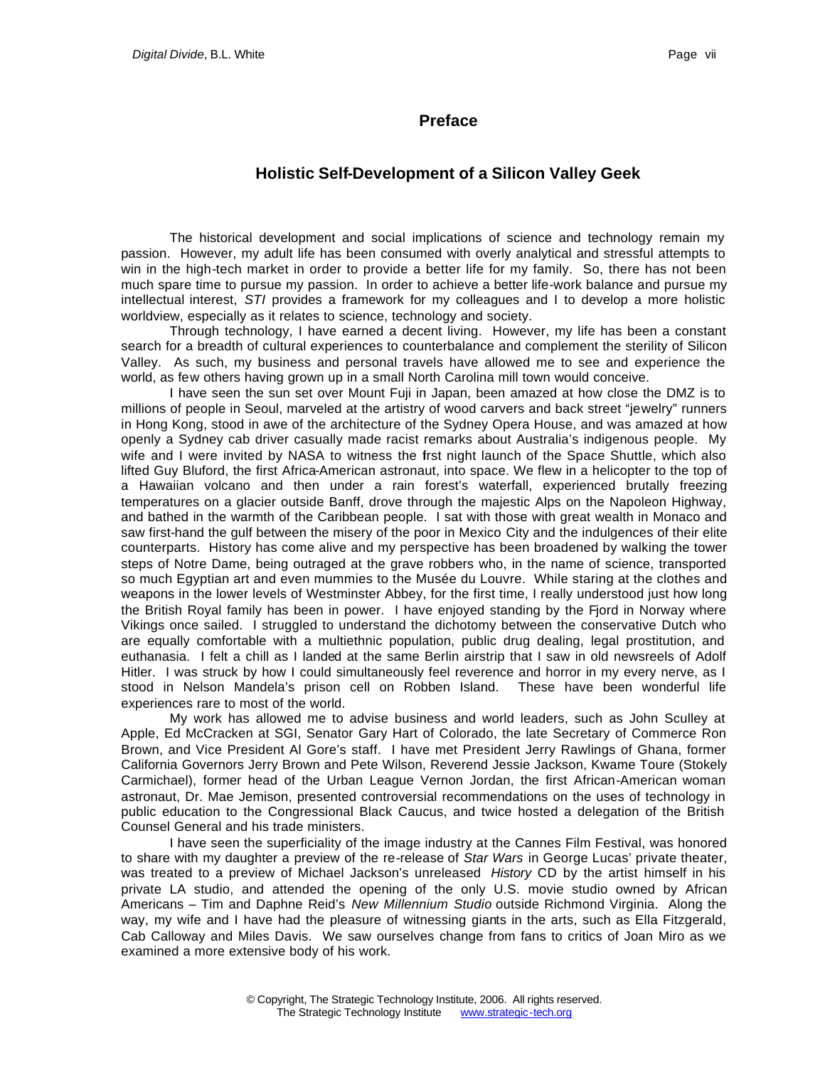## Preface

### Holistic Self-Development of a Silicon Valley Geek

The historical development and social implications of science and technology remain my passion. However, my adult life has been consumed with overly analytical and stressful attempts to win in the high-tech market in order to provide a better life for my family. So, there has not been much spare time to pursue my passion. In order to achieve a better life-work balance and pursue my intellectual interest, *STI* provides a framework for my colleagues and I to develop a more holistic worldview, especially as it relates to science, technology and society.

Through technology, I have earned a decent living. However, my life has been a constant search for a breadth of cultural experiences to counterbalance and complement the sterility of Silicon Valley. As such, my business and personal travels have allowed me to see and experience the world, as few others having grown up in a small North Carolina mill town would conceive.

I have seen the sun set over Mount Fuji in Japan, been amazed at how close the DMZ is to millions of people in Seoul, marveled at the artistry of wood carvers and back street "jewelry" runners in Hong Kong, stood in awe of the architecture of the Sydney Opera House, and was amazed at how openly a Sydney cab driver casually made racist remarks about Australia's indigenous people. My wife and I were invited by NASA to witness the first night launch of the Space Shuttle, which also lifted Guy Bluford, the first Africa-American astronaut, into space. We flew in a helicopter to the top of a Hawaiian volcano and then under a rain forest's waterfall, experienced brutally freezing temperatures on a glacier outside Banff, drove through the majestic Alps on the Napoleon Highway, and bathed in the warmth of the Caribbean people. I sat with those with great wealth in Monaco and saw first-hand the gulf between the misery of the poor in Mexico City and the indulgences of their elite counterparts. History has come alive and my perspective has been broadened by walking the tower steps of Notre Dame, being outraged at the grave robbers who, in the name of science, transported so much Egyptian art and even mummies to the Musée du Louvre. While staring at the clothes and weapons in the lower levels of Westminster Abbey, for the first time, I really understood just how long the British Royal family has been in power. I have enjoyed standing by the Fjord in Norway where Vikings once sailed. I struggled to understand the dichotomy between the conservative Dutch who are equally comfortable with a multiethnic population, public drug dealing, legal prostitution, and euthanasia. I felt a chill as I landed at the same Berlin airstrip that I saw in old newsreels of Adolf Hitler. I was struck by how I could simultaneously feel reverence and horror in my every nerve, as I stood in Nelson Mandela's prison cell on Robben Island. These have been wonderful life experiences rare to most of the world.

My work has allowed me to advise business and world leaders, such as John Sculley at Apple, Ed McCracken at SGI, Senator Gary Hart of Colorado, the late Secretary of Commerce Ron Brown, and Vice President Al Gore's staff. I have met President Jerry Rawlings of Ghana, former California Governors Jerry Brown and Pete Wilson, Reverend Jessie Jackson, Kwame Toure (Stokely Carmichael), former head of the Urban League Vernon Jordan, the first African-American woman astronaut, Dr. Mae Jemison, presented controversial recommendations on the uses of technology in public education to the Congressional Black Caucus, and twice hosted a delegation of the British Counsel General and his trade ministers.

I have seen the superficiality of the image industry at the Cannes Film Festival, was honored to share with my daughter a preview of the re-release of *Star Wars* in George Lucas' private theater, was treated to a preview of Michael Jackson's unreleased *History* CD by the artist himself in his private LA studio, and attended the opening of the only U.S. movie studio owned by African Americans – Tim and Daphne Reid's *New Millennium Studio* outside Richmond Virginia. Along the way, my wife and I have had the pleasure of witnessing giants in the arts, such as Ella Fitzgerald, Cab Calloway and Miles Davis. We saw ourselves change from fans to critics of Joan Miro as we examined a more extensive body of his work.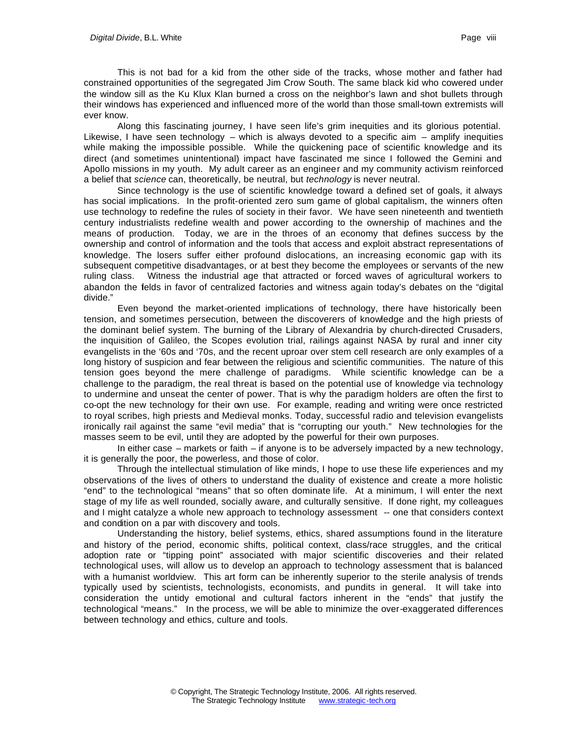This is not bad for a kid from the other side of the tracks, whose mother and father had constrained opportunities of the segregated Jim Crow South. The same black kid who cowered under the window sill as the Ku Klux Klan burned a cross on the neighbor's lawn and shot bullets through their windows has experienced and influenced more of the world than those small-town extremists will ever know.

Along this fascinating journey, I have seen life's grim inequities and its glorious potential. Likewise, I have seen technology – which is always devoted to a specific aim – amplify inequities while making the impossible possible. While the quickening pace of scientific knowledge and its direct (and sometimes unintentional) impact have fascinated me since I followed the Gemini and Apollo missions in my youth. My adult career as an engineer and my community activism reinforced a belief that *science* can, theoretically, be neutral, but *technology* is never neutral.

Since technology is the use of scientific knowledge toward a defined set of goals, it always has social implications. In the profit-oriented zero sum game of global capitalism, the winners often use technology to redefine the rules of society in their favor. We have seen nineteenth and twentieth century industrialists redefine wealth and power according to the ownership of machines and the means of production. Today, we are in the throes of an economy that defines success by the ownership and control of information and the tools that access and exploit abstract representations of knowledge. The losers suffer either profound dislocations, an increasing economic gap with its subsequent competitive disadvantages, or at best they become the employees or servants of the new ruling class. Witness the industrial age that attracted or forced waves of agricultural workers to abandon the fields in favor of centralized factories and witness again today's debates on the "digital divide."

Even beyond the market-oriented implications of technology, there have historically been tension, and sometimes persecution, between the discoverers of knowledge and the high priests of the dominant belief system. The burning of the Library of Alexandria by church-directed Crusaders, the inquisition of Galileo, the Scopes evolution trial, railings against NASA by rural and inner city evangelists in the '60s and '70s, and the recent uproar over stem cell research are only examples of a long history of suspicion and fear between the religious and scientific communities. The nature of this tension goes beyond the mere challenge of paradigms. While scientific knowledge can be a challenge to the paradigm, the real threat is based on the potential use of knowledge via technology to undermine and unseat the center of power. That is why the paradigm holders are often the first to co-opt the new technology for their own use. For example, reading and writing were once restricted to royal scribes, high priests and Medieval monks. Today, successful radio and television evangelists ironically rail against the same "evil media" that is "corrupting our youth." New technologies for the masses seem to be evil, until they are adopted by the powerful for their own purposes.

In either case – markets or faith – if anyone is to be adversely impacted by a new technology, it is generally the poor, the powerless, and those of color.

Through the intellectual stimulation of like minds, I hope to use these life experiences and my observations of the lives of others to understand the duality of existence and create a more holistic "end" to the technological "means" that so often dominate life. At a minimum, I will enter the next stage of my life as well rounded, socially aware, and culturally sensitive. If done right, my colleagues and I might catalyze a whole new approach to technology assessment -- one that considers context and condition on a par with discovery and tools.

Understanding the history, belief systems, ethics, shared assumptions found in the literature and history of the period, economic shifts, political context, class/race struggles, and the critical adoption rate or "tipping point" associated with major scientific discoveries and their related technological uses, will allow us to develop an approach to technology assessment that is balanced with a humanist worldview. This art form can be inherently superior to the sterile analysis of trends typically used by scientists, technologists, economists, and pundits in general. It will take into consideration the untidy emotional and cultural factors inherent in the "ends" that justify the technological "means." In the process, we will be able to minimize the over-exaggerated differences between technology and ethics, culture and tools.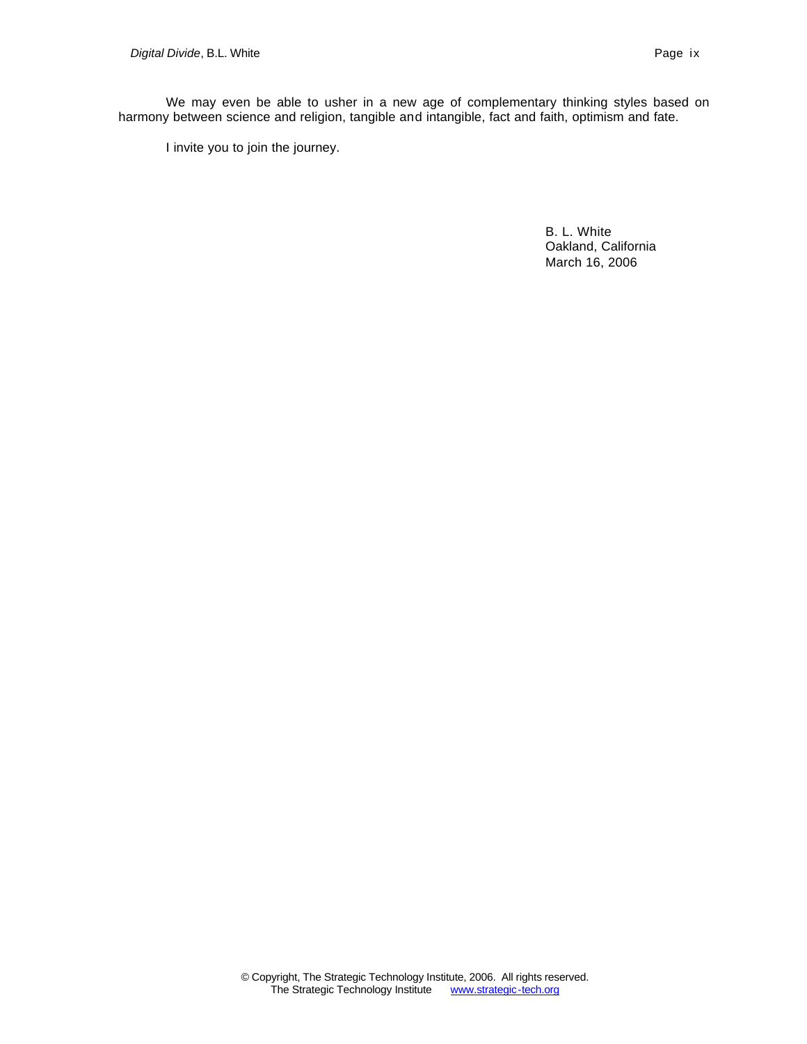We may even be able to usher in a new age of complementary thinking styles based on harmony between science and religion, tangible and intangible, fact and faith, optimism and fate.

I invite you to join the journey.

B. L. White  
Oakland, California  
March 16, 2006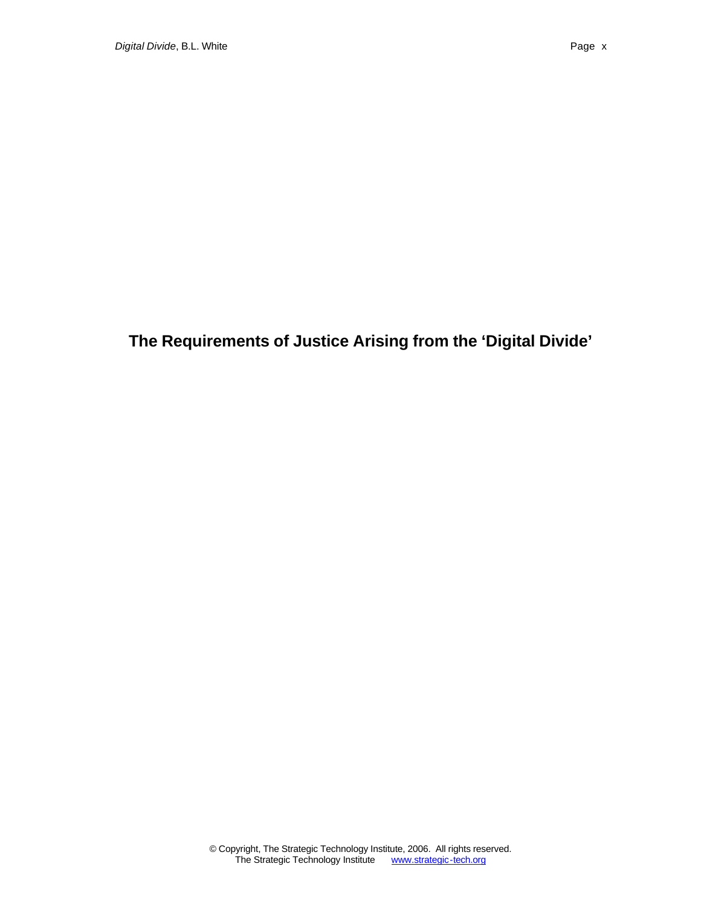# The Requirements of Justice Arising from the 'Digital Divide'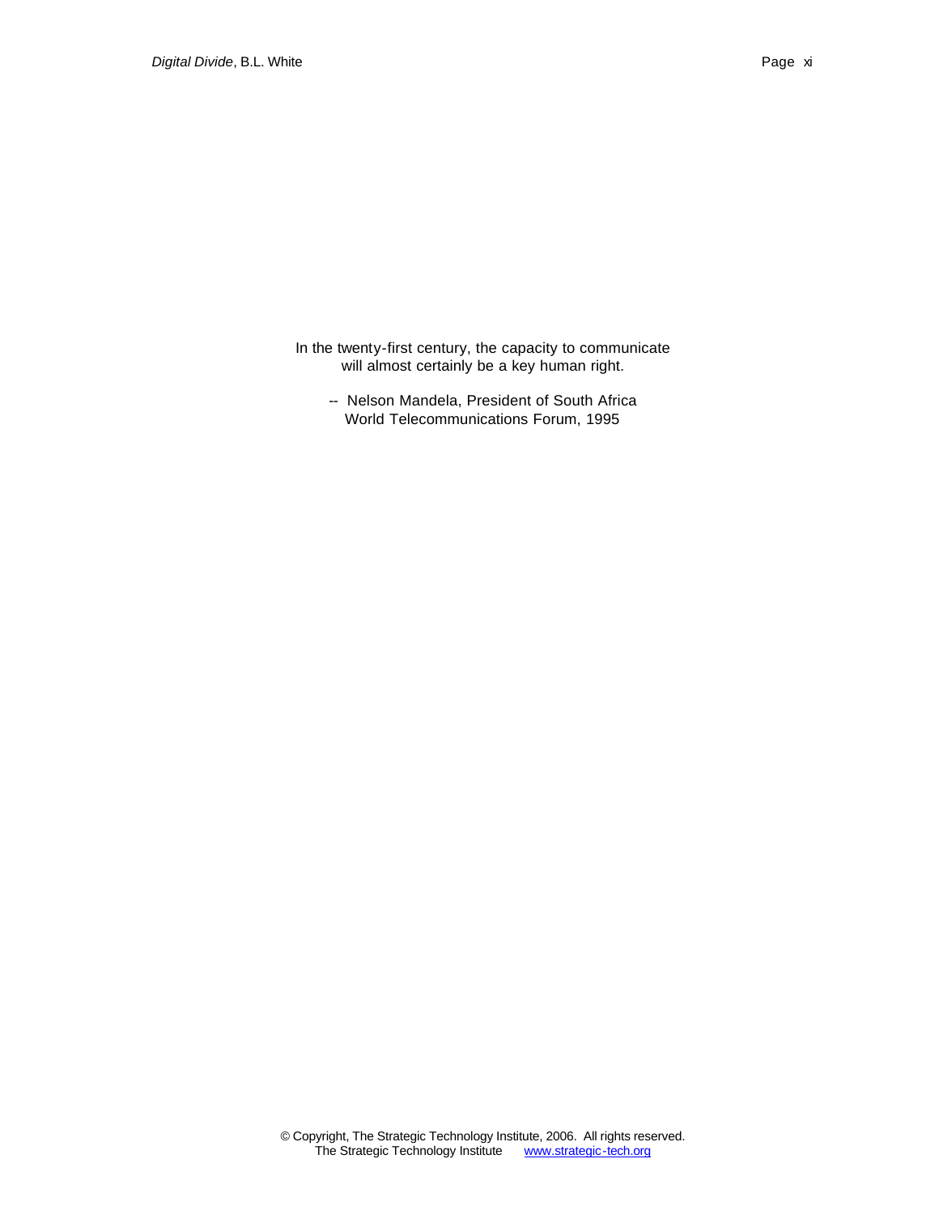In the twenty-first century, the capacity to communicate will almost certainly be a key human right.

-- Nelson Mandela, President of South Africa
World Telecommunications Forum, 1995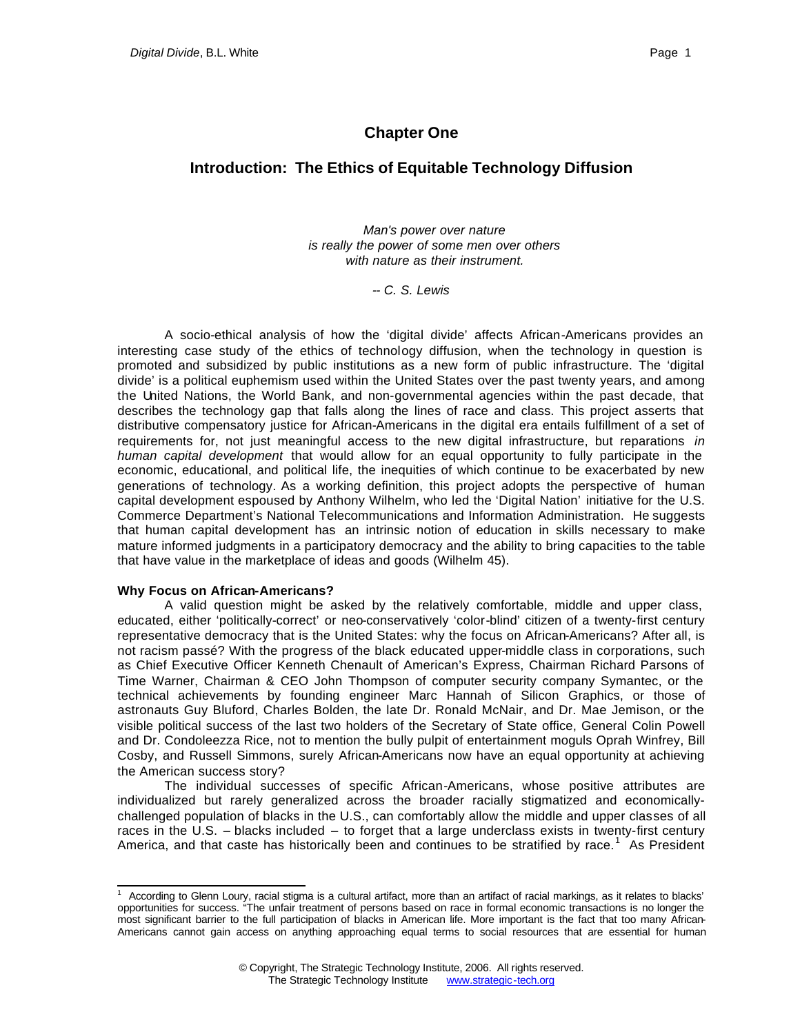# Chapter One

## Introduction: The Ethics of Equitable Technology Diffusion

*Man's power over nature*
*is really the power of some men over others*
*with nature as their instrument.*

*-- C. S. Lewis*

A socio-ethical analysis of how the 'digital divide' affects African-Americans provides an interesting case study of the ethics of technology diffusion, when the technology in question is promoted and subsidized by public institutions as a new form of public infrastructure. The 'digital divide' is a political euphemism used within the United States over the past twenty years, and among the United Nations, the World Bank, and non-governmental agencies within the past decade, that describes the technology gap that falls along the lines of race and class. This project asserts that distributive compensatory justice for African-Americans in the digital era entails fulfillment of a set of requirements for, not just meaningful access to the new digital infrastructure, but reparations *in human capital development* that would allow for an equal opportunity to fully participate in the economic, educational, and political life, the inequities of which continue to be exacerbated by new generations of technology. As a working definition, this project adopts the perspective of human capital development espoused by Anthony Wilhelm, who led the 'Digital Nation' initiative for the U.S. Commerce Department's National Telecommunications and Information Administration. He suggests that human capital development has an intrinsic notion of education in skills necessary to make mature informed judgments in a participatory democracy and the ability to bring capacities to the table that have value in the marketplace of ideas and goods (Wilhelm 45).

**Why Focus on African-Americans?**

A valid question might be asked by the relatively comfortable, middle and upper class, educated, either 'politically-correct' or neo-conservatively 'color-blind' citizen of a twenty-first century representative democracy that is the United States: why the focus on African-Americans? After all, is not racism passé? With the progress of the black educated upper-middle class in corporations, such as Chief Executive Officer Kenneth Chenault of American's Express, Chairman Richard Parsons of Time Warner, Chairman & CEO John Thompson of computer security company Symantec, or the technical achievements by founding engineer Marc Hannah of Silicon Graphics, or those of astronauts Guy Bluford, Charles Bolden, the late Dr. Ronald McNair, and Dr. Mae Jemison, or the visible political success of the last two holders of the Secretary of State office, General Colin Powell and Dr. Condoleezza Rice, not to mention the bully pulpit of entertainment moguls Oprah Winfrey, Bill Cosby, and Russell Simmons, surely African-Americans now have an equal opportunity at achieving the American success story?

The individual successes of specific African-Americans, whose positive attributes are individualized but rarely generalized across the broader racially stigmatized and economically-challenged population of blacks in the U.S., can comfortably allow the middle and upper classes of all races in the U.S. – blacks included – to forget that a large underclass exists in twenty-first century America, and that caste has historically been and continues to be stratified by race.[1] As President

[1] According to Glenn Loury, racial stigma is a cultural artifact, more than an artifact of racial markings, as it relates to blacks' opportunities for success. "The unfair treatment of persons based on race in formal economic transactions is no longer the most significant barrier to the full participation of blacks in American life. More important is the fact that too many African-Americans cannot gain access on anything approaching equal terms to social resources that are essential for human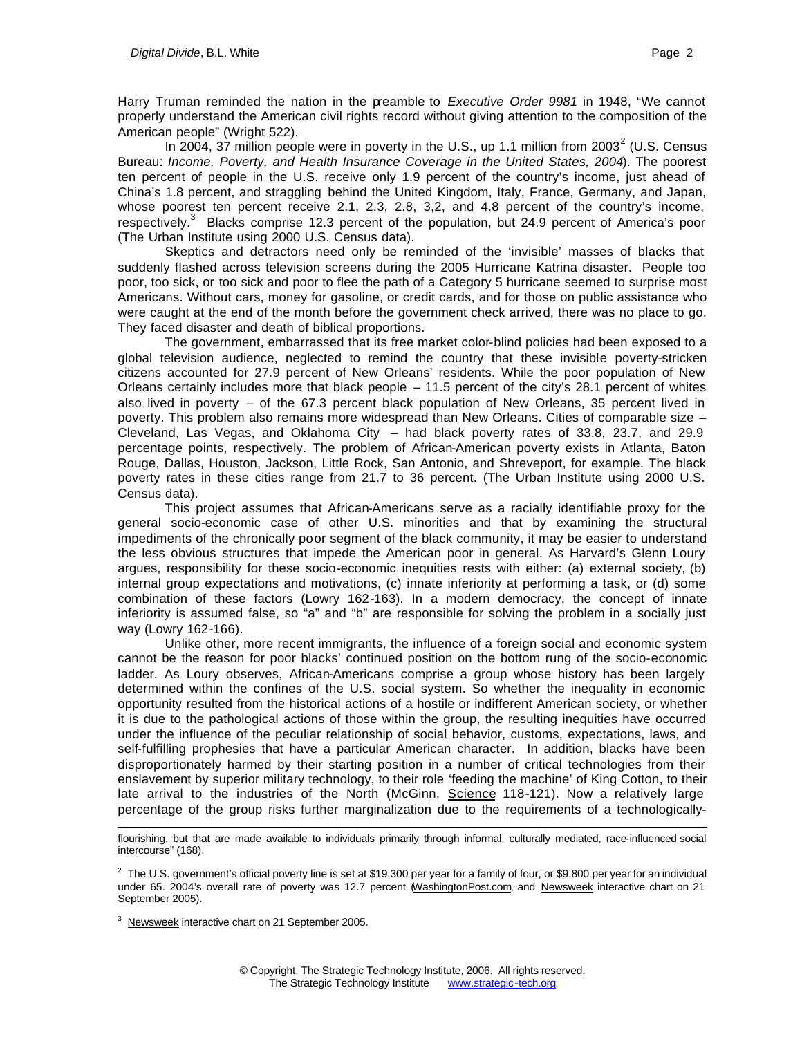Harry Truman reminded the nation in the preamble to *Executive Order 9981* in 1948, "We cannot properly understand the American civil rights record without giving attention to the composition of the American people" (Wright 522).

In 2004, 37 million people were in poverty in the U.S., up 1.1 million from 2003[2] (U.S. Census Bureau: *Income, Poverty, and Health Insurance Coverage in the United States, 2004*). The poorest ten percent of people in the U.S. receive only 1.9 percent of the country's income, just ahead of China's 1.8 percent, and straggling behind the United Kingdom, Italy, France, Germany, and Japan, whose poorest ten percent receive 2.1, 2.3, 2.8, 3,2, and 4.8 percent of the country's income, respectively.[3] Blacks comprise 12.3 percent of the population, but 24.9 percent of America's poor (The Urban Institute using 2000 U.S. Census data).

Skeptics and detractors need only be reminded of the 'invisible' masses of blacks that suddenly flashed across television screens during the 2005 Hurricane Katrina disaster. People too poor, too sick, or too sick and poor to flee the path of a Category 5 hurricane seemed to surprise most Americans. Without cars, money for gasoline, or credit cards, and for those on public assistance who were caught at the end of the month before the government check arrived, there was no place to go. They faced disaster and death of biblical proportions.

The government, embarrassed that its free market color-blind policies had been exposed to a global television audience, neglected to remind the country that these invisible poverty-stricken citizens accounted for 27.9 percent of New Orleans' residents. While the poor population of New Orleans certainly includes more that black people – 11.5 percent of the city's 28.1 percent of whites also lived in poverty – of the 67.3 percent black population of New Orleans, 35 percent lived in poverty. This problem also remains more widespread than New Orleans. Cities of comparable size – Cleveland, Las Vegas, and Oklahoma City – had black poverty rates of 33.8, 23.7, and 29.9 percentage points, respectively. The problem of African-American poverty exists in Atlanta, Baton Rouge, Dallas, Houston, Jackson, Little Rock, San Antonio, and Shreveport, for example. The black poverty rates in these cities range from 21.7 to 36 percent. (The Urban Institute using 2000 U.S. Census data).

This project assumes that African-Americans serve as a racially identifiable proxy for the general socio-economic case of other U.S. minorities and that by examining the structural impediments of the chronically poor segment of the black community, it may be easier to understand the less obvious structures that impede the American poor in general. As Harvard's Glenn Loury argues, responsibility for these socio-economic inequities rests with either: (a) external society, (b) internal group expectations and motivations, (c) innate inferiority at performing a task, or (d) some combination of these factors (Lowry 162-163). In a modern democracy, the concept of innate inferiority is assumed false, so "a" and "b" are responsible for solving the problem in a socially just way (Lowry 162-166).

Unlike other, more recent immigrants, the influence of a foreign social and economic system cannot be the reason for poor blacks' continued position on the bottom rung of the socio-economic ladder. As Loury observes, African-Americans comprise a group whose history has been largely determined within the confines of the U.S. social system. So whether the inequality in economic opportunity resulted from the historical actions of a hostile or indifferent American society, or whether it is due to the pathological actions of those within the group, the resulting inequities have occurred under the influence of the peculiar relationship of social behavior, customs, expectations, laws, and self-fulfilling prophesies that have a particular American character. In addition, blacks have been disproportionately harmed by their starting position in a number of critical technologies from their enslavement by superior military technology, to their role 'feeding the machine' of King Cotton, to their late arrival to the industries of the North (McGinn, Science 118-121). Now a relatively large percentage of the group risks further marginalization due to the requirements of a technologically-

---

flourishing, but that are made available to individuals primarily through informal, culturally mediated, race-influenced social intercourse" (168).

[2] The U.S. government's official poverty line is set at $19,300 per year for a family of four, or $9,800 per year for an individual under 65. 2004's overall rate of poverty was 12.7 percent (WashingtonPost.com, and Newsweek interactive chart on 21 September 2005).

[3] Newsweek interactive chart on 21 September 2005.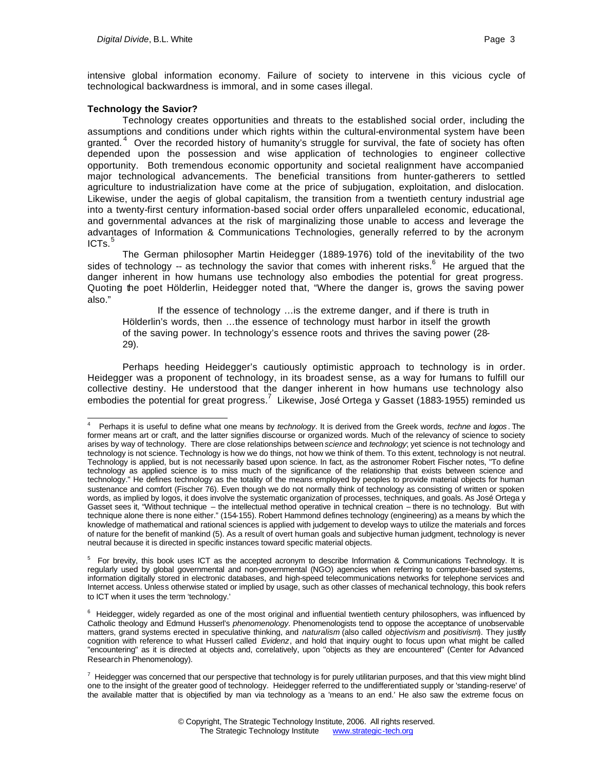intensive global information economy. Failure of society to intervene in this vicious cycle of technological backwardness is immoral, and in some cases illegal.

**Technology the Savior?**

Technology creates opportunities and threats to the established social order, including the assumptions and conditions under which rights within the cultural-environmental system have been granted.[4] Over the recorded history of humanity's struggle for survival, the fate of society has often depended upon the possession and wise application of technologies to engineer collective opportunity. Both tremendous economic opportunity and societal realignment have accompanied major technological advancements. The beneficial transitions from hunter-gatherers to settled agriculture to industrialization have come at the price of subjugation, exploitation, and dislocation. Likewise, under the aegis of global capitalism, the transition from a twentieth century industrial age into a twenty-first century information-based social order offers unparalleled economic, educational, and governmental advances at the risk of marginalizing those unable to access and leverage the advantages of Information & Communications Technologies, generally referred to by the acronym ICTs.[5]

The German philosopher Martin Heidegger (1889-1976) told of the inevitability of the two sides of technology -- as technology the savior that comes with inherent risks.[6] He argued that the danger inherent in how humans use technology also embodies the potential for great progress. Quoting the poet Hölderlin, Heidegger noted that, "Where the danger is, grows the saving power also."

> If the essence of technology …is the extreme danger, and if there is truth in Hölderlin's words, then …the essence of technology must harbor in itself the growth of the saving power. In technology's essence roots and thrives the saving power (28-29).

Perhaps heeding Heidegger's cautiously optimistic approach to technology is in order. Heidegger was a proponent of technology, in its broadest sense, as a way for humans to fulfill our collective destiny. He understood that the danger inherent in how humans use technology also embodies the potential for great progress.[7] Likewise, José Ortega y Gasset (1883-1955) reminded us

---

[4] Perhaps it is useful to define what one means by *technology*. It is derived from the Greek words, *techne* and *logos*. The former means art or craft, and the latter signifies discourse or organized words. Much of the relevancy of science to society arises by way of technology. There are close relationships between *science* and *technology*; yet science is not technology and technology is not science. Technology is how we do things, not how we think of them. To this extent, technology is not neutral. Technology is applied, but is not necessarily based upon science. In fact, as the astronomer Robert Fischer notes, "To define technology as applied science is to miss much of the significance of the relationship that exists between science and technology." He defines technology as the totality of the means employed by peoples to provide material objects for human sustenance and comfort (Fischer 76). Even though we do not normally think of technology as consisting of written or spoken words, as implied by logos, it does involve the systematic organization of processes, techniques, and goals. As José Ortega y Gasset sees it, "Without technique – the intellectual method operative in technical creation – there is no technology. But with technique alone there is none either." (154-155). Robert Hammond defines technology (engineering) as a means by which the knowledge of mathematical and rational sciences is applied with judgement to develop ways to utilize the materials and forces of nature for the benefit of mankind (5). As a result of overt human goals and subjective human judgment, technology is never neutral because it is directed in specific instances toward specific material objects.

[5] For brevity, this book uses ICT as the accepted acronym to describe Information & Communications Technology. It is regularly used by global governmental and non-governmental (NGO) agencies when referring to computer-based systems, information digitally stored in electronic databases, and high-speed telecommunications networks for telephone services and Internet access. Unless otherwise stated or implied by usage, such as other classes of mechanical technology, this book refers to ICT when it uses the term 'technology.'

[6] Heidegger, widely regarded as one of the most original and influential twentieth century philosophers, was influenced by Catholic theology and Edmund Husserl's *phenomenology*. Phenomenologists tend to oppose the acceptance of unobservable matters, grand systems erected in speculative thinking, and *naturalism* (also called *objectivism* and *positivism*). They justify cognition with reference to what Husserl called *Evidenz*, and hold that inquiry ought to focus upon what might be called "encountering" as it is directed at objects and, correlatively, upon "objects as they are encountered" (Center for Advanced Research in Phenomenology).

[7] Heidegger was concerned that our perspective that technology is for purely utilitarian purposes, and that this view might blind one to the insight of the greater good of technology. Heidegger referred to the undifferentiated supply or 'standing-reserve' of the available matter that is objectified by man via technology as a 'means to an end.' He also saw the extreme focus on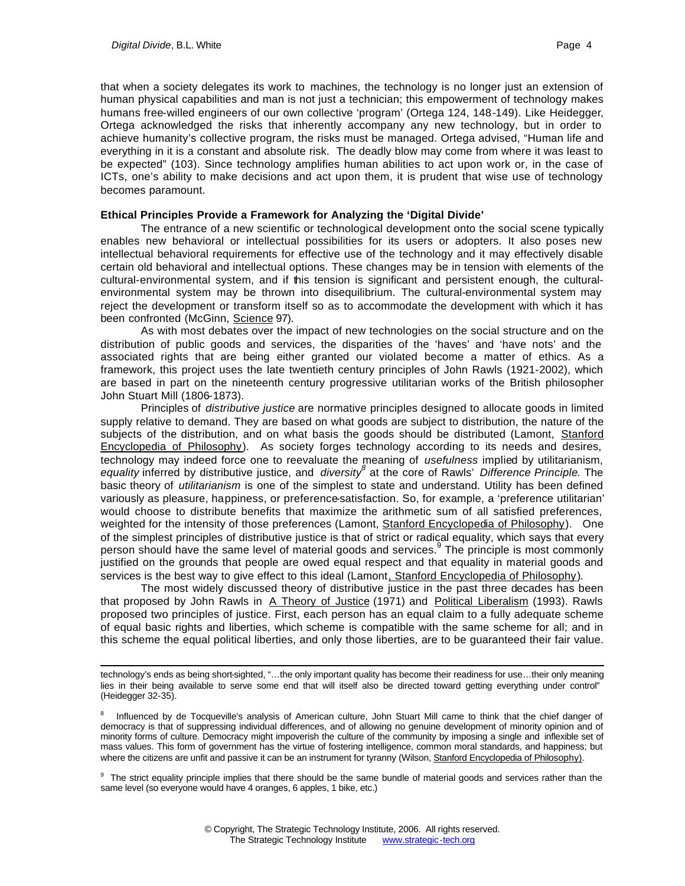that when a society delegates its work to machines, the technology is no longer just an extension of human physical capabilities and man is not just a technician; this empowerment of technology makes humans free-willed engineers of our own collective 'program' (Ortega 124, 148-149). Like Heidegger, Ortega acknowledged the risks that inherently accompany any new technology, but in order to achieve humanity's collective program, the risks must be managed. Ortega advised, "Human life and everything in it is a constant and absolute risk. The deadly blow may come from where it was least to be expected" (103). Since technology amplifies human abilities to act upon work or, in the case of ICTs, one's ability to make decisions and act upon them, it is prudent that wise use of technology becomes paramount.

**Ethical Principles Provide a Framework for Analyzing the 'Digital Divide'**

The entrance of a new scientific or technological development onto the social scene typically enables new behavioral or intellectual possibilities for its users or adopters. It also poses new intellectual behavioral requirements for effective use of the technology and it may effectively disable certain old behavioral and intellectual options. These changes may be in tension with elements of the cultural-environmental system, and if this tension is significant and persistent enough, the cultural-environmental system may be thrown into disequilibrium. The cultural-environmental system may reject the development or transform itself so as to accommodate the development with which it has been confronted (McGinn, Science 97).

As with most debates over the impact of new technologies on the social structure and on the distribution of public goods and services, the disparities of the 'haves' and 'have nots' and the associated rights that are being either granted our violated become a matter of ethics. As a framework, this project uses the late twentieth century principles of John Rawls (1921-2002), which are based in part on the nineteenth century progressive utilitarian works of the British philosopher John Stuart Mill (1806-1873).

Principles of *distributive justice* are normative principles designed to allocate goods in limited supply relative to demand. They are based on what goods are subject to distribution, the nature of the subjects of the distribution, and on what basis the goods should be distributed (Lamont, Stanford Encyclopedia of Philosophy). As society forges technology according to its needs and desires, technology may indeed force one to reevaluate the meaning of *usefulness* implied by utilitarianism, *equality* inferred by distributive justice, and *diversity*[8] at the core of Rawls' *Difference Principle*. The basic theory of *utilitarianism* is one of the simplest to state and understand. Utility has been defined variously as pleasure, happiness, or preference-satisfaction. So, for example, a 'preference utilitarian' would choose to distribute benefits that maximize the arithmetic sum of all satisfied preferences, weighted for the intensity of those preferences (Lamont, Stanford Encyclopedia of Philosophy). One of the simplest principles of distributive justice is that of strict or radical equality, which says that every person should have the same level of material goods and services.[9] The principle is most commonly justified on the grounds that people are owed equal respect and that equality in material goods and services is the best way to give effect to this ideal (Lamont, Stanford Encyclopedia of Philosophy).

The most widely discussed theory of distributive justice in the past three decades has been that proposed by John Rawls in A Theory of Justice (1971) and Political Liberalism (1993). Rawls proposed two principles of justice. First, each person has an equal claim to a fully adequate scheme of equal basic rights and liberties, which scheme is compatible with the same scheme for all; and in this scheme the equal political liberties, and only those liberties, are to be guaranteed their fair value.

---

technology's ends as being short-sighted, "…the only important quality has become their readiness for use…their only meaning lies in their being available to serve some end that will itself also be directed toward getting everything under control" (Heidegger 32-35).

[8] Influenced by de Tocqueville's analysis of American culture, John Stuart Mill came to think that the chief danger of democracy is that of suppressing individual differences, and of allowing no genuine development of minority opinion and of minority forms of culture. Democracy might impoverish the culture of the community by imposing a single and inflexible set of mass values. This form of government has the virtue of fostering intelligence, common moral standards, and happiness; but where the citizens are unfit and passive it can be an instrument for tyranny (Wilson, Stanford Encyclopedia of Philosophy).

[9] The strict equality principle implies that there should be the same bundle of material goods and services rather than the same level (so everyone would have 4 oranges, 6 apples, 1 bike, etc.)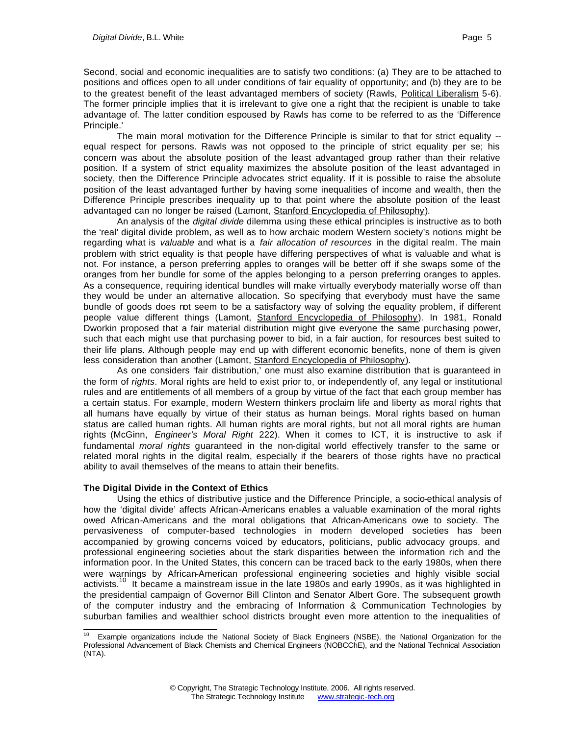Second, social and economic inequalities are to satisfy two conditions: (a) They are to be attached to positions and offices open to all under conditions of fair equality of opportunity; and (b) they are to be to the greatest benefit of the least advantaged members of society (Rawls, Political Liberalism 5-6). The former principle implies that it is irrelevant to give one a right that the recipient is unable to take advantage of. The latter condition espoused by Rawls has come to be referred to as the 'Difference Principle.'

The main moral motivation for the Difference Principle is similar to that for strict equality -- equal respect for persons. Rawls was not opposed to the principle of strict equality per se; his concern was about the absolute position of the least advantaged group rather than their relative position. If a system of strict equality maximizes the absolute position of the least advantaged in society, then the Difference Principle advocates strict equality. If it is possible to raise the absolute position of the least advantaged further by having some inequalities of income and wealth, then the Difference Principle prescribes inequality up to that point where the absolute position of the least advantaged can no longer be raised (Lamont, Stanford Encyclopedia of Philosophy).

An analysis of the *digital divide* dilemma using these ethical principles is instructive as to both the 'real' digital divide problem, as well as to how archaic modern Western society's notions might be regarding what is *valuable* and what is a *fair allocation of resources* in the digital realm. The main problem with strict equality is that people have differing perspectives of what is valuable and what is not. For instance, a person preferring apples to oranges will be better off if she swaps some of the oranges from her bundle for some of the apples belonging to a person preferring oranges to apples. As a consequence, requiring identical bundles will make virtually everybody materially worse off than they would be under an alternative allocation. So specifying that everybody must have the same bundle of goods does not seem to be a satisfactory way of solving the equality problem, if different people value different things (Lamont, Stanford Encyclopedia of Philosophy). In 1981, Ronald Dworkin proposed that a fair material distribution might give everyone the same purchasing power, such that each might use that purchasing power to bid, in a fair auction, for resources best suited to their life plans. Although people may end up with different economic benefits, none of them is given less consideration than another (Lamont, Stanford Encyclopedia of Philosophy).

As one considers 'fair distribution,' one must also examine distribution that is guaranteed in the form of *rights*. Moral rights are held to exist prior to, or independently of, any legal or institutional rules and are entitlements of all members of a group by virtue of the fact that each group member has a certain status. For example, modern Western thinkers proclaim life and liberty as moral rights that all humans have equally by virtue of their status as human beings. Moral rights based on human status are called human rights. All human rights are moral rights, but not all moral rights are human rights (McGinn, *Engineer's Moral Right* 222). When it comes to ICT, it is instructive to ask if fundamental *moral rights* guaranteed in the non-digital world effectively transfer to the same or related moral rights in the digital realm, especially if the bearers of those rights have no practical ability to avail themselves of the means to attain their benefits.

**The Digital Divide in the Context of Ethics**

Using the ethics of distributive justice and the Difference Principle, a socio-ethical analysis of how the 'digital divide' affects African-Americans enables a valuable examination of the moral rights owed African-Americans and the moral obligations that African-Americans owe to society. The pervasiveness of computer-based technologies in modern developed societies has been accompanied by growing concerns voiced by educators, politicians, public advocacy groups, and professional engineering societies about the stark disparities between the information rich and the information poor. In the United States, this concern can be traced back to the early 1980s, when there were warnings by African-American professional engineering societies and highly visible social activists.[10] It became a mainstream issue in the late 1980s and early 1990s, as it was highlighted in the presidential campaign of Governor Bill Clinton and Senator Albert Gore. The subsequent growth of the computer industry and the embracing of Information & Communication Technologies by suburban families and wealthier school districts brought even more attention to the inequalities of

[10] Example organizations include the National Society of Black Engineers (NSBE), the National Organization for the Professional Advancement of Black Chemists and Chemical Engineers (NOBCChE), and the National Technical Association (NTA).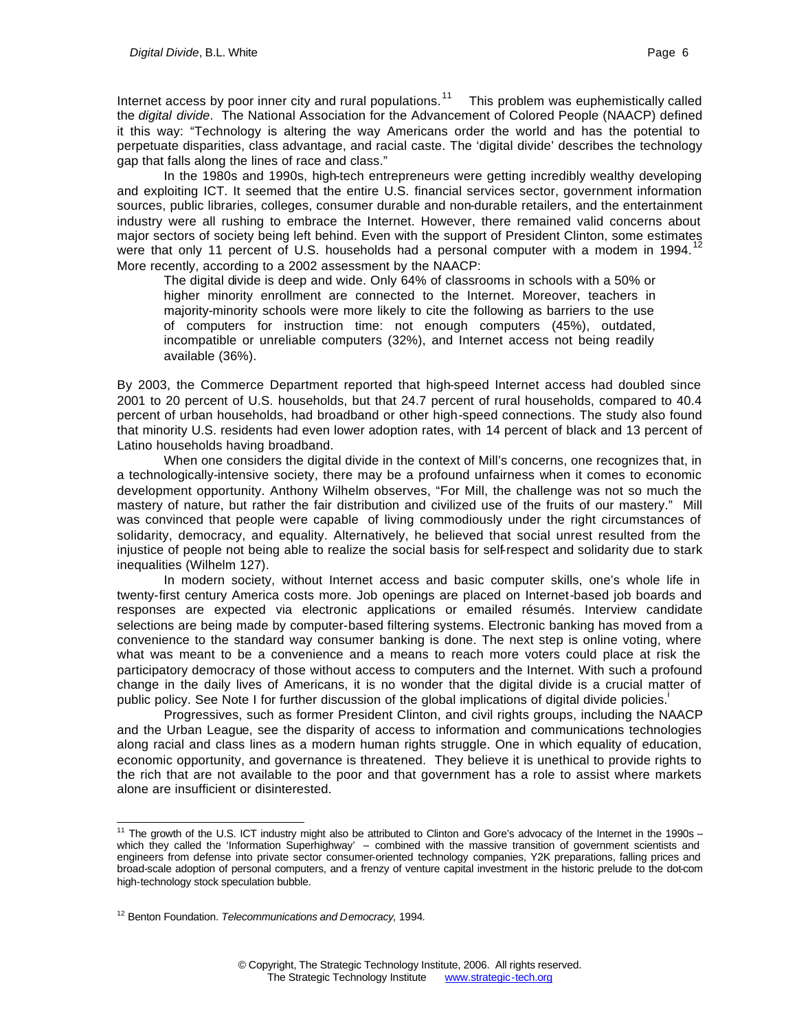Internet access by poor inner city and rural populations.[11] This problem was euphemistically called the *digital divide*. The National Association for the Advancement of Colored People (NAACP) defined it this way: "Technology is altering the way Americans order the world and has the potential to perpetuate disparities, class advantage, and racial caste. The 'digital divide' describes the technology gap that falls along the lines of race and class."

In the 1980s and 1990s, high-tech entrepreneurs were getting incredibly wealthy developing and exploiting ICT. It seemed that the entire U.S. financial services sector, government information sources, public libraries, colleges, consumer durable and non-durable retailers, and the entertainment industry were all rushing to embrace the Internet. However, there remained valid concerns about major sectors of society being left behind. Even with the support of President Clinton, some estimates were that only 11 percent of U.S. households had a personal computer with a modem in 1994.[12] More recently, according to a 2002 assessment by the NAACP:

> The digital divide is deep and wide. Only 64% of classrooms in schools with a 50% or higher minority enrollment are connected to the Internet. Moreover, teachers in majority-minority schools were more likely to cite the following as barriers to the use of computers for instruction time: not enough computers (45%), outdated, incompatible or unreliable computers (32%), and Internet access not being readily available (36%).

By 2003, the Commerce Department reported that high-speed Internet access had doubled since 2001 to 20 percent of U.S. households, but that 24.7 percent of rural households, compared to 40.4 percent of urban households, had broadband or other high-speed connections. The study also found that minority U.S. residents had even lower adoption rates, with 14 percent of black and 13 percent of Latino households having broadband.

When one considers the digital divide in the context of Mill's concerns, one recognizes that, in a technologically-intensive society, there may be a profound unfairness when it comes to economic development opportunity. Anthony Wilhelm observes, "For Mill, the challenge was not so much the mastery of nature, but rather the fair distribution and civilized use of the fruits of our mastery." Mill was convinced that people were capable of living commodiously under the right circumstances of solidarity, democracy, and equality. Alternatively, he believed that social unrest resulted from the injustice of people not being able to realize the social basis for self-respect and solidarity due to stark inequalities (Wilhelm 127).

In modern society, without Internet access and basic computer skills, one's whole life in twenty-first century America costs more. Job openings are placed on Internet-based job boards and responses are expected via electronic applications or emailed résumés. Interview candidate selections are being made by computer-based filtering systems. Electronic banking has moved from a convenience to the standard way consumer banking is done. The next step is online voting, where what was meant to be a convenience and a means to reach more voters could place at risk the participatory democracy of those without access to computers and the Internet. With such a profound change in the daily lives of Americans, it is no wonder that the digital divide is a crucial matter of public policy. See Note I for further discussion of the global implications of digital divide policies.[i]

Progressives, such as former President Clinton, and civil rights groups, including the NAACP and the Urban League, see the disparity of access to information and communications technologies along racial and class lines as a modern human rights struggle. One in which equality of education, economic opportunity, and governance is threatened. They believe it is unethical to provide rights to the rich that are not available to the poor and that government has a role to assist where markets alone are insufficient or disinterested.

---

[11] The growth of the U.S. ICT industry might also be attributed to Clinton and Gore's advocacy of the Internet in the 1990s -- which they called the 'Information Superhighway' -- combined with the massive transition of government scientists and engineers from defense into private sector consumer-oriented technology companies, Y2K preparations, falling prices and broad-scale adoption of personal computers, and a frenzy of venture capital investment in the historic prelude to the dot-com high-technology stock speculation bubble.

[12] Benton Foundation. *Telecommunications and Democracy,* 1994.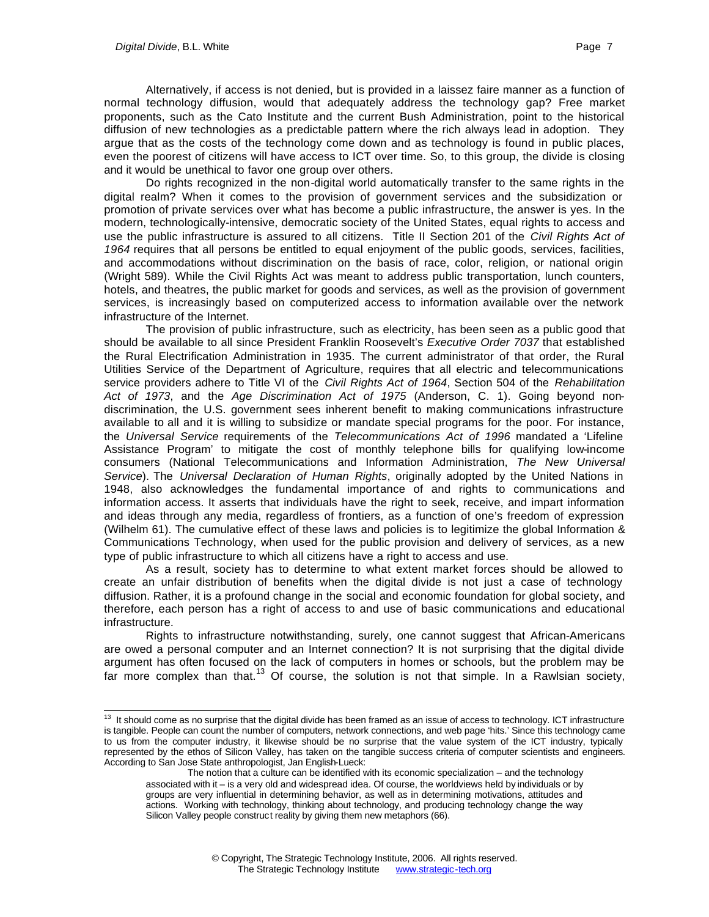Alternatively, if access is not denied, but is provided in a laissez faire manner as a function of normal technology diffusion, would that adequately address the technology gap? Free market proponents, such as the Cato Institute and the current Bush Administration, point to the historical diffusion of new technologies as a predictable pattern where the rich always lead in adoption. They argue that as the costs of the technology come down and as technology is found in public places, even the poorest of citizens will have access to ICT over time. So, to this group, the divide is closing and it would be unethical to favor one group over others.

Do rights recognized in the non-digital world automatically transfer to the same rights in the digital realm? When it comes to the provision of government services and the subsidization or promotion of private services over what has become a public infrastructure, the answer is yes. In the modern, technologically-intensive, democratic society of the United States, equal rights to access and use the public infrastructure is assured to all citizens. Title II Section 201 of the *Civil Rights Act of 1964* requires that all persons be entitled to equal enjoyment of the public goods, services, facilities, and accommodations without discrimination on the basis of race, color, religion, or national origin (Wright 589). While the Civil Rights Act was meant to address public transportation, lunch counters, hotels, and theatres, the public market for goods and services, as well as the provision of government services, is increasingly based on computerized access to information available over the network infrastructure of the Internet.

The provision of public infrastructure, such as electricity, has been seen as a public good that should be available to all since President Franklin Roosevelt's *Executive Order 7037* that established the Rural Electrification Administration in 1935. The current administrator of that order, the Rural Utilities Service of the Department of Agriculture, requires that all electric and telecommunications service providers adhere to Title VI of the *Civil Rights Act of 1964*, Section 504 of the *Rehabilitation Act of 1973*, and the *Age Discrimination Act of 1975* (Anderson, C. 1). Going beyond non-discrimination, the U.S. government sees inherent benefit to making communications infrastructure available to all and it is willing to subsidize or mandate special programs for the poor. For instance, the *Universal Service* requirements of the *Telecommunications Act of 1996* mandated a 'Lifeline Assistance Program' to mitigate the cost of monthly telephone bills for qualifying low-income consumers (National Telecommunications and Information Administration, *The New Universal Service*). The *Universal Declaration of Human Rights*, originally adopted by the United Nations in 1948, also acknowledges the fundamental importance of and rights to communications and information access. It asserts that individuals have the right to seek, receive, and impart information and ideas through any media, regardless of frontiers, as a function of one's freedom of expression (Wilhelm 61). The cumulative effect of these laws and policies is to legitimize the global Information & Communications Technology, when used for the public provision and delivery of services, as a new type of public infrastructure to which all citizens have a right to access and use.

As a result, society has to determine to what extent market forces should be allowed to create an unfair distribution of benefits when the digital divide is not just a case of technology diffusion. Rather, it is a profound change in the social and economic foundation for global society, and therefore, each person has a right of access to and use of basic communications and educational infrastructure.

Rights to infrastructure notwithstanding, surely, one cannot suggest that African-Americans are owed a personal computer and an Internet connection? It is not surprising that the digital divide argument has often focused on the lack of computers in homes or schools, but the problem may be far more complex than that.[13] Of course, the solution is not that simple. In a Rawlsian society,

---

[13] It should come as no surprise that the digital divide has been framed as an issue of access to technology. ICT infrastructure is tangible. People can count the number of computers, network connections, and web page 'hits.' Since this technology came to us from the computer industry, it likewise should be no surprise that the value system of the ICT industry, typically represented by the ethos of Silicon Valley, has taken on the tangible success criteria of computer scientists and engineers. According to San Jose State anthropologist, Jan English-Lueck:

> The notion that a culture can be identified with its economic specialization – and the technology associated with it – is a very old and widespread idea. Of course, the worldviews held by individuals or by groups are very influential in determining behavior, as well as in determining motivations, attitudes and actions. Working with technology, thinking about technology, and producing technology change the way Silicon Valley people construct reality by giving them new metaphors (66).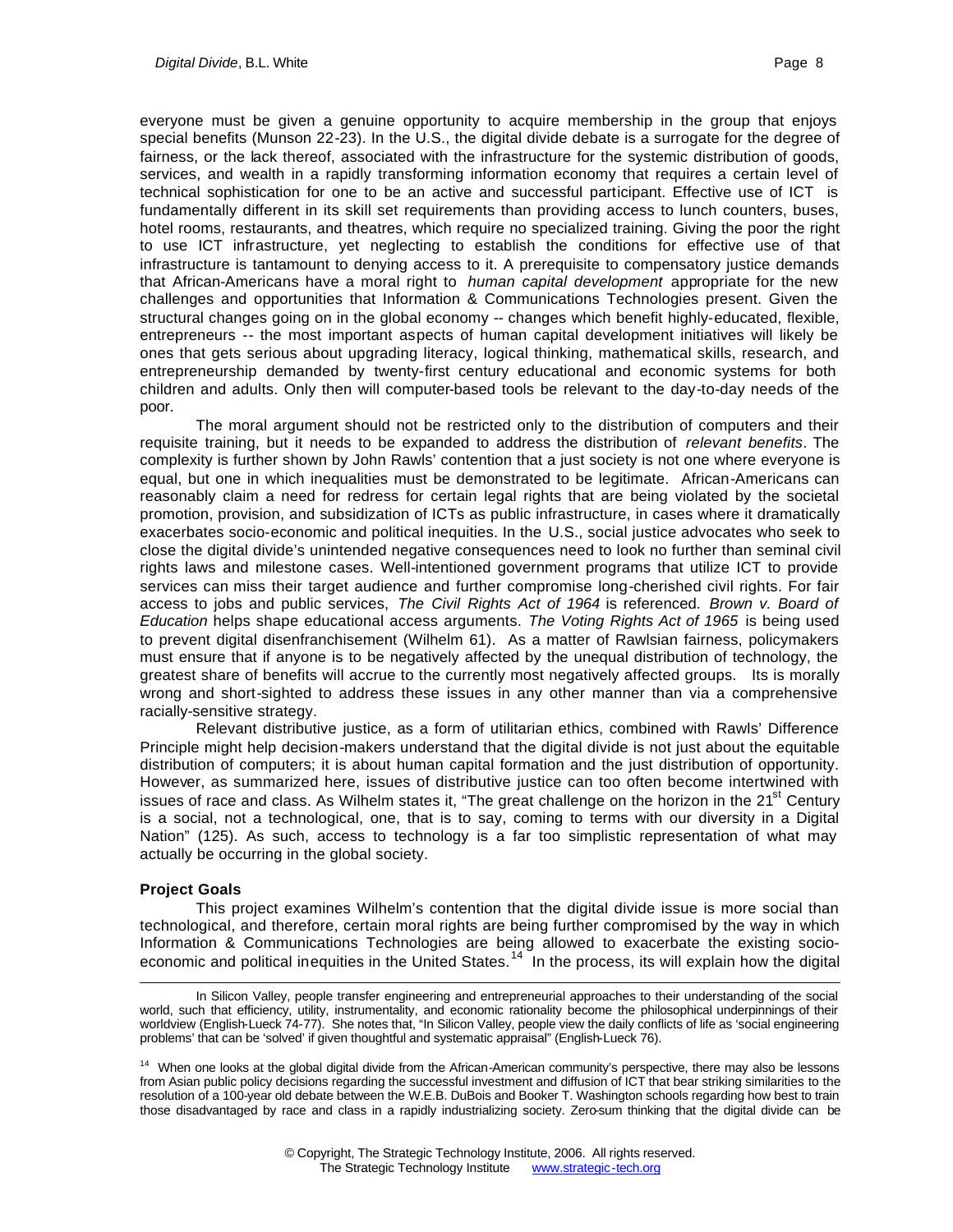everyone must be given a genuine opportunity to acquire membership in the group that enjoys special benefits (Munson 22-23). In the U.S., the digital divide debate is a surrogate for the degree of fairness, or the lack thereof, associated with the infrastructure for the systemic distribution of goods, services, and wealth in a rapidly transforming information economy that requires a certain level of technical sophistication for one to be an active and successful participant. Effective use of ICT is fundamentally different in its skill set requirements than providing access to lunch counters, buses, hotel rooms, restaurants, and theatres, which require no specialized training. Giving the poor the right to use ICT infrastructure, yet neglecting to establish the conditions for effective use of that infrastructure is tantamount to denying access to it. A prerequisite to compensatory justice demands that African-Americans have a moral right to *human capital development* appropriate for the new challenges and opportunities that Information & Communications Technologies present. Given the structural changes going on in the global economy -- changes which benefit highly-educated, flexible, entrepreneurs -- the most important aspects of human capital development initiatives will likely be ones that gets serious about upgrading literacy, logical thinking, mathematical skills, research, and entrepreneurship demanded by twenty-first century educational and economic systems for both children and adults. Only then will computer-based tools be relevant to the day-to-day needs of the poor.

The moral argument should not be restricted only to the distribution of computers and their requisite training, but it needs to be expanded to address the distribution of *relevant benefits*. The complexity is further shown by John Rawls' contention that a just society is not one where everyone is equal, but one in which inequalities must be demonstrated to be legitimate. African-Americans can reasonably claim a need for redress for certain legal rights that are being violated by the societal promotion, provision, and subsidization of ICTs as public infrastructure, in cases where it dramatically exacerbates socio-economic and political inequities. In the U.S., social justice advocates who seek to close the digital divide's unintended negative consequences need to look no further than seminal civil rights laws and milestone cases. Well-intentioned government programs that utilize ICT to provide services can miss their target audience and further compromise long-cherished civil rights. For fair access to jobs and public services, *The Civil Rights Act of 1964* is referenced. *Brown v. Board of Education* helps shape educational access arguments. *The Voting Rights Act of 1965* is being used to prevent digital disenfranchisement (Wilhelm 61). As a matter of Rawlsian fairness, policymakers must ensure that if anyone is to be negatively affected by the unequal distribution of technology, the greatest share of benefits will accrue to the currently most negatively affected groups. Its is morally wrong and short-sighted to address these issues in any other manner than via a comprehensive racially-sensitive strategy.

Relevant distributive justice, as a form of utilitarian ethics, combined with Rawls' Difference Principle might help decision-makers understand that the digital divide is not just about the equitable distribution of computers; it is about human capital formation and the just distribution of opportunity. However, as summarized here, issues of distributive justice can too often become intertwined with issues of race and class. As Wilhelm states it, "The great challenge on the horizon in the 21st Century is a social, not a technological, one, that is to say, coming to terms with our diversity in a Digital Nation" (125). As such, access to technology is a far too simplistic representation of what may actually be occurring in the global society.

### Project Goals

This project examines Wilhelm's contention that the digital divide issue is more social than technological, and therefore, certain moral rights are being further compromised by the way in which Information & Communications Technologies are being allowed to exacerbate the existing socio-economic and political inequities in the United States.[14] In the process, its will explain how the digital

---

In Silicon Valley, people transfer engineering and entrepreneurial approaches to their understanding of the social world, such that efficiency, utility, instrumentality, and economic rationality become the philosophical underpinnings of their worldview (English-Lueck 74-77). She notes that, "In Silicon Valley, people view the daily conflicts of life as 'social engineering problems' that can be 'solved' if given thoughtful and systematic appraisal" (English-Lueck 76).

[14] When one looks at the global digital divide from the African-American community's perspective, there may also be lessons from Asian public policy decisions regarding the successful investment and diffusion of ICT that bear striking similarities to the resolution of a 100-year old debate between the W.E.B. DuBois and Booker T. Washington schools regarding how best to train those disadvantaged by race and class in a rapidly industrializing society. Zero-sum thinking that the digital divide can be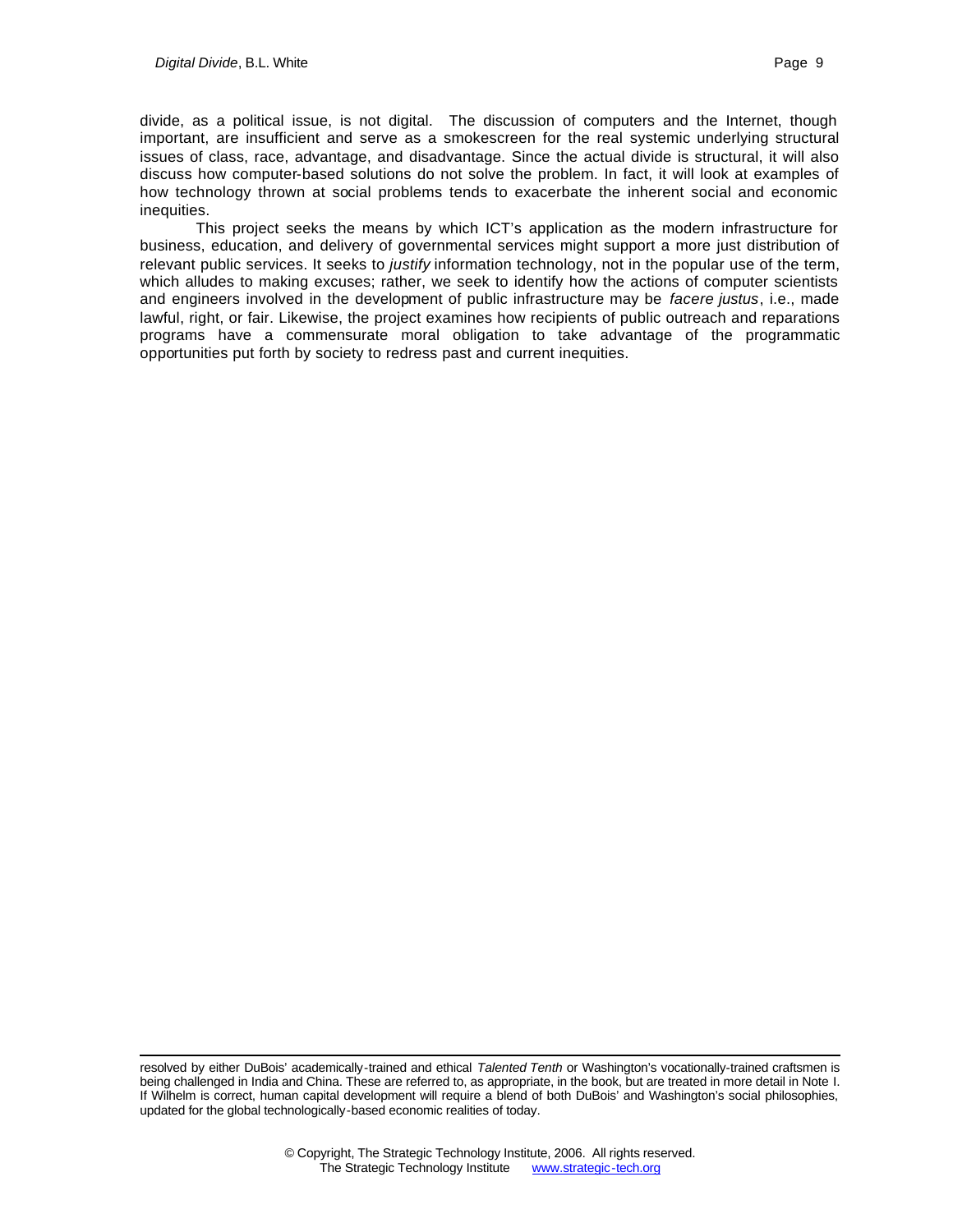divide, as a political issue, is not digital. The discussion of computers and the Internet, though important, are insufficient and serve as a smokescreen for the real systemic underlying structural issues of class, race, advantage, and disadvantage. Since the actual divide is structural, it will also discuss how computer-based solutions do not solve the problem. In fact, it will look at examples of how technology thrown at social problems tends to exacerbate the inherent social and economic inequities.

This project seeks the means by which ICT's application as the modern infrastructure for business, education, and delivery of governmental services might support a more just distribution of relevant public services. It seeks to *justify* information technology, not in the popular use of the term, which alludes to making excuses; rather, we seek to identify how the actions of computer scientists and engineers involved in the development of public infrastructure may be *facere justus*, i.e., made lawful, right, or fair. Likewise, the project examines how recipients of public outreach and reparations programs have a commensurate moral obligation to take advantage of the programmatic opportunities put forth by society to redress past and current inequities.

---

resolved by either DuBois' academically-trained and ethical *Talented Tenth* or Washington's vocationally-trained craftsmen is being challenged in India and China. These are referred to, as appropriate, in the book, but are treated in more detail in Note I. If Wilhelm is correct, human capital development will require a blend of both DuBois' and Washington's social philosophies, updated for the global technologically-based economic realities of today.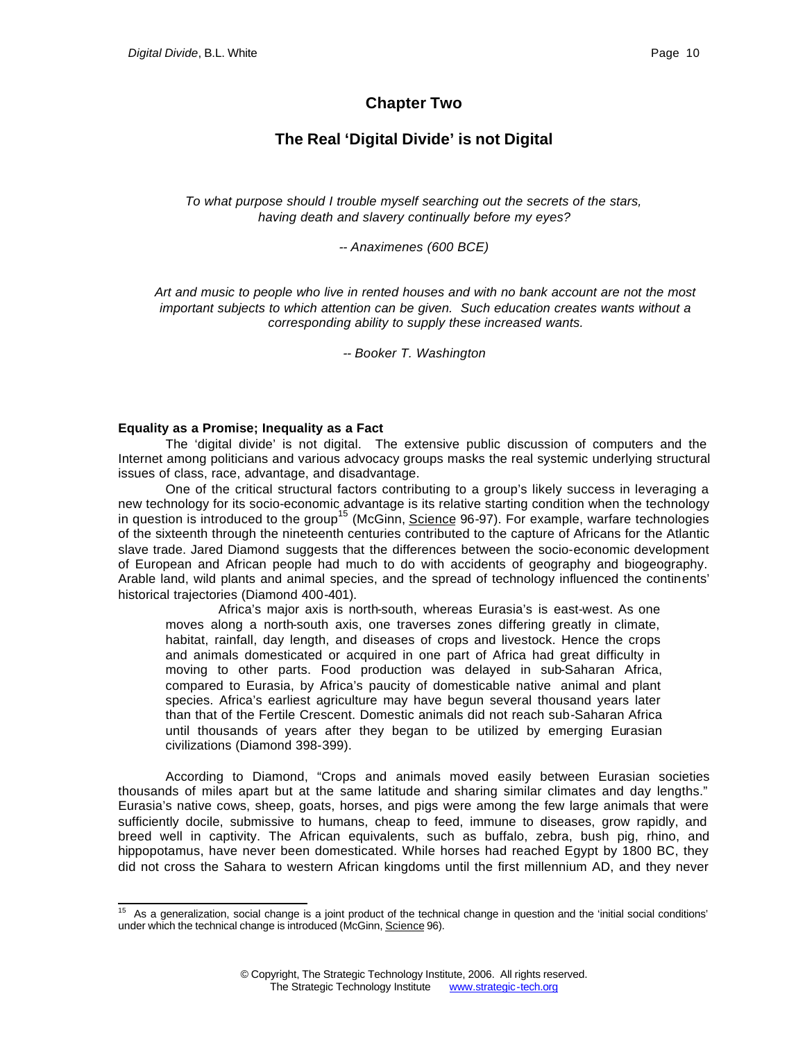## Chapter Two

## The Real 'Digital Divide' is not Digital

*To what purpose should I trouble myself searching out the secrets of the stars, having death and slavery continually before my eyes?*

*-- Anaximenes (600 BCE)*

*Art and music to people who live in rented houses and with no bank account are not the most important subjects to which attention can be given. Such education creates wants without a corresponding ability to supply these increased wants.*

*-- Booker T. Washington*

### Equality as a Promise; Inequality as a Fact

The 'digital divide' is not digital. The extensive public discussion of computers and the Internet among politicians and various advocacy groups masks the real systemic underlying structural issues of class, race, advantage, and disadvantage.

One of the critical structural factors contributing to a group's likely success in leveraging a new technology for its socio-economic advantage is its relative starting condition when the technology in question is introduced to the group[15] (McGinn, Science 96-97). For example, warfare technologies of the sixteenth through the nineteenth centuries contributed to the capture of Africans for the Atlantic slave trade. Jared Diamond suggests that the differences between the socio-economic development of European and African people had much to do with accidents of geography and biogeography. Arable land, wild plants and animal species, and the spread of technology influenced the continents' historical trajectories (Diamond 400-401).

> Africa's major axis is north-south, whereas Eurasia's is east-west. As one moves along a north-south axis, one traverses zones differing greatly in climate, habitat, rainfall, day length, and diseases of crops and livestock. Hence the crops and animals domesticated or acquired in one part of Africa had great difficulty in moving to other parts. Food production was delayed in sub-Saharan Africa, compared to Eurasia, by Africa's paucity of domesticable native animal and plant species. Africa's earliest agriculture may have begun several thousand years later than that of the Fertile Crescent. Domestic animals did not reach sub-Saharan Africa until thousands of years after they began to be utilized by emerging Eurasian civilizations (Diamond 398-399).

According to Diamond, "Crops and animals moved easily between Eurasian societies thousands of miles apart but at the same latitude and sharing similar climates and day lengths." Eurasia's native cows, sheep, goats, horses, and pigs were among the few large animals that were sufficiently docile, submissive to humans, cheap to feed, immune to diseases, grow rapidly, and breed well in captivity. The African equivalents, such as buffalo, zebra, bush pig, rhino, and hippopotamus, have never been domesticated. While horses had reached Egypt by 1800 BC, they did not cross the Sahara to western African kingdoms until the first millennium AD, and they never

---

[15] As a generalization, social change is a joint product of the technical change in question and the 'initial social conditions' under which the technical change is introduced (McGinn, Science 96).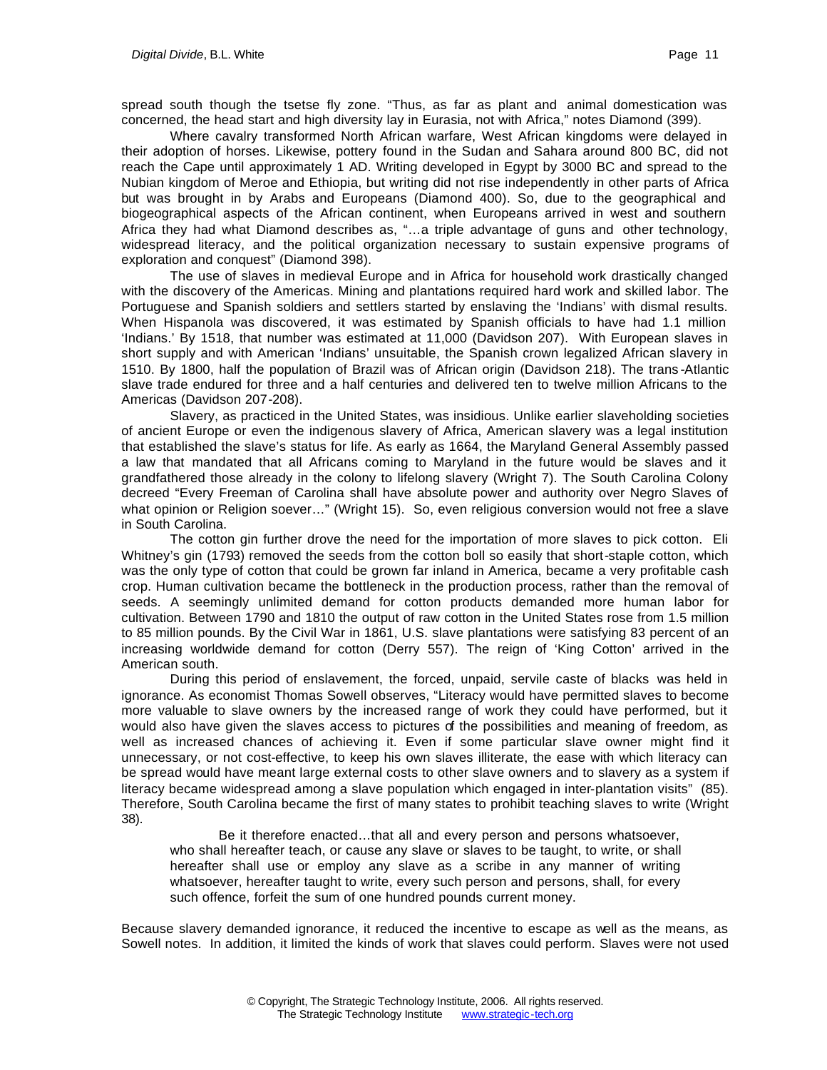spread south though the tsetse fly zone. “Thus, as far as plant and animal domestication was concerned, the head start and high diversity lay in Eurasia, not with Africa,” notes Diamond (399).

Where cavalry transformed North African warfare, West African kingdoms were delayed in their adoption of horses. Likewise, pottery found in the Sudan and Sahara around 800 BC, did not reach the Cape until approximately 1 AD. Writing developed in Egypt by 3000 BC and spread to the Nubian kingdom of Meroe and Ethiopia, but writing did not rise independently in other parts of Africa but was brought in by Arabs and Europeans (Diamond 400). So, due to the geographical and biogeographical aspects of the African continent, when Europeans arrived in west and southern Africa they had what Diamond describes as, “…a triple advantage of guns and other technology, widespread literacy, and the political organization necessary to sustain expensive programs of exploration and conquest” (Diamond 398).

The use of slaves in medieval Europe and in Africa for household work drastically changed with the discovery of the Americas. Mining and plantations required hard work and skilled labor. The Portuguese and Spanish soldiers and settlers started by enslaving the ‘Indians’ with dismal results. When Hispanola was discovered, it was estimated by Spanish officials to have had 1.1 million ‘Indians.’ By 1518, that number was estimated at 11,000 (Davidson 207). With European slaves in short supply and with American ‘Indians’ unsuitable, the Spanish crown legalized African slavery in 1510. By 1800, half the population of Brazil was of African origin (Davidson 218). The trans-Atlantic slave trade endured for three and a half centuries and delivered ten to twelve million Africans to the Americas (Davidson 207-208).

Slavery, as practiced in the United States, was insidious. Unlike earlier slaveholding societies of ancient Europe or even the indigenous slavery of Africa, American slavery was a legal institution that established the slave’s status for life. As early as 1664, the Maryland General Assembly passed a law that mandated that all Africans coming to Maryland in the future would be slaves and it grandfathered those already in the colony to lifelong slavery (Wright 7). The South Carolina Colony decreed “Every Freeman of Carolina shall have absolute power and authority over Negro Slaves of what opinion or Religion soever…” (Wright 15). So, even religious conversion would not free a slave in South Carolina.

The cotton gin further drove the need for the importation of more slaves to pick cotton. Eli Whitney’s gin (1793) removed the seeds from the cotton boll so easily that short-staple cotton, which was the only type of cotton that could be grown far inland in America, became a very profitable cash crop. Human cultivation became the bottleneck in the production process, rather than the removal of seeds. A seemingly unlimited demand for cotton products demanded more human labor for cultivation. Between 1790 and 1810 the output of raw cotton in the United States rose from 1.5 million to 85 million pounds. By the Civil War in 1861, U.S. slave plantations were satisfying 83 percent of an increasing worldwide demand for cotton (Derry 557). The reign of ‘King Cotton’ arrived in the American south.

During this period of enslavement, the forced, unpaid, servile caste of blacks was held in ignorance. As economist Thomas Sowell observes, “Literacy would have permitted slaves to become more valuable to slave owners by the increased range of work they could have performed, but it would also have given the slaves access to pictures of the possibilities and meaning of freedom, as well as increased chances of achieving it. Even if some particular slave owner might find it unnecessary, or not cost-effective, to keep his own slaves illiterate, the ease with which literacy can be spread would have meant large external costs to other slave owners and to slavery as a system if literacy became widespread among a slave population which engaged in inter-plantation visits” (85). Therefore, South Carolina became the first of many states to prohibit teaching slaves to write (Wright 38).

> Be it therefore enacted…that all and every person and persons whatsoever, who shall hereafter teach, or cause any slave or slaves to be taught, to write, or shall hereafter shall use or employ any slave as a scribe in any manner of writing whatsoever, hereafter taught to write, every such person and persons, shall, for every such offence, forfeit the sum of one hundred pounds current money.

Because slavery demanded ignorance, it reduced the incentive to escape as well as the means, as Sowell notes. In addition, it limited the kinds of work that slaves could perform. Slaves were not used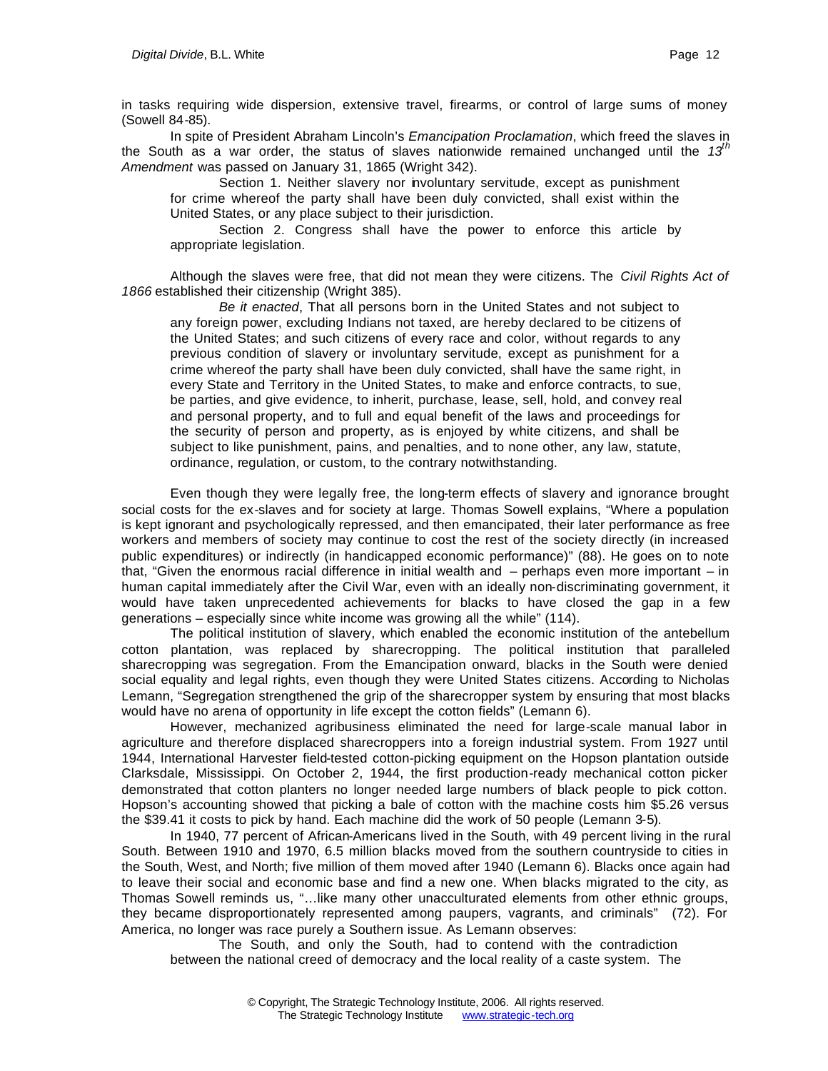in tasks requiring wide dispersion, extensive travel, firearms, or control of large sums of money (Sowell 84-85).

In spite of President Abraham Lincoln's *Emancipation Proclamation*, which freed the slaves in the South as a war order, the status of slaves nationwide remained unchanged until the *13th Amendment* was passed on January 31, 1865 (Wright 342).

> Section 1. Neither slavery nor involuntary servitude, except as punishment for crime whereof the party shall have been duly convicted, shall exist within the United States, or any place subject to their jurisdiction.
>
> Section 2. Congress shall have the power to enforce this article by appropriate legislation.

Although the slaves were free, that did not mean they were citizens. The *Civil Rights Act of 1866* established their citizenship (Wright 385).

> *Be it enacted*, That all persons born in the United States and not subject to any foreign power, excluding Indians not taxed, are hereby declared to be citizens of the United States; and such citizens of every race and color, without regards to any previous condition of slavery or involuntary servitude, except as punishment for a crime whereof the party shall have been duly convicted, shall have the same right, in every State and Territory in the United States, to make and enforce contracts, to sue, be parties, and give evidence, to inherit, purchase, lease, sell, hold, and convey real and personal property, and to full and equal benefit of the laws and proceedings for the security of person and property, as is enjoyed by white citizens, and shall be subject to like punishment, pains, and penalties, and to none other, any law, statute, ordinance, regulation, or custom, to the contrary notwithstanding.

Even though they were legally free, the long-term effects of slavery and ignorance brought social costs for the ex-slaves and for society at large. Thomas Sowell explains, "Where a population is kept ignorant and psychologically repressed, and then emancipated, their later performance as free workers and members of society may continue to cost the rest of the society directly (in increased public expenditures) or indirectly (in handicapped economic performance)" (88). He goes on to note that, "Given the enormous racial difference in initial wealth and – perhaps even more important – in human capital immediately after the Civil War, even with an ideally non-discriminating government, it would have taken unprecedented achievements for blacks to have closed the gap in a few generations – especially since white income was growing all the while" (114).

The political institution of slavery, which enabled the economic institution of the antebellum cotton plantation, was replaced by sharecropping. The political institution that paralleled sharecropping was segregation. From the Emancipation onward, blacks in the South were denied social equality and legal rights, even though they were United States citizens. According to Nicholas Lemann, "Segregation strengthened the grip of the sharecropper system by ensuring that most blacks would have no arena of opportunity in life except the cotton fields" (Lemann 6).

However, mechanized agribusiness eliminated the need for large-scale manual labor in agriculture and therefore displaced sharecroppers into a foreign industrial system. From 1927 until 1944, International Harvester field-tested cotton-picking equipment on the Hopson plantation outside Clarksdale, Mississippi. On October 2, 1944, the first production-ready mechanical cotton picker demonstrated that cotton planters no longer needed large numbers of black people to pick cotton. Hopson's accounting showed that picking a bale of cotton with the machine costs him $5.26 versus the $39.41 it costs to pick by hand. Each machine did the work of 50 people (Lemann 3-5).

In 1940, 77 percent of African-Americans lived in the South, with 49 percent living in the rural South. Between 1910 and 1970, 6.5 million blacks moved from the southern countryside to cities in the South, West, and North; five million of them moved after 1940 (Lemann 6). Blacks once again had to leave their social and economic base and find a new one. When blacks migrated to the city, as Thomas Sowell reminds us, "…like many other unacculturated elements from other ethnic groups, they became disproportionately represented among paupers, vagrants, and criminals" (72). For America, no longer was race purely a Southern issue. As Lemann observes:

> The South, and only the South, had to contend with the contradiction between the national creed of democracy and the local reality of a caste system. The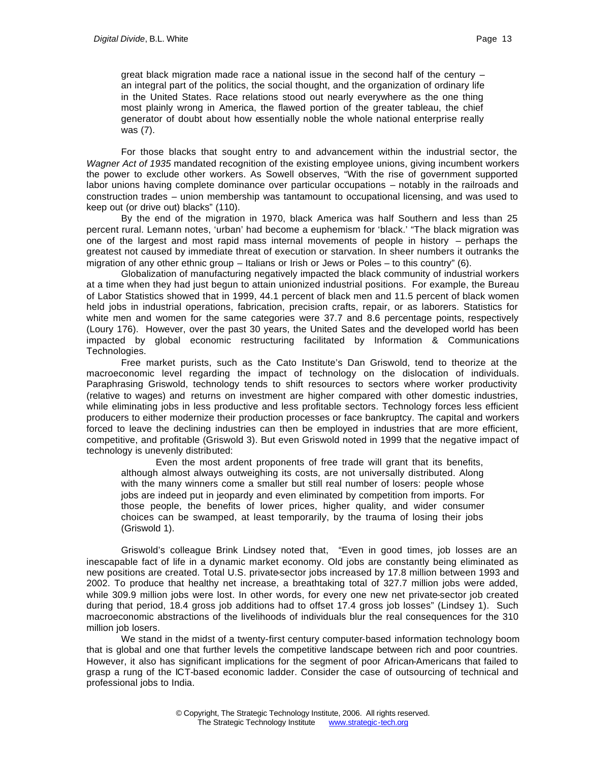> great black migration made race a national issue in the second half of the century – an integral part of the politics, the social thought, and the organization of ordinary life in the United States. Race relations stood out nearly everywhere as the one thing most plainly wrong in America, the flawed portion of the greater tableau, the chief generator of doubt about how essentially noble the whole national enterprise really was (7).

For those blacks that sought entry to and advancement within the industrial sector, the *Wagner Act of 1935* mandated recognition of the existing employee unions, giving incumbent workers the power to exclude other workers. As Sowell observes, "With the rise of government supported labor unions having complete dominance over particular occupations – notably in the railroads and construction trades – union membership was tantamount to occupational licensing, and was used to keep out (or drive out) blacks" (110).

By the end of the migration in 1970, black America was half Southern and less than 25 percent rural. Lemann notes, 'urban' had become a euphemism for 'black.' "The black migration was one of the largest and most rapid mass internal movements of people in history – perhaps the greatest not caused by immediate threat of execution or starvation. In sheer numbers it outranks the migration of any other ethnic group – Italians or Irish or Jews or Poles – to this country" (6).

Globalization of manufacturing negatively impacted the black community of industrial workers at a time when they had just begun to attain unionized industrial positions. For example, the Bureau of Labor Statistics showed that in 1999, 44.1 percent of black men and 11.5 percent of black women held jobs in industrial operations, fabrication, precision crafts, repair, or as laborers. Statistics for white men and women for the same categories were 37.7 and 8.6 percentage points, respectively (Loury 176). However, over the past 30 years, the United Sates and the developed world has been impacted by global economic restructuring facilitated by Information & Communications Technologies.

Free market purists, such as the Cato Institute's Dan Griswold, tend to theorize at the macroeconomic level regarding the impact of technology on the dislocation of individuals. Paraphrasing Griswold, technology tends to shift resources to sectors where worker productivity (relative to wages) and returns on investment are higher compared with other domestic industries, while eliminating jobs in less productive and less profitable sectors. Technology forces less efficient producers to either modernize their production processes or face bankruptcy. The capital and workers forced to leave the declining industries can then be employed in industries that are more efficient, competitive, and profitable (Griswold 3). But even Griswold noted in 1999 that the negative impact of technology is unevenly distributed:

> Even the most ardent proponents of free trade will grant that its benefits, although almost always outweighing its costs, are not universally distributed. Along with the many winners come a smaller but still real number of losers: people whose jobs are indeed put in jeopardy and even eliminated by competition from imports. For those people, the benefits of lower prices, higher quality, and wider consumer choices can be swamped, at least temporarily, by the trauma of losing their jobs (Griswold 1).

Griswold's colleague Brink Lindsey noted that, "Even in good times, job losses are an inescapable fact of life in a dynamic market economy. Old jobs are constantly being eliminated as new positions are created. Total U.S. private-sector jobs increased by 17.8 million between 1993 and 2002. To produce that healthy net increase, a breathtaking total of 327.7 million jobs were added, while 309.9 million jobs were lost. In other words, for every one new net private-sector job created during that period, 18.4 gross job additions had to offset 17.4 gross job losses" (Lindsey 1). Such macroeconomic abstractions of the livelihoods of individuals blur the real consequences for the 310 million job losers.

We stand in the midst of a twenty-first century computer-based information technology boom that is global and one that further levels the competitive landscape between rich and poor countries. However, it also has significant implications for the segment of poor African-Americans that failed to grasp a rung of the ICT-based economic ladder. Consider the case of outsourcing of technical and professional jobs to India.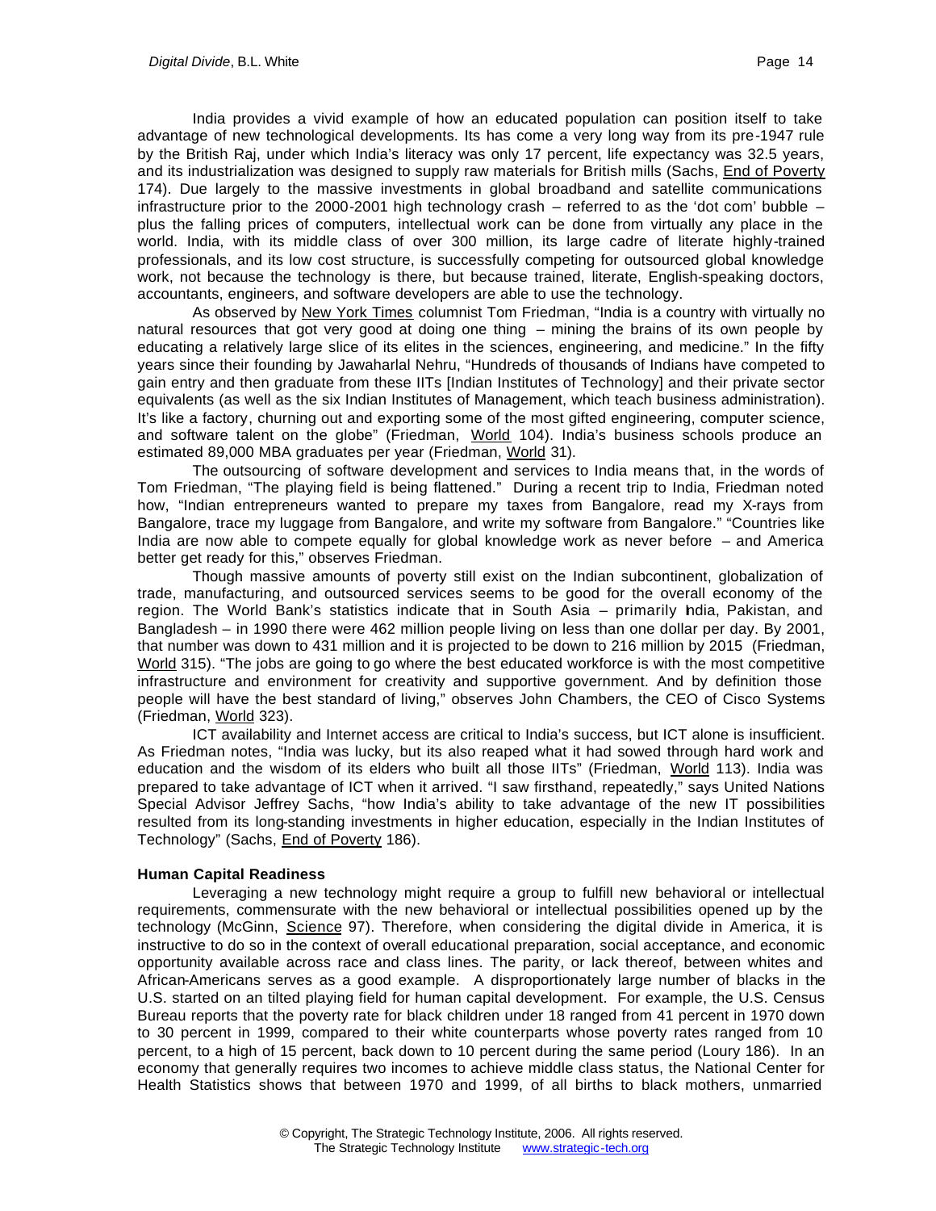India provides a vivid example of how an educated population can position itself to take advantage of new technological developments. Its has come a very long way from its pre-1947 rule by the British Raj, under which India's literacy was only 17 percent, life expectancy was 32.5 years, and its industrialization was designed to supply raw materials for British mills (Sachs, End of Poverty 174). Due largely to the massive investments in global broadband and satellite communications infrastructure prior to the 2000-2001 high technology crash – referred to as the 'dot com' bubble – plus the falling prices of computers, intellectual work can be done from virtually any place in the world. India, with its middle class of over 300 million, its large cadre of literate highly-trained professionals, and its low cost structure, is successfully competing for outsourced global knowledge work, not because the technology is there, but because trained, literate, English-speaking doctors, accountants, engineers, and software developers are able to use the technology.

As observed by New York Times columnist Tom Friedman, "India is a country with virtually no natural resources that got very good at doing one thing – mining the brains of its own people by educating a relatively large slice of its elites in the sciences, engineering, and medicine." In the fifty years since their founding by Jawaharlal Nehru, "Hundreds of thousands of Indians have competed to gain entry and then graduate from these IITs [Indian Institutes of Technology] and their private sector equivalents (as well as the six Indian Institutes of Management, which teach business administration). It's like a factory, churning out and exporting some of the most gifted engineering, computer science, and software talent on the globe" (Friedman, World 104). India's business schools produce an estimated 89,000 MBA graduates per year (Friedman, World 31).

The outsourcing of software development and services to India means that, in the words of Tom Friedman, "The playing field is being flattened." During a recent trip to India, Friedman noted how, "Indian entrepreneurs wanted to prepare my taxes from Bangalore, read my X-rays from Bangalore, trace my luggage from Bangalore, and write my software from Bangalore." "Countries like India are now able to compete equally for global knowledge work as never before – and America better get ready for this," observes Friedman.

Though massive amounts of poverty still exist on the Indian subcontinent, globalization of trade, manufacturing, and outsourced services seems to be good for the overall economy of the region. The World Bank's statistics indicate that in South Asia – primarily India, Pakistan, and Bangladesh – in 1990 there were 462 million people living on less than one dollar per day. By 2001, that number was down to 431 million and it is projected to be down to 216 million by 2015 (Friedman, World 315). "The jobs are going to go where the best educated workforce is with the most competitive infrastructure and environment for creativity and supportive government. And by definition those people will have the best standard of living," observes John Chambers, the CEO of Cisco Systems (Friedman, World 323).

ICT availability and Internet access are critical to India's success, but ICT alone is insufficient. As Friedman notes, "India was lucky, but its also reaped what it had sowed through hard work and education and the wisdom of its elders who built all those IITs" (Friedman, World 113). India was prepared to take advantage of ICT when it arrived. "I saw firsthand, repeatedly," says United Nations Special Advisor Jeffrey Sachs, "how India's ability to take advantage of the new IT possibilities resulted from its long-standing investments in higher education, especially in the Indian Institutes of Technology" (Sachs, End of Poverty 186).

**Human Capital Readiness**

Leveraging a new technology might require a group to fulfill new behavioral or intellectual requirements, commensurate with the new behavioral or intellectual possibilities opened up by the technology (McGinn, Science 97). Therefore, when considering the digital divide in America, it is instructive to do so in the context of overall educational preparation, social acceptance, and economic opportunity available across race and class lines. The parity, or lack thereof, between whites and African-Americans serves as a good example. A disproportionately large number of blacks in the U.S. started on an tilted playing field for human capital development. For example, the U.S. Census Bureau reports that the poverty rate for black children under 18 ranged from 41 percent in 1970 down to 30 percent in 1999, compared to their white counterparts whose poverty rates ranged from 10 percent, to a high of 15 percent, back down to 10 percent during the same period (Loury 186). In an economy that generally requires two incomes to achieve middle class status, the National Center for Health Statistics shows that between 1970 and 1999, of all births to black mothers, unmarried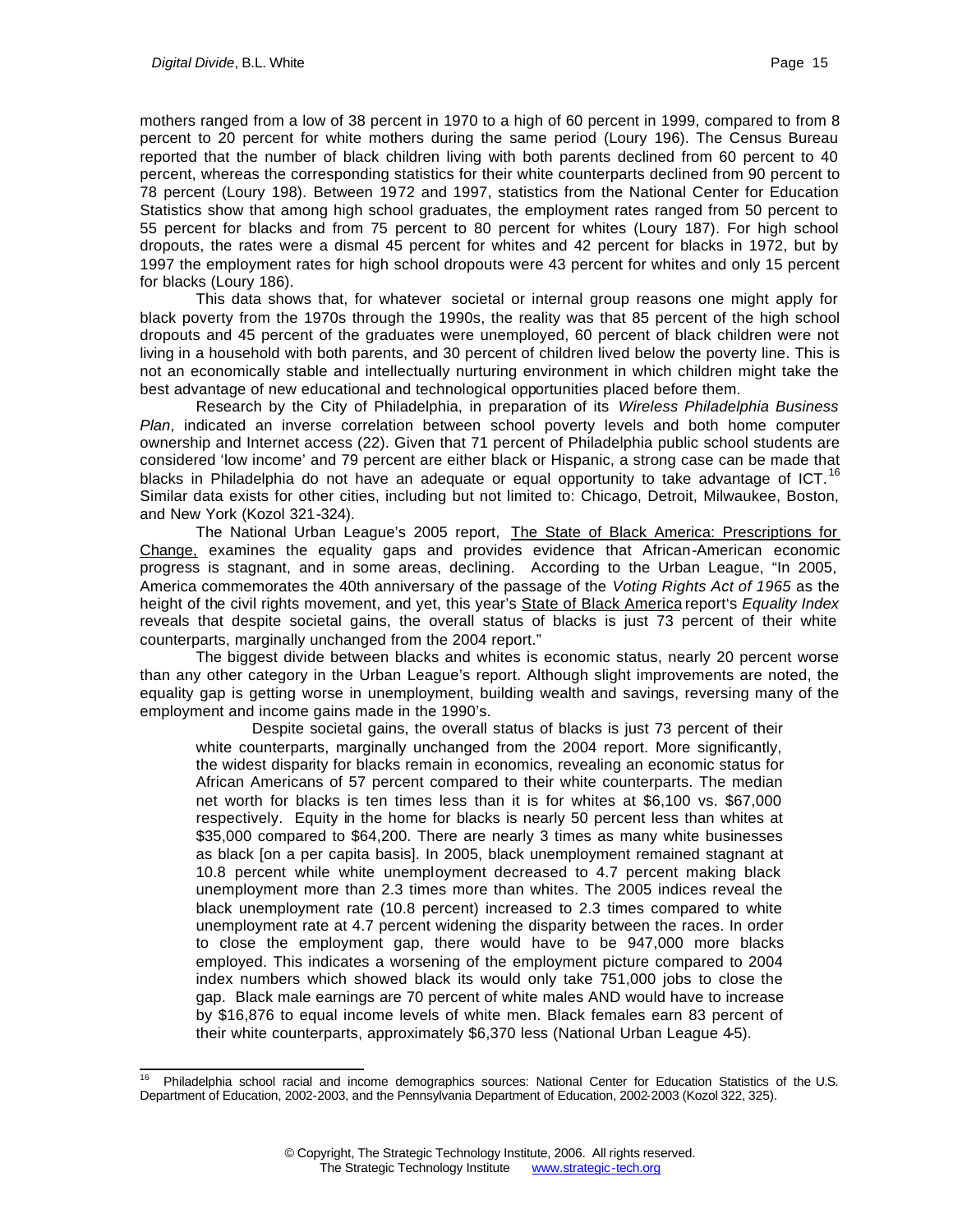mothers ranged from a low of 38 percent in 1970 to a high of 60 percent in 1999, compared to from 8 percent to 20 percent for white mothers during the same period (Loury 196). The Census Bureau reported that the number of black children living with both parents declined from 60 percent to 40 percent, whereas the corresponding statistics for their white counterparts declined from 90 percent to 78 percent (Loury 198). Between 1972 and 1997, statistics from the National Center for Education Statistics show that among high school graduates, the employment rates ranged from 50 percent to 55 percent for blacks and from 75 percent to 80 percent for whites (Loury 187). For high school dropouts, the rates were a dismal 45 percent for whites and 42 percent for blacks in 1972, but by 1997 the employment rates for high school dropouts were 43 percent for whites and only 15 percent for blacks (Loury 186).

This data shows that, for whatever societal or internal group reasons one might apply for black poverty from the 1970s through the 1990s, the reality was that 85 percent of the high school dropouts and 45 percent of the graduates were unemployed, 60 percent of black children were not living in a household with both parents, and 30 percent of children lived below the poverty line. This is not an economically stable and intellectually nurturing environment in which children might take the best advantage of new educational and technological opportunities placed before them.

Research by the City of Philadelphia, in preparation of its *Wireless Philadelphia Business Plan*, indicated an inverse correlation between school poverty levels and both home computer ownership and Internet access (22). Given that 71 percent of Philadelphia public school students are considered 'low income' and 79 percent are either black or Hispanic, a strong case can be made that blacks in Philadelphia do not have an adequate or equal opportunity to take advantage of ICT.[16] Similar data exists for other cities, including but not limited to: Chicago, Detroit, Milwaukee, Boston, and New York (Kozol 321-324).

The National Urban League's 2005 report, The State of Black America: Prescriptions for Change, examines the equality gaps and provides evidence that African-American economic progress is stagnant, and in some areas, declining. According to the Urban League, "In 2005, America commemorates the 40th anniversary of the passage of the *Voting Rights Act of 1965* as the height of the civil rights movement, and yet, this year's State of Black America report's *Equality Index* reveals that despite societal gains, the overall status of blacks is just 73 percent of their white counterparts, marginally unchanged from the 2004 report."

The biggest divide between blacks and whites is economic status, nearly 20 percent worse than any other category in the Urban League's report. Although slight improvements are noted, the equality gap is getting worse in unemployment, building wealth and savings, reversing many of the employment and income gains made in the 1990's.

> Despite societal gains, the overall status of blacks is just 73 percent of their white counterparts, marginally unchanged from the 2004 report. More significantly, the widest disparity for blacks remain in economics, revealing an economic status for African Americans of 57 percent compared to their white counterparts. The median net worth for blacks is ten times less than it is for whites at $6,100 vs. $67,000 respectively. Equity in the home for blacks is nearly 50 percent less than whites at $35,000 compared to $64,200. There are nearly 3 times as many white businesses as black [on a per capita basis]. In 2005, black unemployment remained stagnant at 10.8 percent while white unemployment decreased to 4.7 percent making black unemployment more than 2.3 times more than whites. The 2005 indices reveal the black unemployment rate (10.8 percent) increased to 2.3 times compared to white unemployment rate at 4.7 percent widening the disparity between the races. In order to close the employment gap, there would have to be 947,000 more blacks employed. This indicates a worsening of the employment picture compared to 2004 index numbers which showed black its would only take 751,000 jobs to close the gap. Black male earnings are 70 percent of white males AND would have to increase by $16,876 to equal income levels of white men. Black females earn 83 percent of their white counterparts, approximately $6,370 less (National Urban League 4-5).

---

[16] Philadelphia school racial and income demographics sources: National Center for Education Statistics of the U.S. Department of Education, 2002-2003, and the Pennsylvania Department of Education, 2002-2003 (Kozol 322, 325).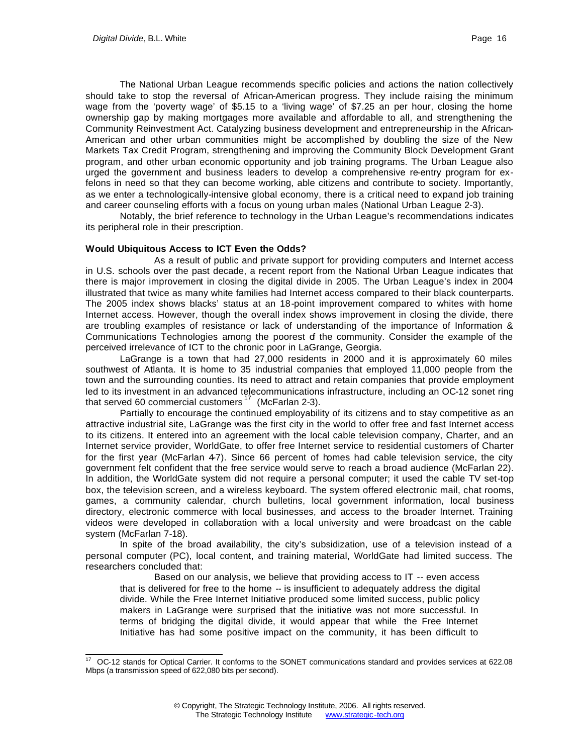The National Urban League recommends specific policies and actions the nation collectively should take to stop the reversal of African-American progress. They include raising the minimum wage from the 'poverty wage' of $5.15 to a 'living wage' of $7.25 an per hour, closing the home ownership gap by making mortgages more available and affordable to all, and strengthening the Community Reinvestment Act. Catalyzing business development and entrepreneurship in the African-American and other urban communities might be accomplished by doubling the size of the New Markets Tax Credit Program, strengthening and improving the Community Block Development Grant program, and other urban economic opportunity and job training programs. The Urban League also urged the government and business leaders to develop a comprehensive re-entry program for ex-felons in need so that they can become working, able citizens and contribute to society. Importantly, as we enter a technologically-intensive global economy, there is a critical need to expand job training and career counseling efforts with a focus on young urban males (National Urban League 2-3).

Notably, the brief reference to technology in the Urban League's recommendations indicates its peripheral role in their prescription.

**Would Ubiquitous Access to ICT Even the Odds?**

As a result of public and private support for providing computers and Internet access in U.S. schools over the past decade, a recent report from the National Urban League indicates that there is major improvement in closing the digital divide in 2005. The Urban League's index in 2004 illustrated that twice as many white families had Internet access compared to their black counterparts. The 2005 index shows blacks' status at an 18-point improvement compared to whites with home Internet access. However, though the overall index shows improvement in closing the divide, there are troubling examples of resistance or lack of understanding of the importance of Information & Communications Technologies among the poorest of the community. Consider the example of the perceived irrelevance of ICT to the chronic poor in LaGrange, Georgia.

LaGrange is a town that had 27,000 residents in 2000 and it is approximately 60 miles southwest of Atlanta. It is home to 35 industrial companies that employed 11,000 people from the town and the surrounding counties. Its need to attract and retain companies that provide employment led to its investment in an advanced telecommunications infrastructure, including an OC-12 sonet ring that served 60 commercial customers[17] (McFarlan 2-3).

Partially to encourage the continued employability of its citizens and to stay competitive as an attractive industrial site, LaGrange was the first city in the world to offer free and fast Internet access to its citizens. It entered into an agreement with the local cable television company, Charter, and an Internet service provider, WorldGate, to offer free Internet service to residential customers of Charter for the first year (McFarlan 4-7). Since 66 percent of homes had cable television service, the city government felt confident that the free service would serve to reach a broad audience (McFarlan 22). In addition, the WorldGate system did not require a personal computer; it used the cable TV set-top box, the television screen, and a wireless keyboard. The system offered electronic mail, chat rooms, games, a community calendar, church bulletins, local government information, local business directory, electronic commerce with local businesses, and access to the broader Internet. Training videos were developed in collaboration with a local university and were broadcast on the cable system (McFarlan 7-18).

In spite of the broad availability, the city's subsidization, use of a television instead of a personal computer (PC), local content, and training material, WorldGate had limited success. The researchers concluded that:

> Based on our analysis, we believe that providing access to IT -- even access that is delivered for free to the home -- is insufficient to adequately address the digital divide. While the Free Internet Initiative produced some limited success, public policy makers in LaGrange were surprised that the initiative was not more successful. In terms of bridging the digital divide, it would appear that while the Free Internet Initiative has had some positive impact on the community, it has been difficult to

---

[17] OC-12 stands for Optical Carrier. It conforms to the SONET communications standard and provides services at 622.08 Mbps (a transmission speed of 622,080 bits per second).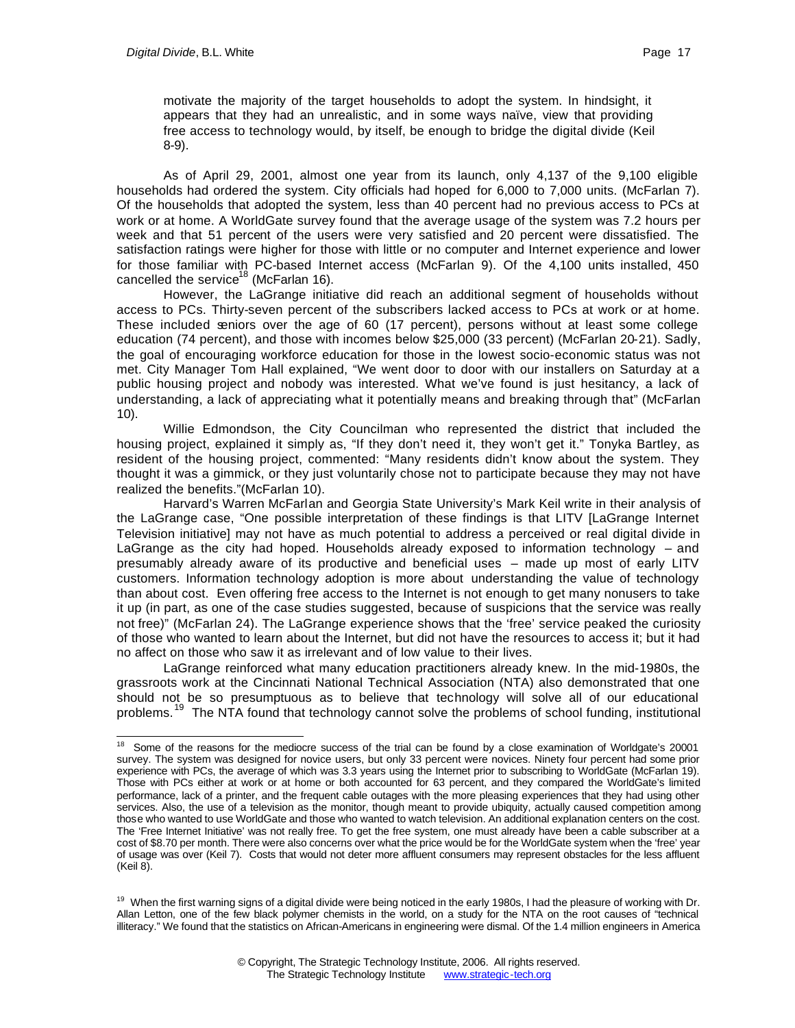motivate the majority of the target households to adopt the system. In hindsight, it appears that they had an unrealistic, and in some ways naïve, view that providing free access to technology would, by itself, be enough to bridge the digital divide (Keil 8-9).

As of April 29, 2001, almost one year from its launch, only 4,137 of the 9,100 eligible households had ordered the system. City officials had hoped for 6,000 to 7,000 units. (McFarlan 7). Of the households that adopted the system, less than 40 percent had no previous access to PCs at work or at home. A WorldGate survey found that the average usage of the system was 7.2 hours per week and that 51 percent of the users were very satisfied and 20 percent were dissatisfied. The satisfaction ratings were higher for those with little or no computer and Internet experience and lower for those familiar with PC-based Internet access (McFarlan 9). Of the 4,100 units installed, 450 cancelled the service[18] (McFarlan 16).

However, the LaGrange initiative did reach an additional segment of households without access to PCs. Thirty-seven percent of the subscribers lacked access to PCs at work or at home. These included seniors over the age of 60 (17 percent), persons without at least some college education (74 percent), and those with incomes below $25,000 (33 percent) (McFarlan 20-21). Sadly, the goal of encouraging workforce education for those in the lowest socio-economic status was not met. City Manager Tom Hall explained, "We went door to door with our installers on Saturday at a public housing project and nobody was interested. What we've found is just hesitancy, a lack of understanding, a lack of appreciating what it potentially means and breaking through that" (McFarlan 10).

Willie Edmondson, the City Councilman who represented the district that included the housing project, explained it simply as, "If they don't need it, they won't get it." Tonyka Bartley, as resident of the housing project, commented: "Many residents didn't know about the system. They thought it was a gimmick, or they just voluntarily chose not to participate because they may not have realized the benefits."(McFarlan 10).

Harvard's Warren McFarlan and Georgia State University's Mark Keil write in their analysis of the LaGrange case, "One possible interpretation of these findings is that LITV [LaGrange Internet Television initiative] may not have as much potential to address a perceived or real digital divide in LaGrange as the city had hoped. Households already exposed to information technology – and presumably already aware of its productive and beneficial uses – made up most of early LITV customers. Information technology adoption is more about understanding the value of technology than about cost. Even offering free access to the Internet is not enough to get many nonusers to take it up (in part, as one of the case studies suggested, because of suspicions that the service was really not free)" (McFarlan 24). The LaGrange experience shows that the 'free' service peaked the curiosity of those who wanted to learn about the Internet, but did not have the resources to access it; but it had no affect on those who saw it as irrelevant and of low value to their lives.

LaGrange reinforced what many education practitioners already knew. In the mid-1980s, the grassroots work at the Cincinnati National Technical Association (NTA) also demonstrated that one should not be so presumptuous as to believe that technology will solve all of our educational problems.[19] The NTA found that technology cannot solve the problems of school funding, institutional

---

[18] Some of the reasons for the mediocre success of the trial can be found by a close examination of Worldgate's 20001 survey. The system was designed for novice users, but only 33 percent were novices. Ninety four percent had some prior experience with PCs, the average of which was 3.3 years using the Internet prior to subscribing to WorldGate (McFarlan 19). Those with PCs either at work or at home or both accounted for 63 percent, and they compared the WorldGate's limited performance, lack of a printer, and the frequent cable outages with the more pleasing experiences that they had using other services. Also, the use of a television as the monitor, though meant to provide ubiquity, actually caused competition among those who wanted to use WorldGate and those who wanted to watch television. An additional explanation centers on the cost. The 'Free Internet Initiative' was not really free. To get the free system, one must already have been a cable subscriber at a cost of $8.70 per month. There were also concerns over what the price would be for the WorldGate system when the 'free' year of usage was over (Keil 7). Costs that would not deter more affluent consumers may represent obstacles for the less affluent (Keil 8).

[19] When the first warning signs of a digital divide were being noticed in the early 1980s, I had the pleasure of working with Dr. Allan Letton, one of the few black polymer chemists in the world, on a study for the NTA on the root causes of "technical illiteracy." We found that the statistics on African-Americans in engineering were dismal. Of the 1.4 million engineers in America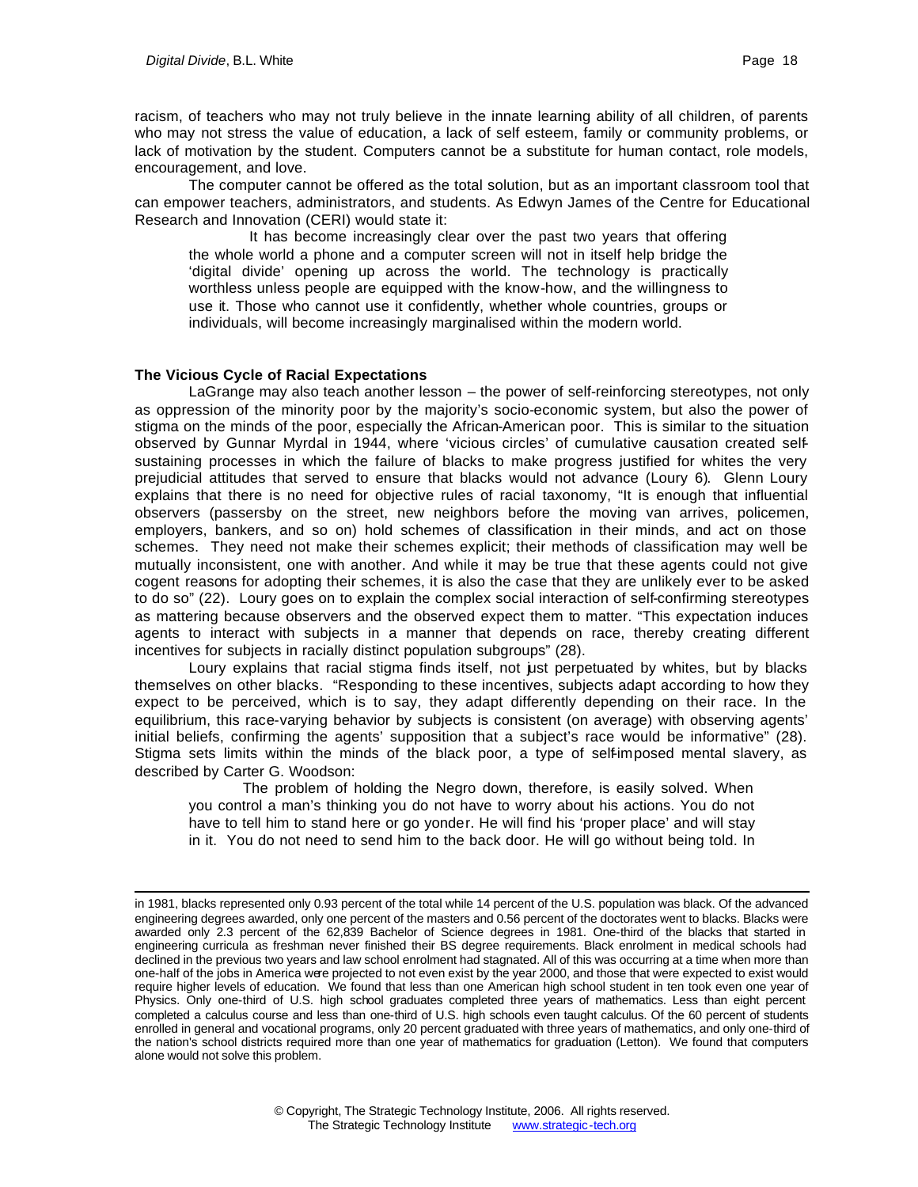racism, of teachers who may not truly believe in the innate learning ability of all children, of parents who may not stress the value of education, a lack of self esteem, family or community problems, or lack of motivation by the student. Computers cannot be a substitute for human contact, role models, encouragement, and love.

The computer cannot be offered as the total solution, but as an important classroom tool that can empower teachers, administrators, and students. As Edwyn James of the Centre for Educational Research and Innovation (CERI) would state it:

> It has become increasingly clear over the past two years that offering the whole world a phone and a computer screen will not in itself help bridge the 'digital divide' opening up across the world. The technology is practically worthless unless people are equipped with the know-how, and the willingness to use it. Those who cannot use it confidently, whether whole countries, groups or individuals, will become increasingly marginalised within the modern world.

**The Vicious Cycle of Racial Expectations**

LaGrange may also teach another lesson – the power of self-reinforcing stereotypes, not only as oppression of the minority poor by the majority's socio-economic system, but also the power of stigma on the minds of the poor, especially the African-American poor. This is similar to the situation observed by Gunnar Myrdal in 1944, where 'vicious circles' of cumulative causation created self-sustaining processes in which the failure of blacks to make progress justified for whites the very prejudicial attitudes that served to ensure that blacks would not advance (Loury 6). Glenn Loury explains that there is no need for objective rules of racial taxonomy, "It is enough that influential observers (passersby on the street, new neighbors before the moving van arrives, policemen, employers, bankers, and so on) hold schemes of classification in their minds, and act on those schemes. They need not make their schemes explicit; their methods of classification may well be mutually inconsistent, one with another. And while it may be true that these agents could not give cogent reasons for adopting their schemes, it is also the case that they are unlikely ever to be asked to do so" (22). Loury goes on to explain the complex social interaction of self-confirming stereotypes as mattering because observers and the observed expect them to matter. "This expectation induces agents to interact with subjects in a manner that depends on race, thereby creating different incentives for subjects in racially distinct population subgroups" (28).

Loury explains that racial stigma finds itself, not just perpetuated by whites, but by blacks themselves on other blacks. "Responding to these incentives, subjects adapt according to how they expect to be perceived, which is to say, they adapt differently depending on their race. In the equilibrium, this race-varying behavior by subjects is consistent (on average) with observing agents' initial beliefs, confirming the agents' supposition that a subject's race would be informative" (28). Stigma sets limits within the minds of the black poor, a type of self-imposed mental slavery, as described by Carter G. Woodson:

> The problem of holding the Negro down, therefore, is easily solved. When you control a man's thinking you do not have to worry about his actions. You do not have to tell him to stand here or go yonder. He will find his 'proper place' and will stay in it. You do not need to send him to the back door. He will go without being told. In

---

in 1981, blacks represented only 0.93 percent of the total while 14 percent of the U.S. population was black. Of the advanced engineering degrees awarded, only one percent of the masters and 0.56 percent of the doctorates went to blacks. Blacks were awarded only 2.3 percent of the 62,839 Bachelor of Science degrees in 1981. One-third of the blacks that started in engineering curricula as freshman never finished their BS degree requirements. Black enrolment in medical schools had declined in the previous two years and law school enrolment had stagnated. All of this was occurring at a time when more than one-half of the jobs in America were projected to not even exist by the year 2000, and those that were expected to exist would require higher levels of education. We found that less than one American high school student in ten took even one year of Physics. Only one-third of U.S. high school graduates completed three years of mathematics. Less than eight percent completed a calculus course and less than one-third of U.S. high schools even taught calculus. Of the 60 percent of students enrolled in general and vocational programs, only 20 percent graduated with three years of mathematics, and only one-third of the nation's school districts required more than one year of mathematics for graduation (Letton). We found that computers alone would not solve this problem.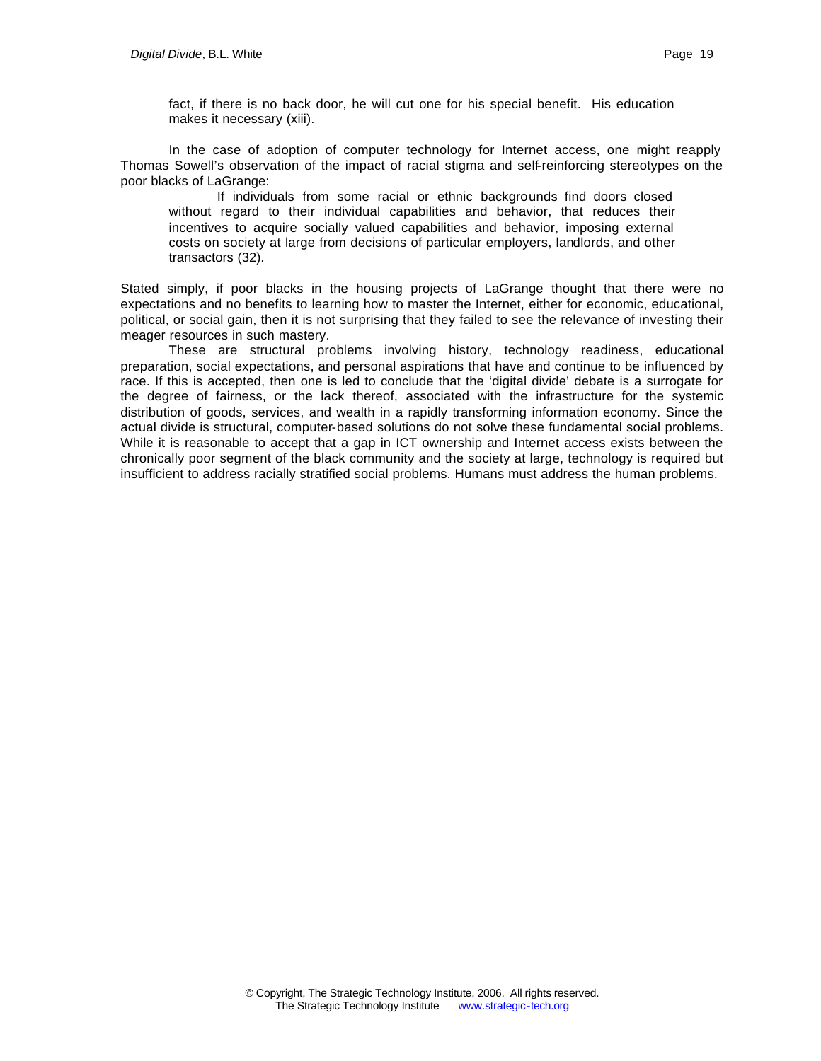> fact, if there is no back door, he will cut one for his special benefit. His education makes it necessary (xiii).

In the case of adoption of computer technology for Internet access, one might reapply Thomas Sowell's observation of the impact of racial stigma and self-reinforcing stereotypes on the poor blacks of LaGrange:

> If individuals from some racial or ethnic backgrounds find doors closed without regard to their individual capabilities and behavior, that reduces their incentives to acquire socially valued capabilities and behavior, imposing external costs on society at large from decisions of particular employers, landlords, and other transactors (32).

Stated simply, if poor blacks in the housing projects of LaGrange thought that there were no expectations and no benefits to learning how to master the Internet, either for economic, educational, political, or social gain, then it is not surprising that they failed to see the relevance of investing their meager resources in such mastery.

These are structural problems involving history, technology readiness, educational preparation, social expectations, and personal aspirations that have and continue to be influenced by race. If this is accepted, then one is led to conclude that the 'digital divide' debate is a surrogate for the degree of fairness, or the lack thereof, associated with the infrastructure for the systemic distribution of goods, services, and wealth in a rapidly transforming information economy. Since the actual divide is structural, computer-based solutions do not solve these fundamental social problems. While it is reasonable to accept that a gap in ICT ownership and Internet access exists between the chronically poor segment of the black community and the society at large, technology is required but insufficient to address racially stratified social problems. Humans must address the human problems.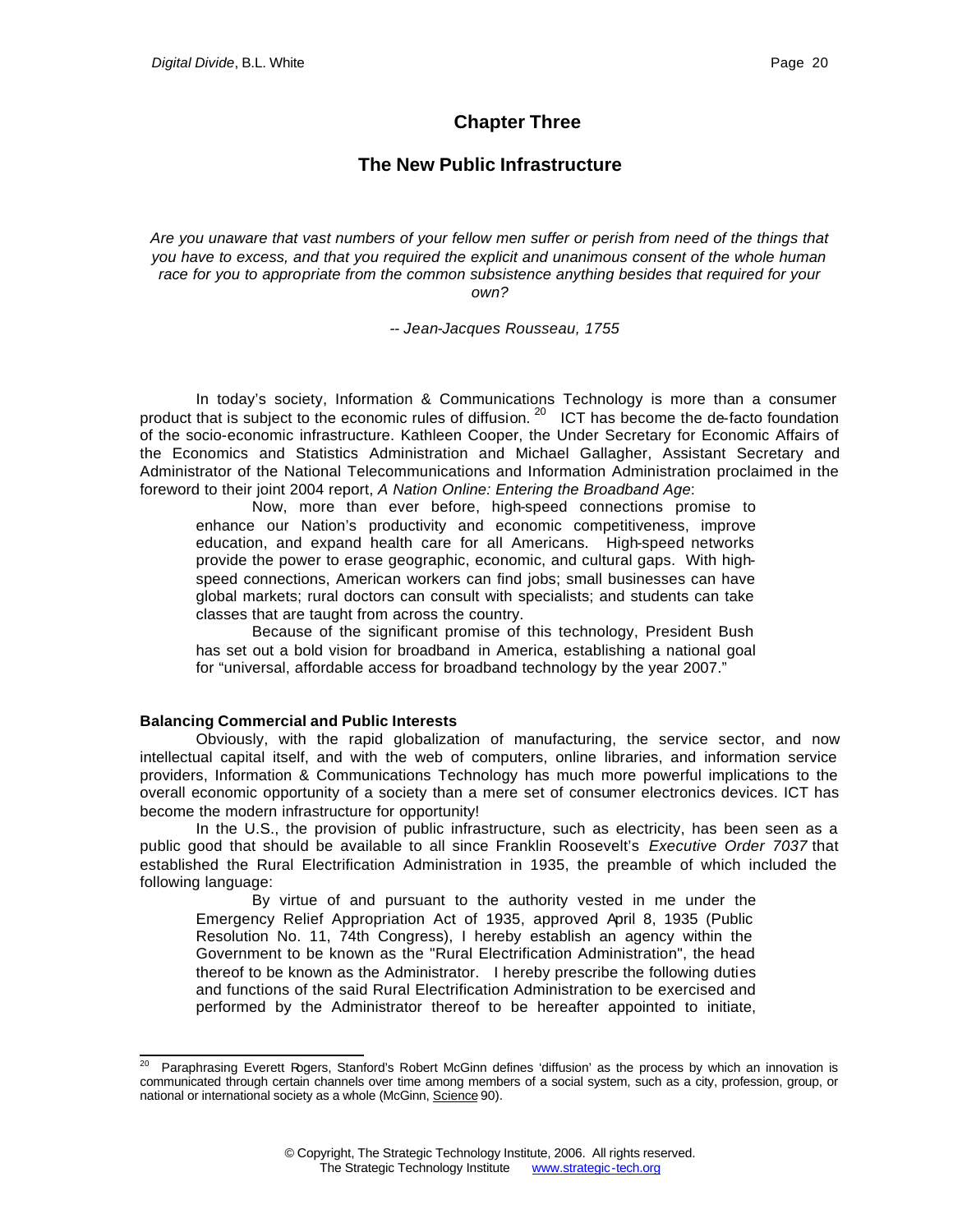## Chapter Three

## The New Public Infrastructure

*Are you unaware that vast numbers of your fellow men suffer or perish from need of the things that you have to excess, and that you required the explicit and unanimous consent of the whole human race for you to appropriate from the common subsistence anything besides that required for your own?*

*-- Jean-Jacques Rousseau, 1755*

In today's society, Information & Communications Technology is more than a consumer product that is subject to the economic rules of diffusion.[20] ICT has become the de-facto foundation of the socio-economic infrastructure. Kathleen Cooper, the Under Secretary for Economic Affairs of the Economics and Statistics Administration and Michael Gallagher, Assistant Secretary and Administrator of the National Telecommunications and Information Administration proclaimed in the foreword to their joint 2004 report, *A Nation Online: Entering the Broadband Age*:

> Now, more than ever before, high-speed connections promise to enhance our Nation's productivity and economic competitiveness, improve education, and expand health care for all Americans. High-speed networks provide the power to erase geographic, economic, and cultural gaps. With high-speed connections, American workers can find jobs; small businesses can have global markets; rural doctors can consult with specialists; and students can take classes that are taught from across the country.
>
> Because of the significant promise of this technology, President Bush has set out a bold vision for broadband in America, establishing a national goal for "universal, affordable access for broadband technology by the year 2007."

**Balancing Commercial and Public Interests**

Obviously, with the rapid globalization of manufacturing, the service sector, and now intellectual capital itself, and with the web of computers, online libraries, and information service providers, Information & Communications Technology has much more powerful implications to the overall economic opportunity of a society than a mere set of consumer electronics devices. ICT has become the modern infrastructure for opportunity!

In the U.S., the provision of public infrastructure, such as electricity, has been seen as a public good that should be available to all since Franklin Roosevelt's *Executive Order 7037* that established the Rural Electrification Administration in 1935, the preamble of which included the following language:

> By virtue of and pursuant to the authority vested in me under the Emergency Relief Appropriation Act of 1935, approved April 8, 1935 (Public Resolution No. 11, 74th Congress), I hereby establish an agency within the Government to be known as the "Rural Electrification Administration", the head thereof to be known as the Administrator. I hereby prescribe the following duties and functions of the said Rural Electrification Administration to be exercised and performed by the Administrator thereof to be hereafter appointed to initiate,

---

[20] Paraphrasing Everett Rogers, Stanford's Robert McGinn defines 'diffusion' as the process by which an innovation is communicated through certain channels over time among members of a social system, such as a city, profession, group, or national or international society as a whole (McGinn, Science 90).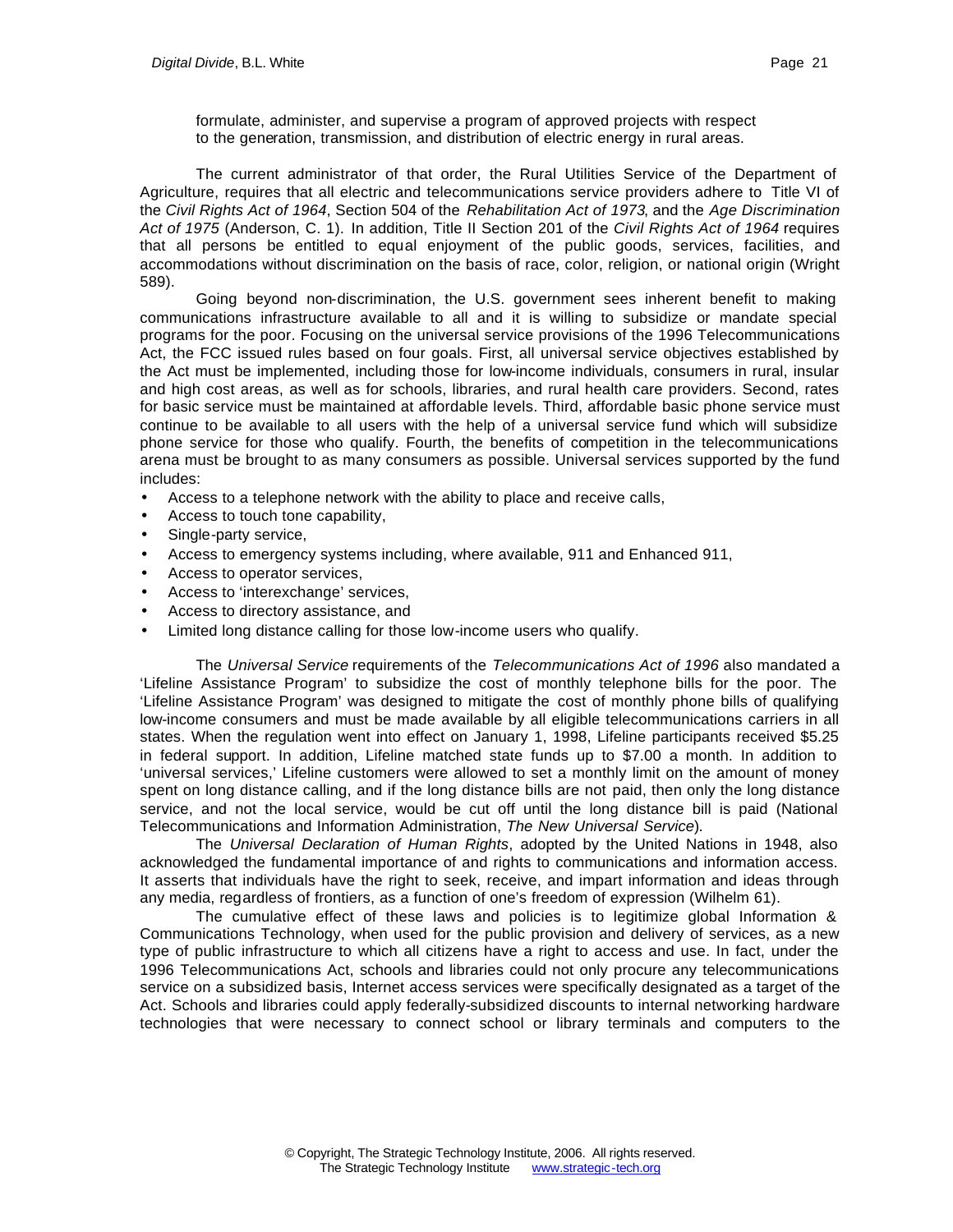formulate, administer, and supervise a program of approved projects with respect to the generation, transmission, and distribution of electric energy in rural areas.

The current administrator of that order, the Rural Utilities Service of the Department of Agriculture, requires that all electric and telecommunications service providers adhere to Title VI of the *Civil Rights Act of 1964*, Section 504 of the *Rehabilitation Act of 1973*, and the *Age Discrimination Act of 1975* (Anderson, C. 1). In addition, Title II Section 201 of the *Civil Rights Act of 1964* requires that all persons be entitled to equal enjoyment of the public goods, services, facilities, and accommodations without discrimination on the basis of race, color, religion, or national origin (Wright 589).

Going beyond non-discrimination, the U.S. government sees inherent benefit to making communications infrastructure available to all and it is willing to subsidize or mandate special programs for the poor. Focusing on the universal service provisions of the 1996 Telecommunications Act, the FCC issued rules based on four goals. First, all universal service objectives established by the Act must be implemented, including those for low-income individuals, consumers in rural, insular and high cost areas, as well as for schools, libraries, and rural health care providers. Second, rates for basic service must be maintained at affordable levels. Third, affordable basic phone service must continue to be available to all users with the help of a universal service fund which will subsidize phone service for those who qualify. Fourth, the benefits of competition in the telecommunications arena must be brought to as many consumers as possible. Universal services supported by the fund includes:

- Access to a telephone network with the ability to place and receive calls,
- Access to touch tone capability,
- Single-party service,
- Access to emergency systems including, where available, 911 and Enhanced 911,
- Access to operator services,
- Access to 'interexchange' services,
- Access to directory assistance, and
- Limited long distance calling for those low-income users who qualify.

The *Universal Service* requirements of the *Telecommunications Act of 1996* also mandated a 'Lifeline Assistance Program' to subsidize the cost of monthly telephone bills for the poor. The 'Lifeline Assistance Program' was designed to mitigate the cost of monthly phone bills of qualifying low-income consumers and must be made available by all eligible telecommunications carriers in all states. When the regulation went into effect on January 1, 1998, Lifeline participants received $5.25 in federal support. In addition, Lifeline matched state funds up to $7.00 a month. In addition to 'universal services,' Lifeline customers were allowed to set a monthly limit on the amount of money spent on long distance calling, and if the long distance bills are not paid, then only the long distance service, and not the local service, would be cut off until the long distance bill is paid (National Telecommunications and Information Administration, *The New Universal Service*).

The *Universal Declaration of Human Rights*, adopted by the United Nations in 1948, also acknowledged the fundamental importance of and rights to communications and information access. It asserts that individuals have the right to seek, receive, and impart information and ideas through any media, regardless of frontiers, as a function of one's freedom of expression (Wilhelm 61).

The cumulative effect of these laws and policies is to legitimize global Information & Communications Technology, when used for the public provision and delivery of services, as a new type of public infrastructure to which all citizens have a right to access and use. In fact, under the 1996 Telecommunications Act, schools and libraries could not only procure any telecommunications service on a subsidized basis, Internet access services were specifically designated as a target of the Act. Schools and libraries could apply federally-subsidized discounts to internal networking hardware technologies that were necessary to connect school or library terminals and computers to the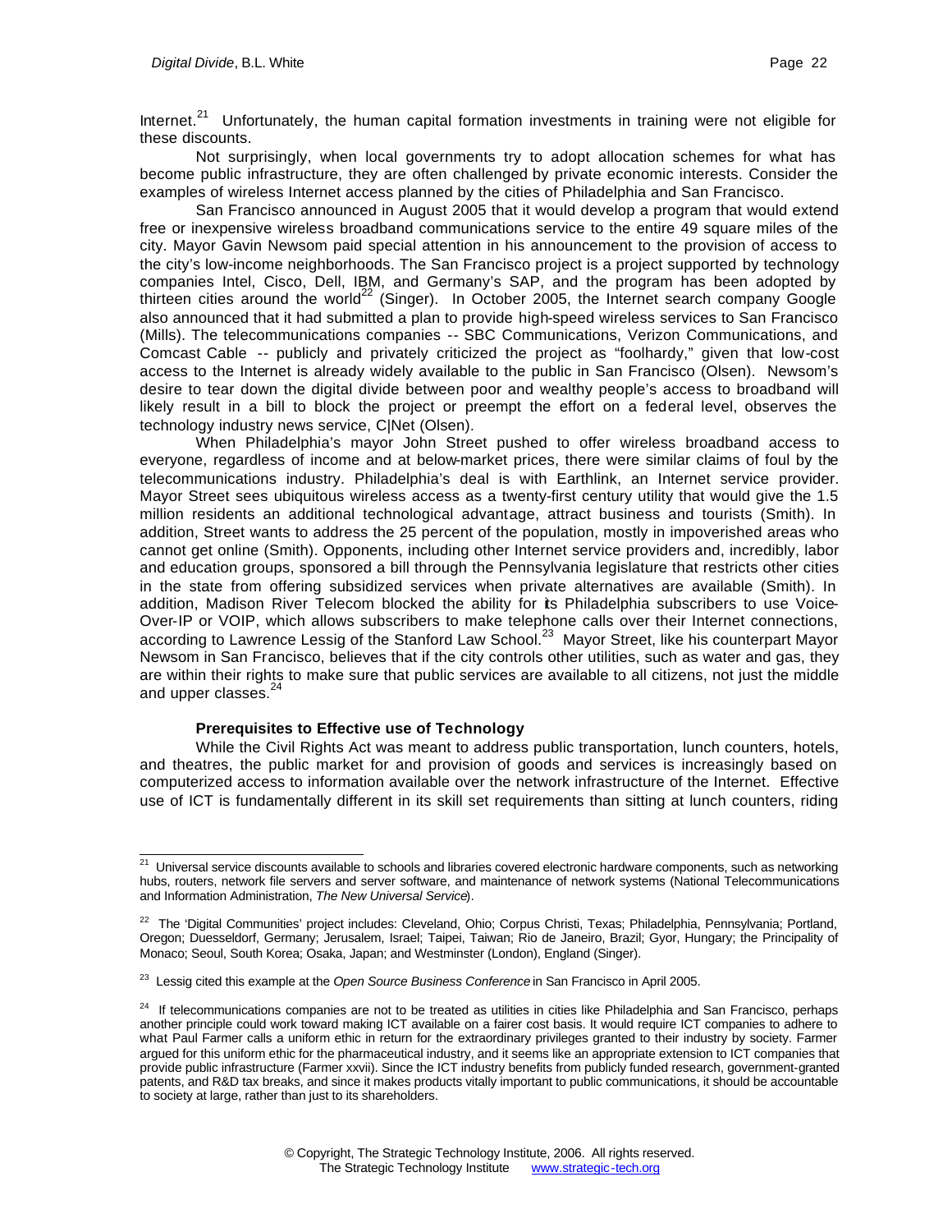Internet.[21] Unfortunately, the human capital formation investments in training were not eligible for these discounts.

Not surprisingly, when local governments try to adopt allocation schemes for what has become public infrastructure, they are often challenged by private economic interests. Consider the examples of wireless Internet access planned by the cities of Philadelphia and San Francisco.

San Francisco announced in August 2005 that it would develop a program that would extend free or inexpensive wireless broadband communications service to the entire 49 square miles of the city. Mayor Gavin Newsom paid special attention in his announcement to the provision of access to the city's low-income neighborhoods. The San Francisco project is a project supported by technology companies Intel, Cisco, Dell, IBM, and Germany's SAP, and the program has been adopted by thirteen cities around the world[22] (Singer). In October 2005, the Internet search company Google also announced that it had submitted a plan to provide high-speed wireless services to San Francisco (Mills). The telecommunications companies -- SBC Communications, Verizon Communications, and Comcast Cable -- publicly and privately criticized the project as "foolhardy," given that low-cost access to the Internet is already widely available to the public in San Francisco (Olsen). Newsom's desire to tear down the digital divide between poor and wealthy people's access to broadband will likely result in a bill to block the project or preempt the effort on a federal level, observes the technology industry news service, C|Net (Olsen).

When Philadelphia's mayor John Street pushed to offer wireless broadband access to everyone, regardless of income and at below-market prices, there were similar claims of foul by the telecommunications industry. Philadelphia's deal is with Earthlink, an Internet service provider. Mayor Street sees ubiquitous wireless access as a twenty-first century utility that would give the 1.5 million residents an additional technological advantage, attract business and tourists (Smith). In addition, Street wants to address the 25 percent of the population, mostly in impoverished areas who cannot get online (Smith). Opponents, including other Internet service providers and, incredibly, labor and education groups, sponsored a bill through the Pennsylvania legislature that restricts other cities in the state from offering subsidized services when private alternatives are available (Smith). In addition, Madison River Telecom blocked the ability for its Philadelphia subscribers to use Voice-Over-IP or VOIP, which allows subscribers to make telephone calls over their Internet connections, according to Lawrence Lessig of the Stanford Law School.[23] Mayor Street, like his counterpart Mayor Newsom in San Francisco, believes that if the city controls other utilities, such as water and gas, they are within their rights to make sure that public services are available to all citizens, not just the middle and upper classes.[24]

### Prerequisites to Effective use of Technology

While the Civil Rights Act was meant to address public transportation, lunch counters, hotels, and theatres, the public market for and provision of goods and services is increasingly based on computerized access to information available over the network infrastructure of the Internet. Effective use of ICT is fundamentally different in its skill set requirements than sitting at lunch counters, riding

---

[21] Universal service discounts available to schools and libraries covered electronic hardware components, such as networking hubs, routers, network file servers and server software, and maintenance of network systems (National Telecommunications and Information Administration, *The New Universal Service*).

[22] The 'Digital Communities' project includes: Cleveland, Ohio; Corpus Christi, Texas; Philadelphia, Pennsylvania; Portland, Oregon; Duesseldorf, Germany; Jerusalem, Israel; Taipei, Taiwan; Rio de Janeiro, Brazil; Gyor, Hungary; the Principality of Monaco; Seoul, South Korea; Osaka, Japan; and Westminster (London), England (Singer).

[23] Lessig cited this example at the *Open Source Business Conference* in San Francisco in April 2005.

[24] If telecommunications companies are not to be treated as utilities in cities like Philadelphia and San Francisco, perhaps another principle could work toward making ICT available on a fairer cost basis. It would require ICT companies to adhere to what Paul Farmer calls a uniform ethic in return for the extraordinary privileges granted to their industry by society. Farmer argued for this uniform ethic for the pharmaceutical industry, and it seems like an appropriate extension to ICT companies that provide public infrastructure (Farmer xxvii). Since the ICT industry benefits from publicly funded research, government-granted patents, and R&D tax breaks, and since it makes products vitally important to public communications, it should be accountable to society at large, rather than just to its shareholders.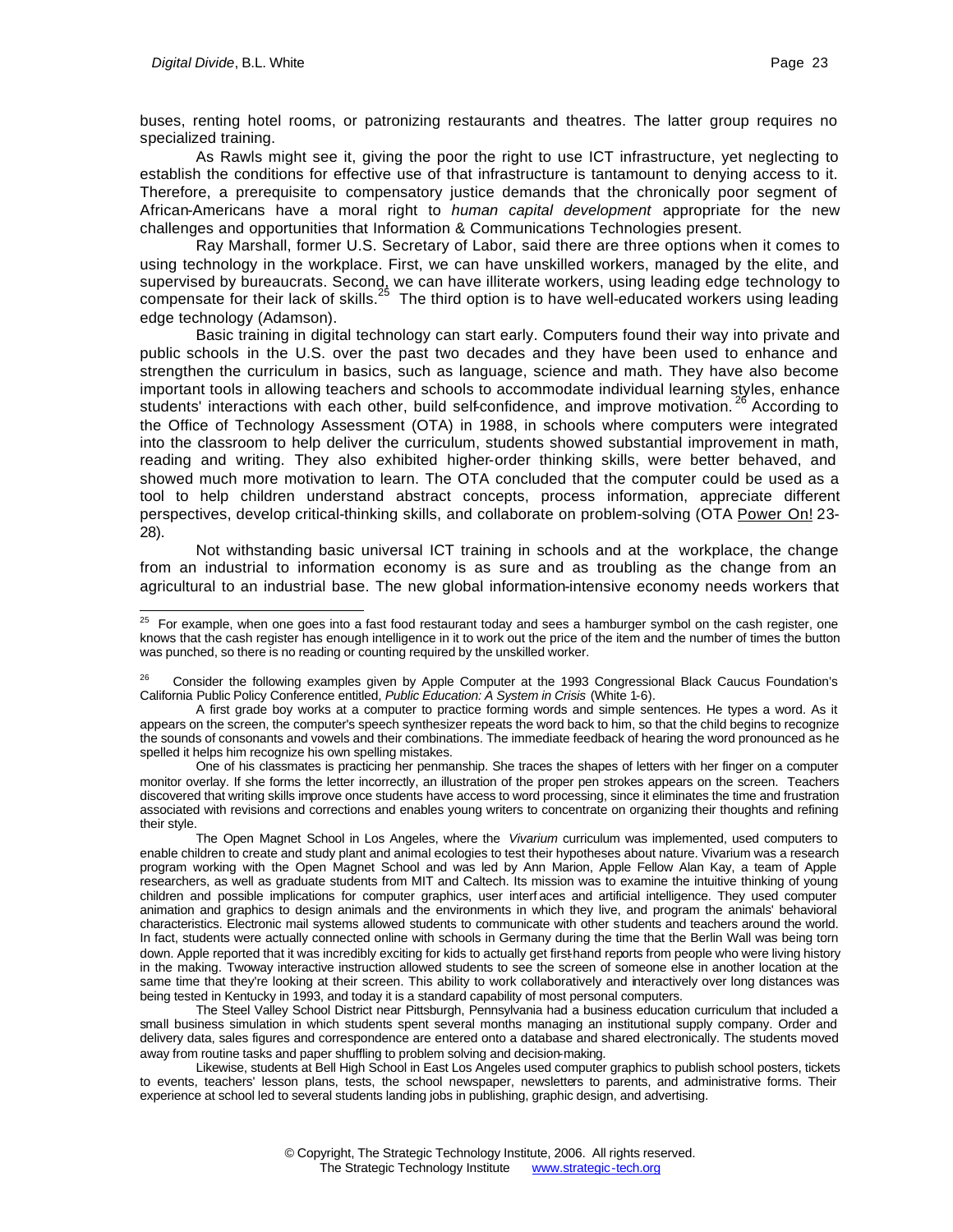buses, renting hotel rooms, or patronizing restaurants and theatres. The latter group requires no specialized training.

As Rawls might see it, giving the poor the right to use ICT infrastructure, yet neglecting to establish the conditions for effective use of that infrastructure is tantamount to denying access to it. Therefore, a prerequisite to compensatory justice demands that the chronically poor segment of African-Americans have a moral right to *human capital development* appropriate for the new challenges and opportunities that Information & Communications Technologies present.

Ray Marshall, former U.S. Secretary of Labor, said there are three options when it comes to using technology in the workplace. First, we can have unskilled workers, managed by the elite, and supervised by bureaucrats. Second, we can have illiterate workers, using leading edge technology to compensate for their lack of skills.[25] The third option is to have well-educated workers using leading edge technology (Adamson).

Basic training in digital technology can start early. Computers found their way into private and public schools in the U.S. over the past two decades and they have been used to enhance and strengthen the curriculum in basics, such as language, science and math. They have also become important tools in allowing teachers and schools to accommodate individual learning styles, enhance students' interactions with each other, build self-confidence, and improve motivation.[26] According to the Office of Technology Assessment (OTA) in 1988, in schools where computers were integrated into the classroom to help deliver the curriculum, students showed substantial improvement in math, reading and writing. They also exhibited higher-order thinking skills, were better behaved, and showed much more motivation to learn. The OTA concluded that the computer could be used as a tool to help children understand abstract concepts, process information, appreciate different perspectives, develop critical-thinking skills, and collaborate on problem-solving (OTA Power On! 23-28).

Not withstanding basic universal ICT training in schools and at the workplace, the change from an industrial to information economy is as sure and as troubling as the change from an agricultural to an industrial base. The new global information-intensive economy needs workers that

---

[25] For example, when one goes into a fast food restaurant today and sees a hamburger symbol on the cash register, one knows that the cash register has enough intelligence in it to work out the price of the item and the number of times the button was punched, so there is no reading or counting required by the unskilled worker.

[26] Consider the following examples given by Apple Computer at the 1993 Congressional Black Caucus Foundation's California Public Policy Conference entitled, *Public Education: A System in Crisis* (White 1-6).

A first grade boy works at a computer to practice forming words and simple sentences. He types a word. As it appears on the screen, the computer's speech synthesizer repeats the word back to him, so that the child begins to recognize the sounds of consonants and vowels and their combinations. The immediate feedback of hearing the word pronounced as he spelled it helps him recognize his own spelling mistakes.

One of his classmates is practicing her penmanship. She traces the shapes of letters with her finger on a computer monitor overlay. If she forms the letter incorrectly, an illustration of the proper pen strokes appears on the screen. Teachers discovered that writing skills improve once students have access to word processing, since it eliminates the time and frustration associated with revisions and corrections and enables young writers to concentrate on organizing their thoughts and refining their style.

The Open Magnet School in Los Angeles, where the *Vivarium* curriculum was implemented, used computers to enable children to create and study plant and animal ecologies to test their hypotheses about nature. Vivarium was a research program working with the Open Magnet School and was led by Ann Marion, Apple Fellow Alan Kay, a team of Apple researchers, as well as graduate students from MIT and Caltech. Its mission was to examine the intuitive thinking of young children and possible implications for computer graphics, user interfaces and artificial intelligence. They used computer animation and graphics to design animals and the environments in which they live, and program the animals' behavioral characteristics. Electronic mail systems allowed students to communicate with other students and teachers around the world. In fact, students were actually connected online with schools in Germany during the time that the Berlin Wall was being torn down. Apple reported that it was incredibly exciting for kids to actually get first-hand reports from people who were living history in the making. Two-way interactive instruction allowed students to see the screen of someone else in another location at the same time that they're looking at their screen. This ability to work collaboratively and interactively over long distances was being tested in Kentucky in 1993, and today it is a standard capability of most personal computers.

The Steel Valley School District near Pittsburgh, Pennsylvania had a business education curriculum that included a small business simulation in which students spent several months managing an institutional supply company. Order and delivery data, sales figures and correspondence are entered onto a database and shared electronically. The students moved away from routine tasks and paper shuffling to problem solving and decision-making.

Likewise, students at Bell High School in East Los Angeles used computer graphics to publish school posters, tickets to events, teachers' lesson plans, tests, the school newspaper, newsletters to parents, and administrative forms. Their experience at school led to several students landing jobs in publishing, graphic design, and advertising.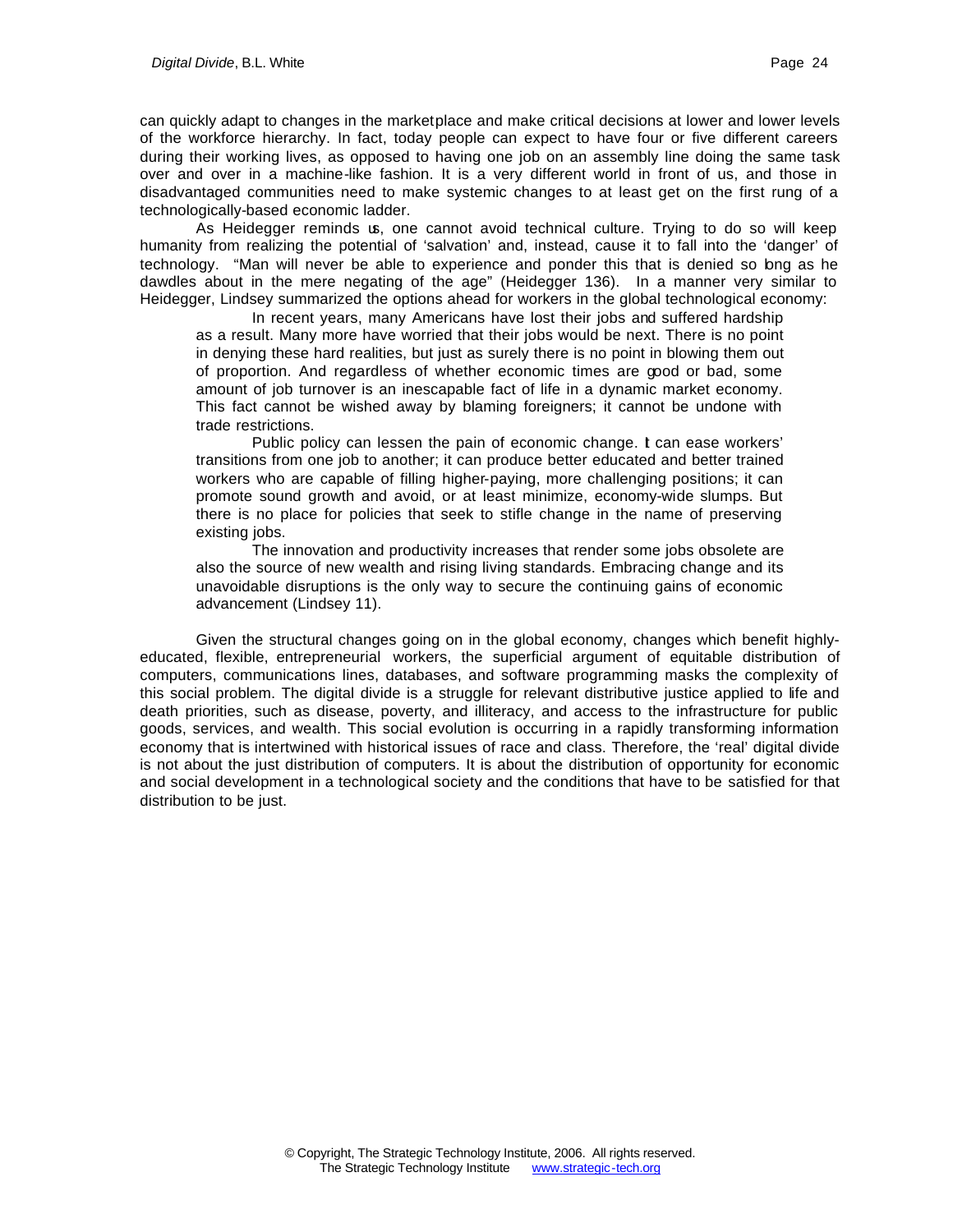can quickly adapt to changes in the marketplace and make critical decisions at lower and lower levels of the workforce hierarchy. In fact, today people can expect to have four or five different careers during their working lives, as opposed to having one job on an assembly line doing the same task over and over in a machine-like fashion. It is a very different world in front of us, and those in disadvantaged communities need to make systemic changes to at least get on the first rung of a technologically-based economic ladder.

As Heidegger reminds us, one cannot avoid technical culture. Trying to do so will keep humanity from realizing the potential of 'salvation' and, instead, cause it to fall into the 'danger' of technology. "Man will never be able to experience and ponder this that is denied so long as he dawdles about in the mere negating of the age" (Heidegger 136). In a manner very similar to Heidegger, Lindsey summarized the options ahead for workers in the global technological economy:

> In recent years, many Americans have lost their jobs and suffered hardship as a result. Many more have worried that their jobs would be next. There is no point in denying these hard realities, but just as surely there is no point in blowing them out of proportion. And regardless of whether economic times are good or bad, some amount of job turnover is an inescapable fact of life in a dynamic market economy. This fact cannot be wished away by blaming foreigners; it cannot be undone with trade restrictions.
>
> Public policy can lessen the pain of economic change. It can ease workers' transitions from one job to another; it can produce better educated and better trained workers who are capable of filling higher-paying, more challenging positions; it can promote sound growth and avoid, or at least minimize, economy-wide slumps. But there is no place for policies that seek to stifle change in the name of preserving existing jobs.
>
> The innovation and productivity increases that render some jobs obsolete are also the source of new wealth and rising living standards. Embracing change and its unavoidable disruptions is the only way to secure the continuing gains of economic advancement (Lindsey 11).

Given the structural changes going on in the global economy, changes which benefit highly-educated, flexible, entrepreneurial workers, the superficial argument of equitable distribution of computers, communications lines, databases, and software programming masks the complexity of this social problem. The digital divide is a struggle for relevant distributive justice applied to life and death priorities, such as disease, poverty, and illiteracy, and access to the infrastructure for public goods, services, and wealth. This social evolution is occurring in a rapidly transforming information economy that is intertwined with historical issues of race and class. Therefore, the 'real' digital divide is not about the just distribution of computers. It is about the distribution of opportunity for economic and social development in a technological society and the conditions that have to be satisfied for that distribution to be just.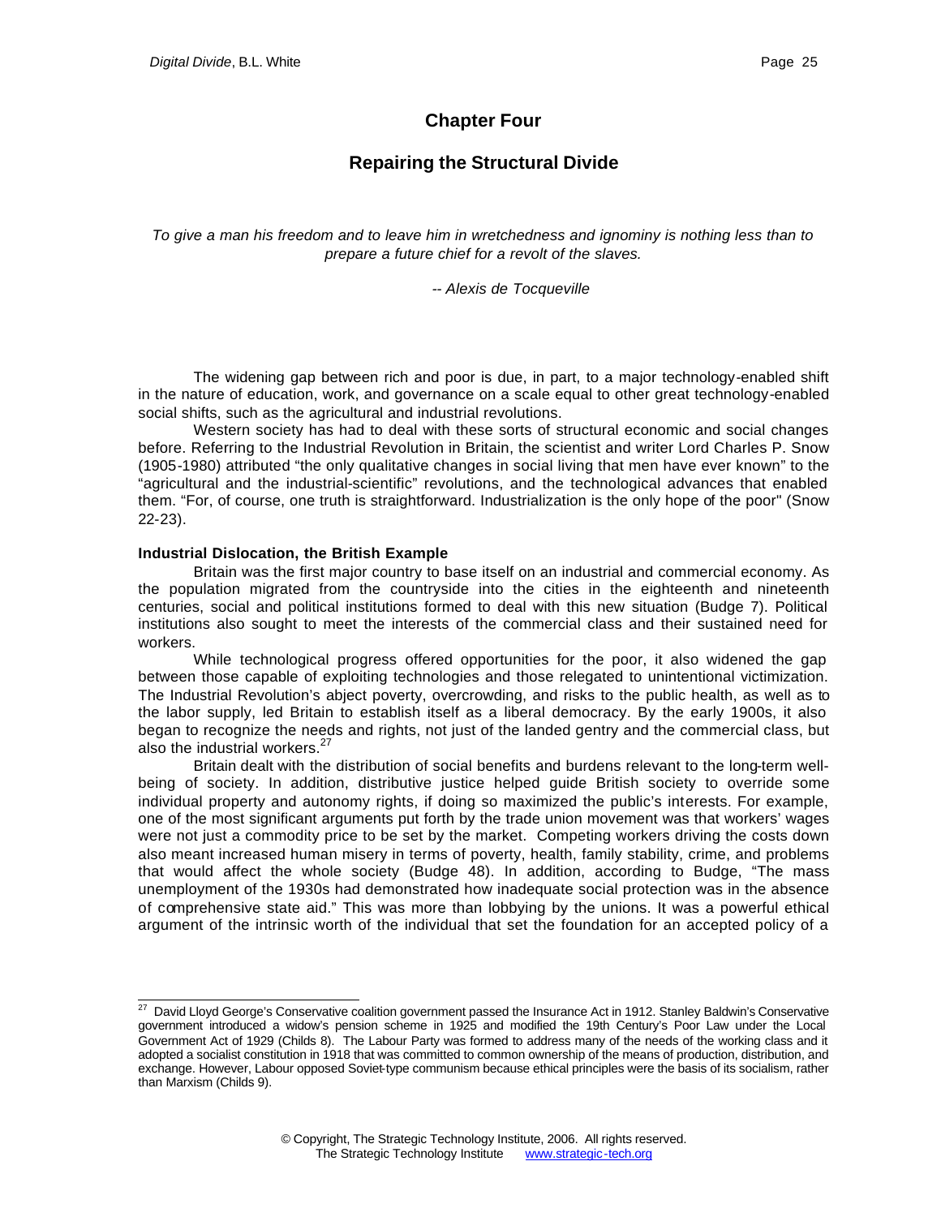## Chapter Four

## Repairing the Structural Divide

*To give a man his freedom and to leave him in wretchedness and ignominy is nothing less than to prepare a future chief for a revolt of the slaves.*

*-- Alexis de Tocqueville*

The widening gap between rich and poor is due, in part, to a major technology-enabled shift in the nature of education, work, and governance on a scale equal to other great technology-enabled social shifts, such as the agricultural and industrial revolutions.

Western society has had to deal with these sorts of structural economic and social changes before. Referring to the Industrial Revolution in Britain, the scientist and writer Lord Charles P. Snow (1905-1980) attributed "the only qualitative changes in social living that men have ever known" to the "agricultural and the industrial-scientific" revolutions, and the technological advances that enabled them. "For, of course, one truth is straightforward. Industrialization is the only hope of the poor" (Snow 22-23).

**Industrial Dislocation, the British Example**

Britain was the first major country to base itself on an industrial and commercial economy. As the population migrated from the countryside into the cities in the eighteenth and nineteenth centuries, social and political institutions formed to deal with this new situation (Budge 7). Political institutions also sought to meet the interests of the commercial class and their sustained need for workers.

While technological progress offered opportunities for the poor, it also widened the gap between those capable of exploiting technologies and those relegated to unintentional victimization. The Industrial Revolution's abject poverty, overcrowding, and risks to the public health, as well as to the labor supply, led Britain to establish itself as a liberal democracy. By the early 1900s, it also began to recognize the needs and rights, not just of the landed gentry and the commercial class, but also the industrial workers.[27]

Britain dealt with the distribution of social benefits and burdens relevant to the long-term well-being of society. In addition, distributive justice helped guide British society to override some individual property and autonomy rights, if doing so maximized the public's interests. For example, one of the most significant arguments put forth by the trade union movement was that workers' wages were not just a commodity price to be set by the market. Competing workers driving the costs down also meant increased human misery in terms of poverty, health, family stability, crime, and problems that would affect the whole society (Budge 48). In addition, according to Budge, "The mass unemployment of the 1930s had demonstrated how inadequate social protection was in the absence of comprehensive state aid." This was more than lobbying by the unions. It was a powerful ethical argument of the intrinsic worth of the individual that set the foundation for an accepted policy of a

---

[27] David Lloyd George's Conservative coalition government passed the Insurance Act in 1912. Stanley Baldwin's Conservative government introduced a widow's pension scheme in 1925 and modified the 19th Century's Poor Law under the Local Government Act of 1929 (Childs 8). The Labour Party was formed to address many of the needs of the working class and it adopted a socialist constitution in 1918 that was committed to common ownership of the means of production, distribution, and exchange. However, Labour opposed Soviet-type communism because ethical principles were the basis of its socialism, rather than Marxism (Childs 9).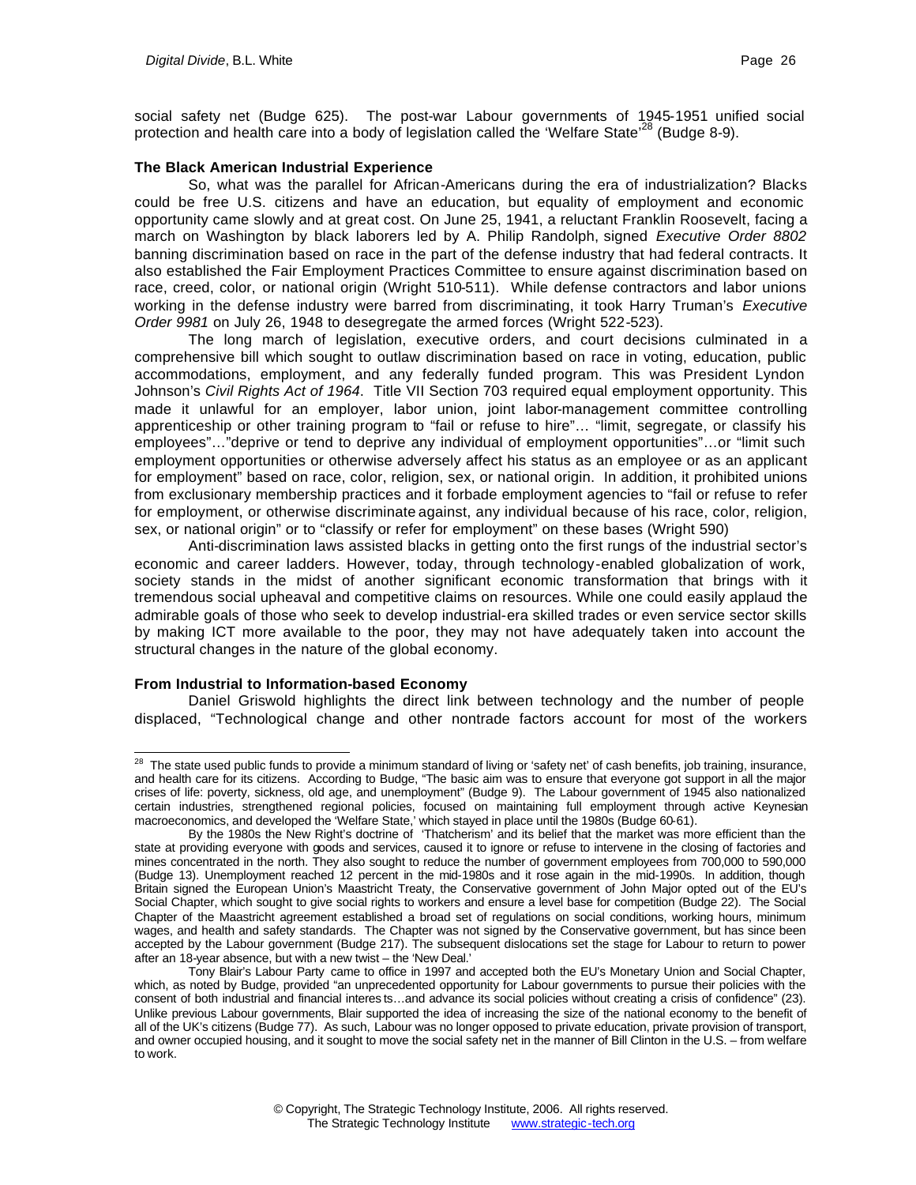social safety net (Budge 625). The post-war Labour governments of 1945-1951 unified social protection and health care into a body of legislation called the 'Welfare State'[28] (Budge 8-9).

**The Black American Industrial Experience**

So, what was the parallel for African-Americans during the era of industrialization? Blacks could be free U.S. citizens and have an education, but equality of employment and economic opportunity came slowly and at great cost. On June 25, 1941, a reluctant Franklin Roosevelt, facing a march on Washington by black laborers led by A. Philip Randolph, signed *Executive Order 8802* banning discrimination based on race in the part of the defense industry that had federal contracts. It also established the Fair Employment Practices Committee to ensure against discrimination based on race, creed, color, or national origin (Wright 510-511). While defense contractors and labor unions working in the defense industry were barred from discriminating, it took Harry Truman's *Executive Order 9981* on July 26, 1948 to desegregate the armed forces (Wright 522-523).

The long march of legislation, executive orders, and court decisions culminated in a comprehensive bill which sought to outlaw discrimination based on race in voting, education, public accommodations, employment, and any federally funded program. This was President Lyndon Johnson's *Civil Rights Act of 1964*. Title VII Section 703 required equal employment opportunity. This made it unlawful for an employer, labor union, joint labor-management committee controlling apprenticeship or other training program to "fail or refuse to hire"… "limit, segregate, or classify his employees"…"deprive or tend to deprive any individual of employment opportunities"…or "limit such employment opportunities or otherwise adversely affect his status as an employee or as an applicant for employment" based on race, color, religion, sex, or national origin. In addition, it prohibited unions from exclusionary membership practices and it forbade employment agencies to "fail or refuse to refer for employment, or otherwise discriminate against, any individual because of his race, color, religion, sex, or national origin" or to "classify or refer for employment" on these bases (Wright 590)

Anti-discrimination laws assisted blacks in getting onto the first rungs of the industrial sector's economic and career ladders. However, today, through technology-enabled globalization of work, society stands in the midst of another significant economic transformation that brings with it tremendous social upheaval and competitive claims on resources. While one could easily applaud the admirable goals of those who seek to develop industrial-era skilled trades or even service sector skills by making ICT more available to the poor, they may not have adequately taken into account the structural changes in the nature of the global economy.

**From Industrial to Information-based Economy**

Daniel Griswold highlights the direct link between technology and the number of people displaced, "Technological change and other nontrade factors account for most of the workers

---

[28] The state used public funds to provide a minimum standard of living or 'safety net' of cash benefits, job training, insurance, and health care for its citizens. According to Budge, "The basic aim was to ensure that everyone got support in all the major crises of life: poverty, sickness, old age, and unemployment" (Budge 9). The Labour government of 1945 also nationalized certain industries, strengthened regional policies, focused on maintaining full employment through active Keynesian macroeconomics, and developed the 'Welfare State,' which stayed in place until the 1980s (Budge 60-61).

By the 1980s the New Right's doctrine of 'Thatcherism' and its belief that the market was more efficient than the state at providing everyone with goods and services, caused it to ignore or refuse to intervene in the closing of factories and mines concentrated in the north. They also sought to reduce the number of government employees from 700,000 to 590,000 (Budge 13). Unemployment reached 12 percent in the mid-1980s and it rose again in the mid-1990s. In addition, though Britain signed the European Union's Maastricht Treaty, the Conservative government of John Major opted out of the EU's Social Chapter, which sought to give social rights to workers and ensure a level base for competition (Budge 22). The Social Chapter of the Maastricht agreement established a broad set of regulations on social conditions, working hours, minimum wages, and health and safety standards. The Chapter was not signed by the Conservative government, but has since been accepted by the Labour government (Budge 217). The subsequent dislocations set the stage for Labour to return to power after an 18-year absence, but with a new twist – the 'New Deal.'

Tony Blair's Labour Party came to office in 1997 and accepted both the EU's Monetary Union and Social Chapter, which, as noted by Budge, provided "an unprecedented opportunity for Labour governments to pursue their policies with the consent of both industrial and financial interests…and advance its social policies without creating a crisis of confidence" (23). Unlike previous Labour governments, Blair supported the idea of increasing the size of the national economy to the benefit of all of the UK's citizens (Budge 77). As such, Labour was no longer opposed to private education, private provision of transport, and owner occupied housing, and it sought to move the social safety net in the manner of Bill Clinton in the U.S. – from welfare to work.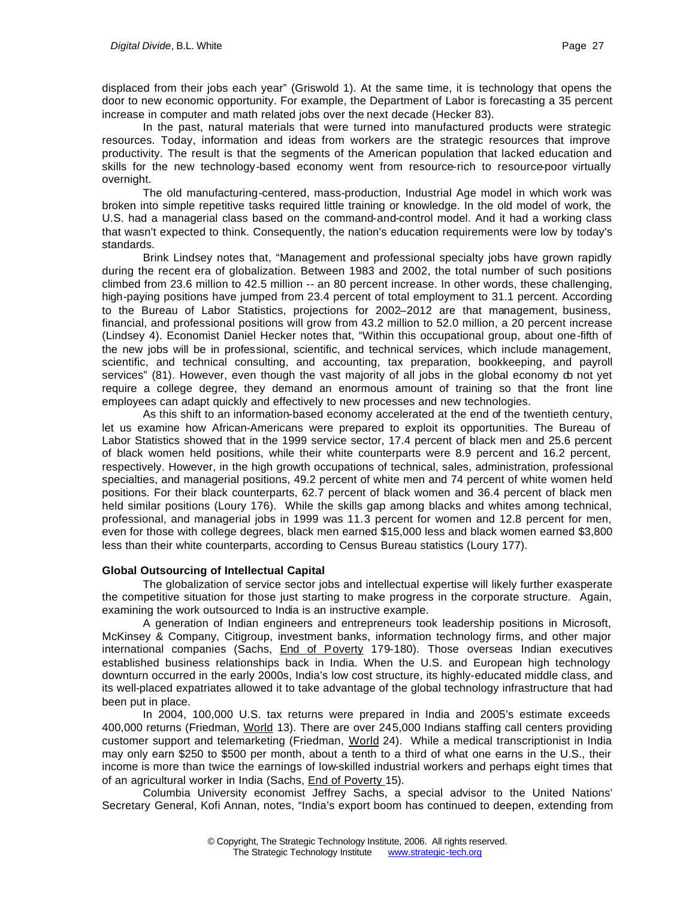displaced from their jobs each year" (Griswold 1). At the same time, it is technology that opens the door to new economic opportunity. For example, the Department of Labor is forecasting a 35 percent increase in computer and math related jobs over the next decade (Hecker 83).

In the past, natural materials that were turned into manufactured products were strategic resources. Today, information and ideas from workers are the strategic resources that improve productivity. The result is that the segments of the American population that lacked education and skills for the new technology-based economy went from resource-rich to resource-poor virtually overnight.

The old manufacturing-centered, mass-production, Industrial Age model in which work was broken into simple repetitive tasks required little training or knowledge. In the old model of work, the U.S. had a managerial class based on the command-and-control model. And it had a working class that wasn't expected to think. Consequently, the nation's education requirements were low by today's standards.

Brink Lindsey notes that, "Management and professional specialty jobs have grown rapidly during the recent era of globalization. Between 1983 and 2002, the total number of such positions climbed from 23.6 million to 42.5 million -- an 80 percent increase. In other words, these challenging, high-paying positions have jumped from 23.4 percent of total employment to 31.1 percent. According to the Bureau of Labor Statistics, projections for 2002–2012 are that management, business, financial, and professional positions will grow from 43.2 million to 52.0 million, a 20 percent increase (Lindsey 4). Economist Daniel Hecker notes that, "Within this occupational group, about one-fifth of the new jobs will be in professional, scientific, and technical services, which include management, scientific, and technical consulting, and accounting, tax preparation, bookkeeping, and payroll services" (81). However, even though the vast majority of all jobs in the global economy do not yet require a college degree, they demand an enormous amount of training so that the front line employees can adapt quickly and effectively to new processes and new technologies.

As this shift to an information-based economy accelerated at the end of the twentieth century, let us examine how African-Americans were prepared to exploit its opportunities. The Bureau of Labor Statistics showed that in the 1999 service sector, 17.4 percent of black men and 25.6 percent of black women held positions, while their white counterparts were 8.9 percent and 16.2 percent, respectively. However, in the high growth occupations of technical, sales, administration, professional specialties, and managerial positions, 49.2 percent of white men and 74 percent of white women held positions. For their black counterparts, 62.7 percent of black women and 36.4 percent of black men held similar positions (Loury 176). While the skills gap among blacks and whites among technical, professional, and managerial jobs in 1999 was 11.3 percent for women and 12.8 percent for men, even for those with college degrees, black men earned $15,000 less and black women earned $3,800 less than their white counterparts, according to Census Bureau statistics (Loury 177).

**Global Outsourcing of Intellectual Capital**

The globalization of service sector jobs and intellectual expertise will likely further exasperate the competitive situation for those just starting to make progress in the corporate structure. Again, examining the work outsourced to India is an instructive example.

A generation of Indian engineers and entrepreneurs took leadership positions in Microsoft, McKinsey & Company, Citigroup, investment banks, information technology firms, and other major international companies (Sachs, End of Poverty 179-180). Those overseas Indian executives established business relationships back in India. When the U.S. and European high technology downturn occurred in the early 2000s, India's low cost structure, its highly-educated middle class, and its well-placed expatriates allowed it to take advantage of the global technology infrastructure that had been put in place.

In 2004, 100,000 U.S. tax returns were prepared in India and 2005's estimate exceeds 400,000 returns (Friedman, World 13). There are over 245,000 Indians staffing call centers providing customer support and telemarketing (Friedman, World 24). While a medical transcriptionist in India may only earn $250 to $500 per month, about a tenth to a third of what one earns in the U.S., their income is more than twice the earnings of low-skilled industrial workers and perhaps eight times that of an agricultural worker in India (Sachs, End of Poverty 15).

Columbia University economist Jeffrey Sachs, a special advisor to the United Nations' Secretary General, Kofi Annan, notes, "India's export boom has continued to deepen, extending from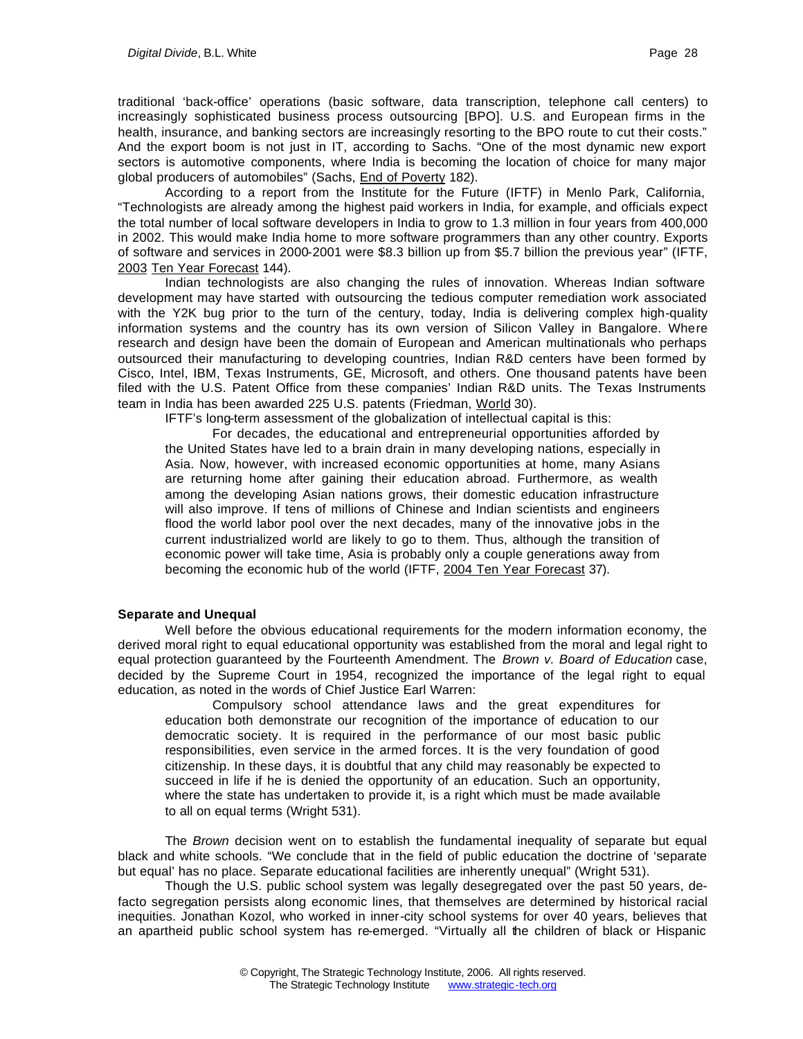traditional 'back-office' operations (basic software, data transcription, telephone call centers) to increasingly sophisticated business process outsourcing [BPO]. U.S. and European firms in the health, insurance, and banking sectors are increasingly resorting to the BPO route to cut their costs." And the export boom is not just in IT, according to Sachs. "One of the most dynamic new export sectors is automotive components, where India is becoming the location of choice for many major global producers of automobiles" (Sachs, End of Poverty 182).

According to a report from the Institute for the Future (IFTF) in Menlo Park, California, "Technologists are already among the highest paid workers in India, for example, and officials expect the total number of local software developers in India to grow to 1.3 million in four years from 400,000 in 2002. This would make India home to more software programmers than any other country. Exports of software and services in 2000-2001 were $8.3 billion up from $5.7 billion the previous year" (IFTF, 2003 Ten Year Forecast 144).

Indian technologists are also changing the rules of innovation. Whereas Indian software development may have started with outsourcing the tedious computer remediation work associated with the Y2K bug prior to the turn of the century, today, India is delivering complex high-quality information systems and the country has its own version of Silicon Valley in Bangalore. Where research and design have been the domain of European and American multinationals who perhaps outsourced their manufacturing to developing countries, Indian R&D centers have been formed by Cisco, Intel, IBM, Texas Instruments, GE, Microsoft, and others. One thousand patents have been filed with the U.S. Patent Office from these companies' Indian R&D units. The Texas Instruments team in India has been awarded 225 U.S. patents (Friedman, World 30).

IFTF's long-term assessment of the globalization of intellectual capital is this:

> For decades, the educational and entrepreneurial opportunities afforded by the United States have led to a brain drain in many developing nations, especially in Asia. Now, however, with increased economic opportunities at home, many Asians are returning home after gaining their education abroad. Furthermore, as wealth among the developing Asian nations grows, their domestic education infrastructure will also improve. If tens of millions of Chinese and Indian scientists and engineers flood the world labor pool over the next decades, many of the innovative jobs in the current industrialized world are likely to go to them. Thus, although the transition of economic power will take time, Asia is probably only a couple generations away from becoming the economic hub of the world (IFTF, 2004 Ten Year Forecast 37).

**Separate and Unequal**

Well before the obvious educational requirements for the modern information economy, the derived moral right to equal educational opportunity was established from the moral and legal right to equal protection guaranteed by the Fourteenth Amendment. The *Brown v. Board of Education* case, decided by the Supreme Court in 1954, recognized the importance of the legal right to equal education, as noted in the words of Chief Justice Earl Warren:

> Compulsory school attendance laws and the great expenditures for education both demonstrate our recognition of the importance of education to our democratic society. It is required in the performance of our most basic public responsibilities, even service in the armed forces. It is the very foundation of good citizenship. In these days, it is doubtful that any child may reasonably be expected to succeed in life if he is denied the opportunity of an education. Such an opportunity, where the state has undertaken to provide it, is a right which must be made available to all on equal terms (Wright 531).

The *Brown* decision went on to establish the fundamental inequality of separate but equal black and white schools. "We conclude that in the field of public education the doctrine of 'separate but equal' has no place. Separate educational facilities are inherently unequal" (Wright 531).

Though the U.S. public school system was legally desegregated over the past 50 years, de-facto segregation persists along economic lines, that themselves are determined by historical racial inequities. Jonathan Kozol, who worked in inner-city school systems for over 40 years, believes that an apartheid public school system has re-emerged. "Virtually all the children of black or Hispanic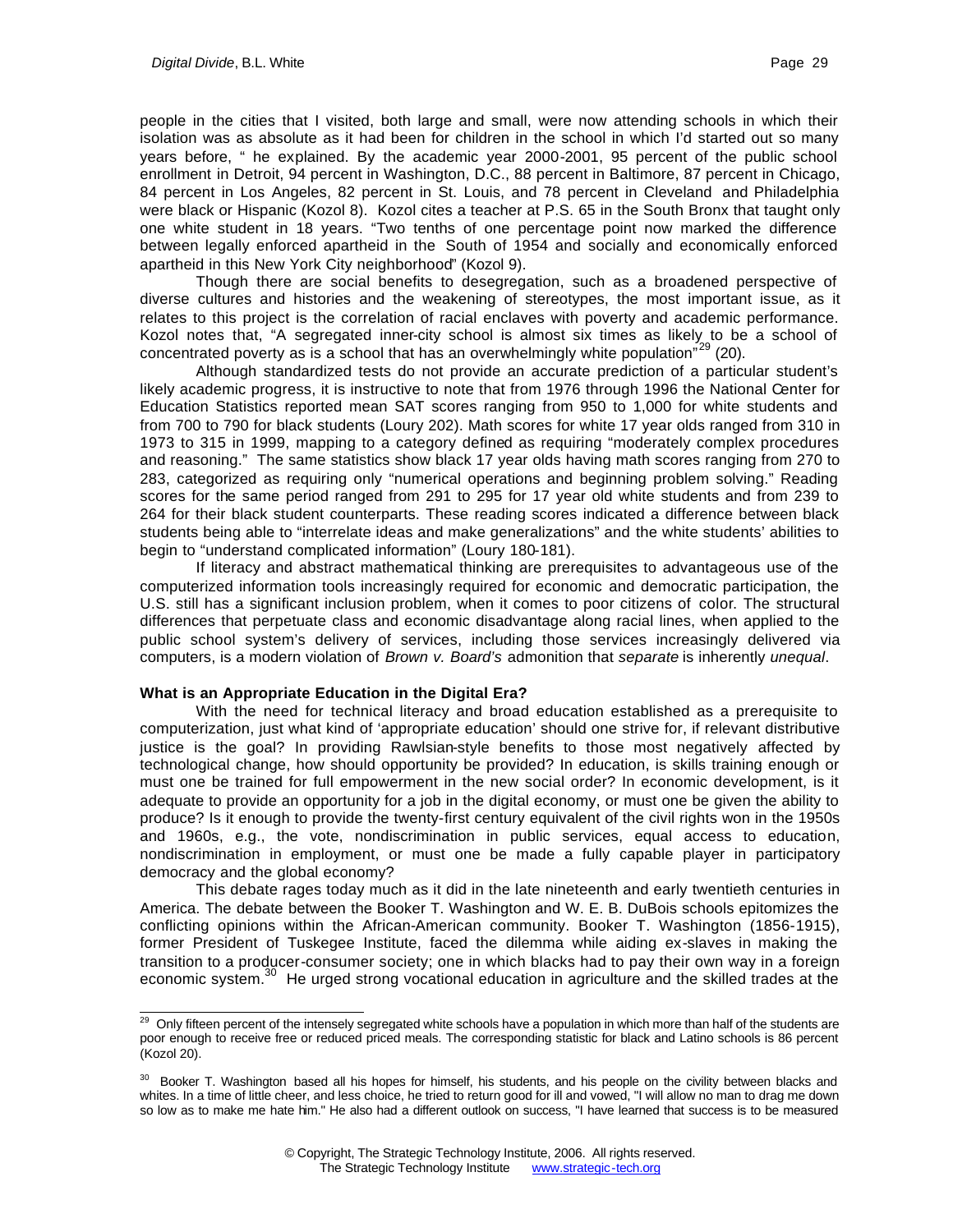people in the cities that I visited, both large and small, were now attending schools in which their isolation was as absolute as it had been for children in the school in which I'd started out so many years before, " he explained. By the academic year 2000-2001, 95 percent of the public school enrollment in Detroit, 94 percent in Washington, D.C., 88 percent in Baltimore, 87 percent in Chicago, 84 percent in Los Angeles, 82 percent in St. Louis, and 78 percent in Cleveland and Philadelphia were black or Hispanic (Kozol 8). Kozol cites a teacher at P.S. 65 in the South Bronx that taught only one white student in 18 years. "Two tenths of one percentage point now marked the difference between legally enforced apartheid in the South of 1954 and socially and economically enforced apartheid in this New York City neighborhood" (Kozol 9).

Though there are social benefits to desegregation, such as a broadened perspective of diverse cultures and histories and the weakening of stereotypes, the most important issue, as it relates to this project is the correlation of racial enclaves with poverty and academic performance. Kozol notes that, "A segregated inner-city school is almost six times as likely to be a school of concentrated poverty as is a school that has an overwhelmingly white population"[29] (20).

Although standardized tests do not provide an accurate prediction of a particular student's likely academic progress, it is instructive to note that from 1976 through 1996 the National Center for Education Statistics reported mean SAT scores ranging from 950 to 1,000 for white students and from 700 to 790 for black students (Loury 202). Math scores for white 17 year olds ranged from 310 in 1973 to 315 in 1999, mapping to a category defined as requiring "moderately complex procedures and reasoning." The same statistics show black 17 year olds having math scores ranging from 270 to 283, categorized as requiring only "numerical operations and beginning problem solving." Reading scores for the same period ranged from 291 to 295 for 17 year old white students and from 239 to 264 for their black student counterparts. These reading scores indicated a difference between black students being able to "interrelate ideas and make generalizations" and the white students' abilities to begin to "understand complicated information" (Loury 180-181).

If literacy and abstract mathematical thinking are prerequisites to advantageous use of the computerized information tools increasingly required for economic and democratic participation, the U.S. still has a significant inclusion problem, when it comes to poor citizens of color. The structural differences that perpetuate class and economic disadvantage along racial lines, when applied to the public school system's delivery of services, including those services increasingly delivered via computers, is a modern violation of *Brown v. Board's* admonition that *separate* is inherently *unequal*.

**What is an Appropriate Education in the Digital Era?**

With the need for technical literacy and broad education established as a prerequisite to computerization, just what kind of 'appropriate education' should one strive for, if relevant distributive justice is the goal? In providing Rawlsian-style benefits to those most negatively affected by technological change, how should opportunity be provided? In education, is skills training enough or must one be trained for full empowerment in the new social order? In economic development, is it adequate to provide an opportunity for a job in the digital economy, or must one be given the ability to produce? Is it enough to provide the twenty-first century equivalent of the civil rights won in the 1950s and 1960s, e.g., the vote, nondiscrimination in public services, equal access to education, nondiscrimination in employment, or must one be made a fully capable player in participatory democracy and the global economy?

This debate rages today much as it did in the late nineteenth and early twentieth centuries in America. The debate between the Booker T. Washington and W. E. B. DuBois schools epitomizes the conflicting opinions within the African-American community. Booker T. Washington (1856-1915), former President of Tuskegee Institute, faced the dilemma while aiding ex-slaves in making the transition to a producer-consumer society; one in which blacks had to pay their own way in a foreign economic system.[30] He urged strong vocational education in agriculture and the skilled trades at the

---

[29] Only fifteen percent of the intensely segregated white schools have a population in which more than half of the students are poor enough to receive free or reduced priced meals. The corresponding statistic for black and Latino schools is 86 percent (Kozol 20).

[30] Booker T. Washington based all his hopes for himself, his students, and his people on the civility between blacks and whites. In a time of little cheer, and less choice, he tried to return good for ill and vowed, "I will allow no man to drag me down so low as to make me hate him." He also had a different outlook on success, "I have learned that success is to be measured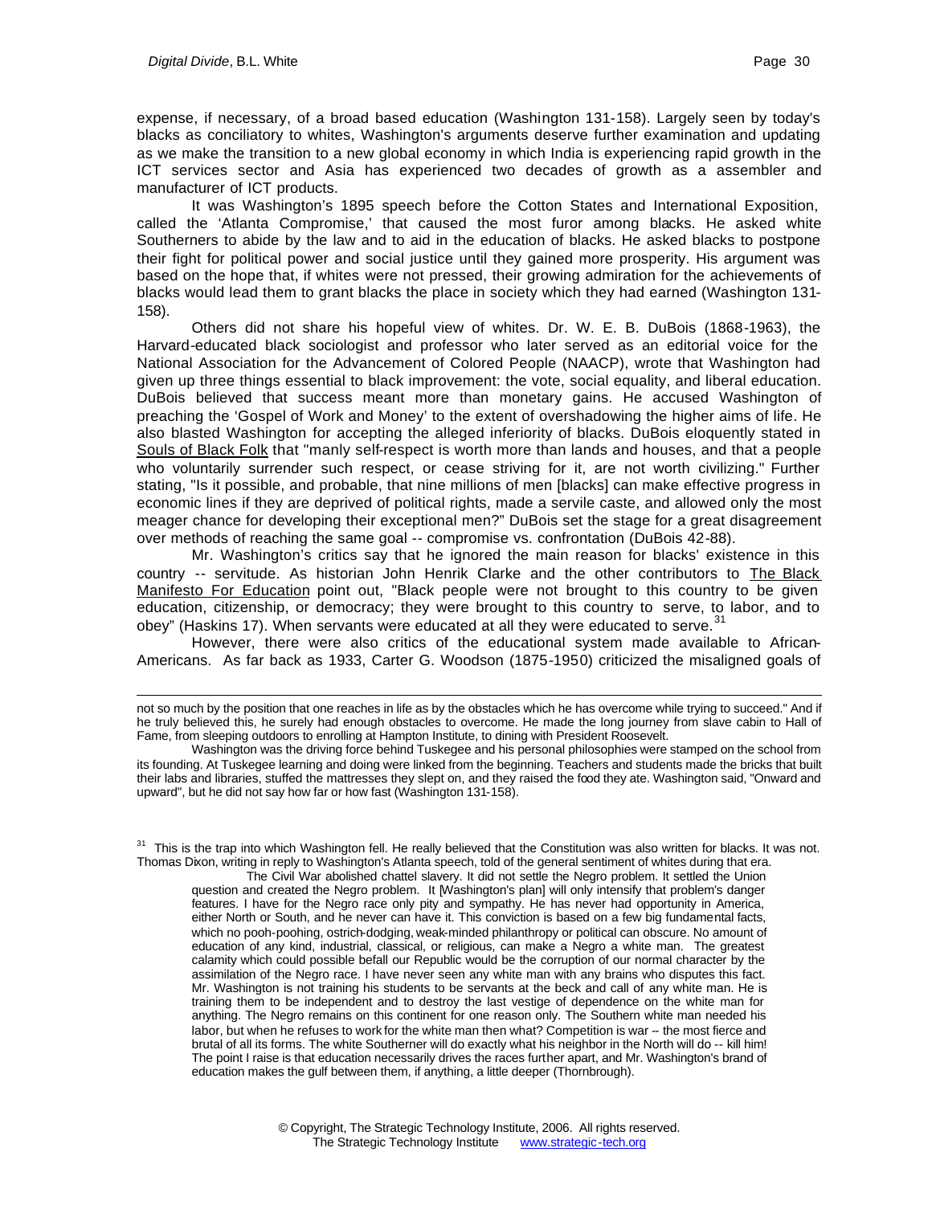expense, if necessary, of a broad based education (Washington 131-158). Largely seen by today's blacks as conciliatory to whites, Washington's arguments deserve further examination and updating as we make the transition to a new global economy in which India is experiencing rapid growth in the ICT services sector and Asia has experienced two decades of growth as a assembler and manufacturer of ICT products.

It was Washington's 1895 speech before the Cotton States and International Exposition, called the 'Atlanta Compromise,' that caused the most furor among blacks. He asked white Southerners to abide by the law and to aid in the education of blacks. He asked blacks to postpone their fight for political power and social justice until they gained more prosperity. His argument was based on the hope that, if whites were not pressed, their growing admiration for the achievements of blacks would lead them to grant blacks the place in society which they had earned (Washington 131-158).

Others did not share his hopeful view of whites. Dr. W. E. B. DuBois (1868-1963), the Harvard-educated black sociologist and professor who later served as an editorial voice for the National Association for the Advancement of Colored People (NAACP), wrote that Washington had given up three things essential to black improvement: the vote, social equality, and liberal education. DuBois believed that success meant more than monetary gains. He accused Washington of preaching the 'Gospel of Work and Money' to the extent of overshadowing the higher aims of life. He also blasted Washington for accepting the alleged inferiority of blacks. DuBois eloquently stated in Souls of Black Folk that "manly self-respect is worth more than lands and houses, and that a people who voluntarily surrender such respect, or cease striving for it, are not worth civilizing." Further stating, "Is it possible, and probable, that nine millions of men [blacks] can make effective progress in economic lines if they are deprived of political rights, made a servile caste, and allowed only the most meager chance for developing their exceptional men?" DuBois set the stage for a great disagreement over methods of reaching the same goal -- compromise vs. confrontation (DuBois 42-88).

Mr. Washington's critics say that he ignored the main reason for blacks' existence in this country -- servitude. As historian John Henrik Clarke and the other contributors to The Black Manifesto For Education point out, "Black people were not brought to this country to be given education, citizenship, or democracy; they were brought to this country to serve, to labor, and to obey" (Haskins 17). When servants were educated at all they were educated to serve.[31]

However, there were also critics of the educational system made available to African-Americans. As far back as 1933, Carter G. Woodson (1875-1950) criticized the misaligned goals of

---

not so much by the position that one reaches in life as by the obstacles which he has overcome while trying to succeed." And if he truly believed this, he surely had enough obstacles to overcome. He made the long journey from slave cabin to Hall of Fame, from sleeping outdoors to enrolling at Hampton Institute, to dining with President Roosevelt.

Washington was the driving force behind Tuskegee and his personal philosophies were stamped on the school from its founding. At Tuskegee learning and doing were linked from the beginning. Teachers and students made the bricks that built their labs and libraries, stuffed the mattresses they slept on, and they raised the food they ate. Washington said, "Onward and upward", but he did not say how far or how fast (Washington 131-158).

[31] This is the trap into which Washington fell. He really believed that the Constitution was also written for blacks. It was not. Thomas Dixon, writing in reply to Washington's Atlanta speech, told of the general sentiment of whites during that era.

> The Civil War abolished chattel slavery. It did not settle the Negro problem. It settled the Union question and created the Negro problem. It [Washington's plan] will only intensify that problem's danger features. I have for the Negro race only pity and sympathy. He has never had opportunity in America, either North or South, and he never can have it. This conviction is based on a few big fundamental facts, which no pooh-poohing, ostrich-dodging, weak-minded philanthropy or political can obscure. No amount of education of any kind, industrial, classical, or religious, can make a Negro a white man. The greatest calamity which could possible befall our Republic would be the corruption of our normal character by the assimilation of the Negro race. I have never seen any white man with any brains who disputes this fact. Mr. Washington is not training his students to be servants at the beck and call of any white man. He is training them to be independent and to destroy the last vestige of dependence on the white man for anything. The Negro remains on this continent for one reason only. The Southern white man needed his labor, but when he refuses to work for the white man then what? Competition is war -- the most fierce and brutal of all its forms. The white Southerner will do exactly what his neighbor in the North will do -- kill him! The point I raise is that education necessarily drives the races further apart, and Mr. Washington's brand of education makes the gulf between them, if anything, a little deeper (Thornbrough).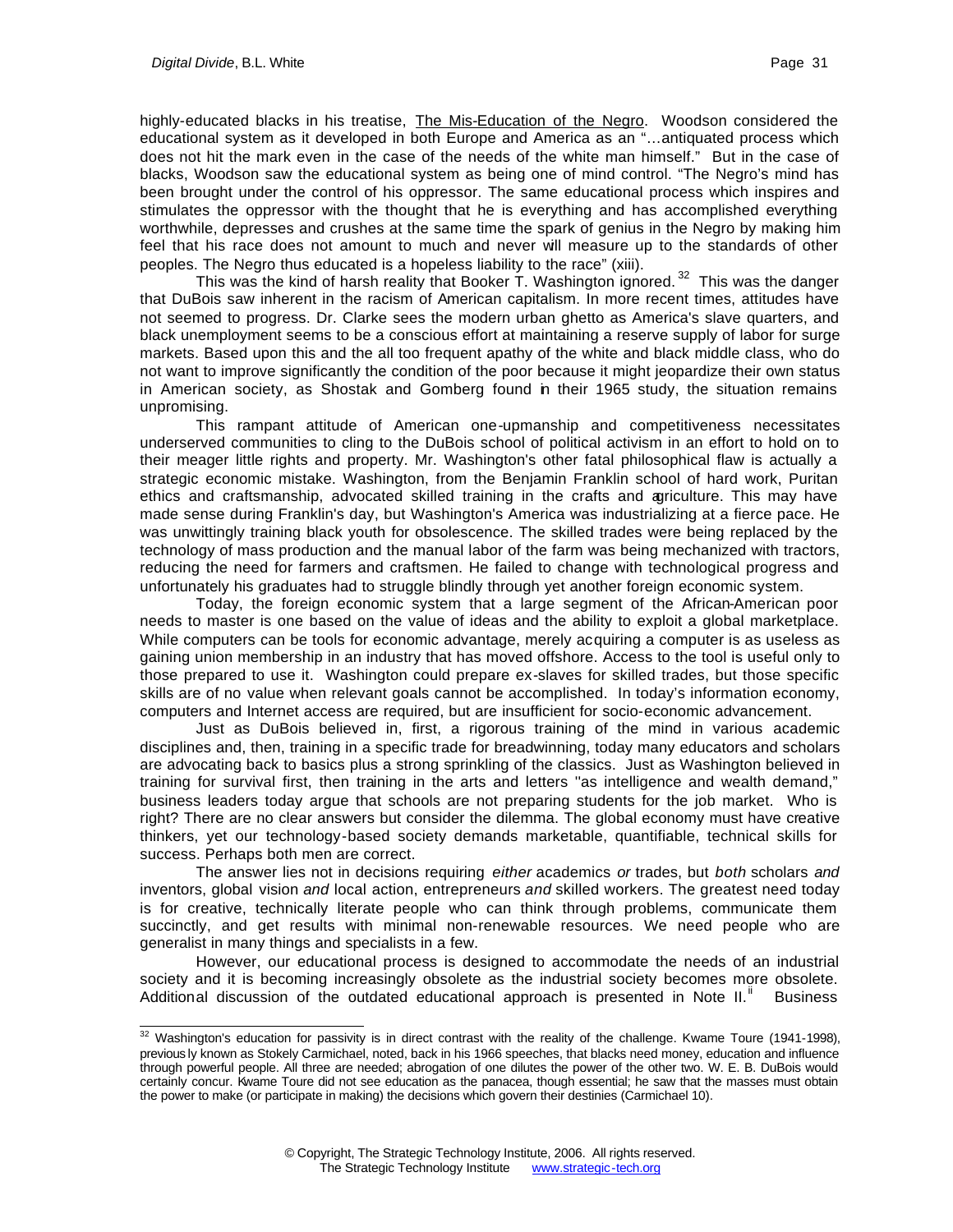highly-educated blacks in his treatise, The Mis-Education of the Negro. Woodson considered the educational system as it developed in both Europe and America as an "…antiquated process which does not hit the mark even in the case of the needs of the white man himself." But in the case of blacks, Woodson saw the educational system as being one of mind control. "The Negro's mind has been brought under the control of his oppressor. The same educational process which inspires and stimulates the oppressor with the thought that he is everything and has accomplished everything worthwhile, depresses and crushes at the same time the spark of genius in the Negro by making him feel that his race does not amount to much and never will measure up to the standards of other peoples. The Negro thus educated is a hopeless liability to the race" (xiii).

This was the kind of harsh reality that Booker T. Washington ignored.[32] This was the danger that DuBois saw inherent in the racism of American capitalism. In more recent times, attitudes have not seemed to progress. Dr. Clarke sees the modern urban ghetto as America's slave quarters, and black unemployment seems to be a conscious effort at maintaining a reserve supply of labor for surge markets. Based upon this and the all too frequent apathy of the white and black middle class, who do not want to improve significantly the condition of the poor because it might jeopardize their own status in American society, as Shostak and Gomberg found in their 1965 study, the situation remains unpromising.

This rampant attitude of American one-upmanship and competitiveness necessitates underserved communities to cling to the DuBois school of political activism in an effort to hold on to their meager little rights and property. Mr. Washington's other fatal philosophical flaw is actually a strategic economic mistake. Washington, from the Benjamin Franklin school of hard work, Puritan ethics and craftsmanship, advocated skilled training in the crafts and agriculture. This may have made sense during Franklin's day, but Washington's America was industrializing at a fierce pace. He was unwittingly training black youth for obsolescence. The skilled trades were being replaced by the technology of mass production and the manual labor of the farm was being mechanized with tractors, reducing the need for farmers and craftsmen. He failed to change with technological progress and unfortunately his graduates had to struggle blindly through yet another foreign economic system.

Today, the foreign economic system that a large segment of the African-American poor needs to master is one based on the value of ideas and the ability to exploit a global marketplace. While computers can be tools for economic advantage, merely acquiring a computer is as useless as gaining union membership in an industry that has moved offshore. Access to the tool is useful only to those prepared to use it. Washington could prepare ex-slaves for skilled trades, but those specific skills are of no value when relevant goals cannot be accomplished. In today's information economy, computers and Internet access are required, but are insufficient for socio-economic advancement.

Just as DuBois believed in, first, a rigorous training of the mind in various academic disciplines and, then, training in a specific trade for breadwinning, today many educators and scholars are advocating back to basics plus a strong sprinkling of the classics. Just as Washington believed in training for survival first, then training in the arts and letters "as intelligence and wealth demand," business leaders today argue that schools are not preparing students for the job market. Who is right? There are no clear answers but consider the dilemma. The global economy must have creative thinkers, yet our technology-based society demands marketable, quantifiable, technical skills for success. Perhaps both men are correct.

The answer lies not in decisions requiring *either* academics *or* trades, but *both* scholars *and* inventors, global vision *and* local action, entrepreneurs *and* skilled workers. The greatest need today is for creative, technically literate people who can think through problems, communicate them succinctly, and get results with minimal non-renewable resources. We need people who are generalist in many things and specialists in a few.

However, our educational process is designed to accommodate the needs of an industrial society and it is becoming increasingly obsolete as the industrial society becomes more obsolete. Additional discussion of the outdated educational approach is presented in Note II.[ii] Business

---

[32] Washington's education for passivity is in direct contrast with the reality of the challenge. Kwame Toure (1941-1998), previously known as Stokely Carmichael, noted, back in his 1966 speeches, that blacks need money, education and influence through powerful people. All three are needed; abrogation of one dilutes the power of the other two. W. E. B. DuBois would certainly concur. Kwame Toure did not see education as the panacea, though essential; he saw that the masses must obtain the power to make (or participate in making) the decisions which govern their destinies (Carmichael 10).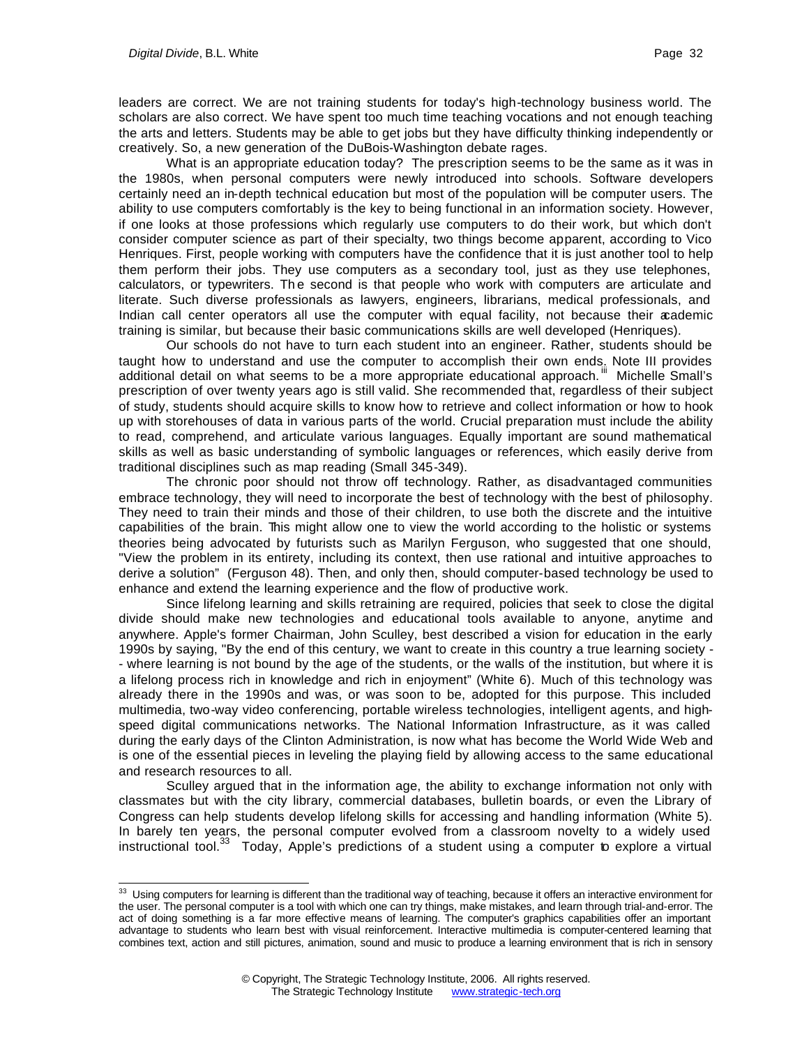leaders are correct. We are not training students for today's high-technology business world. The scholars are also correct. We have spent too much time teaching vocations and not enough teaching the arts and letters. Students may be able to get jobs but they have difficulty thinking independently or creatively. So, a new generation of the DuBois-Washington debate rages.

What is an appropriate education today? The prescription seems to be the same as it was in the 1980s, when personal computers were newly introduced into schools. Software developers certainly need an in-depth technical education but most of the population will be computer users. The ability to use computers comfortably is the key to being functional in an information society. However, if one looks at those professions which regularly use computers to do their work, but which don't consider computer science as part of their specialty, two things become apparent, according to Vico Henriques. First, people working with computers have the confidence that it is just another tool to help them perform their jobs. They use computers as a secondary tool, just as they use telephones, calculators, or typewriters. The second is that people who work with computers are articulate and literate. Such diverse professionals as lawyers, engineers, librarians, medical professionals, and Indian call center operators all use the computer with equal facility, not because their academic training is similar, but because their basic communications skills are well developed (Henriques).

Our schools do not have to turn each student into an engineer. Rather, students should be taught how to understand and use the computer to accomplish their own ends. Note III provides additional detail on what seems to be a more appropriate educational approach.[iii] Michelle Small's prescription of over twenty years ago is still valid. She recommended that, regardless of their subject of study, students should acquire skills to know how to retrieve and collect information or how to hook up with storehouses of data in various parts of the world. Crucial preparation must include the ability to read, comprehend, and articulate various languages. Equally important are sound mathematical skills as well as basic understanding of symbolic languages or references, which easily derive from traditional disciplines such as map reading (Small 345-349).

The chronic poor should not throw off technology. Rather, as disadvantaged communities embrace technology, they will need to incorporate the best of technology with the best of philosophy. They need to train their minds and those of their children, to use both the discrete and the intuitive capabilities of the brain. This might allow one to view the world according to the holistic or systems theories being advocated by futurists such as Marilyn Ferguson, who suggested that one should, "View the problem in its entirety, including its context, then use rational and intuitive approaches to derive a solution" (Ferguson 48). Then, and only then, should computer-based technology be used to enhance and extend the learning experience and the flow of productive work.

Since lifelong learning and skills retraining are required, policies that seek to close the digital divide should make new technologies and educational tools available to anyone, anytime and anywhere. Apple's former Chairman, John Sculley, best described a vision for education in the early 1990s by saying, "By the end of this century, we want to create in this country a true learning society -- where learning is not bound by the age of the students, or the walls of the institution, but where it is a lifelong process rich in knowledge and rich in enjoyment" (White 6). Much of this technology was already there in the 1990s and was, or was soon to be, adopted for this purpose. This included multimedia, two-way video conferencing, portable wireless technologies, intelligent agents, and high-speed digital communications networks. The National Information Infrastructure, as it was called during the early days of the Clinton Administration, is now what has become the World Wide Web and is one of the essential pieces in leveling the playing field by allowing access to the same educational and research resources to all.

Sculley argued that in the information age, the ability to exchange information not only with classmates but with the city library, commercial databases, bulletin boards, or even the Library of Congress can help students develop lifelong skills for accessing and handling information (White 5). In barely ten years, the personal computer evolved from a classroom novelty to a widely used instructional tool.[33] Today, Apple's predictions of a student using a computer to explore a virtual

[33] Using computers for learning is different than the traditional way of teaching, because it offers an interactive environment for the user. The personal computer is a tool with which one can try things, make mistakes, and learn through trial-and-error. The act of doing something is a far more effective means of learning. The computer's graphics capabilities offer an important advantage to students who learn best with visual reinforcement. Interactive multimedia is computer-centered learning that combines text, action and still pictures, animation, sound and music to produce a learning environment that is rich in sensory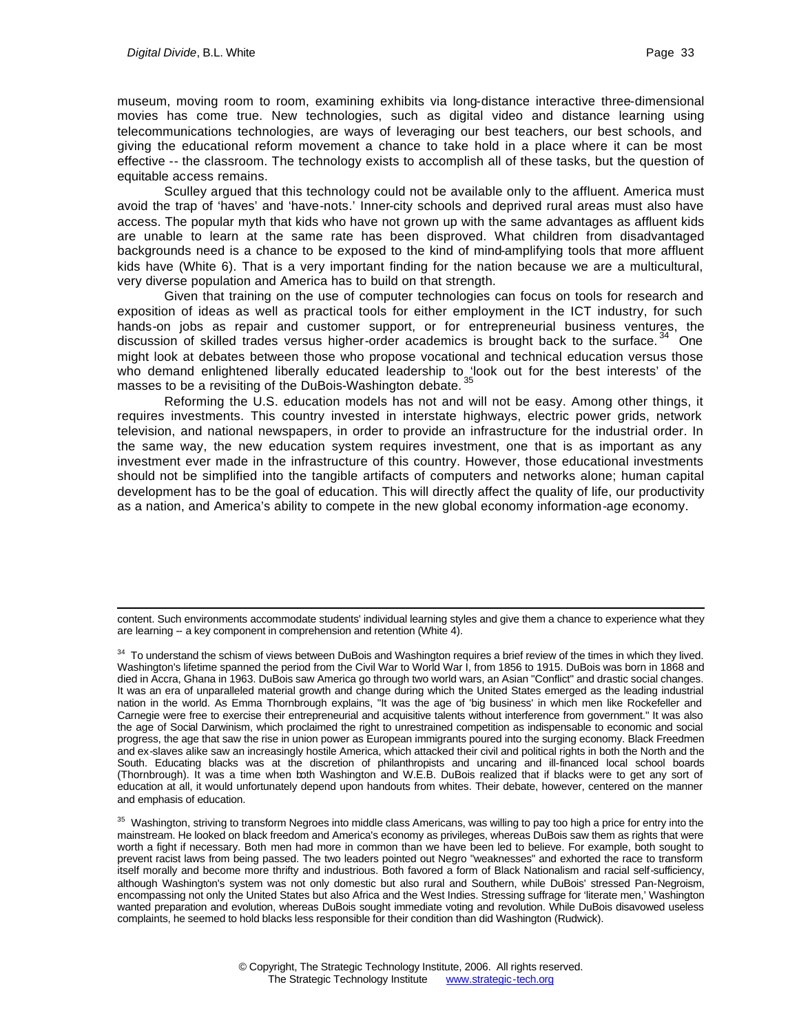museum, moving room to room, examining exhibits via long-distance interactive three-dimensional movies has come true. New technologies, such as digital video and distance learning using telecommunications technologies, are ways of leveraging our best teachers, our best schools, and giving the educational reform movement a chance to take hold in a place where it can be most effective -- the classroom. The technology exists to accomplish all of these tasks, but the question of equitable access remains.

Sculley argued that this technology could not be available only to the affluent. America must avoid the trap of 'haves' and 'have-nots.' Inner-city schools and deprived rural areas must also have access. The popular myth that kids who have not grown up with the same advantages as affluent kids are unable to learn at the same rate has been disproved. What children from disadvantaged backgrounds need is a chance to be exposed to the kind of mind-amplifying tools that more affluent kids have (White 6). That is a very important finding for the nation because we are a multicultural, very diverse population and America has to build on that strength.

Given that training on the use of computer technologies can focus on tools for research and exposition of ideas as well as practical tools for either employment in the ICT industry, for such hands-on jobs as repair and customer support, or for entrepreneurial business ventures, the discussion of skilled trades versus higher-order academics is brought back to the surface.[34] One might look at debates between those who propose vocational and technical education versus those who demand enlightened liberally educated leadership to 'look out for the best interests' of the masses to be a revisiting of the DuBois-Washington debate.[35]

Reforming the U.S. education models has not and will not be easy. Among other things, it requires investments. This country invested in interstate highways, electric power grids, network television, and national newspapers, in order to provide an infrastructure for the industrial order. In the same way, the new education system requires investment, one that is as important as any investment ever made in the infrastructure of this country. However, those educational investments should not be simplified into the tangible artifacts of computers and networks alone; human capital development has to be the goal of education. This will directly affect the quality of life, our productivity as a nation, and America's ability to compete in the new global economy information-age economy.

---

content. Such environments accommodate students' individual learning styles and give them a chance to experience what they are learning -- a key component in comprehension and retention (White 4).

[34] To understand the schism of views between DuBois and Washington requires a brief review of the times in which they lived. Washington's lifetime spanned the period from the Civil War to World War I, from 1856 to 1915. DuBois was born in 1868 and died in Accra, Ghana in 1963. DuBois saw America go through two world wars, an Asian "Conflict" and drastic social changes. It was an era of unparalleled material growth and change during which the United States emerged as the leading industrial nation in the world. As Emma Thornbrough explains, "It was the age of 'big business' in which men like Rockefeller and Carnegie were free to exercise their entrepreneurial and acquisitive talents without interference from government." It was also the age of Social Darwinism, which proclaimed the right to unrestrained competition as indispensable to economic and social progress, the age that saw the rise in union power as European immigrants poured into the surging economy. Black Freedmen and ex-slaves alike saw an increasingly hostile America, which attacked their civil and political rights in both the North and the South. Educating blacks was at the discretion of philanthropists and uncaring and ill-financed local school boards (Thornbrough). It was a time when both Washington and W.E.B. DuBois realized that if blacks were to get any sort of education at all, it would unfortunately depend upon handouts from whites. Their debate, however, centered on the manner and emphasis of education.

[35] Washington, striving to transform Negroes into middle class Americans, was willing to pay too high a price for entry into the mainstream. He looked on black freedom and America's economy as privileges, whereas DuBois saw them as rights that were worth a fight if necessary. Both men had more in common than we have been led to believe. For example, both sought to prevent racist laws from being passed. The two leaders pointed out Negro "weaknesses" and exhorted the race to transform itself morally and become more thrifty and industrious. Both favored a form of Black Nationalism and racial self-sufficiency, although Washington's system was not only domestic but also rural and Southern, while DuBois' stressed Pan-Negroism, encompassing not only the United States but also Africa and the West Indies. Stressing suffrage for 'literate men,' Washington wanted preparation and evolution, whereas DuBois sought immediate voting and revolution. While DuBois disavowed useless complaints, he seemed to hold blacks less responsible for their condition than did Washington (Rudwick).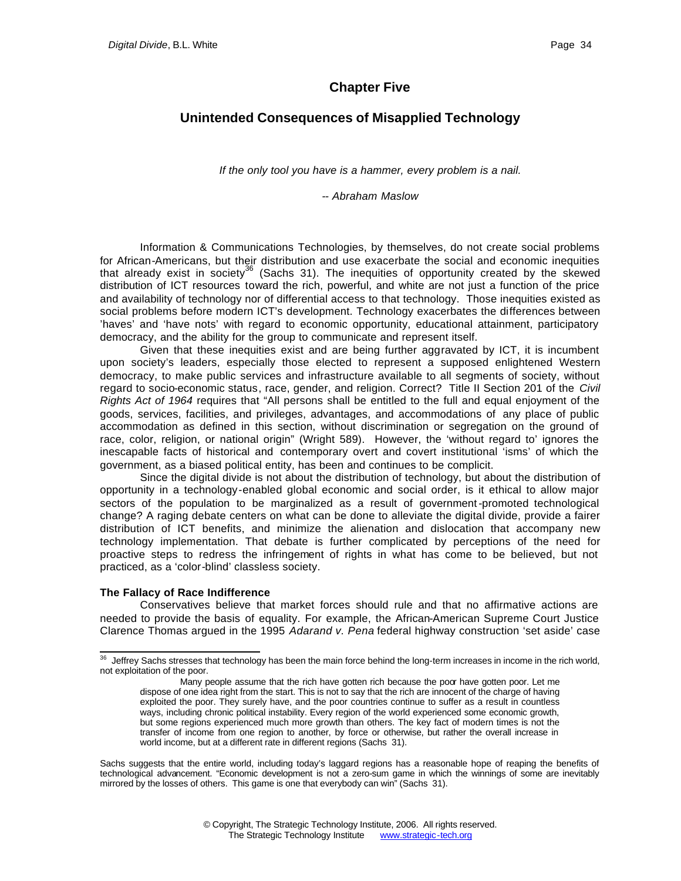## Chapter Five

## Unintended Consequences of Misapplied Technology

*If the only tool you have is a hammer, every problem is a nail.*

*-- Abraham Maslow*

Information & Communications Technologies, by themselves, do not create social problems for African-Americans, but their distribution and use exacerbate the social and economic inequities that already exist in society[36] (Sachs 31). The inequities of opportunity created by the skewed distribution of ICT resources toward the rich, powerful, and white are not just a function of the price and availability of technology nor of differential access to that technology. Those inequities existed as social problems before modern ICT's development. Technology exacerbates the differences between 'haves' and 'have nots' with regard to economic opportunity, educational attainment, participatory democracy, and the ability for the group to communicate and represent itself.

Given that these inequities exist and are being further aggravated by ICT, it is incumbent upon society's leaders, especially those elected to represent a supposed enlightened Western democracy, to make public services and infrastructure available to all segments of society, without regard to socio-economic status, race, gender, and religion. Correct? Title II Section 201 of the *Civil Rights Act of 1964* requires that "All persons shall be entitled to the full and equal enjoyment of the goods, services, facilities, and privileges, advantages, and accommodations of any place of public accommodation as defined in this section, without discrimination or segregation on the ground of race, color, religion, or national origin" (Wright 589). However, the 'without regard to' ignores the inescapable facts of historical and contemporary overt and covert institutional 'isms' of which the government, as a biased political entity, has been and continues to be complicit.

Since the digital divide is not about the distribution of technology, but about the distribution of opportunity in a technology-enabled global economic and social order, is it ethical to allow major sectors of the population to be marginalized as a result of government-promoted technological change? A raging debate centers on what can be done to alleviate the digital divide, provide a fairer distribution of ICT benefits, and minimize the alienation and dislocation that accompany new technology implementation. That debate is further complicated by perceptions of the need for proactive steps to redress the infringement of rights in what has come to be believed, but not practiced, as a 'color-blind' classless society.

**The Fallacy of Race Indifference**

Conservatives believe that market forces should rule and that no affirmative actions are needed to provide the basis of equality. For example, the African-American Supreme Court Justice Clarence Thomas argued in the 1995 *Adarand v. Pena* federal highway construction 'set aside' case

---

[36] Jeffrey Sachs stresses that technology has been the main force behind the long-term increases in income in the rich world, not exploitation of the poor.

> Many people assume that the rich have gotten rich because the poor have gotten poor. Let me dispose of one idea right from the start. This is not to say that the rich are innocent of the charge of having exploited the poor. They surely have, and the poor countries continue to suffer as a result in countless ways, including chronic political instability. Every region of the world experienced some economic growth, but some regions experienced much more growth than others. The key fact of modern times is not the transfer of income from one region to another, by force or otherwise, but rather the overall increase in world income, but at a different rate in different regions (Sachs 31).

Sachs suggests that the entire world, including today's laggard regions has a reasonable hope of reaping the benefits of technological advancement. "Economic development is not a zero-sum game in which the winnings of some are inevitably mirrored by the losses of others. This game is one that everybody can win" (Sachs 31).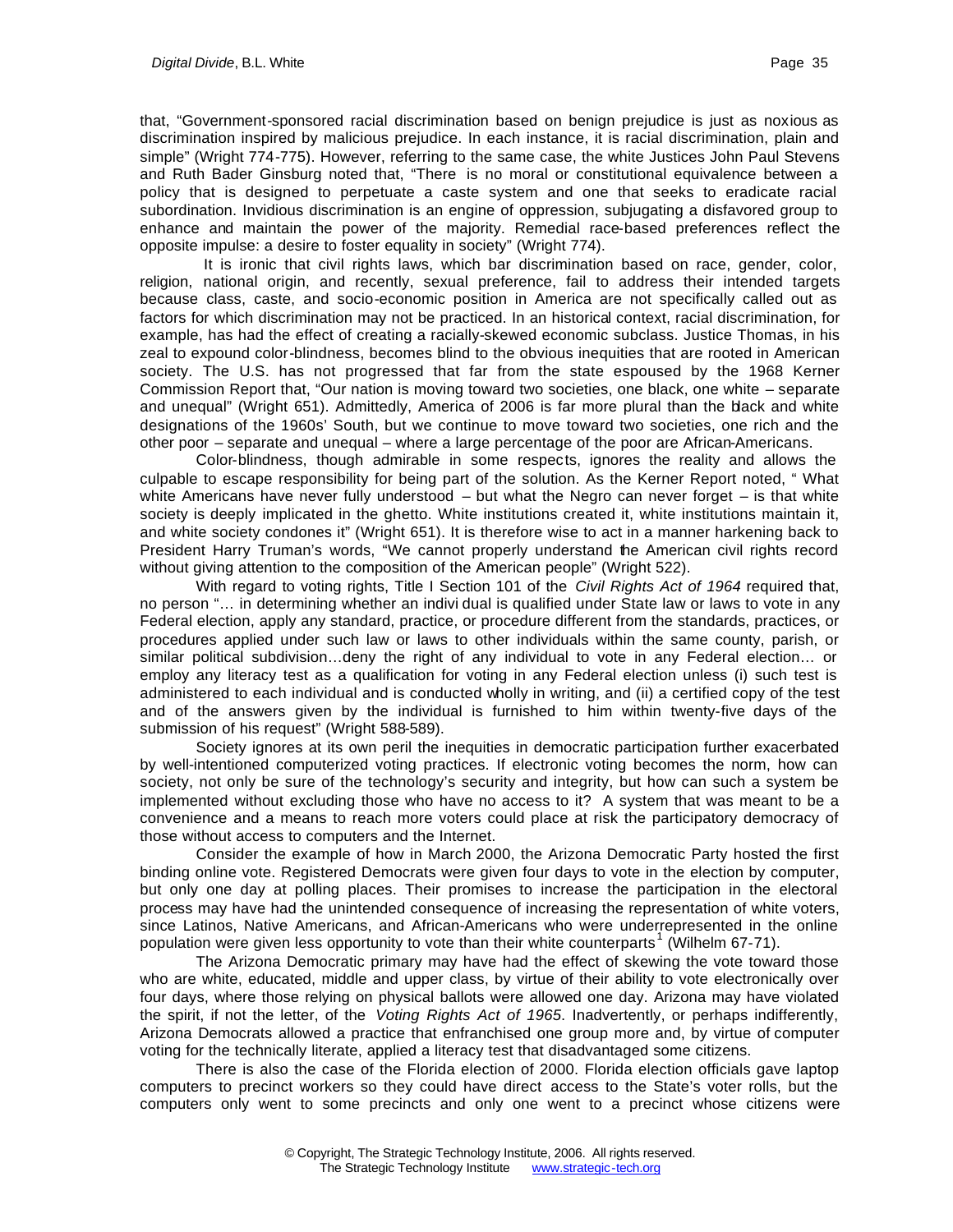that, "Government-sponsored racial discrimination based on benign prejudice is just as noxious as discrimination inspired by malicious prejudice. In each instance, it is racial discrimination, plain and simple" (Wright 774-775). However, referring to the same case, the white Justices John Paul Stevens and Ruth Bader Ginsburg noted that, "There is no moral or constitutional equivalence between a policy that is designed to perpetuate a caste system and one that seeks to eradicate racial subordination. Invidious discrimination is an engine of oppression, subjugating a disfavored group to enhance and maintain the power of the majority. Remedial race-based preferences reflect the opposite impulse: a desire to foster equality in society" (Wright 774).

It is ironic that civil rights laws, which bar discrimination based on race, gender, color, religion, national origin, and recently, sexual preference, fail to address their intended targets because class, caste, and socio-economic position in America are not specifically called out as factors for which discrimination may not be practiced. In an historical context, racial discrimination, for example, has had the effect of creating a racially-skewed economic subclass. Justice Thomas, in his zeal to expound color-blindness, becomes blind to the obvious inequities that are rooted in American society. The U.S. has not progressed that far from the state espoused by the 1968 Kerner Commission Report that, "Our nation is moving toward two societies, one black, one white – separate and unequal" (Wright 651). Admittedly, America of 2006 is far more plural than the black and white designations of the 1960s' South, but we continue to move toward two societies, one rich and the other poor – separate and unequal – where a large percentage of the poor are African-Americans.

Color-blindness, though admirable in some respects, ignores the reality and allows the culpable to escape responsibility for being part of the solution. As the Kerner Report noted, " What white Americans have never fully understood – but what the Negro can never forget – is that white society is deeply implicated in the ghetto. White institutions created it, white institutions maintain it, and white society condones it" (Wright 651). It is therefore wise to act in a manner harkening back to President Harry Truman's words, "We cannot properly understand the American civil rights record without giving attention to the composition of the American people" (Wright 522).

With regard to voting rights, Title I Section 101 of the *Civil Rights Act of 1964* required that, no person "… in determining whether an individual is qualified under State law or laws to vote in any Federal election, apply any standard, practice, or procedure different from the standards, practices, or procedures applied under such law or laws to other individuals within the same county, parish, or similar political subdivision…deny the right of any individual to vote in any Federal election… or employ any literacy test as a qualification for voting in any Federal election unless (i) such test is administered to each individual and is conducted wholly in writing, and (ii) a certified copy of the test and of the answers given by the individual is furnished to him within twenty-five days of the submission of his request" (Wright 588-589).

Society ignores at its own peril the inequities in democratic participation further exacerbated by well-intentioned computerized voting practices. If electronic voting becomes the norm, how can society, not only be sure of the technology's security and integrity, but how can such a system be implemented without excluding those who have no access to it? A system that was meant to be a convenience and a means to reach more voters could place at risk the participatory democracy of those without access to computers and the Internet.

Consider the example of how in March 2000, the Arizona Democratic Party hosted the first binding online vote. Registered Democrats were given four days to vote in the election by computer, but only one day at polling places. Their promises to increase the participation in the electoral process may have had the unintended consequence of increasing the representation of white voters, since Latinos, Native Americans, and African-Americans who were underrepresented in the online population were given less opportunity to vote than their white counterparts[1] (Wilhelm 67-71).

The Arizona Democratic primary may have had the effect of skewing the vote toward those who are white, educated, middle and upper class, by virtue of their ability to vote electronically over four days, where those relying on physical ballots were allowed one day. Arizona may have violated the spirit, if not the letter, of the *Voting Rights Act of 1965*. Inadvertently, or perhaps indifferently, Arizona Democrats allowed a practice that enfranchised one group more and, by virtue of computer voting for the technically literate, applied a literacy test that disadvantaged some citizens.

There is also the case of the Florida election of 2000. Florida election officials gave laptop computers to precinct workers so they could have direct access to the State's voter rolls, but the computers only went to some precincts and only one went to a precinct whose citizens were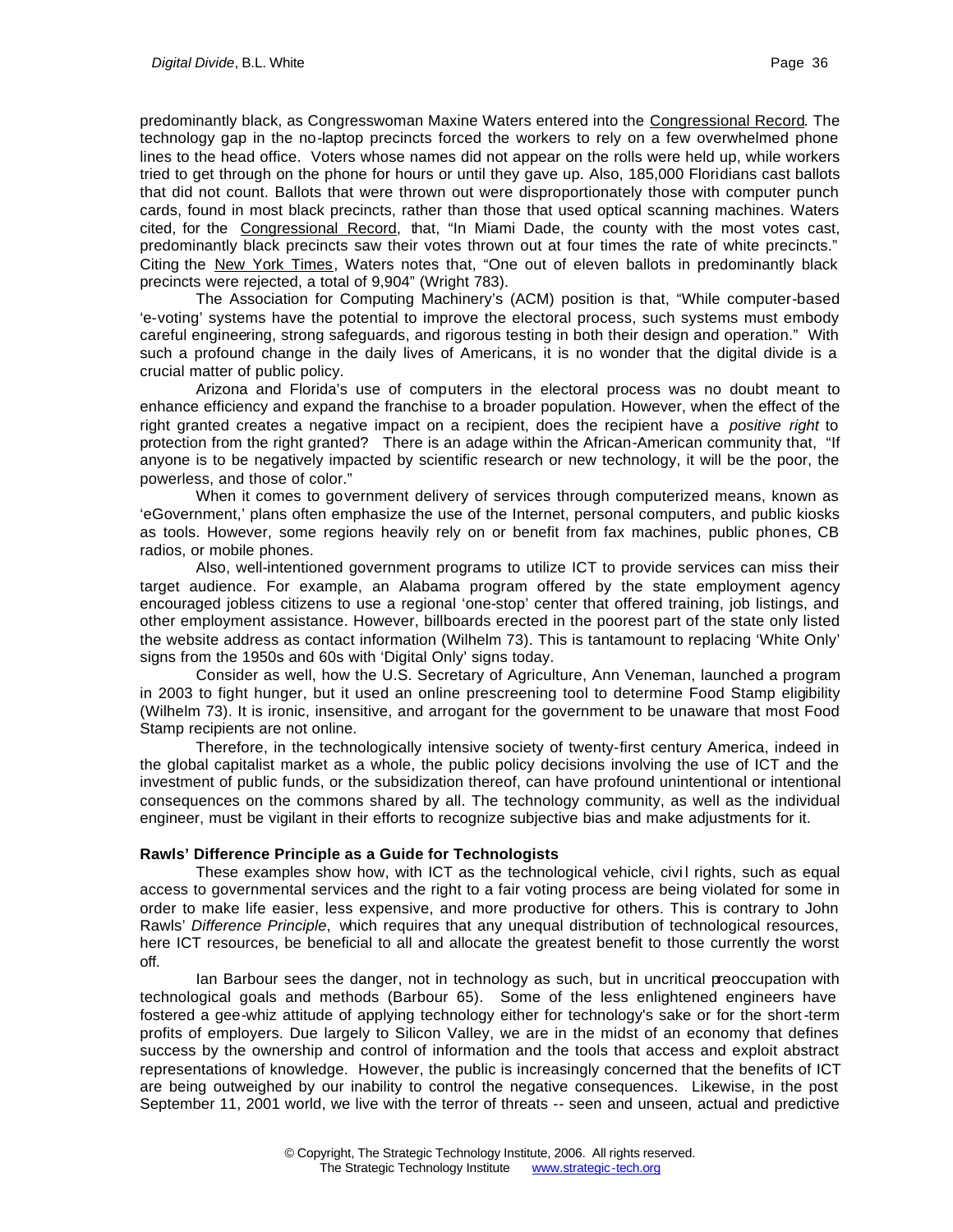predominantly black, as Congresswoman Maxine Waters entered into the Congressional Record. The technology gap in the no-laptop precincts forced the workers to rely on a few overwhelmed phone lines to the head office. Voters whose names did not appear on the rolls were held up, while workers tried to get through on the phone for hours or until they gave up. Also, 185,000 Floridians cast ballots that did not count. Ballots that were thrown out were disproportionately those with computer punch cards, found in most black precincts, rather than those that used optical scanning machines. Waters cited, for the Congressional Record, that, "In Miami Dade, the county with the most votes cast, predominantly black precincts saw their votes thrown out at four times the rate of white precincts." Citing the New York Times, Waters notes that, "One out of eleven ballots in predominantly black precincts were rejected, a total of 9,904" (Wright 783).

The Association for Computing Machinery's (ACM) position is that, "While computer-based 'e-voting' systems have the potential to improve the electoral process, such systems must embody careful engineering, strong safeguards, and rigorous testing in both their design and operation." With such a profound change in the daily lives of Americans, it is no wonder that the digital divide is a crucial matter of public policy.

Arizona and Florida's use of computers in the electoral process was no doubt meant to enhance efficiency and expand the franchise to a broader population. However, when the effect of the right granted creates a negative impact on a recipient, does the recipient have a *positive right* to protection from the right granted? There is an adage within the African-American community that, "If anyone is to be negatively impacted by scientific research or new technology, it will be the poor, the powerless, and those of color."

When it comes to government delivery of services through computerized means, known as 'eGovernment,' plans often emphasize the use of the Internet, personal computers, and public kiosks as tools. However, some regions heavily rely on or benefit from fax machines, public phones, CB radios, or mobile phones.

Also, well-intentioned government programs to utilize ICT to provide services can miss their target audience. For example, an Alabama program offered by the state employment agency encouraged jobless citizens to use a regional 'one-stop' center that offered training, job listings, and other employment assistance. However, billboards erected in the poorest part of the state only listed the website address as contact information (Wilhelm 73). This is tantamount to replacing 'White Only' signs from the 1950s and 60s with 'Digital Only' signs today.

Consider as well, how the U.S. Secretary of Agriculture, Ann Veneman, launched a program in 2003 to fight hunger, but it used an online prescreening tool to determine Food Stamp eligibility (Wilhelm 73). It is ironic, insensitive, and arrogant for the government to be unaware that most Food Stamp recipients are not online.

Therefore, in the technologically intensive society of twenty-first century America, indeed in the global capitalist market as a whole, the public policy decisions involving the use of ICT and the investment of public funds, or the subsidization thereof, can have profound unintentional or intentional consequences on the commons shared by all. The technology community, as well as the individual engineer, must be vigilant in their efforts to recognize subjective bias and make adjustments for it.

**Rawls' Difference Principle as a Guide for Technologists**

These examples show how, with ICT as the technological vehicle, civil rights, such as equal access to governmental services and the right to a fair voting process are being violated for some in order to make life easier, less expensive, and more productive for others. This is contrary to John Rawls' *Difference Principle*, which requires that any unequal distribution of technological resources, here ICT resources, be beneficial to all and allocate the greatest benefit to those currently the worst off.

Ian Barbour sees the danger, not in technology as such, but in uncritical preoccupation with technological goals and methods (Barbour 65). Some of the less enlightened engineers have fostered a gee-whiz attitude of applying technology either for technology's sake or for the short-term profits of employers. Due largely to Silicon Valley, we are in the midst of an economy that defines success by the ownership and control of information and the tools that access and exploit abstract representations of knowledge. However, the public is increasingly concerned that the benefits of ICT are being outweighed by our inability to control the negative consequences. Likewise, in the post September 11, 2001 world, we live with the terror of threats -- seen and unseen, actual and predictive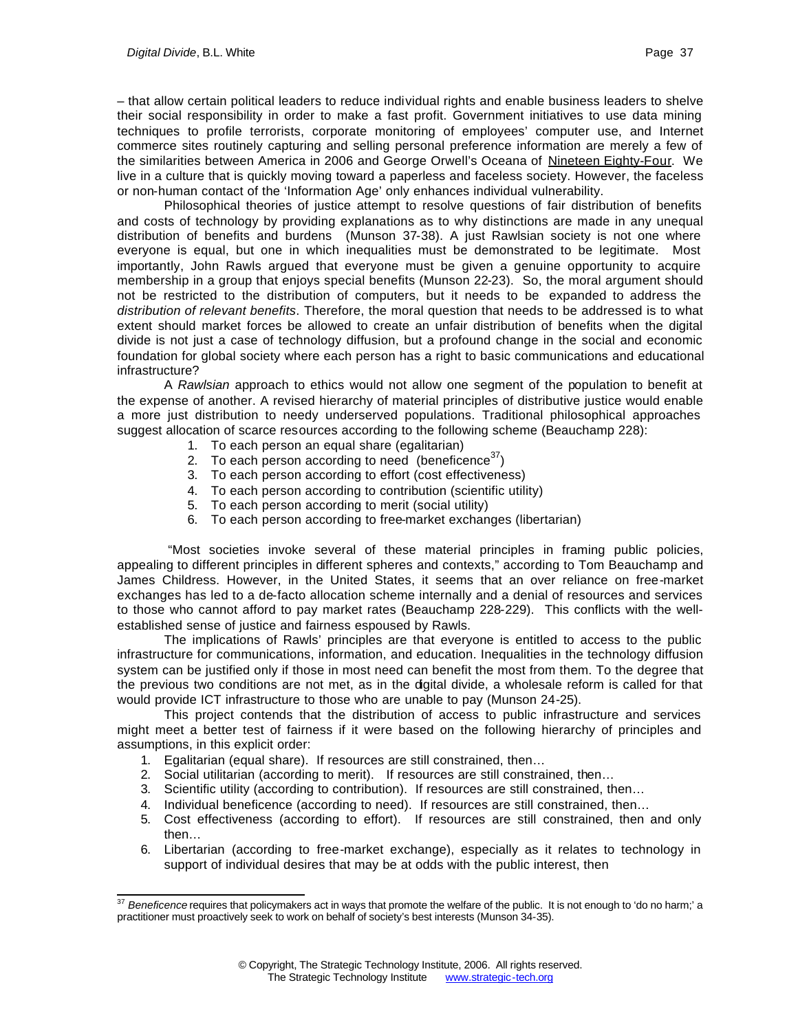– that allow certain political leaders to reduce individual rights and enable business leaders to shelve their social responsibility in order to make a fast profit. Government initiatives to use data mining techniques to profile terrorists, corporate monitoring of employees' computer use, and Internet commerce sites routinely capturing and selling personal preference information are merely a few of the similarities between America in 2006 and George Orwell's Oceana of Nineteen Eighty-Four. We live in a culture that is quickly moving toward a paperless and faceless society. However, the faceless or non-human contact of the 'Information Age' only enhances individual vulnerability.

Philosophical theories of justice attempt to resolve questions of fair distribution of benefits and costs of technology by providing explanations as to why distinctions are made in any unequal distribution of benefits and burdens (Munson 37-38). A just Rawlsian society is not one where everyone is equal, but one in which inequalities must be demonstrated to be legitimate. Most importantly, John Rawls argued that everyone must be given a genuine opportunity to acquire membership in a group that enjoys special benefits (Munson 22-23). So, the moral argument should not be restricted to the distribution of computers, but it needs to be expanded to address the *distribution of relevant benefits*. Therefore, the moral question that needs to be addressed is to what extent should market forces be allowed to create an unfair distribution of benefits when the digital divide is not just a case of technology diffusion, but a profound change in the social and economic foundation for global society where each person has a right to basic communications and educational infrastructure?

A *Rawlsian* approach to ethics would not allow one segment of the population to benefit at the expense of another. A revised hierarchy of material principles of distributive justice would enable a more just distribution to needy underserved populations. Traditional philosophical approaches suggest allocation of scarce resources according to the following scheme (Beauchamp 228):

1. To each person an equal share (egalitarian)
2. To each person according to need (beneficence[37])
3. To each person according to effort (cost effectiveness)
4. To each person according to contribution (scientific utility)
5. To each person according to merit (social utility)
6. To each person according to free-market exchanges (libertarian)

"Most societies invoke several of these material principles in framing public policies, appealing to different principles in different spheres and contexts," according to Tom Beauchamp and James Childress. However, in the United States, it seems that an over reliance on free-market exchanges has led to a de-facto allocation scheme internally and a denial of resources and services to those who cannot afford to pay market rates (Beauchamp 228-229). This conflicts with the well-established sense of justice and fairness espoused by Rawls.

The implications of Rawls' principles are that everyone is entitled to access to the public infrastructure for communications, information, and education. Inequalities in the technology diffusion system can be justified only if those in most need can benefit the most from them. To the degree that the previous two conditions are not met, as in the digital divide, a wholesale reform is called for that would provide ICT infrastructure to those who are unable to pay (Munson 24-25).

This project contends that the distribution of access to public infrastructure and services might meet a better test of fairness if it were based on the following hierarchy of principles and assumptions, in this explicit order:

1. Egalitarian (equal share). If resources are still constrained, then…
2. Social utilitarian (according to merit). If resources are still constrained, then…
3. Scientific utility (according to contribution). If resources are still constrained, then…
4. Individual beneficence (according to need). If resources are still constrained, then…
5. Cost effectiveness (according to effort). If resources are still constrained, then and only then…
6. Libertarian (according to free-market exchange), especially as it relates to technology in support of individual desires that may be at odds with the public interest, then

---

[37] *Beneficence* requires that policymakers act in ways that promote the welfare of the public. It is not enough to 'do no harm;' a practitioner must proactively seek to work on behalf of society's best interests (Munson 34-35).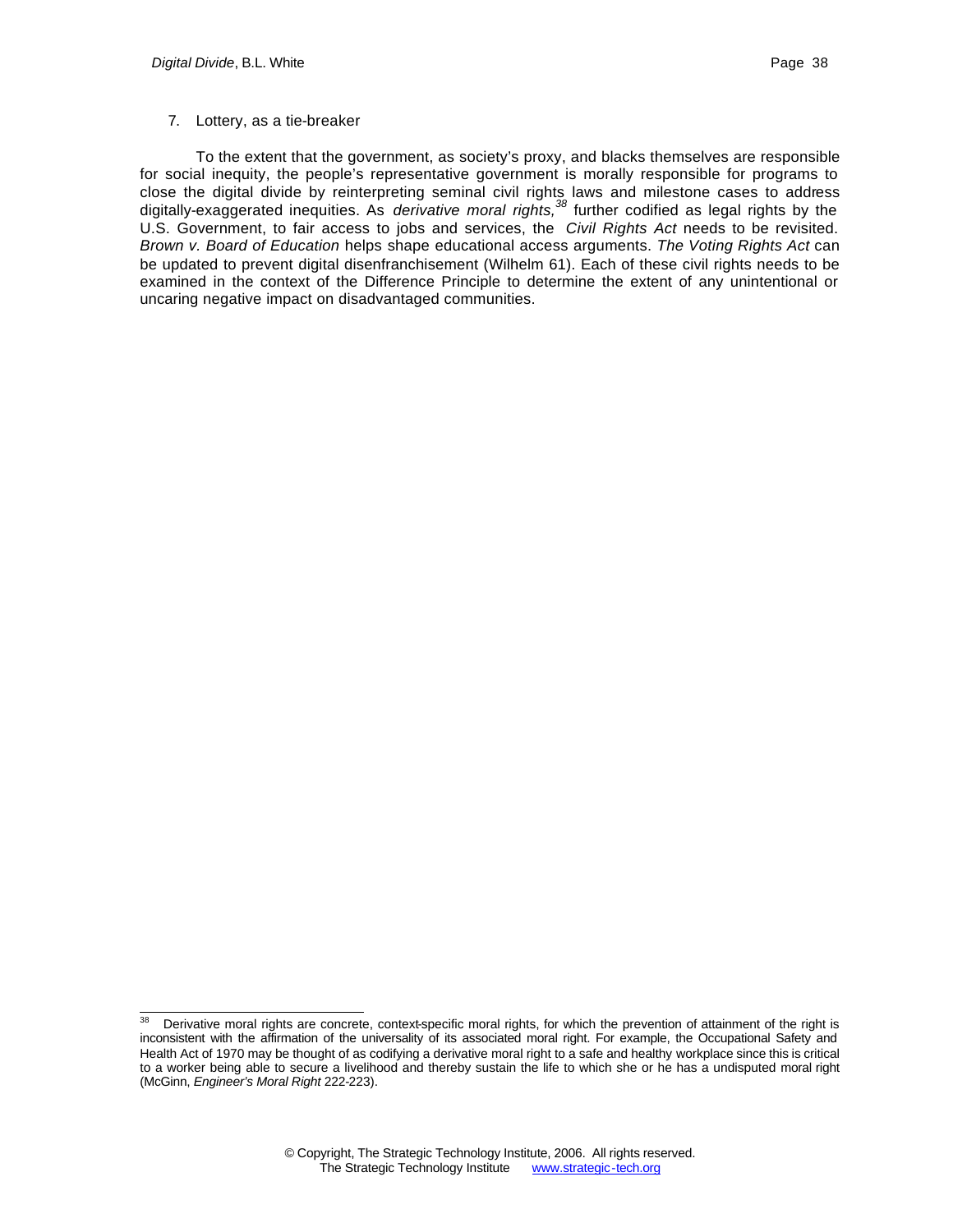7. Lottery, as a tie-breaker

To the extent that the government, as society's proxy, and blacks themselves are responsible for social inequity, the people's representative government is morally responsible for programs to close the digital divide by reinterpreting seminal civil rights laws and milestone cases to address digitally-exaggerated inequities. As *derivative moral rights,*[38] further codified as legal rights by the U.S. Government, to fair access to jobs and services, the *Civil Rights Act* needs to be revisited. *Brown v. Board of Education* helps shape educational access arguments. *The Voting Rights Act* can be updated to prevent digital disenfranchisement (Wilhelm 61). Each of these civil rights needs to be examined in the context of the Difference Principle to determine the extent of any unintentional or uncaring negative impact on disadvantaged communities.

---

[38] Derivative moral rights are concrete, context-specific moral rights, for which the prevention of attainment of the right is inconsistent with the affirmation of the universality of its associated moral right. For example, the Occupational Safety and Health Act of 1970 may be thought of as codifying a derivative moral right to a safe and healthy workplace since this is critical to a worker being able to secure a livelihood and thereby sustain the life to which she or he has a undisputed moral right (McGinn, *Engineer's Moral Right* 222-223).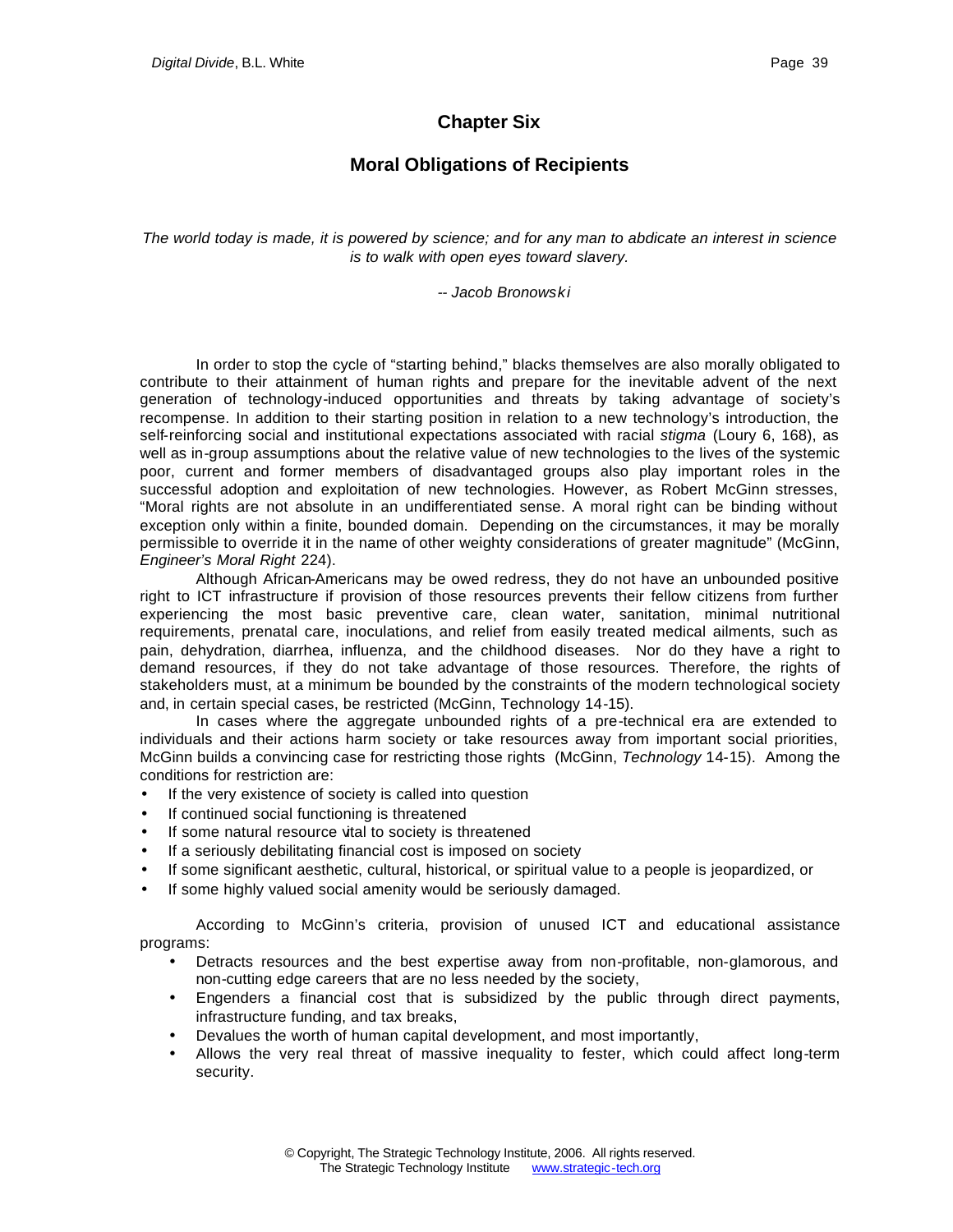# Chapter Six

## Moral Obligations of Recipients

*The world today is made, it is powered by science; and for any man to abdicate an interest in science is to walk with open eyes toward slavery.*

*-- Jacob Bronowski*

In order to stop the cycle of "starting behind," blacks themselves are also morally obligated to contribute to their attainment of human rights and prepare for the inevitable advent of the next generation of technology-induced opportunities and threats by taking advantage of society's recompense. In addition to their starting position in relation to a new technology's introduction, the self-reinforcing social and institutional expectations associated with racial *stigma* (Loury 6, 168), as well as in-group assumptions about the relative value of new technologies to the lives of the systemic poor, current and former members of disadvantaged groups also play important roles in the successful adoption and exploitation of new technologies. However, as Robert McGinn stresses, "Moral rights are not absolute in an undifferentiated sense. A moral right can be binding without exception only within a finite, bounded domain. Depending on the circumstances, it may be morally permissible to override it in the name of other weighty considerations of greater magnitude" (McGinn, *Engineer's Moral Right* 224).

Although African-Americans may be owed redress, they do not have an unbounded positive right to ICT infrastructure if provision of those resources prevents their fellow citizens from further experiencing the most basic preventive care, clean water, sanitation, minimal nutritional requirements, prenatal care, inoculations, and relief from easily treated medical ailments, such as pain, dehydration, diarrhea, influenza, and the childhood diseases. Nor do they have a right to demand resources, if they do not take advantage of those resources. Therefore, the rights of stakeholders must, at a minimum be bounded by the constraints of the modern technological society and, in certain special cases, be restricted (McGinn, Technology 14-15).

In cases where the aggregate unbounded rights of a pre-technical era are extended to individuals and their actions harm society or take resources away from important social priorities, McGinn builds a convincing case for restricting those rights (McGinn, *Technology* 14-15). Among the conditions for restriction are:

- If the very existence of society is called into question
- If continued social functioning is threatened
- If some natural resource vital to society is threatened
- If a seriously debilitating financial cost is imposed on society
- If some significant aesthetic, cultural, historical, or spiritual value to a people is jeopardized, or
- If some highly valued social amenity would be seriously damaged.

According to McGinn's criteria, provision of unused ICT and educational assistance programs:

- Detracts resources and the best expertise away from non-profitable, non-glamorous, and non-cutting edge careers that are no less needed by the society,
- Engenders a financial cost that is subsidized by the public through direct payments, infrastructure funding, and tax breaks,
- Devalues the worth of human capital development, and most importantly,
- Allows the very real threat of massive inequality to fester, which could affect long-term security.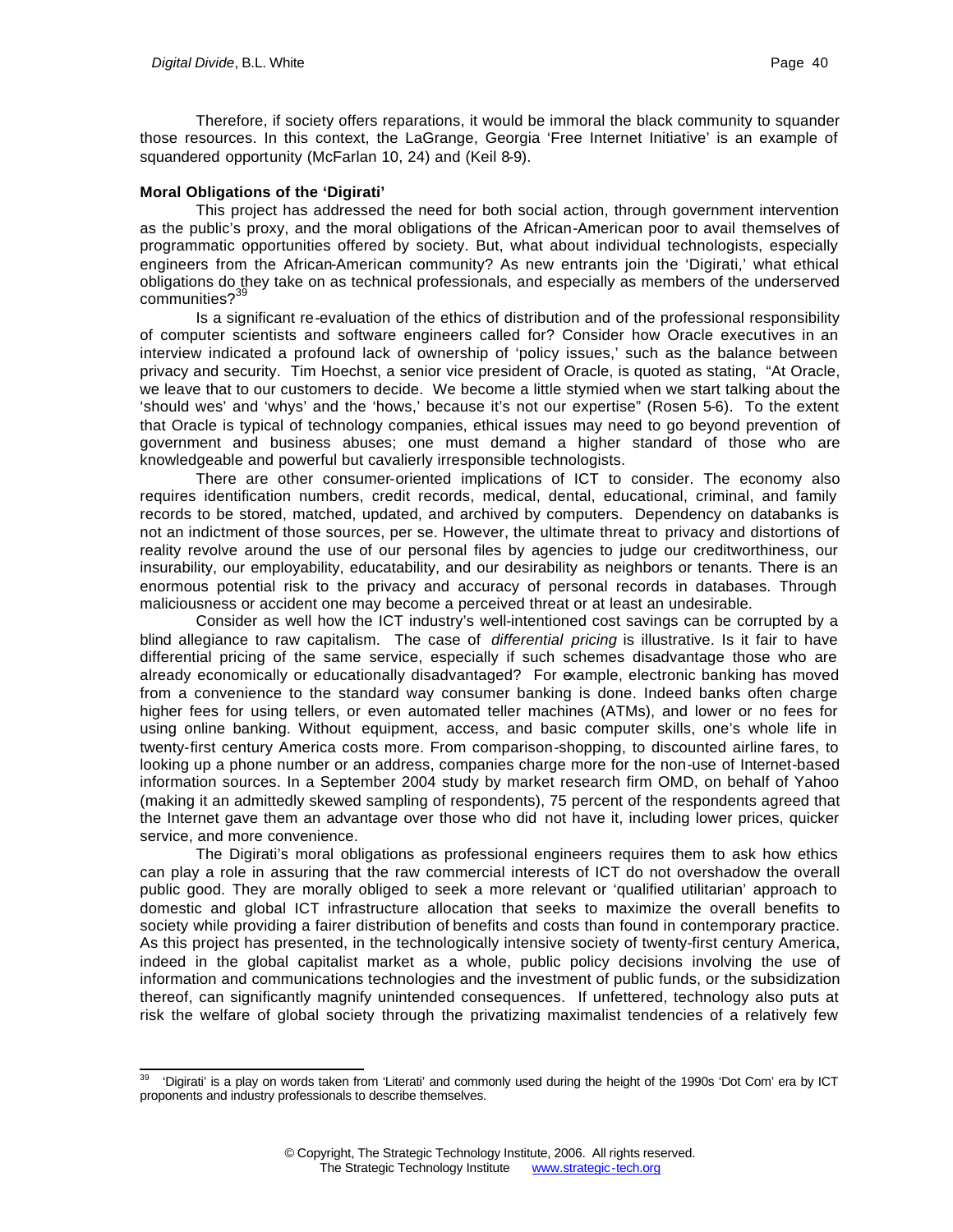Therefore, if society offers reparations, it would be immoral the black community to squander those resources. In this context, the LaGrange, Georgia 'Free Internet Initiative' is an example of squandered opportunity (McFarlan 10, 24) and (Keil 8-9).

**Moral Obligations of the 'Digirati'**

This project has addressed the need for both social action, through government intervention as the public's proxy, and the moral obligations of the African-American poor to avail themselves of programmatic opportunities offered by society. But, what about individual technologists, especially engineers from the African-American community? As new entrants join the 'Digirati,' what ethical obligations do they take on as technical professionals, and especially as members of the underserved communities?[39]

Is a significant re-evaluation of the ethics of distribution and of the professional responsibility of computer scientists and software engineers called for? Consider how Oracle executives in an interview indicated a profound lack of ownership of 'policy issues,' such as the balance between privacy and security. Tim Hoechst, a senior vice president of Oracle, is quoted as stating, "At Oracle, we leave that to our customers to decide. We become a little stymied when we start talking about the 'should wes' and 'whys' and the 'hows,' because it's not our expertise" (Rosen 5-6). To the extent that Oracle is typical of technology companies, ethical issues may need to go beyond prevention of government and business abuses; one must demand a higher standard of those who are knowledgeable and powerful but cavalierly irresponsible technologists.

There are other consumer-oriented implications of ICT to consider. The economy also requires identification numbers, credit records, medical, dental, educational, criminal, and family records to be stored, matched, updated, and archived by computers. Dependency on databanks is not an indictment of those sources, per se. However, the ultimate threat to privacy and distortions of reality revolve around the use of our personal files by agencies to judge our creditworthiness, our insurability, our employability, educatability, and our desirability as neighbors or tenants. There is an enormous potential risk to the privacy and accuracy of personal records in databases. Through maliciousness or accident one may become a perceived threat or at least an undesirable.

Consider as well how the ICT industry's well-intentioned cost savings can be corrupted by a blind allegiance to raw capitalism. The case of *differential pricing* is illustrative. Is it fair to have differential pricing of the same service, especially if such schemes disadvantage those who are already economically or educationally disadvantaged? For example, electronic banking has moved from a convenience to the standard way consumer banking is done. Indeed banks often charge higher fees for using tellers, or even automated teller machines (ATMs), and lower or no fees for using online banking. Without equipment, access, and basic computer skills, one's whole life in twenty-first century America costs more. From comparison-shopping, to discounted airline fares, to looking up a phone number or an address, companies charge more for the non-use of Internet-based information sources. In a September 2004 study by market research firm OMD, on behalf of Yahoo (making it an admittedly skewed sampling of respondents), 75 percent of the respondents agreed that the Internet gave them an advantage over those who did not have it, including lower prices, quicker service, and more convenience.

The Digirati's moral obligations as professional engineers requires them to ask how ethics can play a role in assuring that the raw commercial interests of ICT do not overshadow the overall public good. They are morally obliged to seek a more relevant or 'qualified utilitarian' approach to domestic and global ICT infrastructure allocation that seeks to maximize the overall benefits to society while providing a fairer distribution of benefits and costs than found in contemporary practice. As this project has presented, in the technologically intensive society of twenty-first century America, indeed in the global capitalist market as a whole, public policy decisions involving the use of information and communications technologies and the investment of public funds, or the subsidization thereof, can significantly magnify unintended consequences. If unfettered, technology also puts at risk the welfare of global society through the privatizing maximalist tendencies of a relatively few

---

[39] 'Digirati' is a play on words taken from 'Literati' and commonly used during the height of the 1990s 'Dot Com' era by ICT proponents and industry professionals to describe themselves.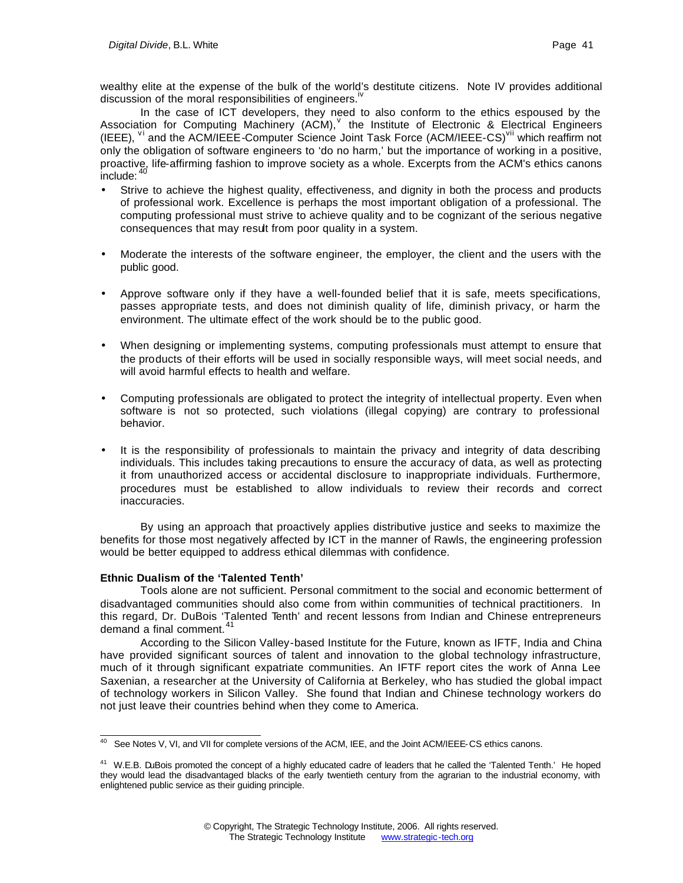wealthy elite at the expense of the bulk of the world's destitute citizens. Note IV provides additional discussion of the moral responsibilities of engineers.[iv]

In the case of ICT developers, they need to also conform to the ethics espoused by the Association for Computing Machinery (ACM),[v] the Institute of Electronic & Electrical Engineers (IEEE),[vi] and the ACM/IEEE-Computer Science Joint Task Force (ACM/IEEE-CS)[vii] which reaffirm not only the obligation of software engineers to 'do no harm,' but the importance of working in a positive, proactive, life-affirming fashion to improve society as a whole. Excerpts from the ACM's ethics canons include:[40]

- Strive to achieve the highest quality, effectiveness, and dignity in both the process and products of professional work. Excellence is perhaps the most important obligation of a professional. The computing professional must strive to achieve quality and to be cognizant of the serious negative consequences that may result from poor quality in a system.
- Moderate the interests of the software engineer, the employer, the client and the users with the public good.
- Approve software only if they have a well-founded belief that it is safe, meets specifications, passes appropriate tests, and does not diminish quality of life, diminish privacy, or harm the environment. The ultimate effect of the work should be to the public good.
- When designing or implementing systems, computing professionals must attempt to ensure that the products of their efforts will be used in socially responsible ways, will meet social needs, and will avoid harmful effects to health and welfare.
- Computing professionals are obligated to protect the integrity of intellectual property. Even when software is not so protected, such violations (illegal copying) are contrary to professional behavior.
- It is the responsibility of professionals to maintain the privacy and integrity of data describing individuals. This includes taking precautions to ensure the accuracy of data, as well as protecting it from unauthorized access or accidental disclosure to inappropriate individuals. Furthermore, procedures must be established to allow individuals to review their records and correct inaccuracies.

By using an approach that proactively applies distributive justice and seeks to maximize the benefits for those most negatively affected by ICT in the manner of Rawls, the engineering profession would be better equipped to address ethical dilemmas with confidence.

**Ethnic Dualism of the 'Talented Tenth'**

Tools alone are not sufficient. Personal commitment to the social and economic betterment of disadvantaged communities should also come from within communities of technical practitioners. In this regard, Dr. DuBois 'Talented Tenth' and recent lessons from Indian and Chinese entrepreneurs demand a final comment.[41]

According to the Silicon Valley-based Institute for the Future, known as IFTF, India and China have provided significant sources of talent and innovation to the global technology infrastructure, much of it through significant expatriate communities. An IFTF report cites the work of Anna Lee Saxenian, a researcher at the University of California at Berkeley, who has studied the global impact of technology workers in Silicon Valley. She found that Indian and Chinese technology workers do not just leave their countries behind when they come to America.

---

[40] See Notes V, VI, and VII for complete versions of the ACM, IEE, and the Joint ACM/IEEE-CS ethics canons.

[41] W.E.B. DuBois promoted the concept of a highly educated cadre of leaders that he called the 'Talented Tenth.' He hoped they would lead the disadvantaged blacks of the early twentieth century from the agrarian to the industrial economy, with enlightened public service as their guiding principle.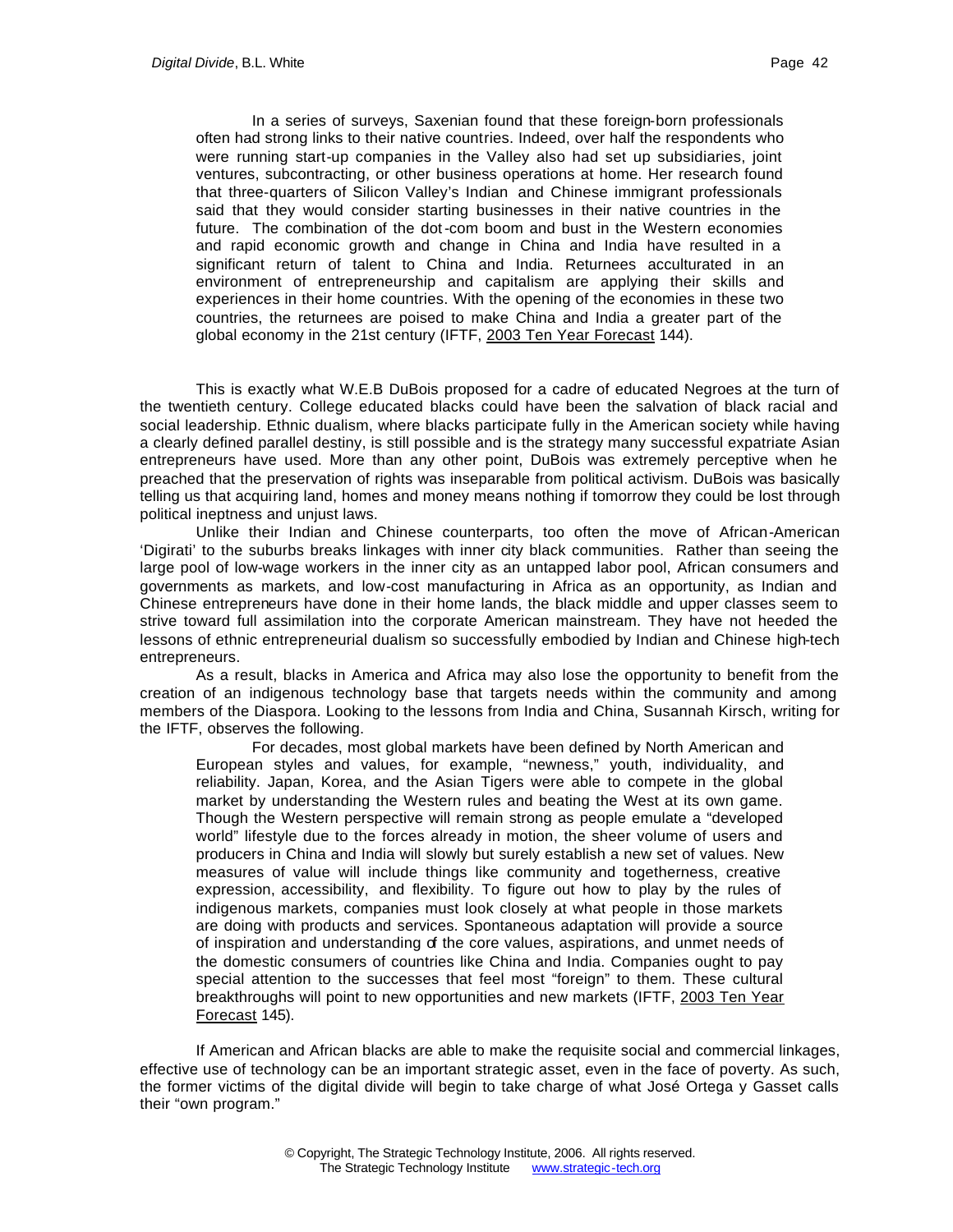> In a series of surveys, Saxenian found that these foreign-born professionals often had strong links to their native countries. Indeed, over half the respondents who were running start-up companies in the Valley also had set up subsidiaries, joint ventures, subcontracting, or other business operations at home. Her research found that three-quarters of Silicon Valley's Indian and Chinese immigrant professionals said that they would consider starting businesses in their native countries in the future. The combination of the dot-com boom and bust in the Western economies and rapid economic growth and change in China and India have resulted in a significant return of talent to China and India. Returnees acculturated in an environment of entrepreneurship and capitalism are applying their skills and experiences in their home countries. With the opening of the economies in these two countries, the returnees are poised to make China and India a greater part of the global economy in the 21st century (IFTF, 2003 Ten Year Forecast 144).

This is exactly what W.E.B DuBois proposed for a cadre of educated Negroes at the turn of the twentieth century. College educated blacks could have been the salvation of black racial and social leadership. Ethnic dualism, where blacks participate fully in the American society while having a clearly defined parallel destiny, is still possible and is the strategy many successful expatriate Asian entrepreneurs have used. More than any other point, DuBois was extremely perceptive when he preached that the preservation of rights was inseparable from political activism. DuBois was basically telling us that acquiring land, homes and money means nothing if tomorrow they could be lost through political ineptness and unjust laws.

Unlike their Indian and Chinese counterparts, too often the move of African-American 'Digirati' to the suburbs breaks linkages with inner city black communities. Rather than seeing the large pool of low-wage workers in the inner city as an untapped labor pool, African consumers and governments as markets, and low-cost manufacturing in Africa as an opportunity, as Indian and Chinese entrepreneurs have done in their home lands, the black middle and upper classes seem to strive toward full assimilation into the corporate American mainstream. They have not heeded the lessons of ethnic entrepreneurial dualism so successfully embodied by Indian and Chinese high-tech entrepreneurs.

As a result, blacks in America and Africa may also lose the opportunity to benefit from the creation of an indigenous technology base that targets needs within the community and among members of the Diaspora. Looking to the lessons from India and China, Susannah Kirsch, writing for the IFTF, observes the following.

> For decades, most global markets have been defined by North American and European styles and values, for example, "newness," youth, individuality, and reliability. Japan, Korea, and the Asian Tigers were able to compete in the global market by understanding the Western rules and beating the West at its own game. Though the Western perspective will remain strong as people emulate a "developed world" lifestyle due to the forces already in motion, the sheer volume of users and producers in China and India will slowly but surely establish a new set of values. New measures of value will include things like community and togetherness, creative expression, accessibility, and flexibility. To figure out how to play by the rules of indigenous markets, companies must look closely at what people in those markets are doing with products and services. Spontaneous adaptation will provide a source of inspiration and understanding of the core values, aspirations, and unmet needs of the domestic consumers of countries like China and India. Companies ought to pay special attention to the successes that feel most "foreign" to them. These cultural breakthroughs will point to new opportunities and new markets (IFTF, 2003 Ten Year Forecast 145).

If American and African blacks are able to make the requisite social and commercial linkages, effective use of technology can be an important strategic asset, even in the face of poverty. As such, the former victims of the digital divide will begin to take charge of what José Ortega y Gasset calls their "own program."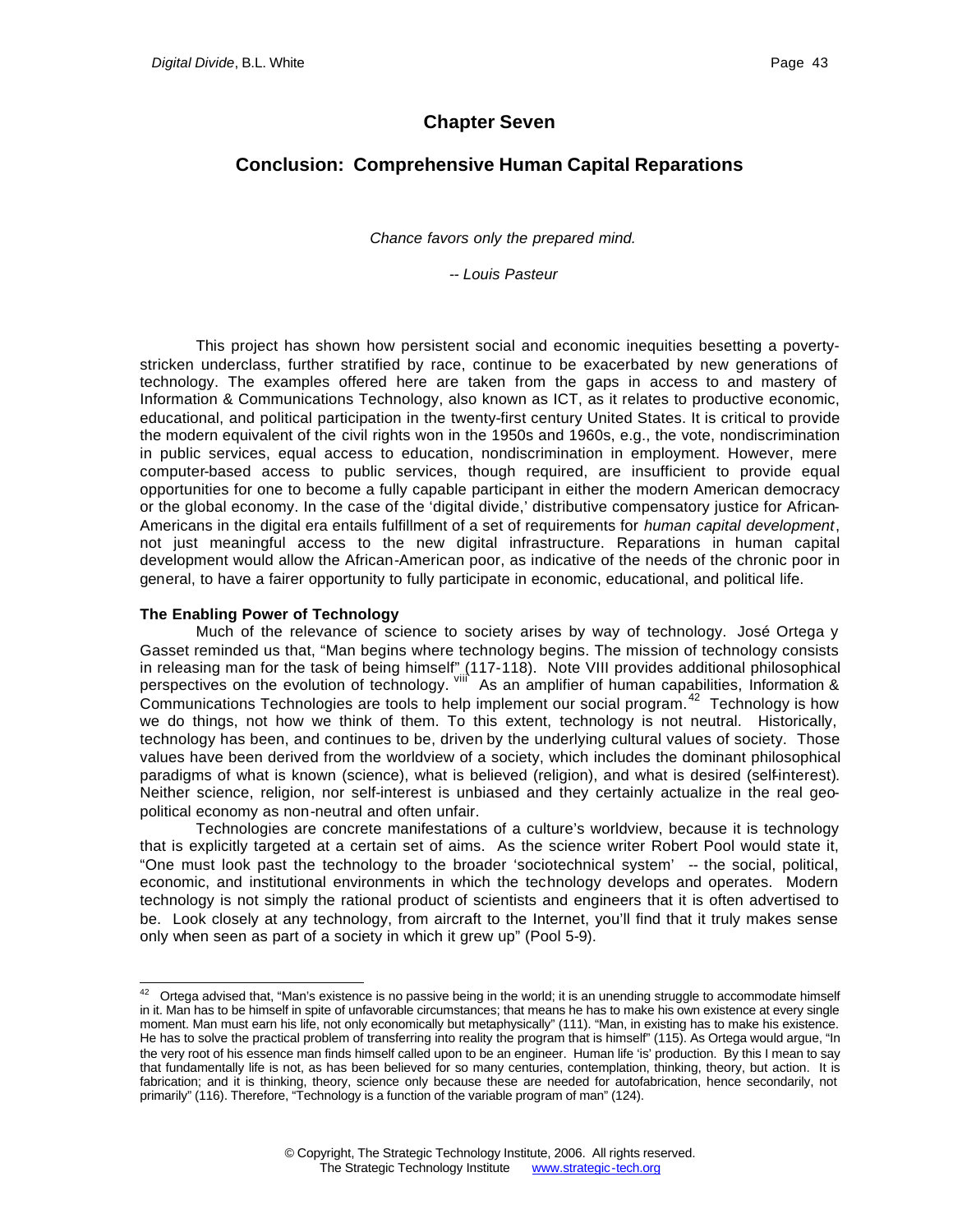# Chapter Seven

## Conclusion: Comprehensive Human Capital Reparations

*Chance favors only the prepared mind.*

*-- Louis Pasteur*

This project has shown how persistent social and economic inequities besetting a poverty-stricken underclass, further stratified by race, continue to be exacerbated by new generations of technology. The examples offered here are taken from the gaps in access to and mastery of Information & Communications Technology, also known as ICT, as it relates to productive economic, educational, and political participation in the twenty-first century United States. It is critical to provide the modern equivalent of the civil rights won in the 1950s and 1960s, e.g., the vote, nondiscrimination in public services, equal access to education, nondiscrimination in employment. However, mere computer-based access to public services, though required, are insufficient to provide equal opportunities for one to become a fully capable participant in either the modern American democracy or the global economy. In the case of the 'digital divide,' distributive compensatory justice for African-Americans in the digital era entails fulfillment of a set of requirements for *human capital development*, not just meaningful access to the new digital infrastructure. Reparations in human capital development would allow the African-American poor, as indicative of the needs of the chronic poor in general, to have a fairer opportunity to fully participate in economic, educational, and political life.

### The Enabling Power of Technology

Much of the relevance of science to society arises by way of technology. José Ortega y Gasset reminded us that, "Man begins where technology begins. The mission of technology consists in releasing man for the task of being himself" (117-118). Note VIII provides additional philosophical perspectives on the evolution of technology. [viii] As an amplifier of human capabilities, Information & Communications Technologies are tools to help implement our social program.[42] Technology is how we do things, not how we think of them. To this extent, technology is not neutral. Historically, technology has been, and continues to be, driven by the underlying cultural values of society. Those values have been derived from the worldview of a society, which includes the dominant philosophical paradigms of what is known (science), what is believed (religion), and what is desired (self-interest). Neither science, religion, nor self-interest is unbiased and they certainly actualize in the real geo-political economy as non-neutral and often unfair.

Technologies are concrete manifestations of a culture's worldview, because it is technology that is explicitly targeted at a certain set of aims. As the science writer Robert Pool would state it, "One must look past the technology to the broader 'sociotechnical system' -- the social, political, economic, and institutional environments in which the technology develops and operates. Modern technology is not simply the rational product of scientists and engineers that it is often advertised to be. Look closely at any technology, from aircraft to the Internet, you'll find that it truly makes sense only when seen as part of a society in which it grew up" (Pool 5-9).

---

[42] Ortega advised that, "Man's existence is no passive being in the world; it is an unending struggle to accommodate himself in it. Man has to be himself in spite of unfavorable circumstances; that means he has to make his own existence at every single moment. Man must earn his life, not only economically but metaphysically" (111). "Man, in existing has to make his existence. He has to solve the practical problem of transferring into reality the program that is himself" (115). As Ortega would argue, "In the very root of his essence man finds himself called upon to be an engineer. Human life 'is' production. By this I mean to say that fundamentally life is not, as has been believed for so many centuries, contemplation, thinking, theory, but action. It is fabrication; and it is thinking, theory, science only because these are needed for autofabrication, hence secondarily, not primarily" (116). Therefore, "Technology is a function of the variable program of man" (124).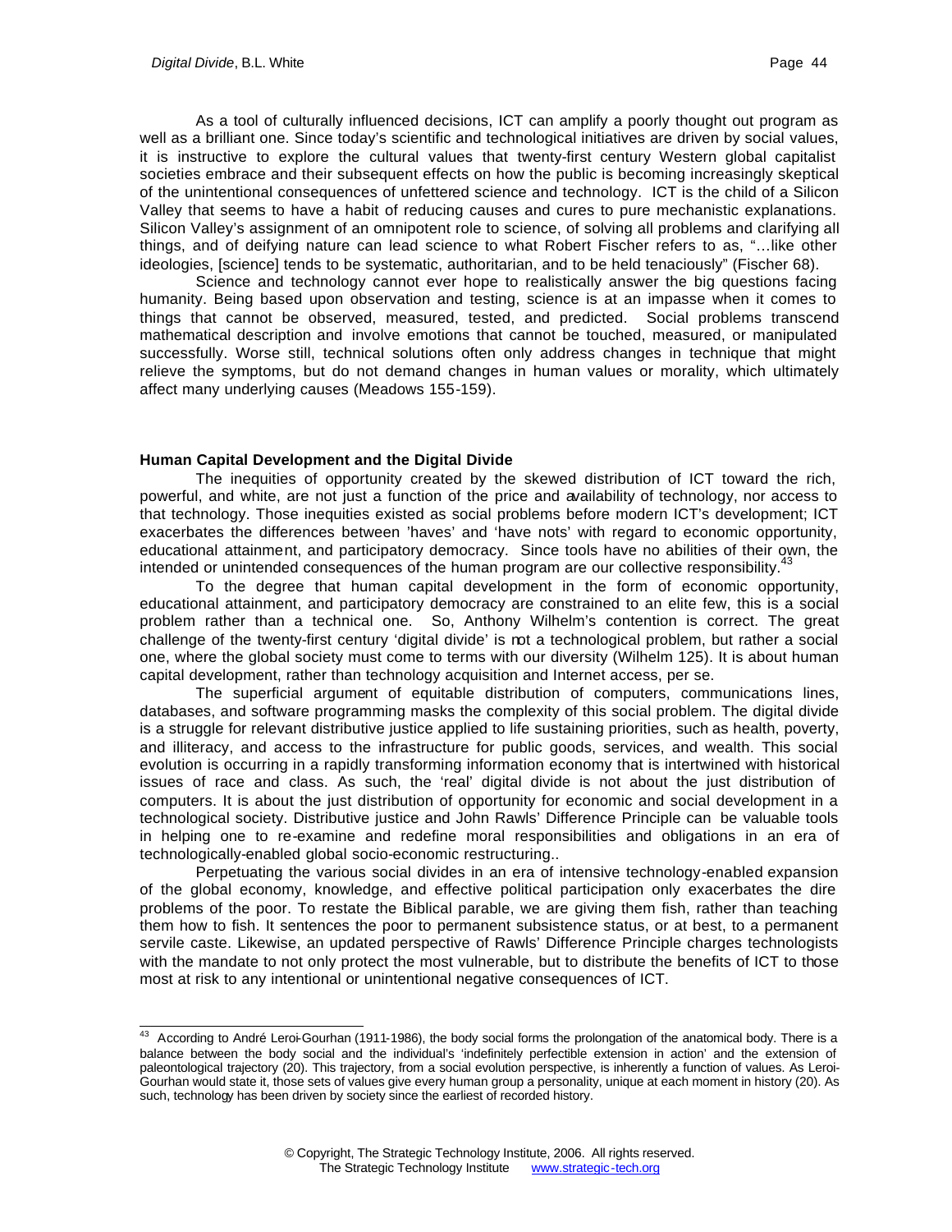As a tool of culturally influenced decisions, ICT can amplify a poorly thought out program as well as a brilliant one. Since today's scientific and technological initiatives are driven by social values, it is instructive to explore the cultural values that twenty-first century Western global capitalist societies embrace and their subsequent effects on how the public is becoming increasingly skeptical of the unintentional consequences of unfettered science and technology. ICT is the child of a Silicon Valley that seems to have a habit of reducing causes and cures to pure mechanistic explanations. Silicon Valley's assignment of an omnipotent role to science, of solving all problems and clarifying all things, and of deifying nature can lead science to what Robert Fischer refers to as, "…like other ideologies, [science] tends to be systematic, authoritarian, and to be held tenaciously" (Fischer 68).

Science and technology cannot ever hope to realistically answer the big questions facing humanity. Being based upon observation and testing, science is at an impasse when it comes to things that cannot be observed, measured, tested, and predicted. Social problems transcend mathematical description and involve emotions that cannot be touched, measured, or manipulated successfully. Worse still, technical solutions often only address changes in technique that might relieve the symptoms, but do not demand changes in human values or morality, which ultimately affect many underlying causes (Meadows 155-159).

**Human Capital Development and the Digital Divide**

The inequities of opportunity created by the skewed distribution of ICT toward the rich, powerful, and white, are not just a function of the price and availability of technology, nor access to that technology. Those inequities existed as social problems before modern ICT's development; ICT exacerbates the differences between 'haves' and 'have nots' with regard to economic opportunity, educational attainment, and participatory democracy. Since tools have no abilities of their own, the intended or unintended consequences of the human program are our collective responsibility.[43]

To the degree that human capital development in the form of economic opportunity, educational attainment, and participatory democracy are constrained to an elite few, this is a social problem rather than a technical one. So, Anthony Wilhelm's contention is correct. The great challenge of the twenty-first century 'digital divide' is not a technological problem, but rather a social one, where the global society must come to terms with our diversity (Wilhelm 125). It is about human capital development, rather than technology acquisition and Internet access, per se.

The superficial argument of equitable distribution of computers, communications lines, databases, and software programming masks the complexity of this social problem. The digital divide is a struggle for relevant distributive justice applied to life sustaining priorities, such as health, poverty, and illiteracy, and access to the infrastructure for public goods, services, and wealth. This social evolution is occurring in a rapidly transforming information economy that is intertwined with historical issues of race and class. As such, the 'real' digital divide is not about the just distribution of computers. It is about the just distribution of opportunity for economic and social development in a technological society. Distributive justice and John Rawls' Difference Principle can be valuable tools in helping one to re-examine and redefine moral responsibilities and obligations in an era of technologically-enabled global socio-economic restructuring..

Perpetuating the various social divides in an era of intensive technology-enabled expansion of the global economy, knowledge, and effective political participation only exacerbates the dire problems of the poor. To restate the Biblical parable, we are giving them fish, rather than teaching them how to fish. It sentences the poor to permanent subsistence status, or at best, to a permanent servile caste. Likewise, an updated perspective of Rawls' Difference Principle charges technologists with the mandate to not only protect the most vulnerable, but to distribute the benefits of ICT to those most at risk to any intentional or unintentional negative consequences of ICT.

---

[43] According to André Leroi-Gourhan (1911-1986), the body social forms the prolongation of the anatomical body. There is a balance between the body social and the individual's 'indefinitely perfectible extension in action' and the extension of paleontological trajectory (20). This trajectory, from a social evolution perspective, is inherently a function of values. As Leroi-Gourhan would state it, those sets of values give every human group a personality, unique at each moment in history (20). As such, technology has been driven by society since the earliest of recorded history.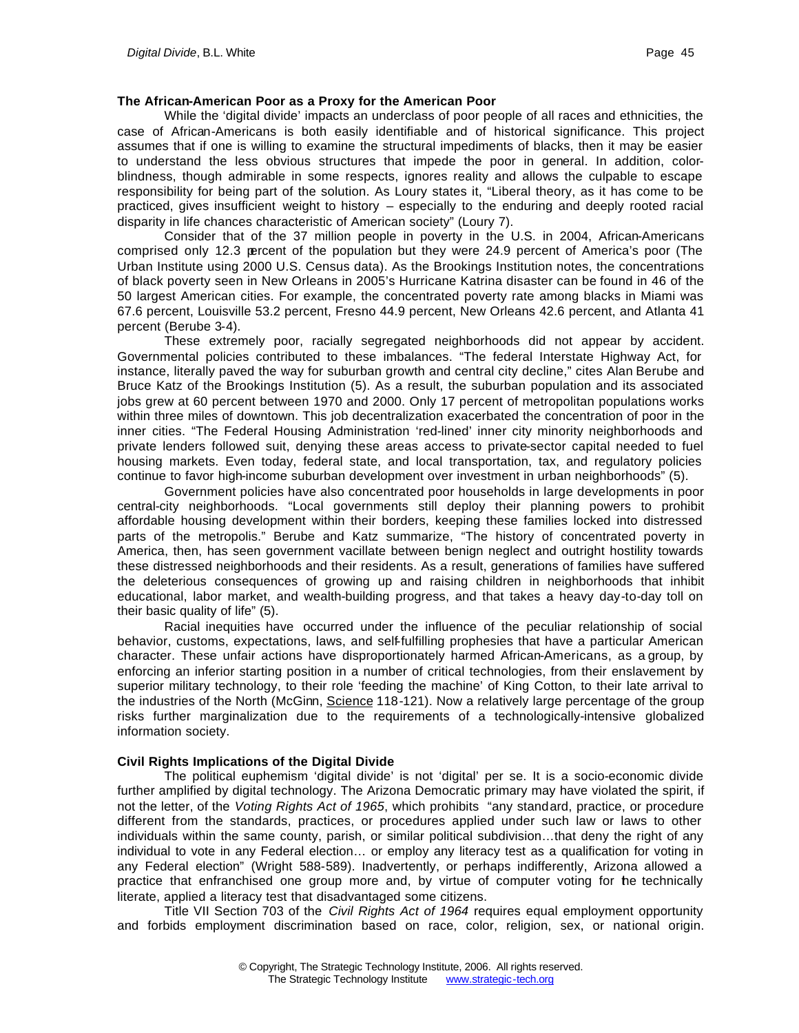**The African-American Poor as a Proxy for the American Poor**

While the 'digital divide' impacts an underclass of poor people of all races and ethnicities, the case of African-Americans is both easily identifiable and of historical significance. This project assumes that if one is willing to examine the structural impediments of blacks, then it may be easier to understand the less obvious structures that impede the poor in general. In addition, color-blindness, though admirable in some respects, ignores reality and allows the culpable to escape responsibility for being part of the solution. As Loury states it, "Liberal theory, as it has come to be practiced, gives insufficient weight to history – especially to the enduring and deeply rooted racial disparity in life chances characteristic of American society" (Loury 7).

Consider that of the 37 million people in poverty in the U.S. in 2004, African-Americans comprised only 12.3 percent of the population but they were 24.9 percent of America's poor (The Urban Institute using 2000 U.S. Census data). As the Brookings Institution notes, the concentrations of black poverty seen in New Orleans in 2005's Hurricane Katrina disaster can be found in 46 of the 50 largest American cities. For example, the concentrated poverty rate among blacks in Miami was 67.6 percent, Louisville 53.2 percent, Fresno 44.9 percent, New Orleans 42.6 percent, and Atlanta 41 percent (Berube 3-4).

These extremely poor, racially segregated neighborhoods did not appear by accident. Governmental policies contributed to these imbalances. "The federal Interstate Highway Act, for instance, literally paved the way for suburban growth and central city decline," cites Alan Berube and Bruce Katz of the Brookings Institution (5). As a result, the suburban population and its associated jobs grew at 60 percent between 1970 and 2000. Only 17 percent of metropolitan populations works within three miles of downtown. This job decentralization exacerbated the concentration of poor in the inner cities. "The Federal Housing Administration 'red-lined' inner city minority neighborhoods and private lenders followed suit, denying these areas access to private-sector capital needed to fuel housing markets. Even today, federal state, and local transportation, tax, and regulatory policies continue to favor high-income suburban development over investment in urban neighborhoods" (5).

Government policies have also concentrated poor households in large developments in poor central-city neighborhoods. "Local governments still deploy their planning powers to prohibit affordable housing development within their borders, keeping these families locked into distressed parts of the metropolis." Berube and Katz summarize, "The history of concentrated poverty in America, then, has seen government vacillate between benign neglect and outright hostility towards these distressed neighborhoods and their residents. As a result, generations of families have suffered the deleterious consequences of growing up and raising children in neighborhoods that inhibit educational, labor market, and wealth-building progress, and that takes a heavy day-to-day toll on their basic quality of life" (5).

Racial inequities have occurred under the influence of the peculiar relationship of social behavior, customs, expectations, laws, and self-fulfilling prophesies that have a particular American character. These unfair actions have disproportionately harmed African-Americans, as a group, by enforcing an inferior starting position in a number of critical technologies, from their enslavement by superior military technology, to their role 'feeding the machine' of King Cotton, to their late arrival to the industries of the North (McGinn, Science 118-121). Now a relatively large percentage of the group risks further marginalization due to the requirements of a technologically-intensive globalized information society.

**Civil Rights Implications of the Digital Divide**

The political euphemism 'digital divide' is not 'digital' per se. It is a socio-economic divide further amplified by digital technology. The Arizona Democratic primary may have violated the spirit, if not the letter, of the *Voting Rights Act of 1965*, which prohibits "any standard, practice, or procedure different from the standards, practices, or procedures applied under such law or laws to other individuals within the same county, parish, or similar political subdivision…that deny the right of any individual to vote in any Federal election… or employ any literacy test as a qualification for voting in any Federal election" (Wright 588-589). Inadvertently, or perhaps indifferently, Arizona allowed a practice that enfranchised one group more and, by virtue of computer voting for the technically literate, applied a literacy test that disadvantaged some citizens.

Title VII Section 703 of the *Civil Rights Act of 1964* requires equal employment opportunity and forbids employment discrimination based on race, color, religion, sex, or national origin.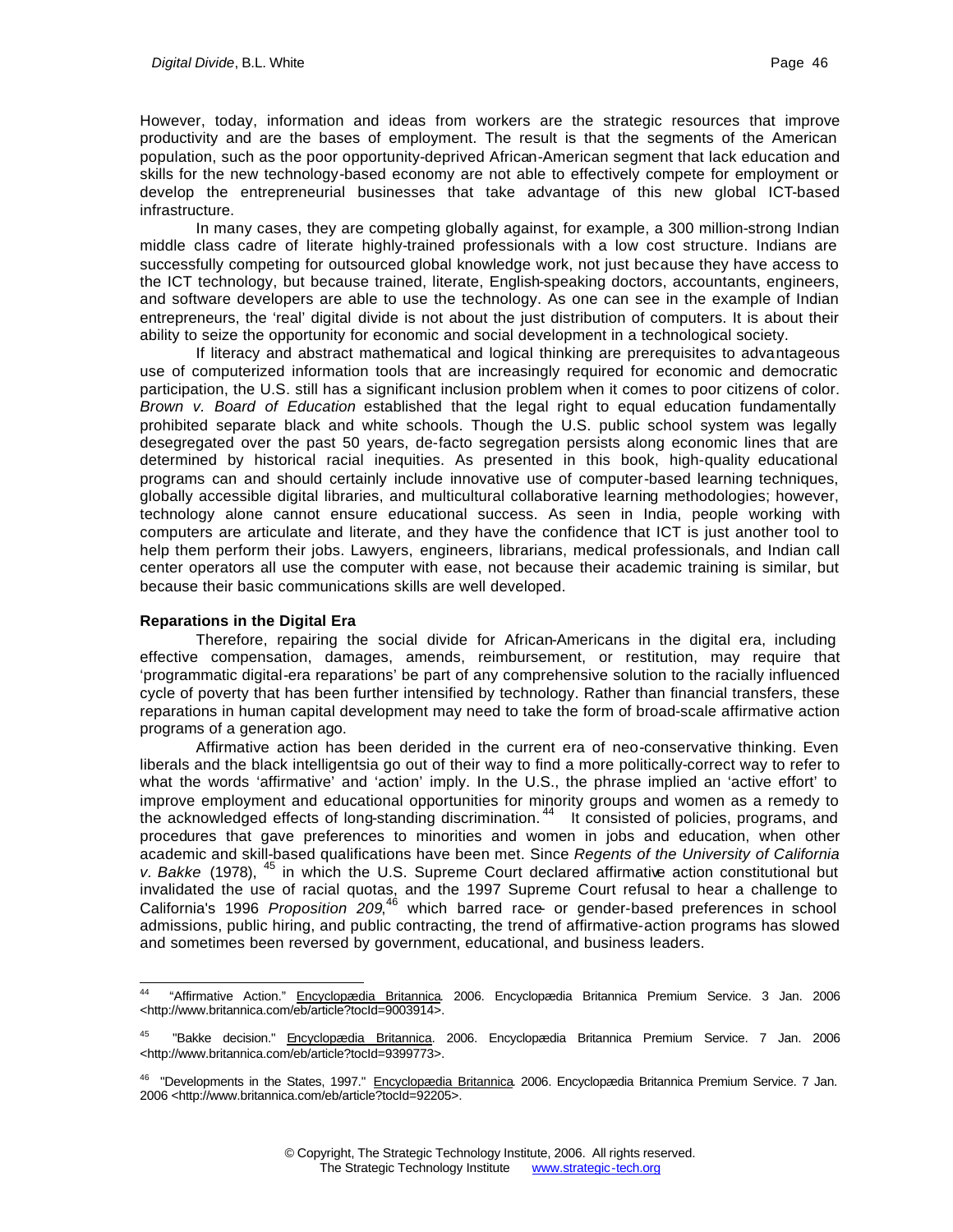However, today, information and ideas from workers are the strategic resources that improve productivity and are the bases of employment. The result is that the segments of the American population, such as the poor opportunity-deprived African-American segment that lack education and skills for the new technology-based economy are not able to effectively compete for employment or develop the entrepreneurial businesses that take advantage of this new global ICT-based infrastructure.

In many cases, they are competing globally against, for example, a 300 million-strong Indian middle class cadre of literate highly-trained professionals with a low cost structure. Indians are successfully competing for outsourced global knowledge work, not just because they have access to the ICT technology, but because trained, literate, English-speaking doctors, accountants, engineers, and software developers are able to use the technology. As one can see in the example of Indian entrepreneurs, the 'real' digital divide is not about the just distribution of computers. It is about their ability to seize the opportunity for economic and social development in a technological society.

If literacy and abstract mathematical and logical thinking are prerequisites to advantageous use of computerized information tools that are increasingly required for economic and democratic participation, the U.S. still has a significant inclusion problem when it comes to poor citizens of color. *Brown v. Board of Education* established that the legal right to equal education fundamentally prohibited separate black and white schools. Though the U.S. public school system was legally desegregated over the past 50 years, de-facto segregation persists along economic lines that are determined by historical racial inequities. As presented in this book, high-quality educational programs can and should certainly include innovative use of computer-based learning techniques, globally accessible digital libraries, and multicultural collaborative learning methodologies; however, technology alone cannot ensure educational success. As seen in India, people working with computers are articulate and literate, and they have the confidence that ICT is just another tool to help them perform their jobs. Lawyers, engineers, librarians, medical professionals, and Indian call center operators all use the computer with ease, not because their academic training is similar, but because their basic communications skills are well developed.

**Reparations in the Digital Era**

Therefore, repairing the social divide for African-Americans in the digital era, including effective compensation, damages, amends, reimbursement, or restitution, may require that 'programmatic digital-era reparations' be part of any comprehensive solution to the racially influenced cycle of poverty that has been further intensified by technology. Rather than financial transfers, these reparations in human capital development may need to take the form of broad-scale affirmative action programs of a generation ago.

Affirmative action has been derided in the current era of neo-conservative thinking. Even liberals and the black intelligentsia go out of their way to find a more politically-correct way to refer to what the words 'affirmative' and 'action' imply. In the U.S., the phrase implied an 'active effort' to improve employment and educational opportunities for minority groups and women as a remedy to the acknowledged effects of long-standing discrimination.[44] It consisted of policies, programs, and procedures that gave preferences to minorities and women in jobs and education, when other academic and skill-based qualifications have been met. Since *Regents of the University of California v. Bakke* (1978),[45] in which the U.S. Supreme Court declared affirmative action constitutional but invalidated the use of racial quotas, and the 1997 Supreme Court refusal to hear a challenge to California's 1996 *Proposition 209*,[46] which barred race- or gender-based preferences in school admissions, public hiring, and public contracting, the trend of affirmative-action programs has slowed and sometimes been reversed by government, educational, and business leaders.

---

[44] "Affirmative Action." Encyclopædia Britannica. 2006. Encyclopædia Britannica Premium Service. 3 Jan. 2006 <http://www.britannica.com/eb/article?tocId=9003914>.

[45] "Bakke decision." Encyclopædia Britannica. 2006. Encyclopædia Britannica Premium Service. 7 Jan. 2006 <http://www.britannica.com/eb/article?tocId=9399773>.

[46] "Developments in the States, 1997." Encyclopædia Britannica. 2006. Encyclopædia Britannica Premium Service. 7 Jan. 2006 <http://www.britannica.com/eb/article?tocId=92205>.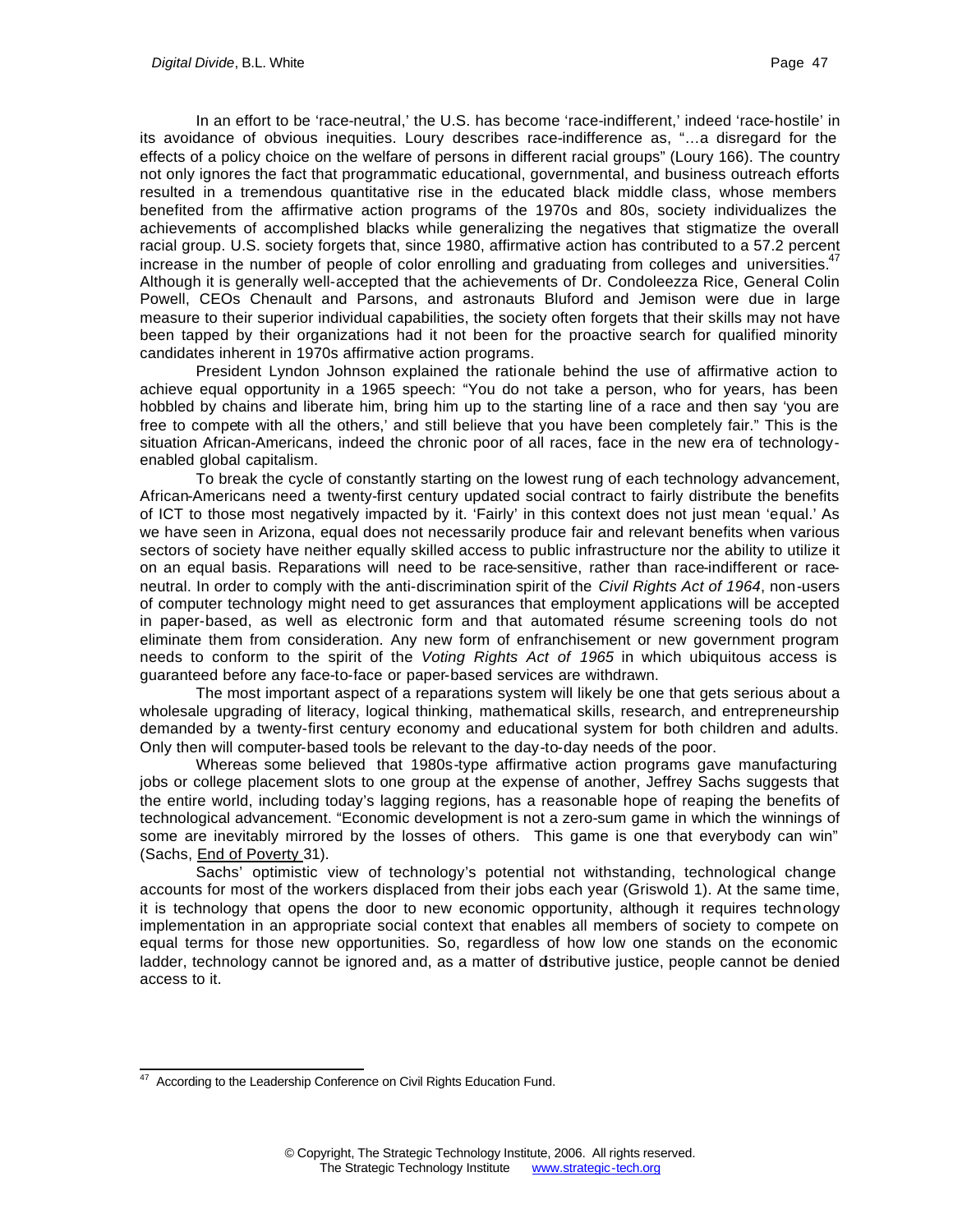In an effort to be 'race-neutral,' the U.S. has become 'race-indifferent,' indeed 'race-hostile' in its avoidance of obvious inequities. Loury describes race-indifference as, "…a disregard for the effects of a policy choice on the welfare of persons in different racial groups" (Loury 166). The country not only ignores the fact that programmatic educational, governmental, and business outreach efforts resulted in a tremendous quantitative rise in the educated black middle class, whose members benefited from the affirmative action programs of the 1970s and 80s, society individualizes the achievements of accomplished blacks while generalizing the negatives that stigmatize the overall racial group. U.S. society forgets that, since 1980, affirmative action has contributed to a 57.2 percent increase in the number of people of color enrolling and graduating from colleges and universities.[47] Although it is generally well-accepted that the achievements of Dr. Condoleezza Rice, General Colin Powell, CEOs Chenault and Parsons, and astronauts Bluford and Jemison were due in large measure to their superior individual capabilities, the society often forgets that their skills may not have been tapped by their organizations had it not been for the proactive search for qualified minority candidates inherent in 1970s affirmative action programs.

President Lyndon Johnson explained the rationale behind the use of affirmative action to achieve equal opportunity in a 1965 speech: "You do not take a person, who for years, has been hobbled by chains and liberate him, bring him up to the starting line of a race and then say 'you are free to compete with all the others,' and still believe that you have been completely fair." This is the situation African-Americans, indeed the chronic poor of all races, face in the new era of technology-enabled global capitalism.

To break the cycle of constantly starting on the lowest rung of each technology advancement, African-Americans need a twenty-first century updated social contract to fairly distribute the benefits of ICT to those most negatively impacted by it. 'Fairly' in this context does not just mean 'equal.' As we have seen in Arizona, equal does not necessarily produce fair and relevant benefits when various sectors of society have neither equally skilled access to public infrastructure nor the ability to utilize it on an equal basis. Reparations will need to be race-sensitive, rather than race-indifferent or race-neutral. In order to comply with the anti-discrimination spirit of the *Civil Rights Act of 1964*, non-users of computer technology might need to get assurances that employment applications will be accepted in paper-based, as well as electronic form and that automated résume screening tools do not eliminate them from consideration. Any new form of enfranchisement or new government program needs to conform to the spirit of the *Voting Rights Act of 1965* in which ubiquitous access is guaranteed before any face-to-face or paper-based services are withdrawn.

The most important aspect of a reparations system will likely be one that gets serious about a wholesale upgrading of literacy, logical thinking, mathematical skills, research, and entrepreneurship demanded by a twenty-first century economy and educational system for both children and adults. Only then will computer-based tools be relevant to the day-to-day needs of the poor.

Whereas some believed that 1980s-type affirmative action programs gave manufacturing jobs or college placement slots to one group at the expense of another, Jeffrey Sachs suggests that the entire world, including today's lagging regions, has a reasonable hope of reaping the benefits of technological advancement. "Economic development is not a zero-sum game in which the winnings of some are inevitably mirrored by the losses of others. This game is one that everybody can win" (Sachs, End of Poverty 31).

Sachs' optimistic view of technology's potential not withstanding, technological change accounts for most of the workers displaced from their jobs each year (Griswold 1). At the same time, it is technology that opens the door to new economic opportunity, although it requires technology implementation in an appropriate social context that enables all members of society to compete on equal terms for those new opportunities. So, regardless of how low one stands on the economic ladder, technology cannot be ignored and, as a matter of distributive justice, people cannot be denied access to it.

---

[47] According to the Leadership Conference on Civil Rights Education Fund.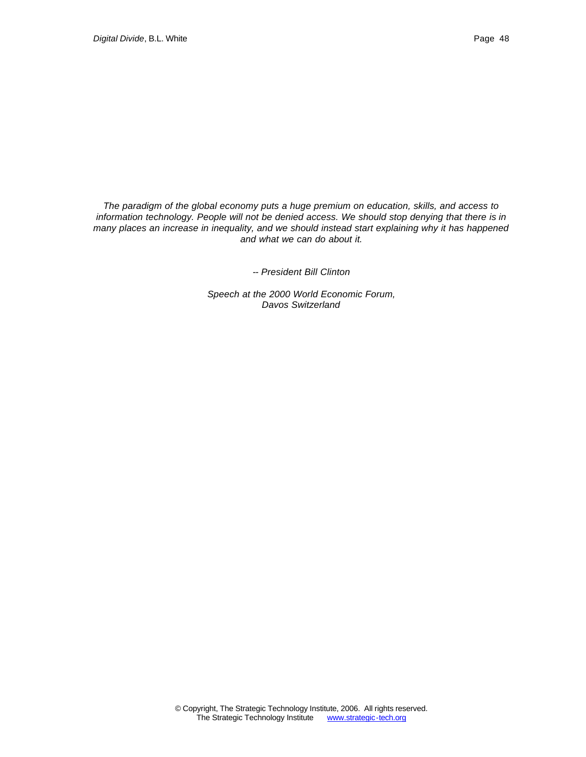*The paradigm of the global economy puts a huge premium on education, skills, and access to information technology. People will not be denied access. We should stop denying that there is in many places an increase in inequality, and we should instead start explaining why it has happened and what we can do about it.*

*-- President Bill Clinton*

*Speech at the 2000 World Economic Forum,*
*Davos Switzerland*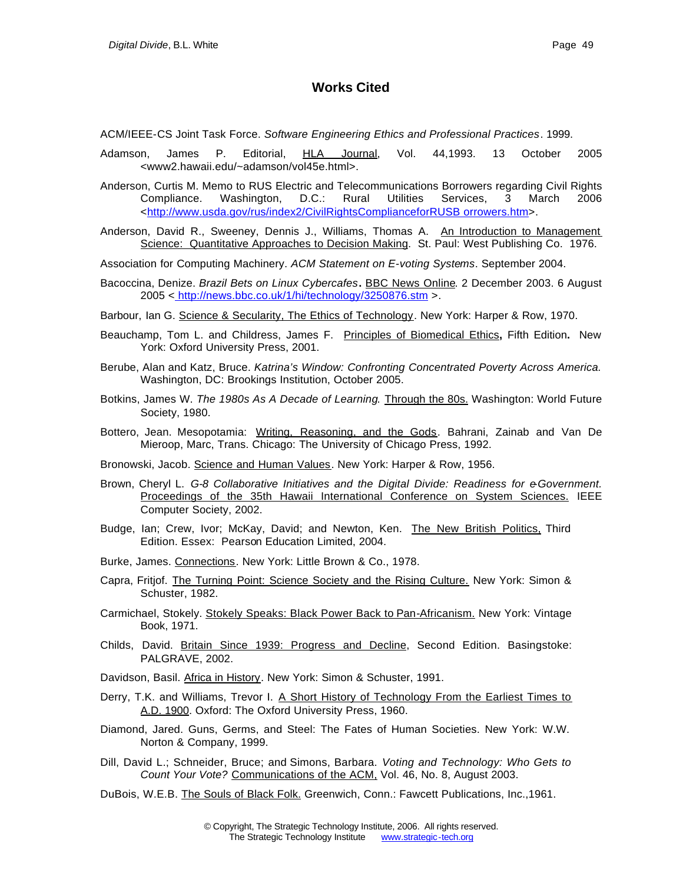## Works Cited

ACM/IEEE-CS Joint Task Force. *Software Engineering Ethics and Professional Practices*. 1999.

Adamson, James P. Editorial, HLA Journal, Vol. 44,1993. 13 October 2005 <www2.hawaii.edu/~adamson/vol45e.html>.

Anderson, Curtis M. Memo to RUS Electric and Telecommunications Borrowers regarding Civil Rights Compliance. Washington, D.C.: Rural Utilities Services, 3 March 2006 <http://www.usda.gov/rus/index2/CivilRightsComplianceforRUSB orrowers.htm>.

Anderson, David R., Sweeney, Dennis J., Williams, Thomas A. An Introduction to Management Science: Quantitative Approaches to Decision Making. St. Paul: West Publishing Co. 1976.

Association for Computing Machinery. *ACM Statement on E-voting Systems*. September 2004.

Bacoccina, Denize. *Brazil Bets on Linux Cybercafes*. BBC News Online. 2 December 2003. 6 August 2005 < http://news.bbc.co.uk/1/hi/technology/3250876.stm >.

Barbour, Ian G. Science & Secularity, The Ethics of Technology. New York: Harper & Row, 1970.

Beauchamp, Tom L. and Childress, James F. Principles of Biomedical Ethics**,** Fifth Edition**.** New York: Oxford University Press, 2001.

Berube, Alan and Katz, Bruce. *Katrina's Window: Confronting Concentrated Poverty Across America.* Washington, DC: Brookings Institution, October 2005.

Botkins, James W. *The 1980s As A Decade of Learning*. Through the 80s. Washington: World Future Society, 1980.

Bottero, Jean. Mesopotamia: Writing, Reasoning, and the Gods. Bahrani, Zainab and Van De Mieroop, Marc, Trans. Chicago: The University of Chicago Press, 1992.

Bronowski, Jacob. Science and Human Values. New York: Harper & Row, 1956.

Brown, Cheryl L. *G-8 Collaborative Initiatives and the Digital Divide: Readiness for e-Government.* Proceedings of the 35th Hawaii International Conference on System Sciences. IEEE Computer Society, 2002.

Budge, Ian; Crew, Ivor; McKay, David; and Newton, Ken. The New British Politics, Third Edition. Essex: Pearson Education Limited, 2004.

Burke, James. Connections. New York: Little Brown & Co., 1978.

Capra, Fritjof. The Turning Point: Science Society and the Rising Culture. New York: Simon & Schuster, 1982.

Carmichael, Stokely. Stokely Speaks: Black Power Back to Pan-Africanism. New York: Vintage Book, 1971.

Childs, David. Britain Since 1939: Progress and Decline, Second Edition. Basingstoke: PALGRAVE, 2002.

Davidson, Basil. Africa in History. New York: Simon & Schuster, 1991.

Derry, T.K. and Williams, Trevor I. A Short History of Technology From the Earliest Times to A.D. 1900. Oxford: The Oxford University Press, 1960.

Diamond, Jared. Guns, Germs, and Steel: The Fates of Human Societies. New York: W.W. Norton & Company, 1999.

Dill, David L.; Schneider, Bruce; and Simons, Barbara. *Voting and Technology: Who Gets to Count Your Vote?* Communications of the ACM, Vol. 46, No. 8, August 2003.

DuBois, W.E.B. The Souls of Black Folk. Greenwich, Conn.: Fawcett Publications, Inc.,1961.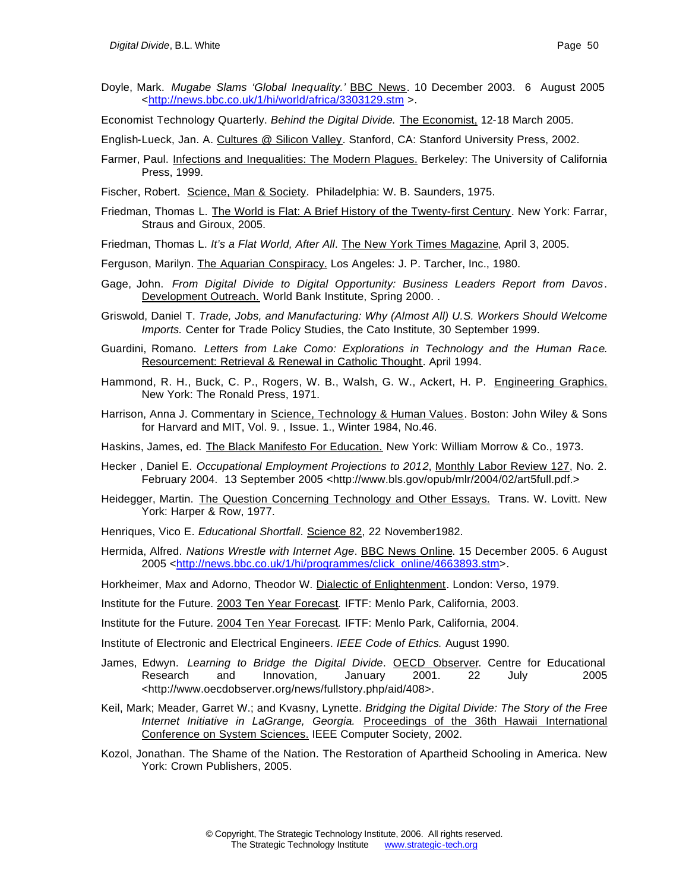Doyle, Mark. *Mugabe Slams 'Global Inequality.'* <u>BBC News</u>. 10 December 2003. 6 August 2005 <http://news.bbc.co.uk/1/hi/world/africa/3303129.stm >.

Economist Technology Quarterly. *Behind the Digital Divide.* <u>The Economist,</u> 12-18 March 2005.

English-Lueck, Jan. A. <u>Cultures @ Silicon Valley</u>. Stanford, CA: Stanford University Press, 2002.

Farmer, Paul. <u>Infections and Inequalities: The Modern Plagues.</u> Berkeley: The University of California Press, 1999.

Fischer, Robert. <u>Science, Man & Society</u>. Philadelphia: W. B. Saunders, 1975.

Friedman, Thomas L. <u>The World is Flat: A Brief History of the Twenty-first Century</u>. New York: Farrar, Straus and Giroux, 2005.

Friedman, Thomas L. *It's a Flat World, After All*. <u>The New York Times Magazine</u>, April 3, 2005.

Ferguson, Marilyn. <u>The Aquarian Conspiracy.</u> Los Angeles: J. P. Tarcher, Inc., 1980.

Gage, John. *From Digital Divide to Digital Opportunity: Business Leaders Report from Davos*. <u>Development Outreach.</u> World Bank Institute, Spring 2000. .

Griswold, Daniel T. *Trade, Jobs, and Manufacturing: Why (Almost All) U.S. Workers Should Welcome Imports.* Center for Trade Policy Studies, the Cato Institute, 30 September 1999.

Guardini, Romano. *Letters from Lake Como: Explorations in Technology and the Human Race.* <u>Resourcement: Retrieval & Renewal in Catholic Thought</u>. April 1994.

Hammond, R. H., Buck, C. P., Rogers, W. B., Walsh, G. W., Ackert, H. P. <u>Engineering Graphics.</u> New York: The Ronald Press, 1971.

Harrison, Anna J. Commentary in <u>Science, Technology & Human Values</u>. Boston: John Wiley & Sons for Harvard and MIT, Vol. 9. , Issue. 1., Winter 1984, No.46.

Haskins, James, ed. <u>The Black Manifesto For Education.</u> New York: William Morrow & Co., 1973.

Hecker , Daniel E. *Occupational Employment Projections to 2012*, <u>Monthly Labor Review 127</u>, No. 2. February 2004. 13 September 2005 <http://www.bls.gov/opub/mlr/2004/02/art5full.pdf.>

Heidegger, Martin. <u>The Question Concerning Technology and Other Essays.</u> Trans. W. Lovitt. New York: Harper & Row, 1977.

Henriques, Vico E. *Educational Shortfall*. <u>Science 82</u>, 22 November1982.

Hermida, Alfred. *Nations Wrestle with Internet Age*. <u>BBC News Online</u>. 15 December 2005. 6 August 2005 <http://news.bbc.co.uk/1/hi/programmes/click_online/4663893.stm>.

Horkheimer, Max and Adorno, Theodor W. <u>Dialectic of Enlightenment</u>. London: Verso, 1979.

Institute for the Future. <u>2003 Ten Year Forecast</u>. IFTF: Menlo Park, California, 2003.

Institute for the Future. <u>2004 Ten Year Forecast</u>. IFTF: Menlo Park, California, 2004.

Institute of Electronic and Electrical Engineers. *IEEE Code of Ethics.* August 1990.

James, Edwyn. *Learning to Bridge the Digital Divide*. <u>OECD Observer</u>. Centre for Educational Research and Innovation, January 2001. 22 July 2005 <http://www.oecdobserver.org/news/fullstory.php/aid/408>.

Keil, Mark; Meader, Garret W.; and Kvasny, Lynette. *Bridging the Digital Divide: The Story of the Free Internet Initiative in LaGrange, Georgia.* <u>Proceedings of the 36th Hawaii International Conference on System Sciences.</u> IEEE Computer Society, 2002.

Kozol, Jonathan. The Shame of the Nation. The Restoration of Apartheid Schooling in America. New York: Crown Publishers, 2005.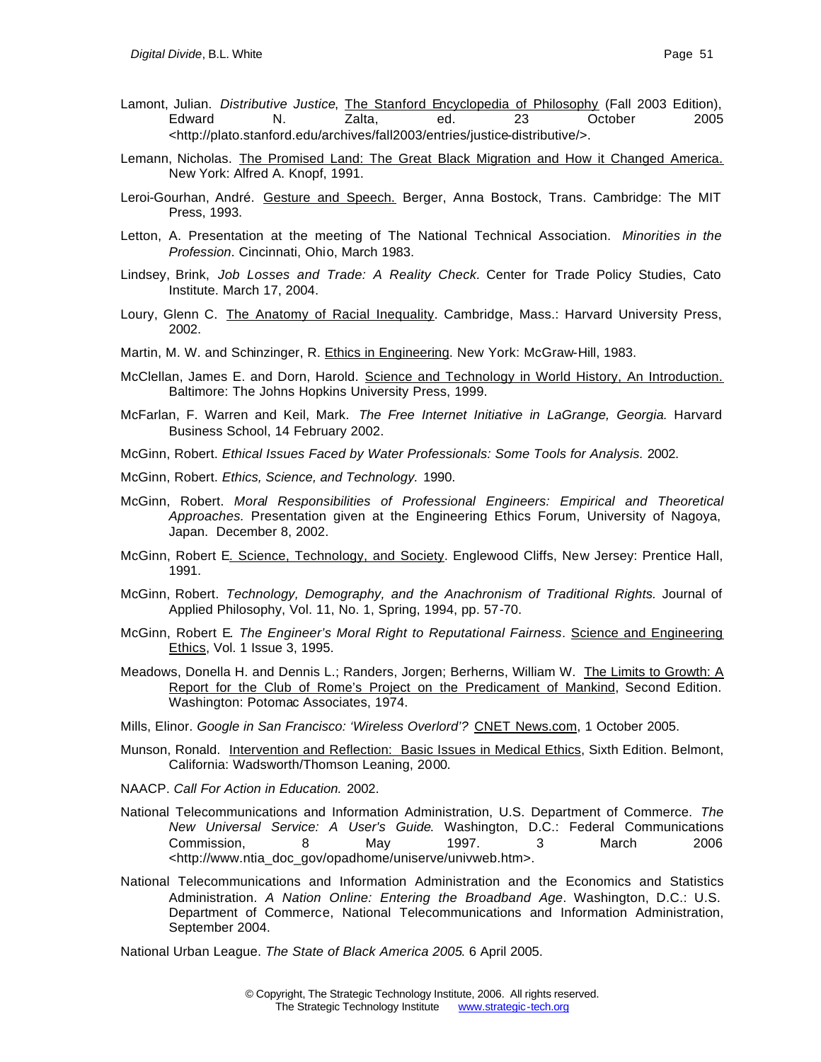Lamont, Julian. *Distributive Justice*, The Stanford Encyclopedia of Philosophy (Fall 2003 Edition), Edward N. Zalta, ed. 23 October 2005 <http://plato.stanford.edu/archives/fall2003/entries/justice-distributive/>.

Lemann, Nicholas. The Promised Land: The Great Black Migration and How it Changed America. New York: Alfred A. Knopf, 1991.

Leroi-Gourhan, André. Gesture and Speech. Berger, Anna Bostock, Trans. Cambridge: The MIT Press, 1993.

Letton, A. Presentation at the meeting of The National Technical Association. *Minorities in the Profession*. Cincinnati, Ohio, March 1983.

Lindsey, Brink, *Job Losses and Trade: A Reality Check.* Center for Trade Policy Studies, Cato Institute. March 17, 2004.

Loury, Glenn C. The Anatomy of Racial Inequality. Cambridge, Mass.: Harvard University Press, 2002.

Martin, M. W. and Schinzinger, R. Ethics in Engineering. New York: McGraw-Hill, 1983.

McClellan, James E. and Dorn, Harold. Science and Technology in World History, An Introduction. Baltimore: The Johns Hopkins University Press, 1999.

McFarlan, F. Warren and Keil, Mark. *The Free Internet Initiative in LaGrange, Georgia.* Harvard Business School, 14 February 2002.

McGinn, Robert. *Ethical Issues Faced by Water Professionals: Some Tools for Analysis.* 2002.

McGinn, Robert. *Ethics, Science, and Technology.* 1990.

McGinn, Robert. *Moral Responsibilities of Professional Engineers: Empirical and Theoretical Approaches.* Presentation given at the Engineering Ethics Forum, University of Nagoya, Japan. December 8, 2002.

McGinn, Robert E. Science, Technology, and Society. Englewood Cliffs, New Jersey: Prentice Hall, 1991.

McGinn, Robert. *Technology, Demography, and the Anachronism of Traditional Rights.* Journal of Applied Philosophy, Vol. 11, No. 1, Spring, 1994, pp. 57-70.

McGinn, Robert E. *The Engineer's Moral Right to Reputational Fairness*. Science and Engineering Ethics, Vol. 1 Issue 3, 1995.

Meadows, Donella H. and Dennis L.; Randers, Jorgen; Berherns, William W. The Limits to Growth: A Report for the Club of Rome's Project on the Predicament of Mankind, Second Edition. Washington: Potomac Associates, 1974.

Mills, Elinor. *Google in San Francisco: 'Wireless Overlord'?* CNET News.com, 1 October 2005.

Munson, Ronald. Intervention and Reflection: Basic Issues in Medical Ethics, Sixth Edition. Belmont, California: Wadsworth/Thomson Leaning, 2000.

NAACP. *Call For Action in Education.* 2002.

National Telecommunications and Information Administration, U.S. Department of Commerce. *The New Universal Service: A User's Guide*. Washington, D.C.: Federal Communications Commission, 8 May 1997. 3 March 2006 <http://www.ntia_doc_gov/opadhome/uniserve/univweb.htm>.

National Telecommunications and Information Administration and the Economics and Statistics Administration. *A Nation Online: Entering the Broadband Age*. Washington, D.C.: U.S. Department of Commerce, National Telecommunications and Information Administration, September 2004.

National Urban League. *The State of Black America 2005*. 6 April 2005.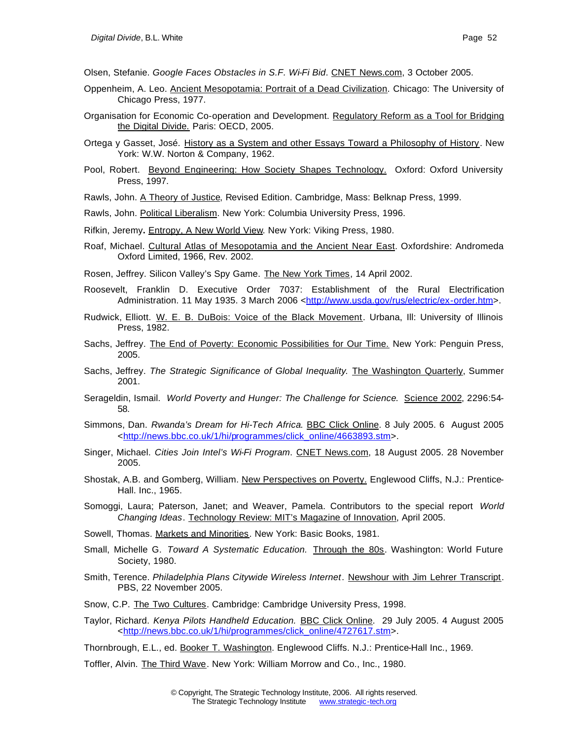Olsen, Stefanie. *Google Faces Obstacles in S.F. Wi-Fi Bid*. CNET News.com, 3 October 2005.

Oppenheim, A. Leo. Ancient Mesopotamia: Portrait of a Dead Civilization. Chicago: The University of Chicago Press, 1977.

Organisation for Economic Co-operation and Development. Regulatory Reform as a Tool for Bridging the Digital Divide. Paris: OECD, 2005.

Ortega y Gasset, José. History as a System and other Essays Toward a Philosophy of History. New York: W.W. Norton & Company, 1962.

Pool, Robert. Beyond Engineering: How Society Shapes Technology. Oxford: Oxford University Press, 1997.

Rawls, John. A Theory of Justice, Revised Edition. Cambridge, Mass: Belknap Press, 1999.

Rawls, John. Political Liberalism. New York: Columbia University Press, 1996.

Rifkin, Jeremy**.** Entropy, A New World View. New York: Viking Press, 1980.

Roaf, Michael. Cultural Atlas of Mesopotamia and the Ancient Near East. Oxfordshire: Andromeda Oxford Limited, 1966, Rev. 2002.

Rosen, Jeffrey. Silicon Valley's Spy Game. The New York Times, 14 April 2002.

Roosevelt, Franklin D. Executive Order 7037: Establishment of the Rural Electrification Administration. 11 May 1935. 3 March 2006 <http://www.usda.gov/rus/electric/ex-order.htm>.

Rudwick, Elliott. W. E. B. DuBois: Voice of the Black Movement. Urbana, Ill: University of Illinois Press, 1982.

Sachs, Jeffrey. The End of Poverty: Economic Possibilities for Our Time. New York: Penguin Press, 2005.

Sachs, Jeffrey. *The Strategic Significance of Global Inequality.* The Washington Quarterly, Summer 2001.

Serageldin, Ismail. *World Poverty and Hunger: The Challenge for Science.* Science 2002, 2296:54-58.

Simmons, Dan. *Rwanda's Dream for Hi-Tech Africa.* BBC Click Online. 8 July 2005. 6 August 2005 <http://news.bbc.co.uk/1/hi/programmes/click_online/4663893.stm>.

Singer, Michael. *Cities Join Intel's Wi-Fi Program*. CNET News.com, 18 August 2005. 28 November 2005.

Shostak, A.B. and Gomberg, William. New Perspectives on Poverty. Englewood Cliffs, N.J.: Prentice-Hall. Inc., 1965.

Somoggi, Laura; Paterson, Janet; and Weaver, Pamela. Contributors to the special report *World Changing Ideas*. Technology Review: MIT's Magazine of Innovation, April 2005.

Sowell, Thomas. Markets and Minorities. New York: Basic Books, 1981.

Small, Michelle G. *Toward A Systematic Education.* Through the 80s. Washington: World Future Society, 1980.

Smith, Terence. *Philadelphia Plans Citywide Wireless Internet*. Newshour with Jim Lehrer Transcript. PBS, 22 November 2005.

Snow, C.P. The Two Cultures. Cambridge: Cambridge University Press, 1998.

Taylor, Richard. *Kenya Pilots Handheld Education.* BBC Click Online. 29 July 2005. 4 August 2005 <http://news.bbc.co.uk/1/hi/programmes/click_online/4727617.stm>.

Thornbrough, E.L., ed. Booker T. Washington. Englewood Cliffs. N.J.: Prentice-Hall Inc., 1969.

Toffler, Alvin. The Third Wave. New York: William Morrow and Co., Inc., 1980.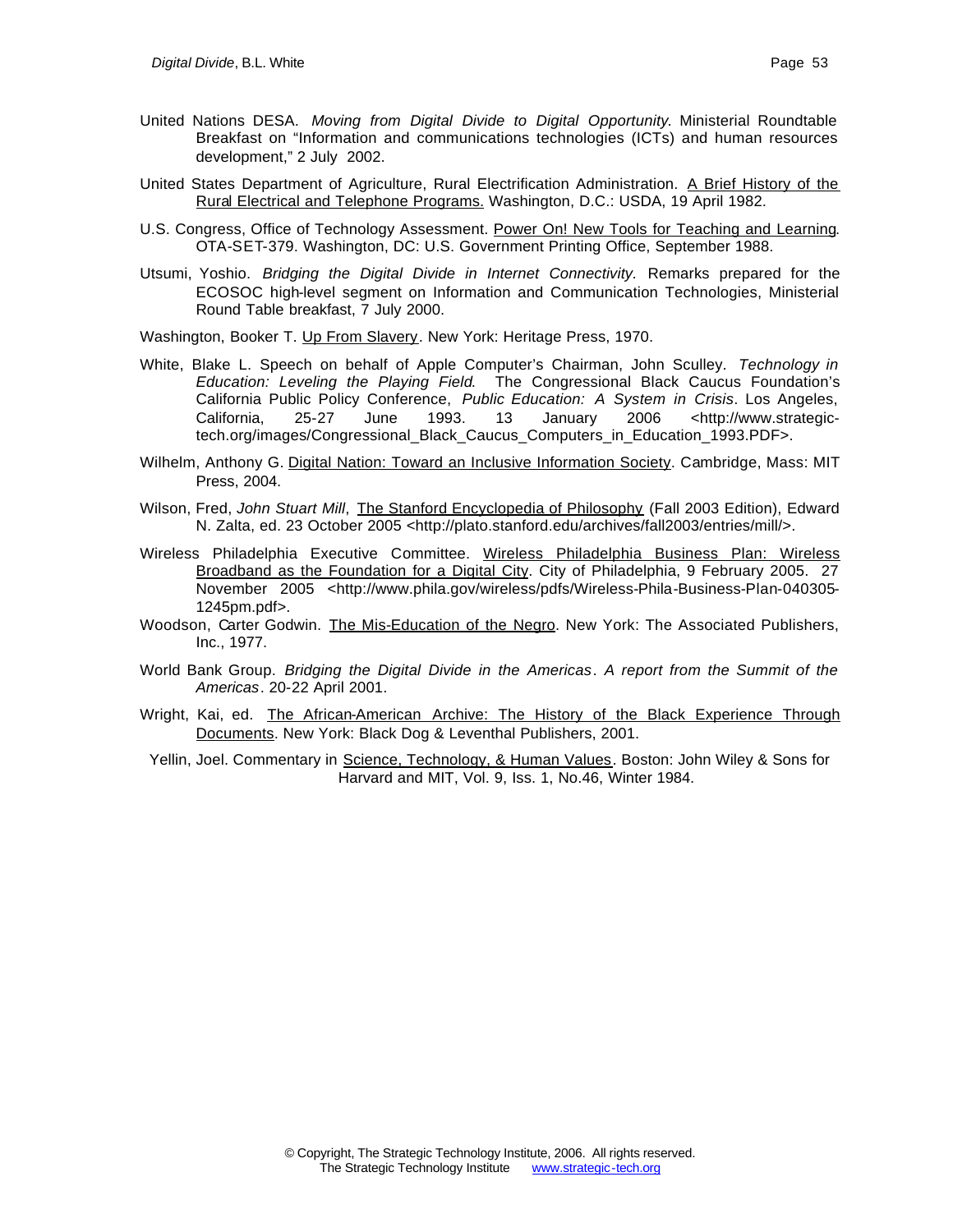United Nations DESA. *Moving from Digital Divide to Digital Opportunity.* Ministerial Roundtable Breakfast on "Information and communications technologies (ICTs) and human resources development," 2 July 2002.

United States Department of Agriculture, Rural Electrification Administration. <u>A Brief History of the Rural Electrical and Telephone Programs.</u> Washington, D.C.: USDA, 19 April 1982.

U.S. Congress, Office of Technology Assessment. <u>Power On! New Tools for Teaching and Learning</u>. OTA-SET-379. Washington, DC: U.S. Government Printing Office, September 1988.

Utsumi, Yoshio. *Bridging the Digital Divide in Internet Connectivity.* Remarks prepared for the ECOSOC high-level segment on Information and Communication Technologies, Ministerial Round Table breakfast, 7 July 2000.

Washington, Booker T. <u>Up From Slavery</u>. New York: Heritage Press, 1970.

White, Blake L. Speech on behalf of Apple Computer's Chairman, John Sculley. *Technology in Education: Leveling the Playing Field.* The Congressional Black Caucus Foundation's California Public Policy Conference, *Public Education: A System in Crisis*. Los Angeles, California, 25-27 June 1993. 13 January 2006 <http://www.strategic-tech.org/images/Congressional_Black_Caucus_Computers_in_Education_1993.PDF>.

Wilhelm, Anthony G. <u>Digital Nation: Toward an Inclusive Information Society</u>. Cambridge, Mass: MIT Press, 2004.

Wilson, Fred, *John Stuart Mill*, <u>The Stanford Encyclopedia of Philosophy</u> (Fall 2003 Edition), Edward N. Zalta, ed. 23 October 2005 <http://plato.stanford.edu/archives/fall2003/entries/mill/>.

Wireless Philadelphia Executive Committee. <u>Wireless Philadelphia Business Plan: Wireless Broadband as the Foundation for a Digital City</u>. City of Philadelphia, 9 February 2005. 27 November 2005 <http://www.phila.gov/wireless/pdfs/Wireless-Phila-Business-Plan-040305-1245pm.pdf>.

Woodson, Carter Godwin. <u>The Mis-Education of the Negro</u>. New York: The Associated Publishers, Inc., 1977.

World Bank Group. *Bridging the Digital Divide in the Americas*. *A report from the Summit of the Americas*. 20-22 April 2001.

Wright, Kai, ed. <u>The African-American Archive: The History of the Black Experience Through Documents</u>. New York: Black Dog & Leventhal Publishers, 2001.

Yellin, Joel. Commentary in <u>Science, Technology, & Human Values</u>. Boston: John Wiley & Sons for Harvard and MIT, Vol. 9, Iss. 1, No.46, Winter 1984.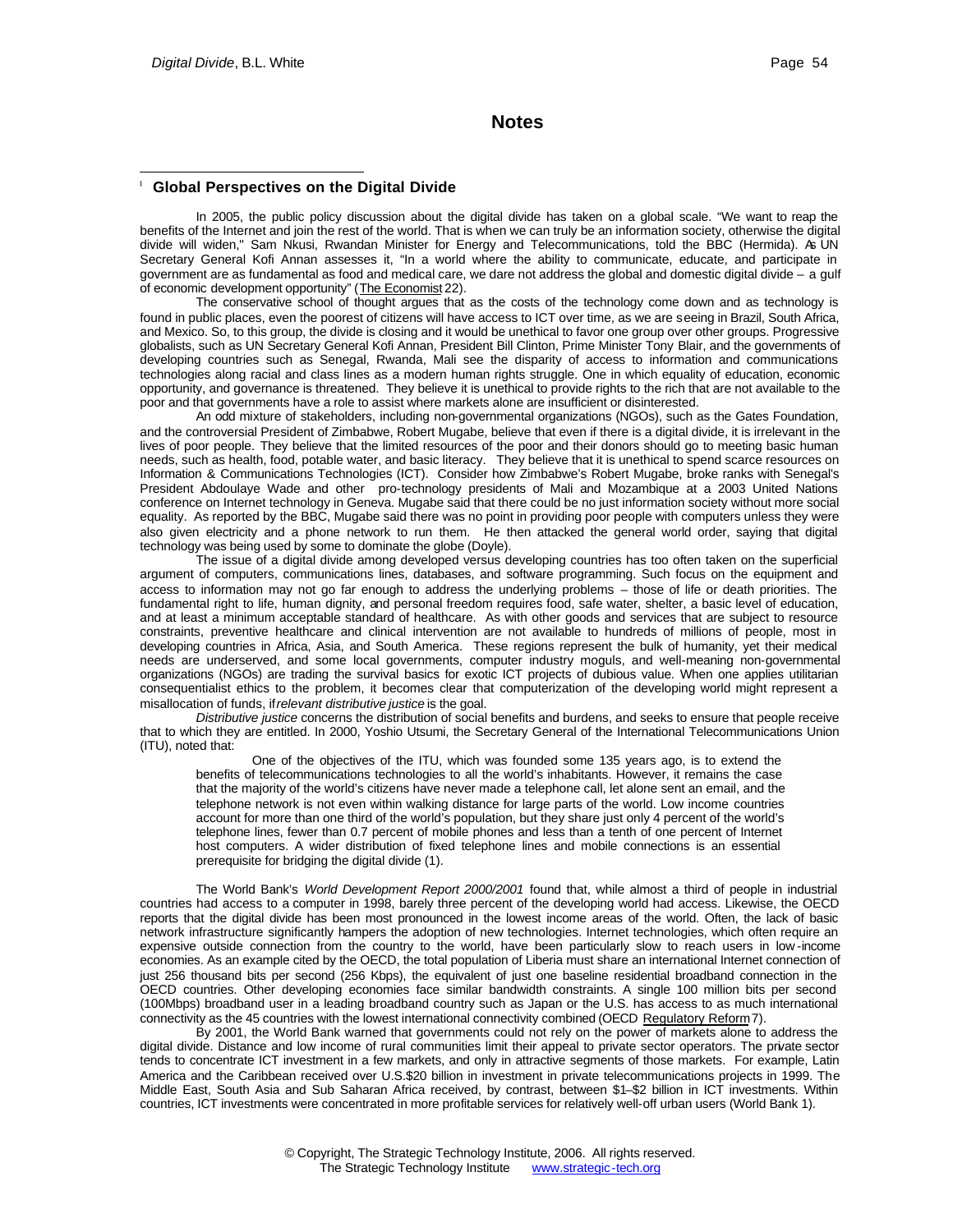## Notes

[i] **Global Perspectives on the Digital Divide**

In 2005, the public policy discussion about the digital divide has taken on a global scale. "We want to reap the benefits of the Internet and join the rest of the world. That is when we can truly be an information society, otherwise the digital divide will widen," Sam Nkusi, Rwandan Minister for Energy and Telecommunications, told the BBC (Hermida). As UN Secretary General Kofi Annan assesses it, "In a world where the ability to communicate, educate, and participate in government are as fundamental as food and medical care, we dare not address the global and domestic digital divide – a gulf of economic development opportunity" (The Economist 22).

The conservative school of thought argues that as the costs of the technology come down and as technology is found in public places, even the poorest of citizens will have access to ICT over time, as we are seeing in Brazil, South Africa, and Mexico. So, to this group, the divide is closing and it would be unethical to favor one group over other groups. Progressive globalists, such as UN Secretary General Kofi Annan, President Bill Clinton, Prime Minister Tony Blair, and the governments of developing countries such as Senegal, Rwanda, Mali see the disparity of access to information and communications technologies along racial and class lines as a modern human rights struggle. One in which equality of education, economic opportunity, and governance is threatened. They believe it is unethical to provide rights to the rich that are not available to the poor and that governments have a role to assist where markets alone are insufficient or disinterested.

An odd mixture of stakeholders, including non-governmental organizations (NGOs), such as the Gates Foundation, and the controversial President of Zimbabwe, Robert Mugabe, believe that even if there is a digital divide, it is irrelevant in the lives of poor people. They believe that the limited resources of the poor and their donors should go to meeting basic human needs, such as health, food, potable water, and basic literacy. They believe that it is unethical to spend scarce resources on Information & Communications Technologies (ICT). Consider how Zimbabwe's Robert Mugabe, broke ranks with Senegal's President Abdoulaye Wade and other pro-technology presidents of Mali and Mozambique at a 2003 United Nations conference on Internet technology in Geneva. Mugabe said that there could be no just information society without more social equality. As reported by the BBC, Mugabe said there was no point in providing poor people with computers unless they were also given electricity and a phone network to run them. He then attacked the general world order, saying that digital technology was being used by some to dominate the globe (Doyle).

The issue of a digital divide among developed versus developing countries has too often taken on the superficial argument of computers, communications lines, databases, and software programming. Such focus on the equipment and access to information may not go far enough to address the underlying problems – those of life or death priorities. The fundamental right to life, human dignity, and personal freedom requires food, safe water, shelter, a basic level of education, and at least a minimum acceptable standard of healthcare. As with other goods and services that are subject to resource constraints, preventive healthcare and clinical intervention are not available to hundreds of millions of people, most in developing countries in Africa, Asia, and South America. These regions represent the bulk of humanity, yet their medical needs are underserved, and some local governments, computer industry moguls, and well-meaning non-governmental organizations (NGOs) are trading the survival basics for exotic ICT projects of dubious value. When one applies utilitarian consequentialist ethics to the problem, it becomes clear that computerization of the developing world might represent a misallocation of funds, if *relevant distributive justice* is the goal.

*Distributive justice* concerns the distribution of social benefits and burdens, and seeks to ensure that people receive that to which they are entitled. In 2000, Yoshio Utsumi, the Secretary General of the International Telecommunications Union (ITU), noted that:

> One of the objectives of the ITU, which was founded some 135 years ago, is to extend the benefits of telecommunications technologies to all the world's inhabitants. However, it remains the case that the majority of the world's citizens have never made a telephone call, let alone sent an email, and the telephone network is not even within walking distance for large parts of the world. Low income countries account for more than one third of the world's population, but they share just only 4 percent of the world's telephone lines, fewer than 0.7 percent of mobile phones and less than a tenth of one percent of Internet host computers. A wider distribution of fixed telephone lines and mobile connections is an essential prerequisite for bridging the digital divide (1).

The World Bank's *World Development Report 2000/2001* found that, while almost a third of people in industrial countries had access to a computer in 1998, barely three percent of the developing world had access. Likewise, the OECD reports that the digital divide has been most pronounced in the lowest income areas of the world. Often, the lack of basic network infrastructure significantly hampers the adoption of new technologies. Internet technologies, which often require an expensive outside connection from the country to the world, have been particularly slow to reach users in low-income economies. As an example cited by the OECD, the total population of Liberia must share an international Internet connection of just 256 thousand bits per second (256 Kbps), the equivalent of just one baseline residential broadband connection in the OECD countries. Other developing economies face similar bandwidth constraints. A single 100 million bits per second (100Mbps) broadband user in a leading broadband country such as Japan or the U.S. has access to as much international connectivity as the 45 countries with the lowest international connectivity combined (OECD Regulatory Reform 7).

By 2001, the World Bank warned that governments could not rely on the power of markets alone to address the digital divide. Distance and low income of rural communities limit their appeal to private sector operators. The private sector tends to concentrate ICT investment in a few markets, and only in attractive segments of those markets. For example, Latin America and the Caribbean received over U.S.$20 billion in investment in private telecommunications projects in 1999. The Middle East, South Asia and Sub Saharan Africa received, by contrast, between $1–$2 billion in ICT investments. Within countries, ICT investments were concentrated in more profitable services for relatively well-off urban users (World Bank 1).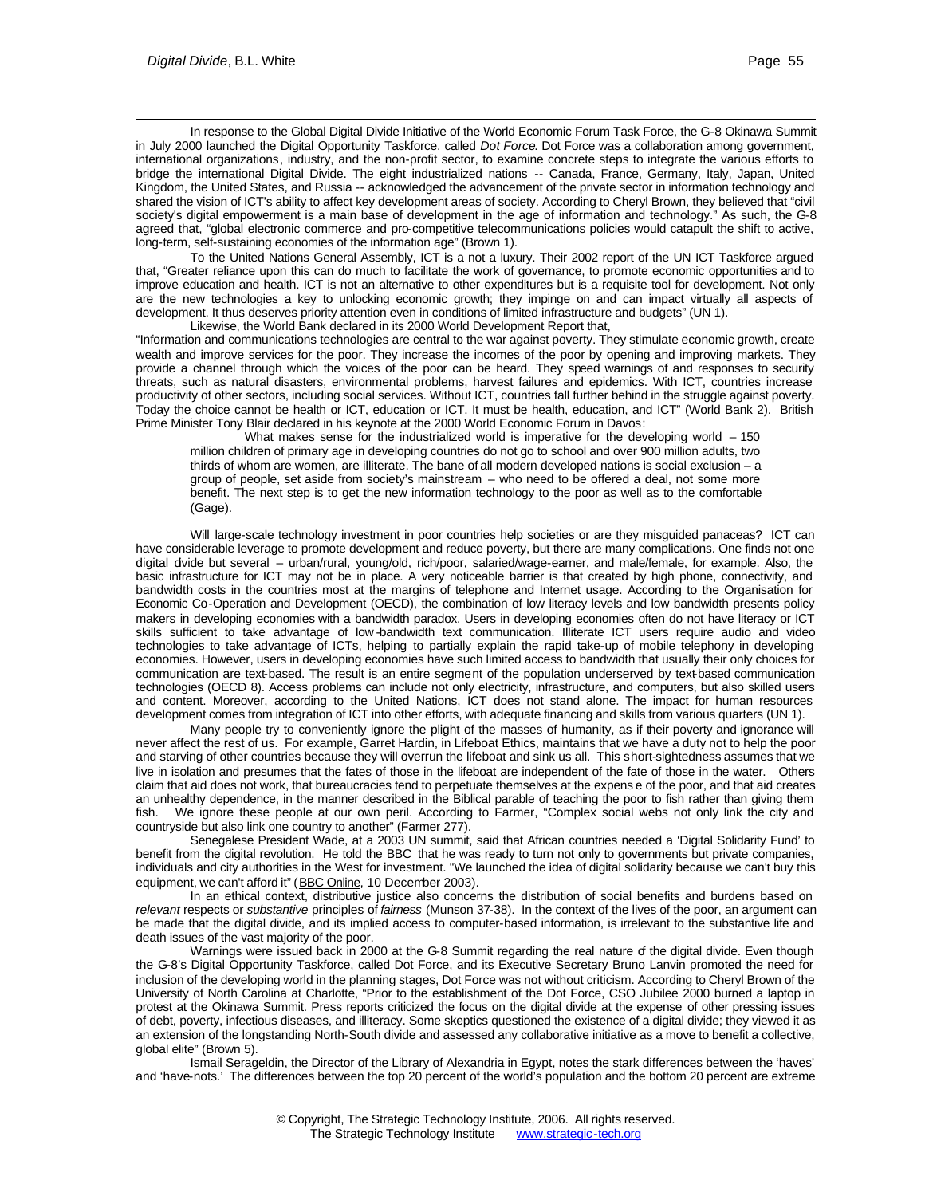In response to the Global Digital Divide Initiative of the World Economic Forum Task Force, the G-8 Okinawa Summit in July 2000 launched the Digital Opportunity Taskforce, called *Dot Force*. Dot Force was a collaboration among government, international organizations, industry, and the non-profit sector, to examine concrete steps to integrate the various efforts to bridge the international Digital Divide. The eight industrialized nations -- Canada, France, Germany, Italy, Japan, United Kingdom, the United States, and Russia -- acknowledged the advancement of the private sector in information technology and shared the vision of ICT's ability to affect key development areas of society. According to Cheryl Brown, they believed that "civil society's digital empowerment is a main base of development in the age of information and technology." As such, the G-8 agreed that, "global electronic commerce and pro-competitive telecommunications policies would catapult the shift to active, long-term, self-sustaining economies of the information age" (Brown 1).

To the United Nations General Assembly, ICT is a not a luxury. Their 2002 report of the UN ICT Taskforce argued that, "Greater reliance upon this can do much to facilitate the work of governance, to promote economic opportunities and to improve education and health. ICT is not an alternative to other expenditures but is a requisite tool for development. Not only are the new technologies a key to unlocking economic growth; they impinge on and can impact virtually all aspects of development. It thus deserves priority attention even in conditions of limited infrastructure and budgets" (UN 1).

Likewise, the World Bank declared in its 2000 World Development Report that,

"Information and communications technologies are central to the war against poverty. They stimulate economic growth, create wealth and improve services for the poor. They increase the incomes of the poor by opening and improving markets. They provide a channel through which the voices of the poor can be heard. They speed warnings of and responses to security threats, such as natural disasters, environmental problems, harvest failures and epidemics. With ICT, countries increase productivity of other sectors, including social services. Without ICT, countries fall further behind in the struggle against poverty. Today the choice cannot be health or ICT, education or ICT. It must be health, education, and ICT" (World Bank 2). British Prime Minister Tony Blair declared in his keynote at the 2000 World Economic Forum in Davos:

> What makes sense for the industrialized world is imperative for the developing world – 150 million children of primary age in developing countries do not go to school and over 900 million adults, two thirds of whom are women, are illiterate. The bane of all modern developed nations is social exclusion – a group of people, set aside from society's mainstream – who need to be offered a deal, not some more benefit. The next step is to get the new information technology to the poor as well as to the comfortable (Gage).

Will large-scale technology investment in poor countries help societies or are they misguided panaceas? ICT can have considerable leverage to promote development and reduce poverty, but there are many complications. One finds not one digital divide but several – urban/rural, young/old, rich/poor, salaried/wage-earner, and male/female, for example. Also, the basic infrastructure for ICT may not be in place. A very noticeable barrier is that created by high phone, connectivity, and bandwidth costs in the countries most at the margins of telephone and Internet usage. According to the Organisation for Economic Co-Operation and Development (OECD), the combination of low literacy levels and low bandwidth presents policy makers in developing economies with a bandwidth paradox. Users in developing economies often do not have literacy or ICT skills sufficient to take advantage of low-bandwidth text communication. Illiterate ICT users require audio and video technologies to take advantage of ICTs, helping to partially explain the rapid take-up of mobile telephony in developing economies. However, users in developing economies have such limited access to bandwidth that usually their only choices for communication are text-based. The result is an entire segment of the population underserved by text-based communication technologies (OECD 8). Access problems can include not only electricity, infrastructure, and computers, but also skilled users and content. Moreover, according to the United Nations, ICT does not stand alone. The impact for human resources development comes from integration of ICT into other efforts, with adequate financing and skills from various quarters (UN 1).

Many people try to conveniently ignore the plight of the masses of humanity, as if their poverty and ignorance will never affect the rest of us. For example, Garret Hardin, in Lifeboat Ethics, maintains that we have a duty not to help the poor and starving of other countries because they will overrun the lifeboat and sink us all. This short-sightedness assumes that we live in isolation and presumes that the fates of those in the lifeboat are independent of the fate of those in the water. Others claim that aid does not work, that bureaucracies tend to perpetuate themselves at the expense of the poor, and that aid creates an unhealthy dependence, in the manner described in the Biblical parable of teaching the poor to fish rather than giving them fish. We ignore these people at our own peril. According to Farmer, "Complex social webs not only link the city and countryside but also link one country to another" (Farmer 277).

Senegalese President Wade, at a 2003 UN summit, said that African countries needed a 'Digital Solidarity Fund' to benefit from the digital revolution. He told the BBC that he was ready to turn not only to governments but private companies, individuals and city authorities in the West for investment. "We launched the idea of digital solidarity because we can't buy this equipment, we can't afford it" (BBC Online, 10 December 2003).

In an ethical context, distributive justice also concerns the distribution of social benefits and burdens based on *relevant* respects or *substantive* principles of *fairness* (Munson 37-38). In the context of the lives of the poor, an argument can be made that the digital divide, and its implied access to computer-based information, is irrelevant to the substantive life and death issues of the vast majority of the poor.

Warnings were issued back in 2000 at the G-8 Summit regarding the real nature of the digital divide. Even though the G-8's Digital Opportunity Taskforce, called Dot Force, and its Executive Secretary Bruno Lanvin promoted the need for inclusion of the developing world in the planning stages, Dot Force was not without criticism. According to Cheryl Brown of the University of North Carolina at Charlotte, "Prior to the establishment of the Dot Force, CSO Jubilee 2000 burned a laptop in protest at the Okinawa Summit. Press reports criticized the focus on the digital divide at the expense of other pressing issues of debt, poverty, infectious diseases, and illiteracy. Some skeptics questioned the existence of a digital divide; they viewed it as an extension of the longstanding North-South divide and assessed any collaborative initiative as a move to benefit a collective, global elite" (Brown 5).

Ismail Serageldin, the Director of the Library of Alexandria in Egypt, notes the stark differences between the 'haves' and 'have-nots.' The differences between the top 20 percent of the world's population and the bottom 20 percent are extreme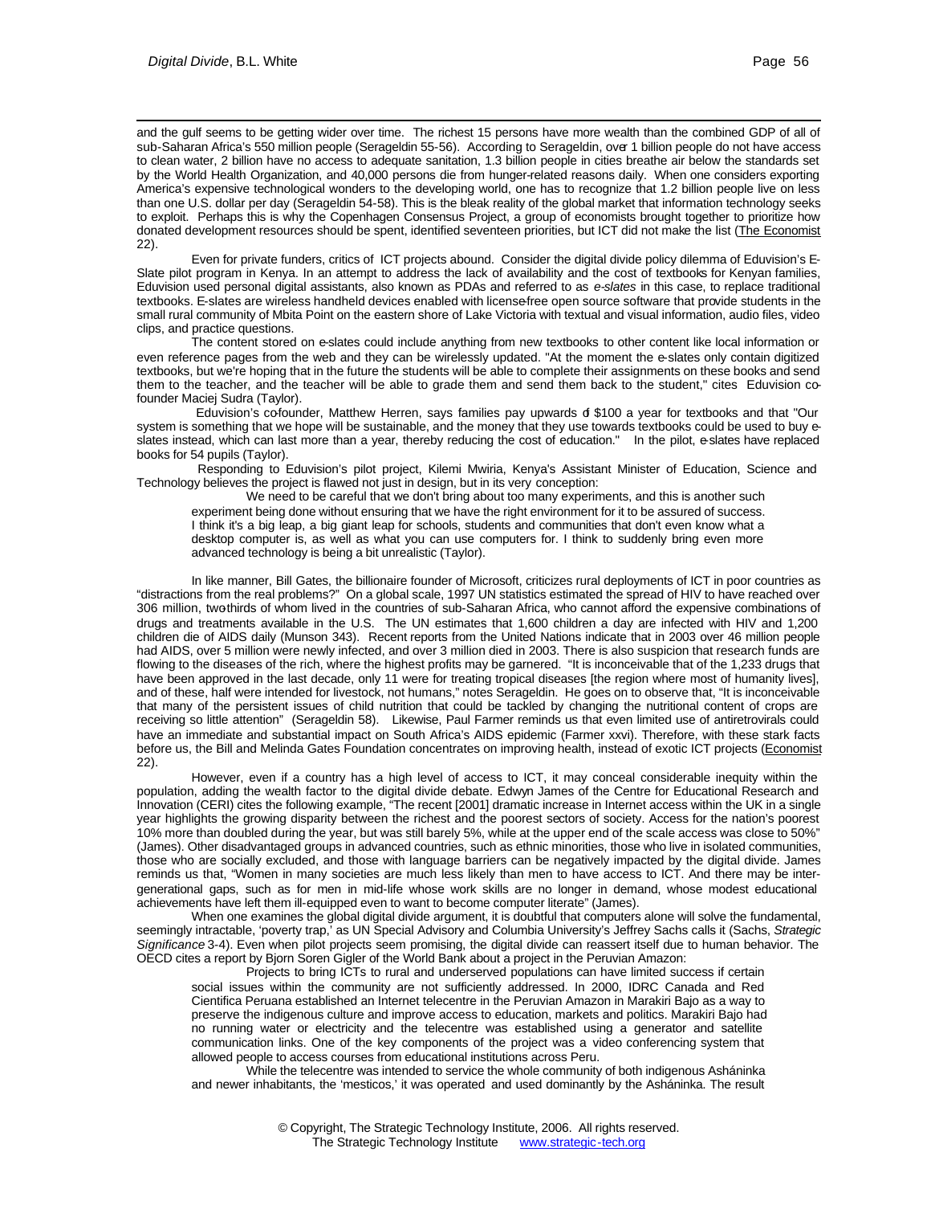and the gulf seems to be getting wider over time. The richest 15 persons have more wealth than the combined GDP of all of sub-Saharan Africa's 550 million people (Serageldin 55-56). According to Serageldin, over 1 billion people do not have access to clean water, 2 billion have no access to adequate sanitation, 1.3 billion people in cities breathe air below the standards set by the World Health Organization, and 40,000 persons die from hunger-related reasons daily. When one considers exporting America's expensive technological wonders to the developing world, one has to recognize that 1.2 billion people live on less than one U.S. dollar per day (Serageldin 54-58). This is the bleak reality of the global market that information technology seeks to exploit. Perhaps this is why the Copenhagen Consensus Project, a group of economists brought together to prioritize how donated development resources should be spent, identified seventeen priorities, but ICT did not make the list (The Economist 22).

Even for private funders, critics of ICT projects abound. Consider the digital divide policy dilemma of Eduvision's E-Slate pilot program in Kenya. In an attempt to address the lack of availability and the cost of textbooks for Kenyan families, Eduvision used personal digital assistants, also known as PDAs and referred to as *e-slates* in this case, to replace traditional textbooks. E-slates are wireless handheld devices enabled with license-free open source software that provide students in the small rural community of Mbita Point on the eastern shore of Lake Victoria with textual and visual information, audio files, video clips, and practice questions.

The content stored on e-slates could include anything from new textbooks to other content like local information or even reference pages from the web and they can be wirelessly updated. "At the moment the e-slates only contain digitized textbooks, but we're hoping that in the future the students will be able to complete their assignments on these books and send them to the teacher, and the teacher will be able to grade them and send them back to the student," cites Eduvision co-founder Maciej Sudra (Taylor).

Eduvision's co-founder, Matthew Herren, says families pay upwards of $100 a year for textbooks and that "Our system is something that we hope will be sustainable, and the money that they use towards textbooks could be used to buy e-slates instead, which can last more than a year, thereby reducing the cost of education." In the pilot, e-slates have replaced books for 54 pupils (Taylor).

Responding to Eduvision's pilot project, Kilemi Mwiria, Kenya's Assistant Minister of Education, Science and Technology believes the project is flawed not just in design, but in its very conception:

> We need to be careful that we don't bring about too many experiments, and this is another such experiment being done without ensuring that we have the right environment for it to be assured of success. I think it's a big leap, a big giant leap for schools, students and communities that don't even know what a desktop computer is, as well as what you can use computers for. I think to suddenly bring even more advanced technology is being a bit unrealistic (Taylor).

In like manner, Bill Gates, the billionaire founder of Microsoft, criticizes rural deployments of ICT in poor countries as "distractions from the real problems?" On a global scale, 1997 UN statistics estimated the spread of HIV to have reached over 306 million, two-thirds of whom lived in the countries of sub-Saharan Africa, who cannot afford the expensive combinations of drugs and treatments available in the U.S. The UN estimates that 1,600 children a day are infected with HIV and 1,200 children die of AIDS daily (Munson 343). Recent reports from the United Nations indicate that in 2003 over 46 million people had AIDS, over 5 million were newly infected, and over 3 million died in 2003. There is also suspicion that research funds are flowing to the diseases of the rich, where the highest profits may be garnered. "It is inconceivable that of the 1,233 drugs that have been approved in the last decade, only 11 were for treating tropical diseases [the region where most of humanity lives], and of these, half were intended for livestock, not humans," notes Serageldin. He goes on to observe that, "It is inconceivable that many of the persistent issues of child nutrition that could be tackled by changing the nutritional content of crops are receiving so little attention" (Serageldin 58). Likewise, Paul Farmer reminds us that even limited use of antiretrovirals could have an immediate and substantial impact on South Africa's AIDS epidemic (Farmer xxvi). Therefore, with these stark facts before us, the Bill and Melinda Gates Foundation concentrates on improving health, instead of exotic ICT projects (Economist 22).

However, even if a country has a high level of access to ICT, it may conceal considerable inequity within the population, adding the wealth factor to the digital divide debate. Edwyn James of the Centre for Educational Research and Innovation (CERI) cites the following example, "The recent [2001] dramatic increase in Internet access within the UK in a single year highlights the growing disparity between the richest and the poorest sectors of society. Access for the nation's poorest 10% more than doubled during the year, but was still barely 5%, while at the upper end of the scale access was close to 50%" (James). Other disadvantaged groups in advanced countries, such as ethnic minorities, those who live in isolated communities, those who are socially excluded, and those with language barriers can be negatively impacted by the digital divide. James reminds us that, "Women in many societies are much less likely than men to have access to ICT. And there may be inter-generational gaps, such as for men in mid-life whose work skills are no longer in demand, whose modest educational achievements have left them ill-equipped even to want to become computer literate" (James).

When one examines the global digital divide argument, it is doubtful that computers alone will solve the fundamental, seemingly intractable, 'poverty trap,' as UN Special Advisory and Columbia University's Jeffrey Sachs calls it (Sachs, *Strategic Significance* 3-4). Even when pilot projects seem promising, the digital divide can reassert itself due to human behavior. The OECD cites a report by Bjorn Soren Gigler of the World Bank about a project in the Peruvian Amazon:

> Projects to bring ICTs to rural and underserved populations can have limited success if certain social issues within the community are not sufficiently addressed. In 2000, IDRC Canada and Red Cientifica Peruana established an Internet telecentre in the Peruvian Amazon in Marakiri Bajo as a way to preserve the indigenous culture and improve access to education, markets and politics. Marakiri Bajo had no running water or electricity and the telecentre was established using a generator and satellite communication links. One of the key components of the project was a video conferencing system that allowed people to access courses from educational institutions across Peru.
>
> While the telecentre was intended to service the whole community of both indigenous Asháninka and newer inhabitants, the 'mesticos,' it was operated and used dominantly by the Asháninka. The result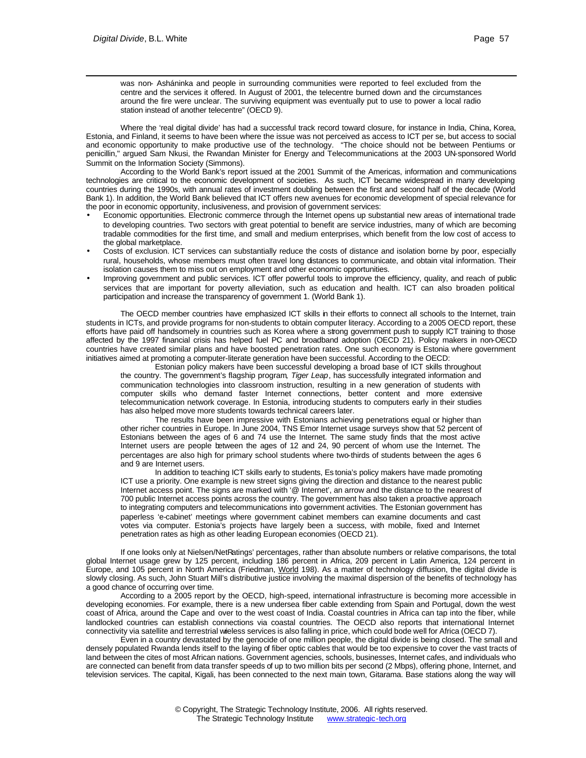> was non- Asháninka and people in surrounding communities were reported to feel excluded from the centre and the services it offered. In August of 2001, the telecentre burned down and the circumstances around the fire were unclear. The surviving equipment was eventually put to use to power a local radio station instead of another telecentre" (OECD 9).

Where the 'real digital divide' has had a successful track record toward closure, for instance in India, China, Korea, Estonia, and Finland, it seems to have been where the issue was not perceived as access to ICT per se, but access to social and economic opportunity to make productive use of the technology. "The choice should not be between Pentiums or penicillin," argued Sam Nkusi, the Rwandan Minister for Energy and Telecommunications at the 2003 UN-sponsored World Summit on the Information Society (Simmons).

According to the World Bank's report issued at the 2001 Summit of the Americas, information and communications technologies are critical to the economic development of societies. As such, ICT became widespread in many developing countries during the 1990s, with annual rates of investment doubling between the first and second half of the decade (World Bank 1). In addition, the World Bank believed that ICT offers new avenues for economic development of special relevance for the poor in economic opportunity, inclusiveness, and provision of government services:

- Economic opportunities. Electronic commerce through the Internet opens up substantial new areas of international trade to developing countries. Two sectors with great potential to benefit are service industries, many of which are becoming tradable commodities for the first time, and small and medium enterprises, which benefit from the low cost of access to the global marketplace.
- Costs of exclusion. ICT services can substantially reduce the costs of distance and isolation borne by poor, especially rural, households, whose members must often travel long distances to communicate, and obtain vital information. Their isolation causes them to miss out on employment and other economic opportunities.
- Improving government and public services. ICT offer powerful tools to improve the efficiency, quality, and reach of public services that are important for poverty alleviation, such as education and health. ICT can also broaden political participation and increase the transparency of government 1. (World Bank 1).

The OECD member countries have emphasized ICT skills in their efforts to connect all schools to the Internet, train students in ICTs, and provide programs for non-students to obtain computer literacy. According to a 2005 OECD report, these efforts have paid off handsomely in countries such as Korea where a strong government push to supply ICT training to those affected by the 1997 financial crisis has helped fuel PC and broadband adoption (OECD 21). Policy makers in non-OECD countries have created similar plans and have boosted penetration rates. One such economy is Estonia where government initiatives aimed at promoting a computer-literate generation have been successful. According to the OECD:

> Estonian policy makers have been successful developing a broad base of ICT skills throughout the country. The government's flagship program, *Tiger Leap*, has successfully integrated information and communication technologies into classroom instruction, resulting in a new generation of students with computer skills who demand faster Internet connections, better content and more extensive telecommunication network coverage. In Estonia, introducing students to computers early in their studies has also helped move more students towards technical careers later.
>
> The results have been impressive with Estonians achieving penetrations equal or higher than other richer countries in Europe. In June 2004, TNS Emor Internet usage surveys show that 52 percent of Estonians between the ages of 6 and 74 use the Internet. The same study finds that the most active Internet users are people between the ages of 12 and 24, 90 percent of whom use the Internet. The percentages are also high for primary school students where two-thirds of students between the ages 6 and 9 are Internet users.
>
> In addition to teaching ICT skills early to students, Estonia's policy makers have made promoting ICT use a priority. One example is new street signs giving the direction and distance to the nearest public Internet access point. The signs are marked with '@ Internet', an arrow and the distance to the nearest of 700 public Internet access points across the country. The government has also taken a proactive approach to integrating computers and telecommunications into government activities. The Estonian government has paperless 'e-cabinet' meetings where government cabinet members can examine documents and cast votes via computer. Estonia's projects have largely been a success, with mobile, fixed and Internet penetration rates as high as other leading European economies (OECD 21).

If one looks only at Nielsen/NetRatings' percentages, rather than absolute numbers or relative comparisons, the total global Internet usage grew by 125 percent, including 186 percent in Africa, 209 percent in Latin America, 124 percent in Europe, and 105 percent in North America (Friedman, World 198). As a matter of technology diffusion, the digital divide is slowly closing. As such, John Stuart Mill's distributive justice involving the maximal dispersion of the benefits of technology has a good chance of occurring over time.

According to a 2005 report by the OECD, high-speed, international infrastructure is becoming more accessible in developing economies. For example, there is a new undersea fiber cable extending from Spain and Portugal, down the west coast of Africa, around the Cape and over to the west coast of India. Coastal countries in Africa can tap into the fiber, while landlocked countries can establish connections via coastal countries. The OECD also reports that international Internet connectivity via satellite and terrestrial wieless services is also falling in price, which could bode well for Africa (OECD 7).

Even in a country devastated by the genocide of one million people, the digital divide is being closed. The small and densely populated Rwanda lends itself to the laying of fiber optic cables that would be too expensive to cover the vast tracts of land between the cites of most African nations. Government agencies, schools, businesses, Internet cafes, and individuals who are connected can benefit from data transfer speeds of up to two million bits per second (2 Mbps), offering phone, Internet, and television services. The capital, Kigali, has been connected to the next main town, Gitarama. Base stations along the way will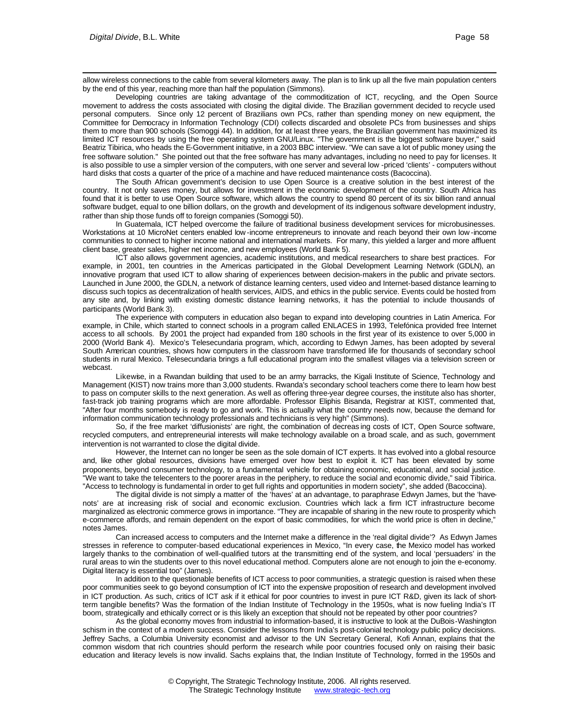allow wireless connections to the cable from several kilometers away. The plan is to link up all the five main population centers by the end of this year, reaching more than half the population (Simmons).

Developing countries are taking advantage of the commoditization of ICT, recycling, and the Open Source movement to address the costs associated with closing the digital divide. The Brazilian government decided to recycle used personal computers. Since only 12 percent of Brazilians own PCs, rather than spending money on new equipment, the Committee for Democracy in Information Technology (CDI) collects discarded and obsolete PCs from businesses and ships them to more than 900 schools (Somoggi 44). In addition, for at least three years, the Brazilian government has maximized its limited ICT resources by using the free operating system GNU/Linux. "The government is the biggest software buyer," said Beatriz Tibirica, who heads the E-Government initiative, in a 2003 BBC interview. "We can save a lot of public money using the free software solution." She pointed out that the free software has many advantages, including no need to pay for licenses. It is also possible to use a simpler version of the computers, with one server and several low-priced 'clients' - computers without hard disks that costs a quarter of the price of a machine and have reduced maintenance costs (Bacoccina).

The South African government's decision to use Open Source is a creative solution in the best interest of the country. It not only saves money, but allows for investment in the economic development of the country. South Africa has found that it is better to use Open Source software, which allows the country to spend 80 percent of its six billion rand annual software budget, equal to one billion dollars, on the growth and development of its indigenous software development industry, rather than ship those funds off to foreign companies (Somoggi 50).

In Guatemala, ICT helped overcome the failure of traditional business development services for microbusinesses. Workstations at 10 MicroNet centers enabled low-income entrepreneurs to innovate and reach beyond their own low-income communities to connect to higher income national and international markets. For many, this yielded a larger and more affluent client base, greater sales, higher net income, and new employees (World Bank 5).

ICT also allows government agencies, academic institutions, and medical researchers to share best practices. For example, in 2001, ten countries in the Americas participated in the Global Development Learning Network (GDLN), an innovative program that used ICT to allow sharing of experiences between decision-makers in the public and private sectors. Launched in June 2000, the GDLN, a network of distance learning centers, used video and Internet-based distance learning to discuss such topics as decentralization of health services, AIDS, and ethics in the public service. Events could be hosted from any site and, by linking with existing domestic distance learning networks, it has the potential to include thousands of participants (World Bank 3).

The experience with computers in education also began to expand into developing countries in Latin America. For example, in Chile, which started to connect schools in a program called ENLACES in 1993, Telefónica provided free Internet access to all schools. By 2001 the project had expanded from 180 schools in the first year of its existence to over 5,000 in 2000 (World Bank 4). Mexico's Telesecundaria program, which, according to Edwyn James, has been adopted by several South American countries, shows how computers in the classroom have transformed life for thousands of secondary school students in rural Mexico. Telesecundaria brings a full educational program into the smallest villages via a television screen or webcast.

Likewise, in a Rwandan building that used to be an army barracks, the Kigali Institute of Science, Technology and Management (KIST) now trains more than 3,000 students. Rwanda's secondary school teachers come there to learn how best to pass on computer skills to the next generation. As well as offering three-year degree courses, the institute also has shorter, fast-track job training programs which are more affordable. Professor Eliphis Bisanda, Registrar at KIST, commented that, "After four months somebody is ready to go and work. This is actually what the country needs now, because the demand for information communication technology professionals and technicians is very high" (Simmons).

So, if the free market 'diffusionists' are right, the combination of decreasing costs of ICT, Open Source software, recycled computers, and entrepreneurial interests will make technology available on a broad scale, and as such, government intervention is not warranted to close the digital divide.

However, the Internet can no longer be seen as the sole domain of ICT experts. It has evolved into a global resource and, like other global resources, divisions have emerged over how best to exploit it. ICT has been elevated by some proponents, beyond consumer technology, to a fundamental vehicle for obtaining economic, educational, and social justice. "We want to take the telecenters to the poorer areas in the periphery, to reduce the social and economic divide," said Tibirica. "Access to technology is fundamental in order to get full rights and opportunities in modern society", she added (Bacoccina).

The digital divide is not simply a matter of the 'haves' at an advantage, to paraphrase Edwyn James, but the 'have-nots' are at increasing risk of social and economic exclusion. Countries which lack a firm ICT infrastructure become marginalized as electronic commerce grows in importance. "They are incapable of sharing in the new route to prosperity which e-commerce affords, and remain dependent on the export of basic commodities, for which the world price is often in decline," notes James.

Can increased access to computers and the Internet make a difference in the 'real digital divide'? As Edwyn James stresses in reference to computer-based educational experiences in Mexico, "In every case, the Mexico model has worked largely thanks to the combination of well-qualified tutors at the transmitting end of the system, and local 'persuaders' in the rural areas to win the students over to this novel educational method. Computers alone are not enough to join the e-economy. Digital literacy is essential too" (James).

In addition to the questionable benefits of ICT access to poor communities, a strategic question is raised when these poor communities seek to go beyond consumption of ICT into the expensive proposition of research and development involved in ICT production. As such, critics of ICT ask if it ethical for poor countries to invest in pure ICT R&D, given its lack of short-term tangible benefits? Was the formation of the Indian Institute of Technology in the 1950s, what is now fueling India's IT boom, strategically and ethically correct or is this likely an exception that should not be repeated by other poor countries?

As the global economy moves from industrial to information-based, it is instructive to look at the DuBois-Washington schism in the context of a modern success. Consider the lessons from India's post-colonial technology public policy decisions. Jeffrey Sachs, a Columbia University economist and advisor to the UN Secretary General, Kofi Annan, explains that the common wisdom that rich countries should perform the research while poor countries focused only on raising their basic education and literacy levels is now invalid. Sachs explains that, the Indian Institute of Technology, formed in the 1950s and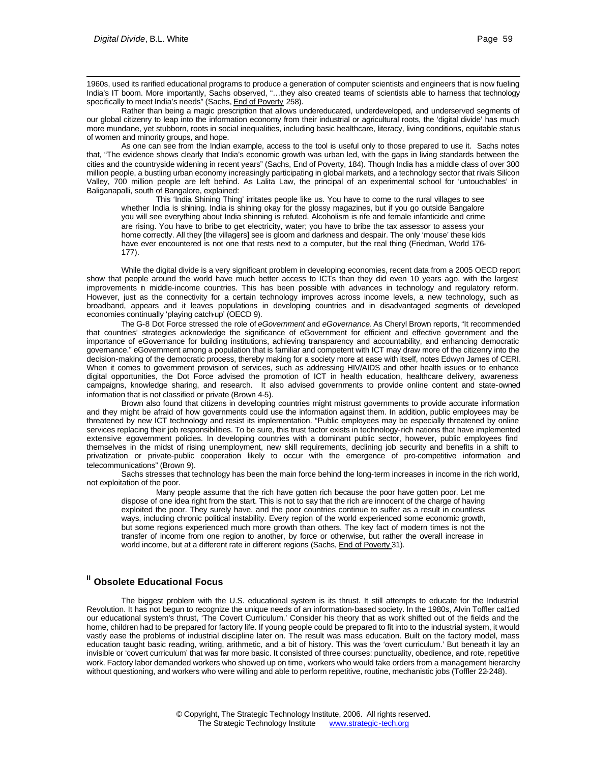1960s, used its rarified educational programs to produce a generation of computer scientists and engineers that is now fueling India's IT boom. More importantly, Sachs observed, "…they also created teams of scientists able to harness that technology specifically to meet India's needs" (Sachs, End of Poverty 258).

Rather than being a magic prescription that allows undereducated, underdeveloped, and underserved segments of our global citizenry to leap into the information economy from their industrial or agricultural roots, the 'digital divide' has much more mundane, yet stubborn, roots in social inequalities, including basic healthcare, literacy, living conditions, equitable status of women and minority groups, and hope.

As one can see from the Indian example, access to the tool is useful only to those prepared to use it. Sachs notes that, "The evidence shows clearly that India's economic growth was urban led, with the gaps in living standards between the cities and the countryside widening in recent years" (Sachs, End of Poverty, 184). Though India has a middle class of over 300 million people, a bustling urban economy increasingly participating in global markets, and a technology sector that rivals Silicon Valley, 700 million people are left behind. As Lalita Law, the principal of an experimental school for 'untouchables' in Baliganapalli, south of Bangalore, explained:

> This 'India Shining Thing' irritates people like us. You have to come to the rural villages to see whether India is shining. India is shining okay for the glossy magazines, but if you go outside Bangalore you will see everything about India shinning is refuted. Alcoholism is rife and female infanticide and crime are rising. You have to bribe to get electricity, water; you have to bribe the tax assessor to assess your home correctly. All they [the villagers] see is gloom and darkness and despair. The only 'mouse' these kids have ever encountered is not one that rests next to a computer, but the real thing (Friedman, World 176-177).

While the digital divide is a very significant problem in developing economies, recent data from a 2005 OECD report show that people around the world have much better access to ICTs than they did even 10 years ago, with the largest improvements in middle-income countries. This has been possible with advances in technology and regulatory reform. However, just as the connectivity for a certain technology improves across income levels, a new technology, such as broadband, appears and it leaves populations in developing countries and in disadvantaged segments of developed economies continually 'playing catch-up' (OECD 9).

The G-8 Dot Force stressed the role of *eGovernment* and *eGovernance*. As Cheryl Brown reports, "It recommended that countries' strategies acknowledge the significance of eGovernment for efficient and effective government and the importance of eGovernance for building institutions, achieving transparency and accountability, and enhancing democratic governance." eGovernment among a population that is familiar and competent with ICT may draw more of the citizenry into the decision-making of the democratic process, thereby making for a society more at ease with itself, notes Edwyn James of CERI. When it comes to government provision of services, such as addressing HIV/AIDS and other health issues or to enhance digital opportunities, the Dot Force advised the promotion of ICT in health education, healthcare delivery, awareness campaigns, knowledge sharing, and research. It also advised governments to provide online content and state-owned information that is not classified or private (Brown 4-5).

Brown also found that citizens in developing countries might mistrust governments to provide accurate information and they might be afraid of how governments could use the information against them. In addition, public employees may be threatened by new ICT technology and resist its implementation. "Public employees may be especially threatened by online services replacing their job responsibilities. To be sure, this trust factor exists in technology-rich nations that have implemented extensive egovernment policies. In developing countries with a dominant public sector, however, public employees find themselves in the midst of rising unemployment, new skill requirements, declining job security and benefits in a shift to privatization or private-public cooperation likely to occur with the emergence of pro-competitive information and telecommunications" (Brown 9).

Sachs stresses that technology has been the main force behind the long-term increases in income in the rich world, not exploitation of the poor.

> Many people assume that the rich have gotten rich because the poor have gotten poor. Let me dispose of one idea right from the start. This is not to say that the rich are innocent of the charge of having exploited the poor. They surely have, and the poor countries continue to suffer as a result in countless ways, including chronic political instability. Every region of the world experienced some economic growth, but some regions experienced much more growth than others. The key fact of modern times is not the transfer of income from one region to another, by force or otherwise, but rather the overall increase in world income, but at a different rate in different regions (Sachs, End of Poverty 31).

## II Obsolete Educational Focus

The biggest problem with the U.S. educational system is its thrust. It still attempts to educate for the Industrial Revolution. It has not begun to recognize the unique needs of an information-based society. In the 1980s, Alvin Toffler called our educational system's thrust, 'The Covert Curriculum.' Consider his theory that as work shifted out of the fields and the home, children had to be prepared for factory life. If young people could be prepared to fit into to the industrial system, it would vastly ease the problems of industrial discipline later on. The result was mass education. Built on the factory model, mass education taught basic reading, writing, arithmetic, and a bit of history. This was the 'overt curriculum.' But beneath it lay an invisible or 'covert curriculum' that was far more basic. It consisted of three courses: punctuality, obedience, and rote, repetitive work. Factory labor demanded workers who showed up on time, workers who would take orders from a management hierarchy without questioning, and workers who were willing and able to perform repetitive, routine, mechanistic jobs (Toffler 22-248).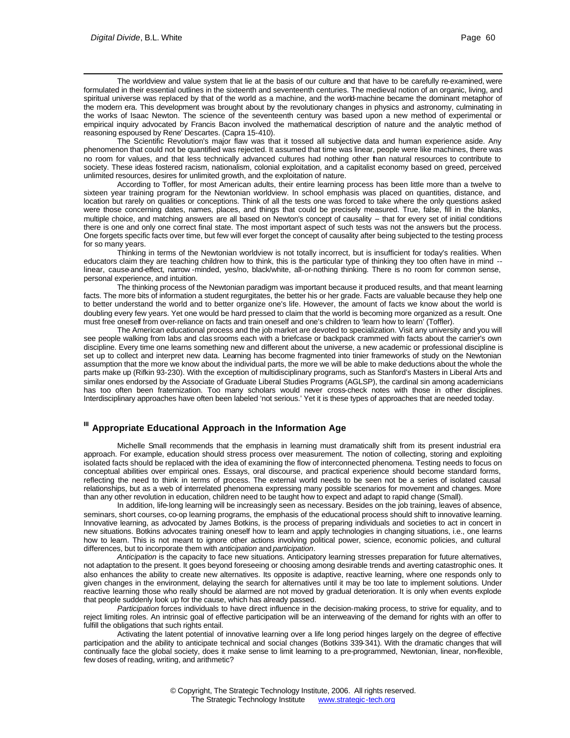The worldview and value system that lie at the basis of our culture and that have to be carefully re-examined, were formulated in their essential outlines in the sixteenth and seventeenth centuries. The medieval notion of an organic, living, and spiritual universe was replaced by that of the world as a machine, and the world-machine became the dominant metaphor of the modern era. This development was brought about by the revolutionary changes in physics and astronomy, culminating in the works of Isaac Newton. The science of the seventeenth century was based upon a new method of experimental or empirical inquiry advocated by Francis Bacon involved the mathematical description of nature and the analytic method of reasoning espoused by Rene' Descartes. (Capra 15-410).

The Scientific Revolution's major flaw was that it tossed all subjective data and human experience aside. Any phenomenon that could not be quantified was rejected. It assumed that time was linear, people were like machines, there was no room for values, and that less technically advanced cultures had nothing other than natural resources to contribute to society. These ideas fostered racism, nationalism, colonial exploitation, and a capitalist economy based on greed, perceived unlimited resources, desires for unlimited growth, and the exploitation of nature.

According to Toffler, for most American adults, their entire learning process has been little more than a twelve to sixteen year training program for the Newtonian worldview. In school emphasis was placed on quantities, distance, and location but rarely on qualities or conceptions. Think of all the tests one was forced to take where the only questions asked were those concerning dates, names, places, and things that could be precisely measured. True, false, fill in the blanks, multiple choice, and matching answers are all based on Newton's concept of causality -- that for every set of initial conditions there is one and only one correct final state. The most important aspect of such tests was not the answers but the process. One forgets specific facts over time, but few will ever forget the concept of causality after being subjected to the testing process for so many years.

Thinking in terms of the Newtonian worldview is not totally incorrect, but is insufficient for today's realities. When educators claim they are teaching children how to think, this is the particular type of thinking they too often have in mind -- linear, cause-and-effect, narrow-minded, yes/no, black/white, all-or-nothing thinking. There is no room for common sense, personal experience, and intuition.

The thinking process of the Newtonian paradigm was important because it produced results, and that meant learning facts. The more bits of information a student regurgitates, the better his or her grade. Facts are valuable because they help one to better understand the world and to better organize one's life. However, the amount of facts we know about the world is doubling every few years. Yet one would be hard pressed to claim that the world is becoming more organized as a result. One must free oneself from over-reliance on facts and train oneself and one's children to 'learn how to learn' (Toffler).

The American educational process and the job market are devoted to specialization. Visit any university and you will see people walking from labs and classrooms each with a briefcase or backpack crammed with facts about the carrier's own discipline. Every time one learns something new and different about the universe, a new academic or professional discipline is set up to collect and interpret new data. Learning has become fragmented into tinier frameworks of study on the Newtonian assumption that the more we know about the individual parts, the more we will be able to make deductions about the whole the parts make up (Rifkin 93-230). With the exception of multidisciplinary programs, such as Stanford's Masters in Liberal Arts and similar ones endorsed by the Associate of Graduate Liberal Studies Programs (AGLSP), the cardinal sin among academicians has too often been fraternization. Too many scholars would never cross-check notes with those in other disciplines. Interdisciplinary approaches have often been labeled 'not serious.' Yet it is these types of approaches that are needed today.

## III Appropriate Educational Approach in the Information Age

Michelle Small recommends that the emphasis in learning must dramatically shift from its present industrial era approach. For example, education should stress process over measurement. The notion of collecting, storing and exploiting isolated facts should be replaced with the idea of examining the flow of interconnected phenomena. Testing needs to focus on conceptual abilities over empirical ones. Essays, oral discourse, and practical experience should become standard forms, reflecting the need to think in terms of process. The external world needs to be seen not be a series of isolated causal relationships, but as a web of interrelated phenomena expressing many possible scenarios for movement and changes. More than any other revolution in education, children need to be taught how to expect and adapt to rapid change (Small).

In addition, life-long learning will be increasingly seen as necessary. Besides on the job training, leaves of absence, seminars, short courses, co-op learning programs, the emphasis of the educational process should shift to innovative learning. Innovative learning, as advocated by James Botkins, is the process of preparing individuals and societies to act in concert in new situations. Botkins advocates training oneself how to learn and apply technologies in changing situations, i.e., one learns how to learn. This is not meant to ignore other actions involving political power, science, economic policies, and cultural differences, but to incorporate them with *anticipation* and *participation*.

*Anticipation* is the capacity to face new situations. Anticipatory learning stresses preparation for future alternatives, not adaptation to the present. It goes beyond foreseeing or choosing among desirable trends and averting catastrophic ones. It also enhances the ability to create new alternatives. Its opposite is adaptive, reactive learning, where one responds only to given changes in the environment, delaying the search for alternatives until it may be too late to implement solutions. Under reactive learning those who really should be alarmed are not moved by gradual deterioration. It is only when events explode that people suddenly look up for the cause, which has already passed.

*Participation* forces individuals to have direct influence in the decision-making process, to strive for equality, and to reject limiting roles. An intrinsic goal of effective participation will be an interweaving of the demand for rights with an offer to fulfill the obligations that such rights entail.

Activating the latent potential of innovative learning over a life long period hinges largely on the degree of effective participation and the ability to anticipate technical and social changes (Botkins 339-341). With the dramatic changes that will continually face the global society, does it make sense to limit learning to a pre-programmed, Newtonian, linear, non-flexible, few doses of reading, writing, and arithmetic?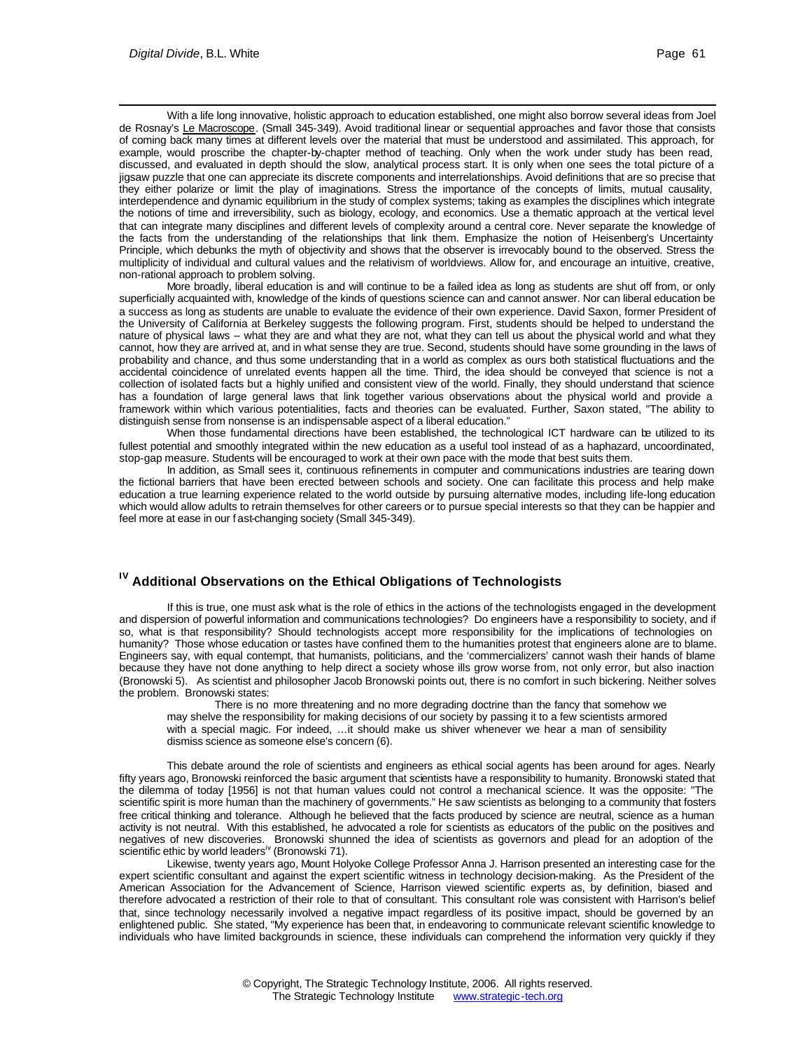With a life long innovative, holistic approach to education established, one might also borrow several ideas from Joel de Rosnay's Le Macroscope. (Small 345-349). Avoid traditional linear or sequential approaches and favor those that consists of coming back many times at different levels over the material that must be understood and assimilated. This approach, for example, would proscribe the chapter-by-chapter method of teaching. Only when the work under study has been read, discussed, and evaluated in depth should the slow, analytical process start. It is only when one sees the total picture of a jigsaw puzzle that one can appreciate its discrete components and interrelationships. Avoid definitions that are so precise that they either polarize or limit the play of imaginations. Stress the importance of the concepts of limits, mutual causality, interdependence and dynamic equilibrium in the study of complex systems; taking as examples the disciplines which integrate the notions of time and irreversibility, such as biology, ecology, and economics. Use a thematic approach at the vertical level that can integrate many disciplines and different levels of complexity around a central core. Never separate the knowledge of the facts from the understanding of the relationships that link them. Emphasize the notion of Heisenberg's Uncertainty Principle, which debunks the myth of objectivity and shows that the observer is irrevocably bound to the observed. Stress the multiplicity of individual and cultural values and the relativism of worldviews. Allow for, and encourage an intuitive, creative, non-rational approach to problem solving.

More broadly, liberal education is and will continue to be a failed idea as long as students are shut off from, or only superficially acquainted with, knowledge of the kinds of questions science can and cannot answer. Nor can liberal education be a success as long as students are unable to evaluate the evidence of their own experience. David Saxon, former President of the University of California at Berkeley suggests the following program. First, students should be helped to understand the nature of physical laws -- what they are and what they are not, what they can tell us about the physical world and what they cannot, how they are arrived at, and in what sense they are true. Second, students should have some grounding in the laws of probability and chance, and thus some understanding that in a world as complex as ours both statistical fluctuations and the accidental coincidence of unrelated events happen all the time. Third, the idea should be conveyed that science is not a collection of isolated facts but a highly unified and consistent view of the world. Finally, they should understand that science has a foundation of large general laws that link together various observations about the physical world and provide a framework within which various potentialities, facts and theories can be evaluated. Further, Saxon stated, "The ability to distinguish sense from nonsense is an indispensable aspect of a liberal education."

When those fundamental directions have been established, the technological ICT hardware can be utilized to its fullest potential and smoothly integrated within the new education as a useful tool instead of as a haphazard, uncoordinated, stop-gap measure. Students will be encouraged to work at their own pace with the mode that best suits them.

In addition, as Small sees it, continuous refinements in computer and communications industries are tearing down the fictional barriers that have been erected between schools and society. One can facilitate this process and help make education a true learning experience related to the world outside by pursuing alternative modes, including life-long education which would allow adults to retrain themselves for other careers or to pursue special interests so that they can be happier and feel more at ease in our fast-changing society (Small 345-349).

## IV Additional Observations on the Ethical Obligations of Technologists

If this is true, one must ask what is the role of ethics in the actions of the technologists engaged in the development and dispersion of powerful information and communications technologies? Do engineers have a responsibility to society, and if so, what is that responsibility? Should technologists accept more responsibility for the implications of technologies on humanity? Those whose education or tastes have confined them to the humanities protest that engineers alone are to blame. Engineers say, with equal contempt, that humanists, politicians, and the 'commercializers' cannot wash their hands of blame because they have not done anything to help direct a society whose ills grow worse from, not only error, but also inaction (Bronowski 5). As scientist and philosopher Jacob Bronowski points out, there is no comfort in such bickering. Neither solves the problem. Bronowski states:

> There is no more threatening and no more degrading doctrine than the fancy that somehow we may shelve the responsibility for making decisions of our society by passing it to a few scientists armored with a special magic. For indeed, …it should make us shiver whenever we hear a man of sensibility dismiss science as someone else's concern (6).

This debate around the role of scientists and engineers as ethical social agents has been around for ages. Nearly fifty years ago, Bronowski reinforced the basic argument that scientists have a responsibility to humanity. Bronowski stated that the dilemma of today [1956] is not that human values could not control a mechanical science. It was the opposite: "The scientific spirit is more human than the machinery of governments." He saw scientists as belonging to a community that fosters free critical thinking and tolerance. Although he believed that the facts produced by science are neutral, science as a human activity is not neutral. With this established, he advocated a role for scientists as educators of the public on the positives and negatives of new discoveries. Bronowski shunned the idea of scientists as governors and plead for an adoption of the scientific ethic by world leaders[iv] (Bronowski 71).

Likewise, twenty years ago, Mount Holyoke College Professor Anna J. Harrison presented an interesting case for the expert scientific consultant and against the expert scientific witness in technology decision-making. As the President of the American Association for the Advancement of Science, Harrison viewed scientific experts as, by definition, biased and therefore advocated a restriction of their role to that of consultant. This consultant role was consistent with Harrison's belief that, since technology necessarily involved a negative impact regardless of its positive impact, should be governed by an enlightened public. She stated, "My experience has been that, in endeavoring to communicate relevant scientific knowledge to individuals who have limited backgrounds in science, these individuals can comprehend the information very quickly if they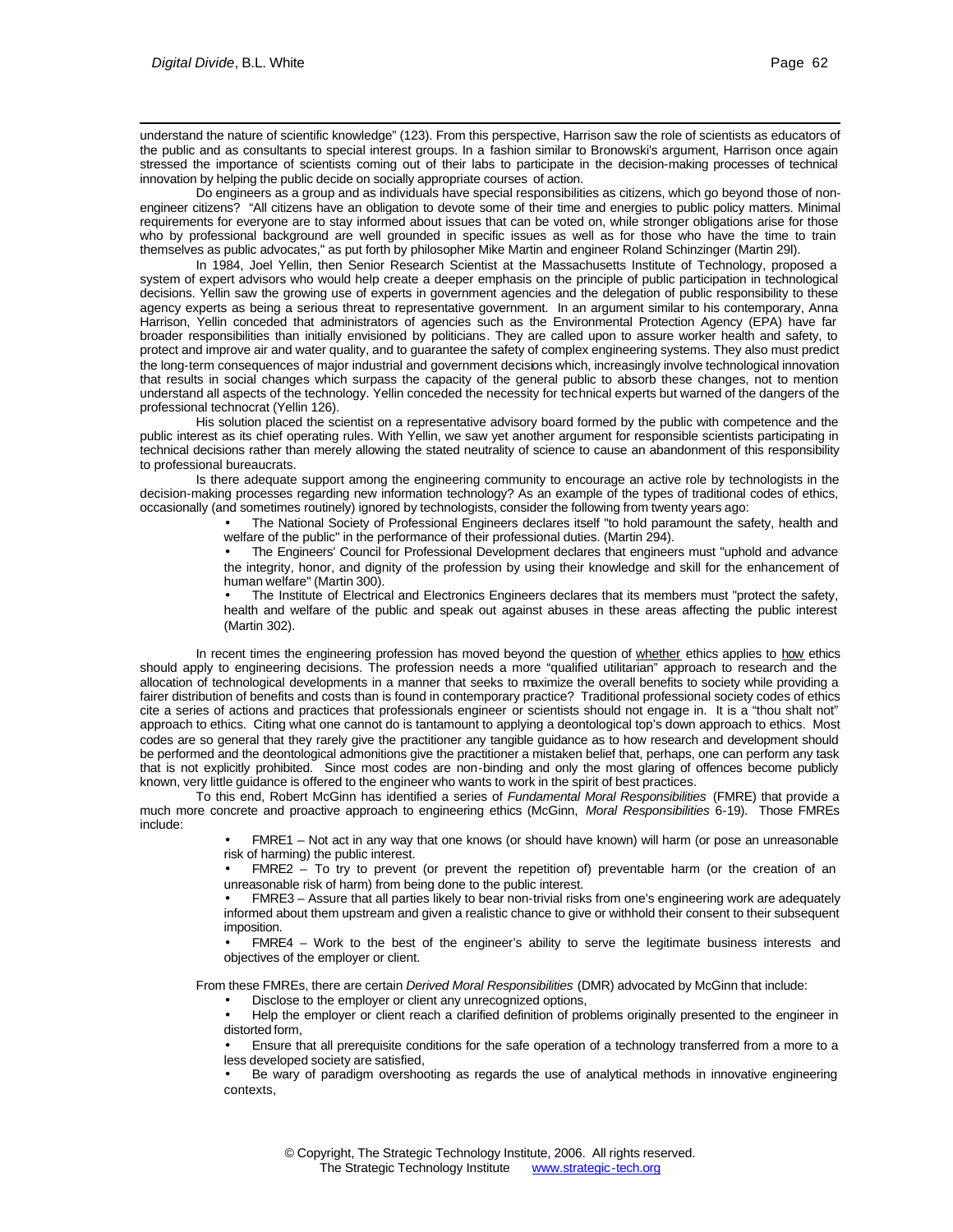understand the nature of scientific knowledge" (123). From this perspective, Harrison saw the role of scientists as educators of the public and as consultants to special interest groups. In a fashion similar to Bronowski's argument, Harrison once again stressed the importance of scientists coming out of their labs to participate in the decision-making processes of technical innovation by helping the public decide on socially appropriate courses of action.

Do engineers as a group and as individuals have special responsibilities as citizens, which go beyond those of non-engineer citizens? "All citizens have an obligation to devote some of their time and energies to public policy matters. Minimal requirements for everyone are to stay informed about issues that can be voted on, while stronger obligations arise for those who by professional background are well grounded in specific issues as well as for those who have the time to train themselves as public advocates," as put forth by philosopher Mike Martin and engineer Roland Schinzinger (Martin 29l).

In 1984, Joel Yellin, then Senior Research Scientist at the Massachusetts Institute of Technology, proposed a system of expert advisors who would help create a deeper emphasis on the principle of public participation in technological decisions. Yellin saw the growing use of experts in government agencies and the delegation of public responsibility to these agency experts as being a serious threat to representative government. In an argument similar to his contemporary, Anna Harrison, Yellin conceded that administrators of agencies such as the Environmental Protection Agency (EPA) have far broader responsibilities than initially envisioned by politicians. They are called upon to assure worker health and safety, to protect and improve air and water quality, and to guarantee the safety of complex engineering systems. They also must predict the long-term consequences of major industrial and government decisions which, increasingly involve technological innovation that results in social changes which surpass the capacity of the general public to absorb these changes, not to mention understand all aspects of the technology. Yellin conceded the necessity for technical experts but warned of the dangers of the professional technocrat (Yellin 126).

His solution placed the scientist on a representative advisory board formed by the public with competence and the public interest as its chief operating rules. With Yellin, we saw yet another argument for responsible scientists participating in technical decisions rather than merely allowing the stated neutrality of science to cause an abandonment of this responsibility to professional bureaucrats.

Is there adequate support among the engineering community to encourage an active role by technologists in the decision-making processes regarding new information technology? As an example of the types of traditional codes of ethics, occasionally (and sometimes routinely) ignored by technologists, consider the following from twenty years ago:

- The National Society of Professional Engineers declares itself "to hold paramount the safety, health and welfare of the public" in the performance of their professional duties. (Martin 294).
- The Engineers' Council for Professional Development declares that engineers must "uphold and advance the integrity, honor, and dignity of the profession by using their knowledge and skill for the enhancement of human welfare" (Martin 300).
- The Institute of Electrical and Electronics Engineers declares that its members must "protect the safety, health and welfare of the public and speak out against abuses in these areas affecting the public interest (Martin 302).

In recent times the engineering profession has moved beyond the question of whether ethics applies to how ethics should apply to engineering decisions. The profession needs a more "qualified utilitarian" approach to research and the allocation of technological developments in a manner that seeks to maximize the overall benefits to society while providing a fairer distribution of benefits and costs than is found in contemporary practice? Traditional professional society codes of ethics cite a series of actions and practices that professionals engineer or scientists should not engage in. It is a "thou shalt not" approach to ethics. Citing what one cannot do is tantamount to applying a deontological top's down approach to ethics. Most codes are so general that they rarely give the practitioner any tangible guidance as to how research and development should be performed and the deontological admonitions give the practitioner a mistaken belief that, perhaps, one can perform any task that is not explicitly prohibited. Since most codes are non-binding and only the most glaring of offences become publicly known, very little guidance is offered to the engineer who wants to work in the spirit of best practices.

To this end, Robert McGinn has identified a series of *Fundamental Moral Responsibilities* (FMRE) that provide a much more concrete and proactive approach to engineering ethics (McGinn, *Moral Responsibilities* 6-19). Those FMREs include:

- FMRE1 – Not act in any way that one knows (or should have known) will harm (or pose an unreasonable risk of harming) the public interest.
- FMRE2 – To try to prevent (or prevent the repetition of) preventable harm (or the creation of an unreasonable risk of harm) from being done to the public interest.
- FMRE3 – Assure that all parties likely to bear non-trivial risks from one's engineering work are adequately informed about them upstream and given a realistic chance to give or withhold their consent to their subsequent imposition.
- FMRE4 – Work to the best of the engineer's ability to serve the legitimate business interests and objectives of the employer or client.

From these FMREs, there are certain *Derived Moral Responsibilities* (DMR) advocated by McGinn that include:

- Disclose to the employer or client any unrecognized options,
- Help the employer or client reach a clarified definition of problems originally presented to the engineer in distorted form,
- Ensure that all prerequisite conditions for the safe operation of a technology transferred from a more to a less developed society are satisfied,
- Be wary of paradigm overshooting as regards the use of analytical methods in innovative engineering contexts,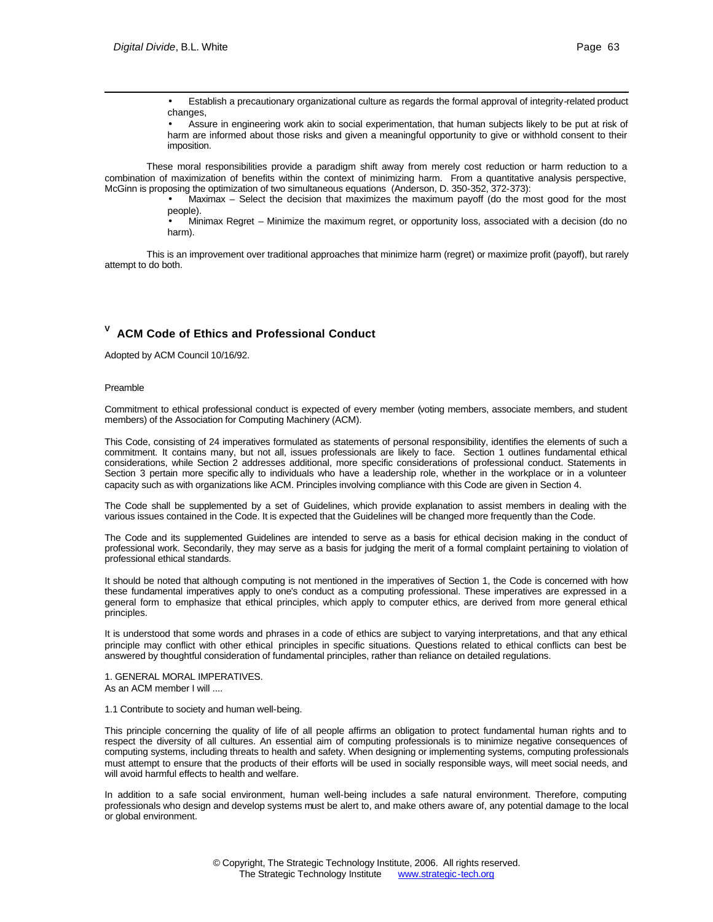- Establish a precautionary organizational culture as regards the formal approval of integrity-related product changes,
- Assure in engineering work akin to social experimentation, that human subjects likely to be put at risk of harm are informed about those risks and given a meaningful opportunity to give or withhold consent to their imposition.

These moral responsibilities provide a paradigm shift away from merely cost reduction or harm reduction to a combination of maximization of benefits within the context of minimizing harm. From a quantitative analysis perspective, McGinn is proposing the optimization of two simultaneous equations (Anderson, D. 350-352, 372-373):

- Maximax – Select the decision that maximizes the maximum payoff (do the most good for the most people).
- Minimax Regret – Minimize the maximum regret, or opportunity loss, associated with a decision (do no harm).

This is an improvement over traditional approaches that minimize harm (regret) or maximize profit (payoff), but rarely attempt to do both.

## [v] ACM Code of Ethics and Professional Conduct

Adopted by ACM Council 10/16/92.

Preamble

Commitment to ethical professional conduct is expected of every member (voting members, associate members, and student members) of the Association for Computing Machinery (ACM).

This Code, consisting of 24 imperatives formulated as statements of personal responsibility, identifies the elements of such a commitment. It contains many, but not all, issues professionals are likely to face. Section 1 outlines fundamental ethical considerations, while Section 2 addresses additional, more specific considerations of professional conduct. Statements in Section 3 pertain more specifically to individuals who have a leadership role, whether in the workplace or in a volunteer capacity such as with organizations like ACM. Principles involving compliance with this Code are given in Section 4.

The Code shall be supplemented by a set of Guidelines, which provide explanation to assist members in dealing with the various issues contained in the Code. It is expected that the Guidelines will be changed more frequently than the Code.

The Code and its supplemented Guidelines are intended to serve as a basis for ethical decision making in the conduct of professional work. Secondarily, they may serve as a basis for judging the merit of a formal complaint pertaining to violation of professional ethical standards.

It should be noted that although computing is not mentioned in the imperatives of Section 1, the Code is concerned with how these fundamental imperatives apply to one's conduct as a computing professional. These imperatives are expressed in a general form to emphasize that ethical principles, which apply to computer ethics, are derived from more general ethical principles.

It is understood that some words and phrases in a code of ethics are subject to varying interpretations, and that any ethical principle may conflict with other ethical principles in specific situations. Questions related to ethical conflicts can best be answered by thoughtful consideration of fundamental principles, rather than reliance on detailed regulations.

1. GENERAL MORAL IMPERATIVES.
As an ACM member I will ....

1.1 Contribute to society and human well-being.

This principle concerning the quality of life of all people affirms an obligation to protect fundamental human rights and to respect the diversity of all cultures. An essential aim of computing professionals is to minimize negative consequences of computing systems, including threats to health and safety. When designing or implementing systems, computing professionals must attempt to ensure that the products of their efforts will be used in socially responsible ways, will meet social needs, and will avoid harmful effects to health and welfare.

In addition to a safe social environment, human well-being includes a safe natural environment. Therefore, computing professionals who design and develop systems must be alert to, and make others aware of, any potential damage to the local or global environment.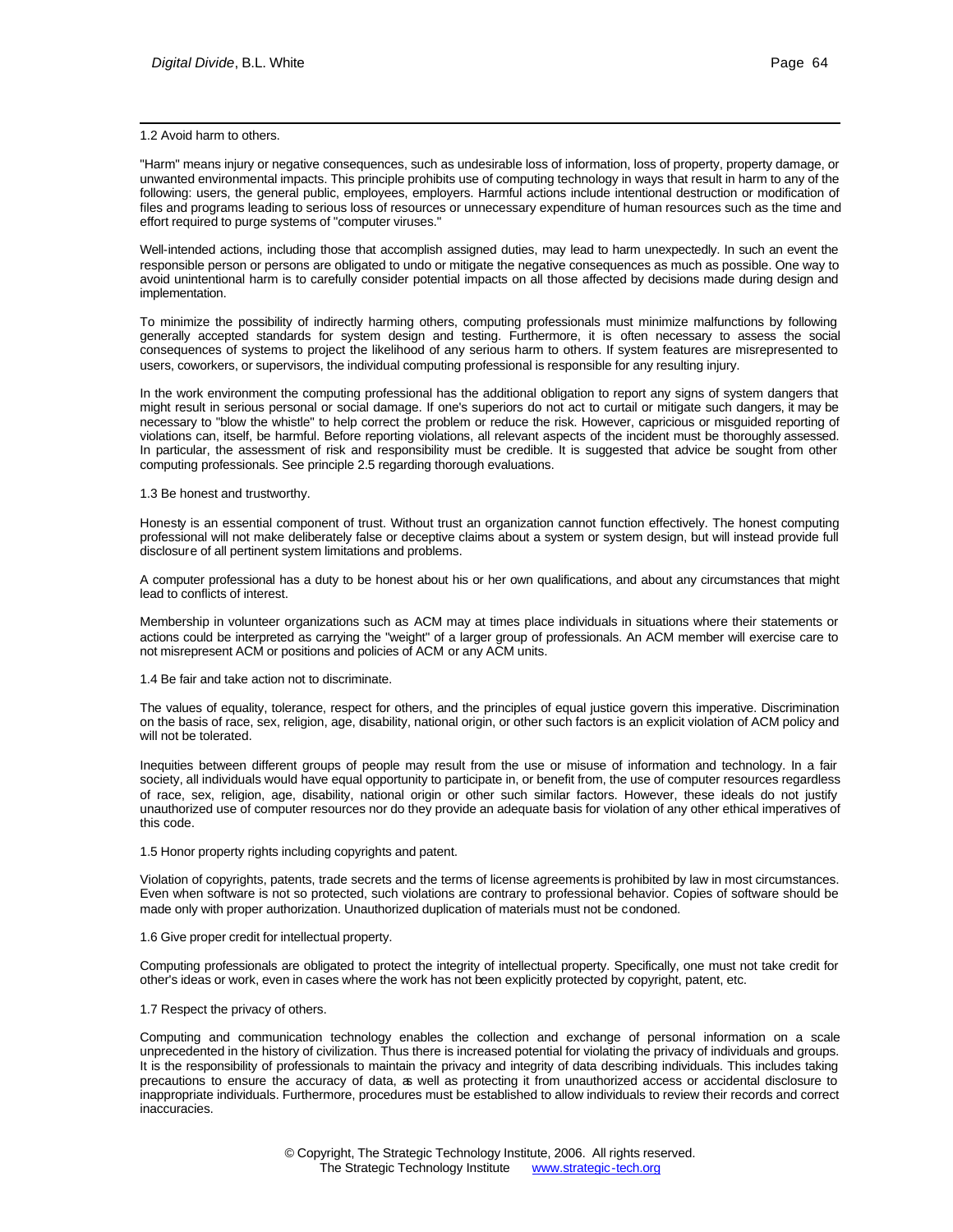1.2 Avoid harm to others.

"Harm" means injury or negative consequences, such as undesirable loss of information, loss of property, property damage, or unwanted environmental impacts. This principle prohibits use of computing technology in ways that result in harm to any of the following: users, the general public, employees, employers. Harmful actions include intentional destruction or modification of files and programs leading to serious loss of resources or unnecessary expenditure of human resources such as the time and effort required to purge systems of "computer viruses."

Well-intended actions, including those that accomplish assigned duties, may lead to harm unexpectedly. In such an event the responsible person or persons are obligated to undo or mitigate the negative consequences as much as possible. One way to avoid unintentional harm is to carefully consider potential impacts on all those affected by decisions made during design and implementation.

To minimize the possibility of indirectly harming others, computing professionals must minimize malfunctions by following generally accepted standards for system design and testing. Furthermore, it is often necessary to assess the social consequences of systems to project the likelihood of any serious harm to others. If system features are misrepresented to users, coworkers, or supervisors, the individual computing professional is responsible for any resulting injury.

In the work environment the computing professional has the additional obligation to report any signs of system dangers that might result in serious personal or social damage. If one's superiors do not act to curtail or mitigate such dangers, it may be necessary to "blow the whistle" to help correct the problem or reduce the risk. However, capricious or misguided reporting of violations can, itself, be harmful. Before reporting violations, all relevant aspects of the incident must be thoroughly assessed. In particular, the assessment of risk and responsibility must be credible. It is suggested that advice be sought from other computing professionals. See principle 2.5 regarding thorough evaluations.

1.3 Be honest and trustworthy.

Honesty is an essential component of trust. Without trust an organization cannot function effectively. The honest computing professional will not make deliberately false or deceptive claims about a system or system design, but will instead provide full disclosure of all pertinent system limitations and problems.

A computer professional has a duty to be honest about his or her own qualifications, and about any circumstances that might lead to conflicts of interest.

Membership in volunteer organizations such as ACM may at times place individuals in situations where their statements or actions could be interpreted as carrying the "weight" of a larger group of professionals. An ACM member will exercise care to not misrepresent ACM or positions and policies of ACM or any ACM units.

1.4 Be fair and take action not to discriminate.

The values of equality, tolerance, respect for others, and the principles of equal justice govern this imperative. Discrimination on the basis of race, sex, religion, age, disability, national origin, or other such factors is an explicit violation of ACM policy and will not be tolerated.

Inequities between different groups of people may result from the use or misuse of information and technology. In a fair society, all individuals would have equal opportunity to participate in, or benefit from, the use of computer resources regardless of race, sex, religion, age, disability, national origin or other such similar factors. However, these ideals do not justify unauthorized use of computer resources nor do they provide an adequate basis for violation of any other ethical imperatives of this code.

1.5 Honor property rights including copyrights and patent.

Violation of copyrights, patents, trade secrets and the terms of license agreements is prohibited by law in most circumstances. Even when software is not so protected, such violations are contrary to professional behavior. Copies of software should be made only with proper authorization. Unauthorized duplication of materials must not be condoned.

1.6 Give proper credit for intellectual property.

Computing professionals are obligated to protect the integrity of intellectual property. Specifically, one must not take credit for other's ideas or work, even in cases where the work has not been explicitly protected by copyright, patent, etc.

1.7 Respect the privacy of others.

Computing and communication technology enables the collection and exchange of personal information on a scale unprecedented in the history of civilization. Thus there is increased potential for violating the privacy of individuals and groups. It is the responsibility of professionals to maintain the privacy and integrity of data describing individuals. This includes taking precautions to ensure the accuracy of data, as well as protecting it from unauthorized access or accidental disclosure to inappropriate individuals. Furthermore, procedures must be established to allow individuals to review their records and correct inaccuracies.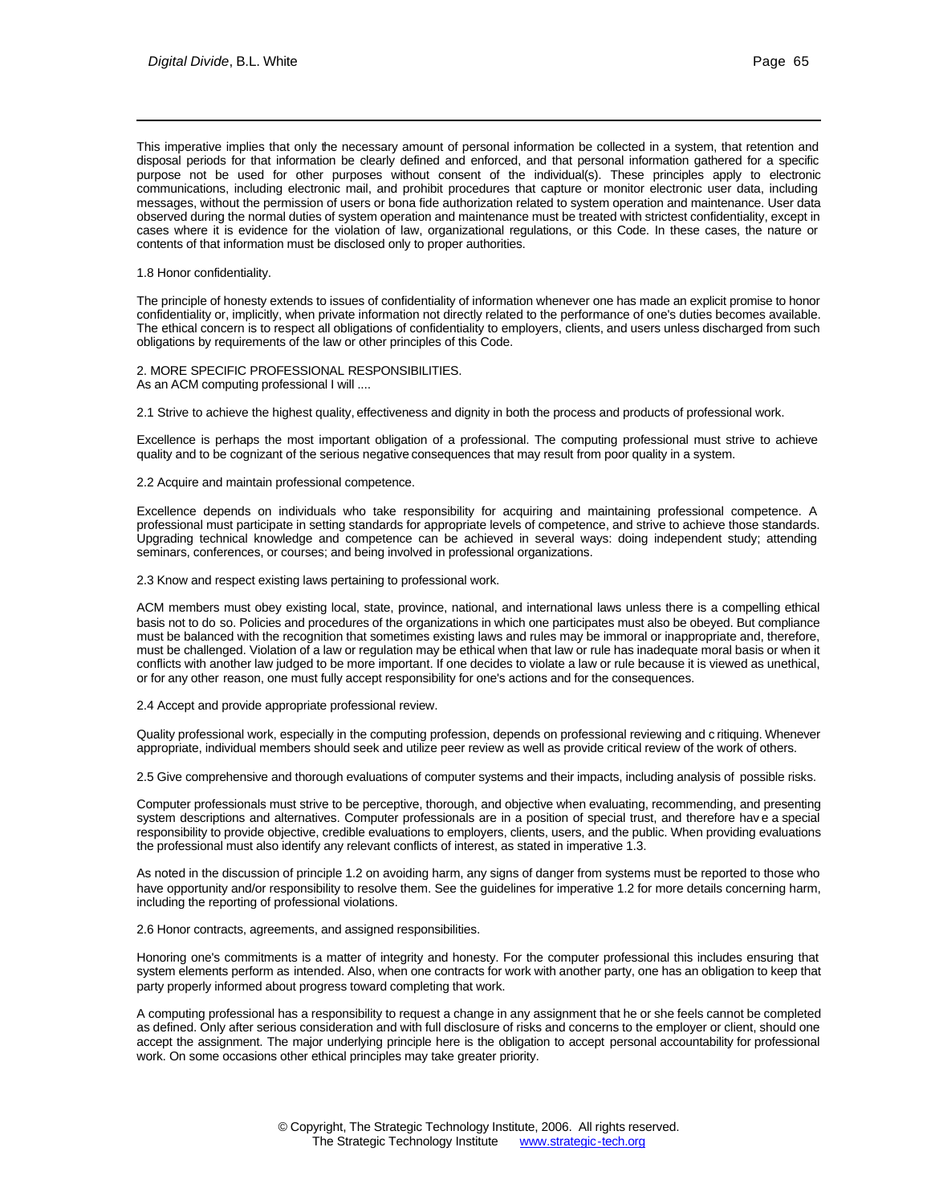This imperative implies that only the necessary amount of personal information be collected in a system, that retention and disposal periods for that information be clearly defined and enforced, and that personal information gathered for a specific purpose not be used for other purposes without consent of the individual(s). These principles apply to electronic communications, including electronic mail, and prohibit procedures that capture or monitor electronic user data, including messages, without the permission of users or bona fide authorization related to system operation and maintenance. User data observed during the normal duties of system operation and maintenance must be treated with strictest confidentiality, except in cases where it is evidence for the violation of law, organizational regulations, or this Code. In these cases, the nature or contents of that information must be disclosed only to proper authorities.

1.8 Honor confidentiality.

The principle of honesty extends to issues of confidentiality of information whenever one has made an explicit promise to honor confidentiality or, implicitly, when private information not directly related to the performance of one's duties becomes available. The ethical concern is to respect all obligations of confidentiality to employers, clients, and users unless discharged from such obligations by requirements of the law or other principles of this Code.

2. MORE SPECIFIC PROFESSIONAL RESPONSIBILITIES.
As an ACM computing professional I will ....

2.1 Strive to achieve the highest quality, effectiveness and dignity in both the process and products of professional work.

Excellence is perhaps the most important obligation of a professional. The computing professional must strive to achieve quality and to be cognizant of the serious negative consequences that may result from poor quality in a system.

2.2 Acquire and maintain professional competence.

Excellence depends on individuals who take responsibility for acquiring and maintaining professional competence. A professional must participate in setting standards for appropriate levels of competence, and strive to achieve those standards. Upgrading technical knowledge and competence can be achieved in several ways: doing independent study; attending seminars, conferences, or courses; and being involved in professional organizations.

2.3 Know and respect existing laws pertaining to professional work.

ACM members must obey existing local, state, province, national, and international laws unless there is a compelling ethical basis not to do so. Policies and procedures of the organizations in which one participates must also be obeyed. But compliance must be balanced with the recognition that sometimes existing laws and rules may be immoral or inappropriate and, therefore, must be challenged. Violation of a law or regulation may be ethical when that law or rule has inadequate moral basis or when it conflicts with another law judged to be more important. If one decides to violate a law or rule because it is viewed as unethical, or for any other reason, one must fully accept responsibility for one's actions and for the consequences.

2.4 Accept and provide appropriate professional review.

Quality professional work, especially in the computing profession, depends on professional reviewing and critiquing. Whenever appropriate, individual members should seek and utilize peer review as well as provide critical review of the work of others.

2.5 Give comprehensive and thorough evaluations of computer systems and their impacts, including analysis of possible risks.

Computer professionals must strive to be perceptive, thorough, and objective when evaluating, recommending, and presenting system descriptions and alternatives. Computer professionals are in a position of special trust, and therefore have a special responsibility to provide objective, credible evaluations to employers, clients, users, and the public. When providing evaluations the professional must also identify any relevant conflicts of interest, as stated in imperative 1.3.

As noted in the discussion of principle 1.2 on avoiding harm, any signs of danger from systems must be reported to those who have opportunity and/or responsibility to resolve them. See the guidelines for imperative 1.2 for more details concerning harm, including the reporting of professional violations.

2.6 Honor contracts, agreements, and assigned responsibilities.

Honoring one's commitments is a matter of integrity and honesty. For the computer professional this includes ensuring that system elements perform as intended. Also, when one contracts for work with another party, one has an obligation to keep that party properly informed about progress toward completing that work.

A computing professional has a responsibility to request a change in any assignment that he or she feels cannot be completed as defined. Only after serious consideration and with full disclosure of risks and concerns to the employer or client, should one accept the assignment. The major underlying principle here is the obligation to accept personal accountability for professional work. On some occasions other ethical principles may take greater priority.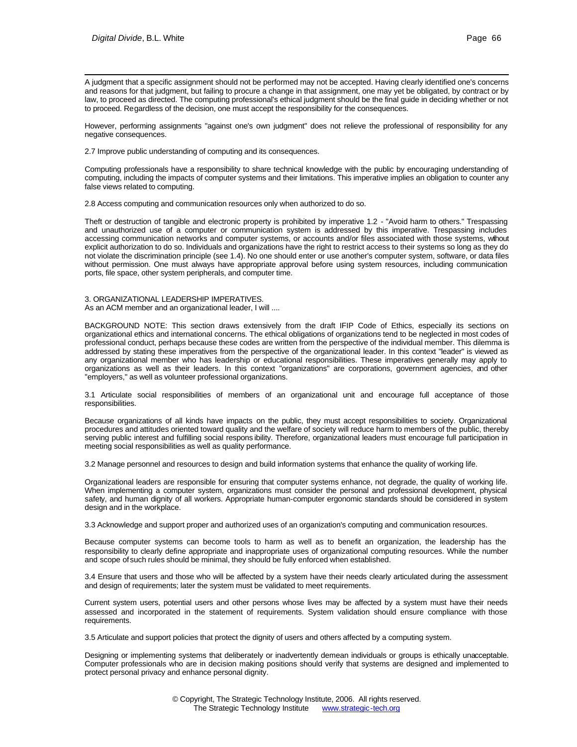A judgment that a specific assignment should not be performed may not be accepted. Having clearly identified one's concerns and reasons for that judgment, but failing to procure a change in that assignment, one may yet be obligated, by contract or by law, to proceed as directed. The computing professional's ethical judgment should be the final guide in deciding whether or not to proceed. Regardless of the decision, one must accept the responsibility for the consequences.

However, performing assignments "against one's own judgment" does not relieve the professional of responsibility for any negative consequences.

2.7 Improve public understanding of computing and its consequences.

Computing professionals have a responsibility to share technical knowledge with the public by encouraging understanding of computing, including the impacts of computer systems and their limitations. This imperative implies an obligation to counter any false views related to computing.

2.8 Access computing and communication resources only when authorized to do so.

Theft or destruction of tangible and electronic property is prohibited by imperative 1.2 - "Avoid harm to others." Trespassing and unauthorized use of a computer or communication system is addressed by this imperative. Trespassing includes accessing communication networks and computer systems, or accounts and/or files associated with those systems, without explicit authorization to do so. Individuals and organizations have the right to restrict access to their systems so long as they do not violate the discrimination principle (see 1.4). No one should enter or use another's computer system, software, or data files without permission. One must always have appropriate approval before using system resources, including communication ports, file space, other system peripherals, and computer time.

## 3. ORGANIZATIONAL LEADERSHIP IMPERATIVES.

As an ACM member and an organizational leader, I will ....

BACKGROUND NOTE: This section draws extensively from the draft IFIP Code of Ethics, especially its sections on organizational ethics and international concerns. The ethical obligations of organizations tend to be neglected in most codes of professional conduct, perhaps because these codes are written from the perspective of the individual member. This dilemma is addressed by stating these imperatives from the perspective of the organizational leader. In this context "leader" is viewed as any organizational member who has leadership or educational responsibilities. These imperatives generally may apply to organizations as well as their leaders. In this context "organizations" are corporations, government agencies, and other "employers," as well as volunteer professional organizations.

3.1 Articulate social responsibilities of members of an organizational unit and encourage full acceptance of those responsibilities.

Because organizations of all kinds have impacts on the public, they must accept responsibilities to society. Organizational procedures and attitudes oriented toward quality and the welfare of society will reduce harm to members of the public, thereby serving public interest and fulfilling social responsibility. Therefore, organizational leaders must encourage full participation in meeting social responsibilities as well as quality performance.

3.2 Manage personnel and resources to design and build information systems that enhance the quality of working life.

Organizational leaders are responsible for ensuring that computer systems enhance, not degrade, the quality of working life. When implementing a computer system, organizations must consider the personal and professional development, physical safety, and human dignity of all workers. Appropriate human-computer ergonomic standards should be considered in system design and in the workplace.

3.3 Acknowledge and support proper and authorized uses of an organization's computing and communication resources.

Because computer systems can become tools to harm as well as to benefit an organization, the leadership has the responsibility to clearly define appropriate and inappropriate uses of organizational computing resources. While the number and scope of such rules should be minimal, they should be fully enforced when established.

3.4 Ensure that users and those who will be affected by a system have their needs clearly articulated during the assessment and design of requirements; later the system must be validated to meet requirements.

Current system users, potential users and other persons whose lives may be affected by a system must have their needs assessed and incorporated in the statement of requirements. System validation should ensure compliance with those requirements.

3.5 Articulate and support policies that protect the dignity of users and others affected by a computing system.

Designing or implementing systems that deliberately or inadvertently demean individuals or groups is ethically unacceptable. Computer professionals who are in decision making positions should verify that systems are designed and implemented to protect personal privacy and enhance personal dignity.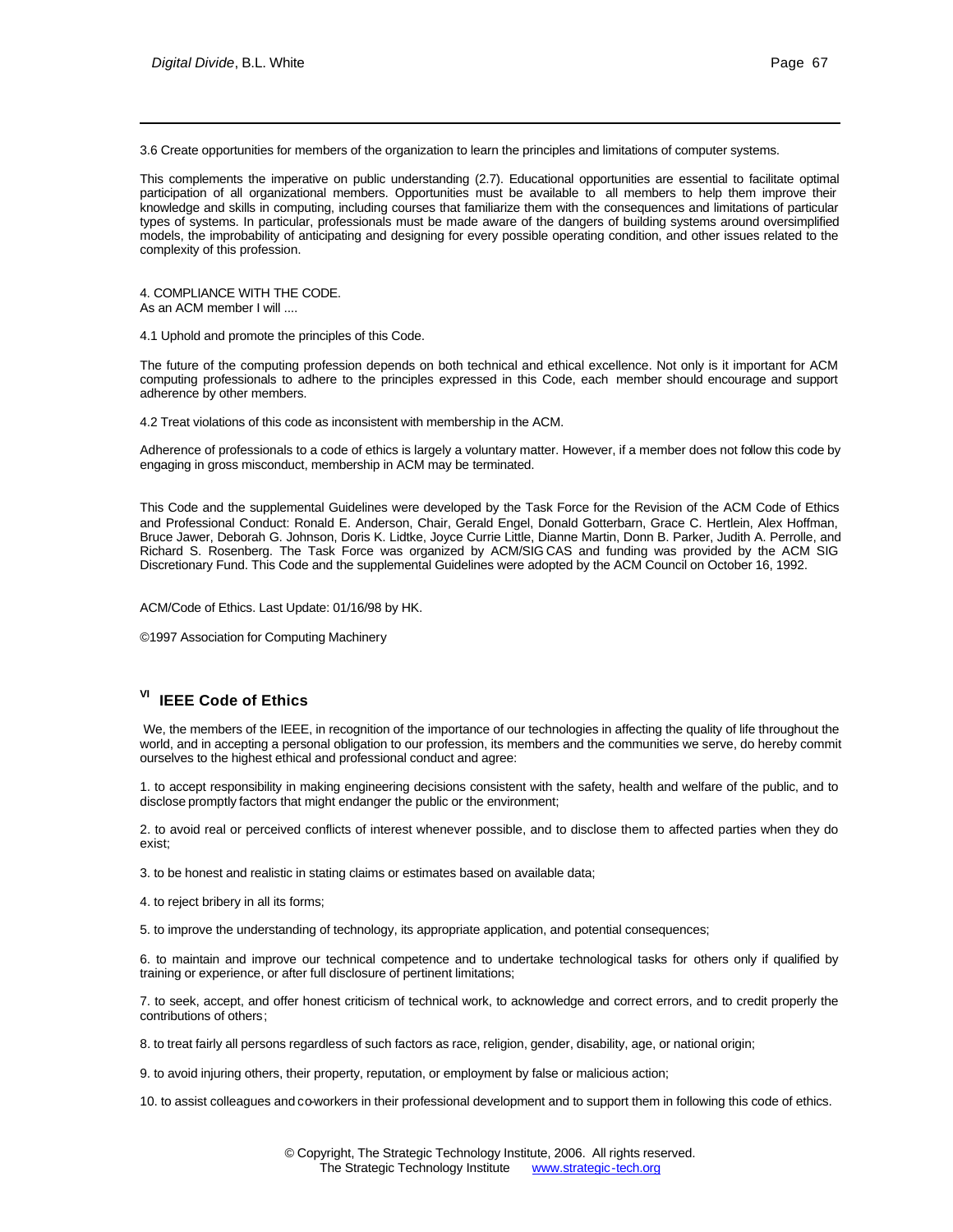3.6 Create opportunities for members of the organization to learn the principles and limitations of computer systems.

This complements the imperative on public understanding (2.7). Educational opportunities are essential to facilitate optimal participation of all organizational members. Opportunities must be available to all members to help them improve their knowledge and skills in computing, including courses that familiarize them with the consequences and limitations of particular types of systems. In particular, professionals must be made aware of the dangers of building systems around oversimplified models, the improbability of anticipating and designing for every possible operating condition, and other issues related to the complexity of this profession.

4. COMPLIANCE WITH THE CODE.
As an ACM member I will ....

4.1 Uphold and promote the principles of this Code.

The future of the computing profession depends on both technical and ethical excellence. Not only is it important for ACM computing professionals to adhere to the principles expressed in this Code, each member should encourage and support adherence by other members.

4.2 Treat violations of this code as inconsistent with membership in the ACM.

Adherence of professionals to a code of ethics is largely a voluntary matter. However, if a member does not follow this code by engaging in gross misconduct, membership in ACM may be terminated.

This Code and the supplemental Guidelines were developed by the Task Force for the Revision of the ACM Code of Ethics and Professional Conduct: Ronald E. Anderson, Chair, Gerald Engel, Donald Gotterbarn, Grace C. Hertlein, Alex Hoffman, Bruce Jawer, Deborah G. Johnson, Doris K. Lidtke, Joyce Currie Little, Dianne Martin, Donn B. Parker, Judith A. Perrolle, and Richard S. Rosenberg. The Task Force was organized by ACM/SIGCAS and funding was provided by the ACM SIG Discretionary Fund. This Code and the supplemental Guidelines were adopted by the ACM Council on October 16, 1992.

ACM/Code of Ethics. Last Update: 01/16/98 by HK.

©1997 Association for Computing Machinery

## [VI] IEEE Code of Ethics

We, the members of the IEEE, in recognition of the importance of our technologies in affecting the quality of life throughout the world, and in accepting a personal obligation to our profession, its members and the communities we serve, do hereby commit ourselves to the highest ethical and professional conduct and agree:

1. to accept responsibility in making engineering decisions consistent with the safety, health and welfare of the public, and to disclose promptly factors that might endanger the public or the environment;

2. to avoid real or perceived conflicts of interest whenever possible, and to disclose them to affected parties when they do exist;

3. to be honest and realistic in stating claims or estimates based on available data;

4. to reject bribery in all its forms;

5. to improve the understanding of technology, its appropriate application, and potential consequences;

6. to maintain and improve our technical competence and to undertake technological tasks for others only if qualified by training or experience, or after full disclosure of pertinent limitations;

7. to seek, accept, and offer honest criticism of technical work, to acknowledge and correct errors, and to credit properly the contributions of others;

8. to treat fairly all persons regardless of such factors as race, religion, gender, disability, age, or national origin;

9. to avoid injuring others, their property, reputation, or employment by false or malicious action;

10. to assist colleagues and co-workers in their professional development and to support them in following this code of ethics.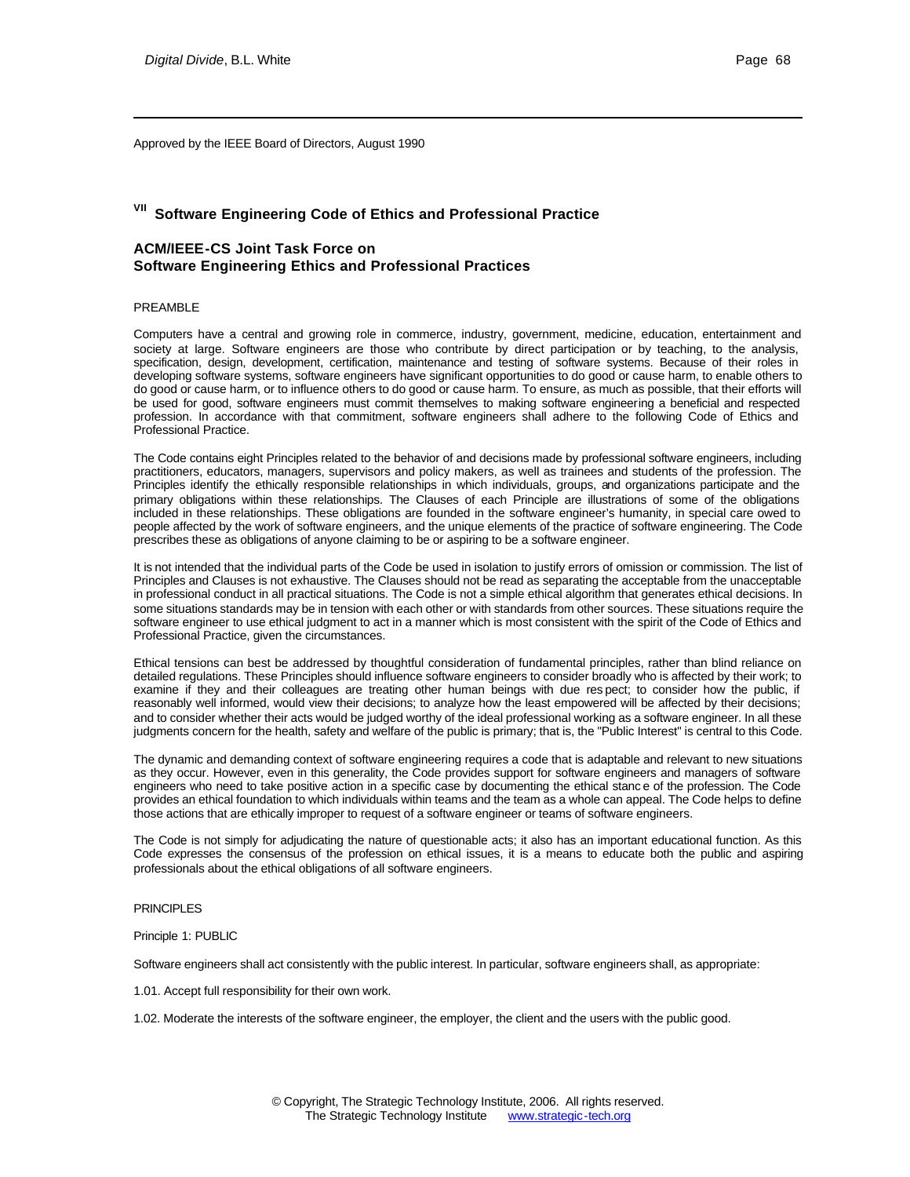Approved by the IEEE Board of Directors, August 1990

## VII Software Engineering Code of Ethics and Professional Practice

### ACM/IEEE-CS Joint Task Force on Software Engineering Ethics and Professional Practices

PREAMBLE

Computers have a central and growing role in commerce, industry, government, medicine, education, entertainment and society at large. Software engineers are those who contribute by direct participation or by teaching, to the analysis, specification, design, development, certification, maintenance and testing of software systems. Because of their roles in developing software systems, software engineers have significant opportunities to do good or cause harm, to enable others to do good or cause harm, or to influence others to do good or cause harm. To ensure, as much as possible, that their efforts will be used for good, software engineers must commit themselves to making software engineering a beneficial and respected profession. In accordance with that commitment, software engineers shall adhere to the following Code of Ethics and Professional Practice.

The Code contains eight Principles related to the behavior of and decisions made by professional software engineers, including practitioners, educators, managers, supervisors and policy makers, as well as trainees and students of the profession. The Principles identify the ethically responsible relationships in which individuals, groups, and organizations participate and the primary obligations within these relationships. The Clauses of each Principle are illustrations of some of the obligations included in these relationships. These obligations are founded in the software engineer's humanity, in special care owed to people affected by the work of software engineers, and the unique elements of the practice of software engineering. The Code prescribes these as obligations of anyone claiming to be or aspiring to be a software engineer.

It is not intended that the individual parts of the Code be used in isolation to justify errors of omission or commission. The list of Principles and Clauses is not exhaustive. The Clauses should not be read as separating the acceptable from the unacceptable in professional conduct in all practical situations. The Code is not a simple ethical algorithm that generates ethical decisions. In some situations standards may be in tension with each other or with standards from other sources. These situations require the software engineer to use ethical judgment to act in a manner which is most consistent with the spirit of the Code of Ethics and Professional Practice, given the circumstances.

Ethical tensions can best be addressed by thoughtful consideration of fundamental principles, rather than blind reliance on detailed regulations. These Principles should influence software engineers to consider broadly who is affected by their work; to examine if they and their colleagues are treating other human beings with due respect; to consider how the public, if reasonably well informed, would view their decisions; to analyze how the least empowered will be affected by their decisions; and to consider whether their acts would be judged worthy of the ideal professional working as a software engineer. In all these judgments concern for the health, safety and welfare of the public is primary; that is, the "Public Interest" is central to this Code.

The dynamic and demanding context of software engineering requires a code that is adaptable and relevant to new situations as they occur. However, even in this generality, the Code provides support for software engineers and managers of software engineers who need to take positive action in a specific case by documenting the ethical stance of the profession. The Code provides an ethical foundation to which individuals within teams and the team as a whole can appeal. The Code helps to define those actions that are ethically improper to request of a software engineer or teams of software engineers.

The Code is not simply for adjudicating the nature of questionable acts; it also has an important educational function. As this Code expresses the consensus of the profession on ethical issues, it is a means to educate both the public and aspiring professionals about the ethical obligations of all software engineers.

PRINCIPLES

Principle 1: PUBLIC

Software engineers shall act consistently with the public interest. In particular, software engineers shall, as appropriate:

1.01. Accept full responsibility for their own work.

1.02. Moderate the interests of the software engineer, the employer, the client and the users with the public good.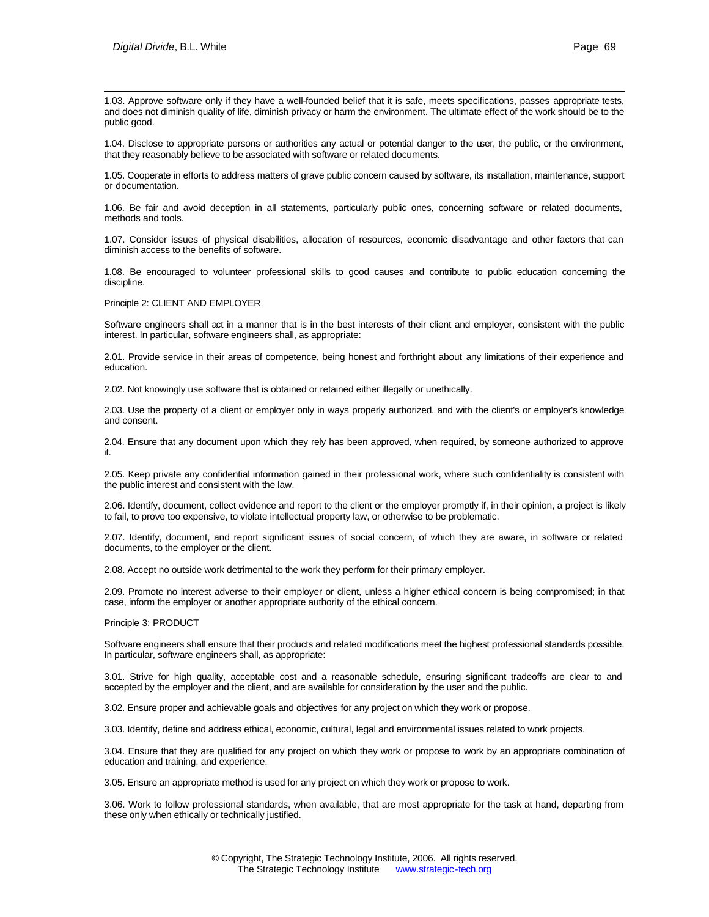1.03. Approve software only if they have a well-founded belief that it is safe, meets specifications, passes appropriate tests, and does not diminish quality of life, diminish privacy or harm the environment. The ultimate effect of the work should be to the public good.

1.04. Disclose to appropriate persons or authorities any actual or potential danger to the user, the public, or the environment, that they reasonably believe to be associated with software or related documents.

1.05. Cooperate in efforts to address matters of grave public concern caused by software, its installation, maintenance, support or documentation.

1.06. Be fair and avoid deception in all statements, particularly public ones, concerning software or related documents, methods and tools.

1.07. Consider issues of physical disabilities, allocation of resources, economic disadvantage and other factors that can diminish access to the benefits of software.

1.08. Be encouraged to volunteer professional skills to good causes and contribute to public education concerning the discipline.

Principle 2: CLIENT AND EMPLOYER

Software engineers shall act in a manner that is in the best interests of their client and employer, consistent with the public interest. In particular, software engineers shall, as appropriate:

2.01. Provide service in their areas of competence, being honest and forthright about any limitations of their experience and education.

2.02. Not knowingly use software that is obtained or retained either illegally or unethically.

2.03. Use the property of a client or employer only in ways properly authorized, and with the client's or employer's knowledge and consent.

2.04. Ensure that any document upon which they rely has been approved, when required, by someone authorized to approve it.

2.05. Keep private any confidential information gained in their professional work, where such confidentiality is consistent with the public interest and consistent with the law.

2.06. Identify, document, collect evidence and report to the client or the employer promptly if, in their opinion, a project is likely to fail, to prove too expensive, to violate intellectual property law, or otherwise to be problematic.

2.07. Identify, document, and report significant issues of social concern, of which they are aware, in software or related documents, to the employer or the client.

2.08. Accept no outside work detrimental to the work they perform for their primary employer.

2.09. Promote no interest adverse to their employer or client, unless a higher ethical concern is being compromised; in that case, inform the employer or another appropriate authority of the ethical concern.

Principle 3: PRODUCT

Software engineers shall ensure that their products and related modifications meet the highest professional standards possible. In particular, software engineers shall, as appropriate:

3.01. Strive for high quality, acceptable cost and a reasonable schedule, ensuring significant tradeoffs are clear to and accepted by the employer and the client, and are available for consideration by the user and the public.

3.02. Ensure proper and achievable goals and objectives for any project on which they work or propose.

3.03. Identify, define and address ethical, economic, cultural, legal and environmental issues related to work projects.

3.04. Ensure that they are qualified for any project on which they work or propose to work by an appropriate combination of education and training, and experience.

3.05. Ensure an appropriate method is used for any project on which they work or propose to work.

3.06. Work to follow professional standards, when available, that are most appropriate for the task at hand, departing from these only when ethically or technically justified.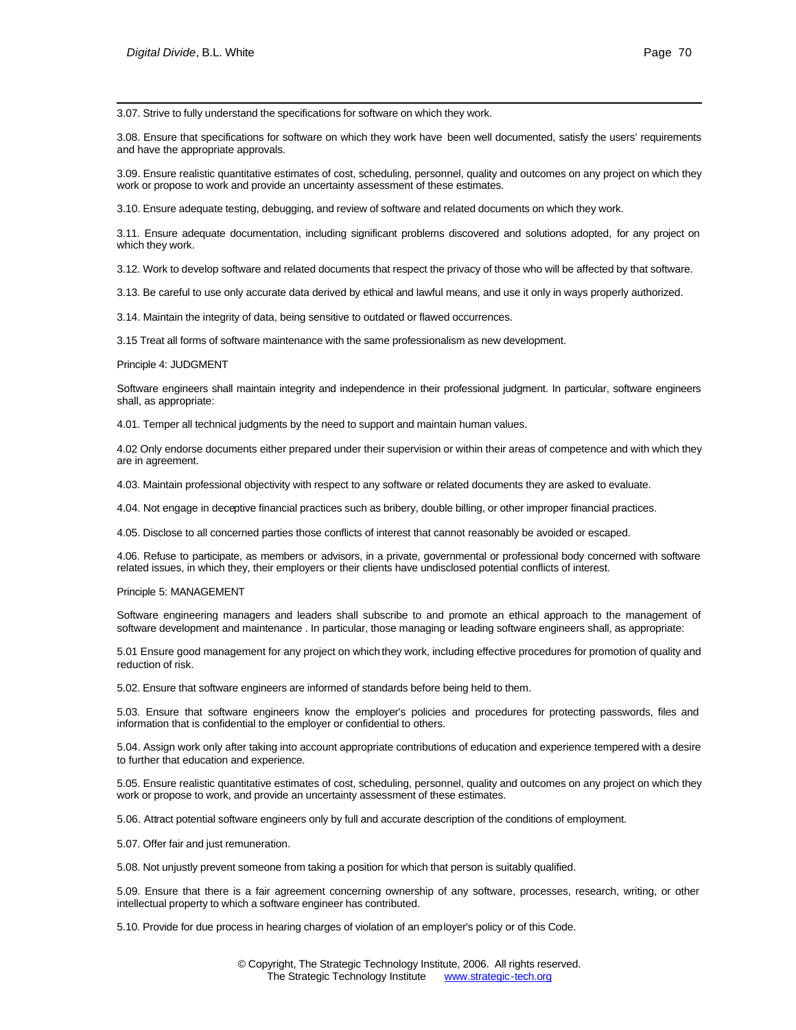3.07. Strive to fully understand the specifications for software on which they work.

3.08. Ensure that specifications for software on which they work have been well documented, satisfy the users' requirements and have the appropriate approvals.

3.09. Ensure realistic quantitative estimates of cost, scheduling, personnel, quality and outcomes on any project on which they work or propose to work and provide an uncertainty assessment of these estimates.

3.10. Ensure adequate testing, debugging, and review of software and related documents on which they work.

3.11. Ensure adequate documentation, including significant problems discovered and solutions adopted, for any project on which they work.

3.12. Work to develop software and related documents that respect the privacy of those who will be affected by that software.

3.13. Be careful to use only accurate data derived by ethical and lawful means, and use it only in ways properly authorized.

3.14. Maintain the integrity of data, being sensitive to outdated or flawed occurrences.

3.15 Treat all forms of software maintenance with the same professionalism as new development.

Principle 4: JUDGMENT

Software engineers shall maintain integrity and independence in their professional judgment. In particular, software engineers shall, as appropriate:

4.01. Temper all technical judgments by the need to support and maintain human values.

4.02 Only endorse documents either prepared under their supervision or within their areas of competence and with which they are in agreement.

4.03. Maintain professional objectivity with respect to any software or related documents they are asked to evaluate.

4.04. Not engage in deceptive financial practices such as bribery, double billing, or other improper financial practices.

4.05. Disclose to all concerned parties those conflicts of interest that cannot reasonably be avoided or escaped.

4.06. Refuse to participate, as members or advisors, in a private, governmental or professional body concerned with software related issues, in which they, their employers or their clients have undisclosed potential conflicts of interest.

Principle 5: MANAGEMENT

Software engineering managers and leaders shall subscribe to and promote an ethical approach to the management of software development and maintenance . In particular, those managing or leading software engineers shall, as appropriate:

5.01 Ensure good management for any project on which they work, including effective procedures for promotion of quality and reduction of risk.

5.02. Ensure that software engineers are informed of standards before being held to them.

5.03. Ensure that software engineers know the employer's policies and procedures for protecting passwords, files and information that is confidential to the employer or confidential to others.

5.04. Assign work only after taking into account appropriate contributions of education and experience tempered with a desire to further that education and experience.

5.05. Ensure realistic quantitative estimates of cost, scheduling, personnel, quality and outcomes on any project on which they work or propose to work, and provide an uncertainty assessment of these estimates.

5.06. Attract potential software engineers only by full and accurate description of the conditions of employment.

5.07. Offer fair and just remuneration.

5.08. Not unjustly prevent someone from taking a position for which that person is suitably qualified.

5.09. Ensure that there is a fair agreement concerning ownership of any software, processes, research, writing, or other intellectual property to which a software engineer has contributed.

5.10. Provide for due process in hearing charges of violation of an employer's policy or of this Code.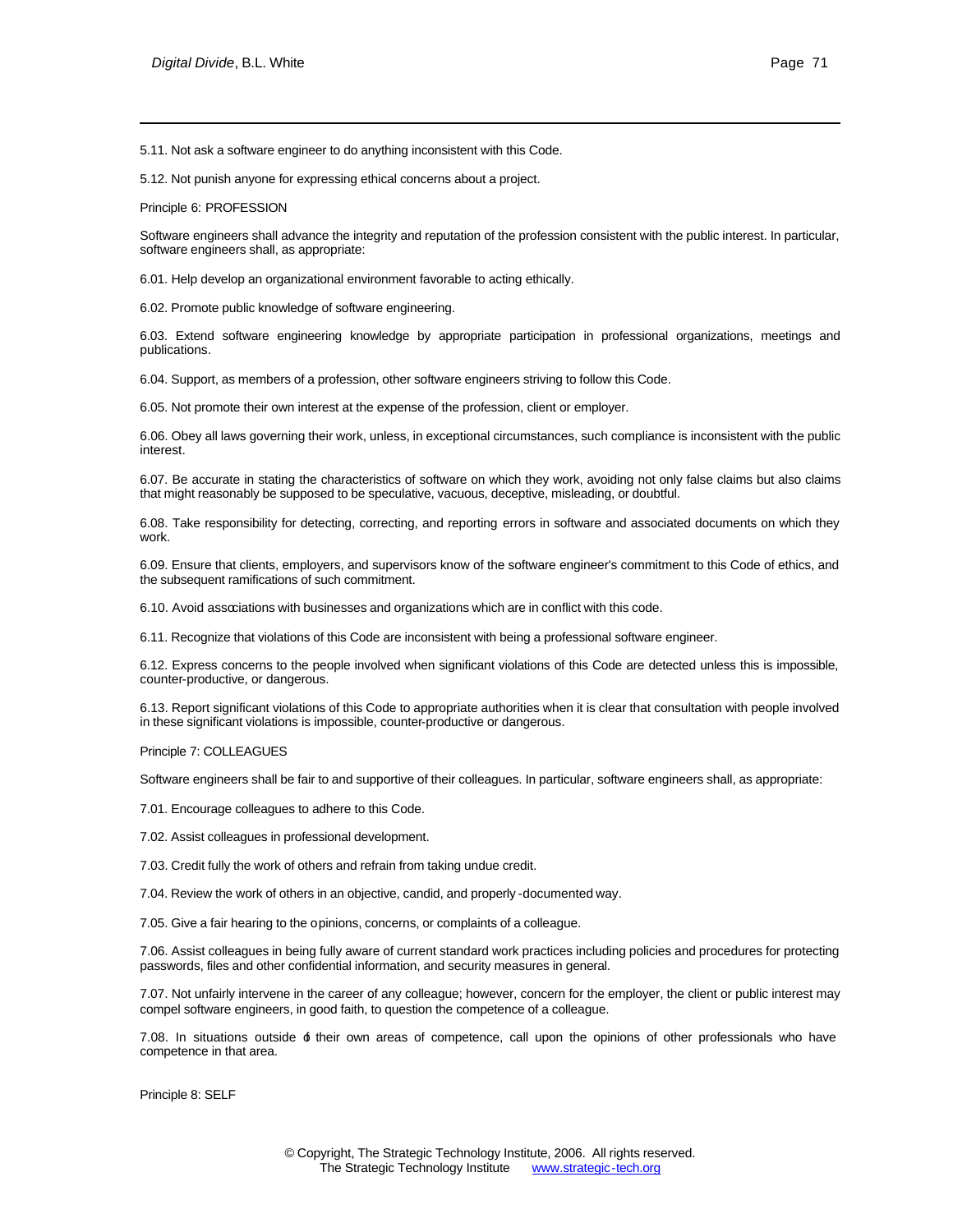5.11. Not ask a software engineer to do anything inconsistent with this Code.

5.12. Not punish anyone for expressing ethical concerns about a project.

Principle 6: PROFESSION

Software engineers shall advance the integrity and reputation of the profession consistent with the public interest. In particular, software engineers shall, as appropriate:

6.01. Help develop an organizational environment favorable to acting ethically.

6.02. Promote public knowledge of software engineering.

6.03. Extend software engineering knowledge by appropriate participation in professional organizations, meetings and publications.

6.04. Support, as members of a profession, other software engineers striving to follow this Code.

6.05. Not promote their own interest at the expense of the profession, client or employer.

6.06. Obey all laws governing their work, unless, in exceptional circumstances, such compliance is inconsistent with the public interest.

6.07. Be accurate in stating the characteristics of software on which they work, avoiding not only false claims but also claims that might reasonably be supposed to be speculative, vacuous, deceptive, misleading, or doubtful.

6.08. Take responsibility for detecting, correcting, and reporting errors in software and associated documents on which they work.

6.09. Ensure that clients, employers, and supervisors know of the software engineer's commitment to this Code of ethics, and the subsequent ramifications of such commitment.

6.10. Avoid associations with businesses and organizations which are in conflict with this code.

6.11. Recognize that violations of this Code are inconsistent with being a professional software engineer.

6.12. Express concerns to the people involved when significant violations of this Code are detected unless this is impossible, counter-productive, or dangerous.

6.13. Report significant violations of this Code to appropriate authorities when it is clear that consultation with people involved in these significant violations is impossible, counter-productive or dangerous.

Principle 7: COLLEAGUES

Software engineers shall be fair to and supportive of their colleagues. In particular, software engineers shall, as appropriate:

7.01. Encourage colleagues to adhere to this Code.

7.02. Assist colleagues in professional development.

7.03. Credit fully the work of others and refrain from taking undue credit.

7.04. Review the work of others in an objective, candid, and properly-documented way.

7.05. Give a fair hearing to the opinions, concerns, or complaints of a colleague.

7.06. Assist colleagues in being fully aware of current standard work practices including policies and procedures for protecting passwords, files and other confidential information, and security measures in general.

7.07. Not unfairly intervene in the career of any colleague; however, concern for the employer, the client or public interest may compel software engineers, in good faith, to question the competence of a colleague.

7.08. In situations outside of their own areas of competence, call upon the opinions of other professionals who have competence in that area.

Principle 8: SELF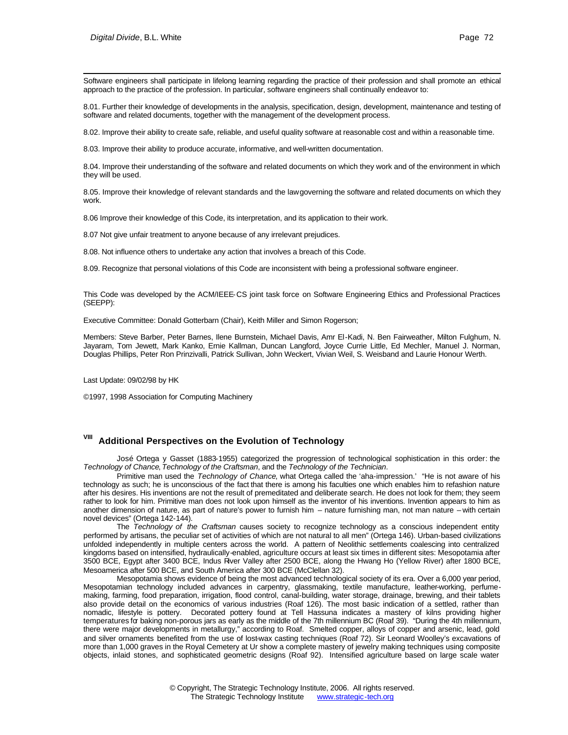Software engineers shall participate in lifelong learning regarding the practice of their profession and shall promote an ethical approach to the practice of the profession. In particular, software engineers shall continually endeavor to:

8.01. Further their knowledge of developments in the analysis, specification, design, development, maintenance and testing of software and related documents, together with the management of the development process.

8.02. Improve their ability to create safe, reliable, and useful quality software at reasonable cost and within a reasonable time.

8.03. Improve their ability to produce accurate, informative, and well-written documentation.

8.04. Improve their understanding of the software and related documents on which they work and of the environment in which they will be used.

8.05. Improve their knowledge of relevant standards and the law governing the software and related documents on which they work.

8.06 Improve their knowledge of this Code, its interpretation, and its application to their work.

8.07 Not give unfair treatment to anyone because of any irrelevant prejudices.

8.08. Not influence others to undertake any action that involves a breach of this Code.

8.09. Recognize that personal violations of this Code are inconsistent with being a professional software engineer.

This Code was developed by the ACM/IEEE-CS joint task force on Software Engineering Ethics and Professional Practices (SEEPP):

Executive Committee: Donald Gotterbarn (Chair), Keith Miller and Simon Rogerson;

Members: Steve Barber, Peter Barnes, Ilene Burnstein, Michael Davis, Amr El-Kadi, N. Ben Fairweather, Milton Fulghum, N. Jayaram, Tom Jewett, Mark Kanko, Ernie Kallman, Duncan Langford, Joyce Currie Little, Ed Mechler, Manuel J. Norman, Douglas Phillips, Peter Ron Prinzivalli, Patrick Sullivan, John Weckert, Vivian Weil, S. Weisband and Laurie Honour Werth.

Last Update: 09/02/98 by HK

©1997, 1998 Association for Computing Machinery

## VIII Additional Perspectives on the Evolution of Technology

José Ortega y Gasset (1883-1955) categorized the progression of technological sophistication in this order: the *Technology of Chance*, *Technology of the Craftsman*, and the *Technology of the Technician*.

Primitive man used the *Technology of Chance*, what Ortega called the 'aha-impression.' "He is not aware of his technology as such; he is unconscious of the fact that there is among his faculties one which enables him to refashion nature after his desires. His inventions are not the result of premeditated and deliberate search. He does not look for them; they seem rather to look for him. Primitive man does not look upon himself as the inventor of his inventions. Invention appears to him as another dimension of nature, as part of nature's power to furnish him – nature furnishing man, not man nature – with certain novel devices" (Ortega 142-144).

The *Technology of the Craftsman* causes society to recognize technology as a conscious independent entity performed by artisans, the peculiar set of activities of which are not natural to all men" (Ortega 146). Urban-based civilizations unfolded independently in multiple centers across the world. A pattern of Neolithic settlements coalescing into centralized kingdoms based on intensified, hydraulically-enabled, agriculture occurs at least six times in different sites: Mesopotamia after 3500 BCE, Egypt after 3400 BCE, Indus River Valley after 2500 BCE, along the Hwang Ho (Yellow River) after 1800 BCE, Mesoamerica after 500 BCE, and South America after 300 BCE (McClellan 32).

Mesopotamia shows evidence of being the most advanced technological society of its era. Over a 6,000 year period, Mesopotamian technology included advances in carpentry, glassmaking, textile manufacture, leather-working, perfume-making, farming, food preparation, irrigation, flood control, canal-building, water storage, drainage, brewing, and their tablets also provide detail on the economics of various industries (Roaf 126). The most basic indication of a settled, rather than nomadic, lifestyle is pottery. Decorated pottery found at Tell Hassuna indicates a mastery of kilns providing higher temperatures for baking non-porous jars as early as the middle of the 7th millennium BC (Roaf 39). "During the 4th millennium, there were major developments in metallurgy," according to Roaf. Smelted copper, alloys of copper and arsenic, lead, gold and silver ornaments benefited from the use of lost-wax casting techniques (Roaf 72). Sir Leonard Woolley's excavations of more than 1,000 graves in the Royal Cemetery at Ur show a complete mastery of jewelry making techniques using composite objects, inlaid stones, and sophisticated geometric designs (Roaf 92). Intensified agriculture based on large scale water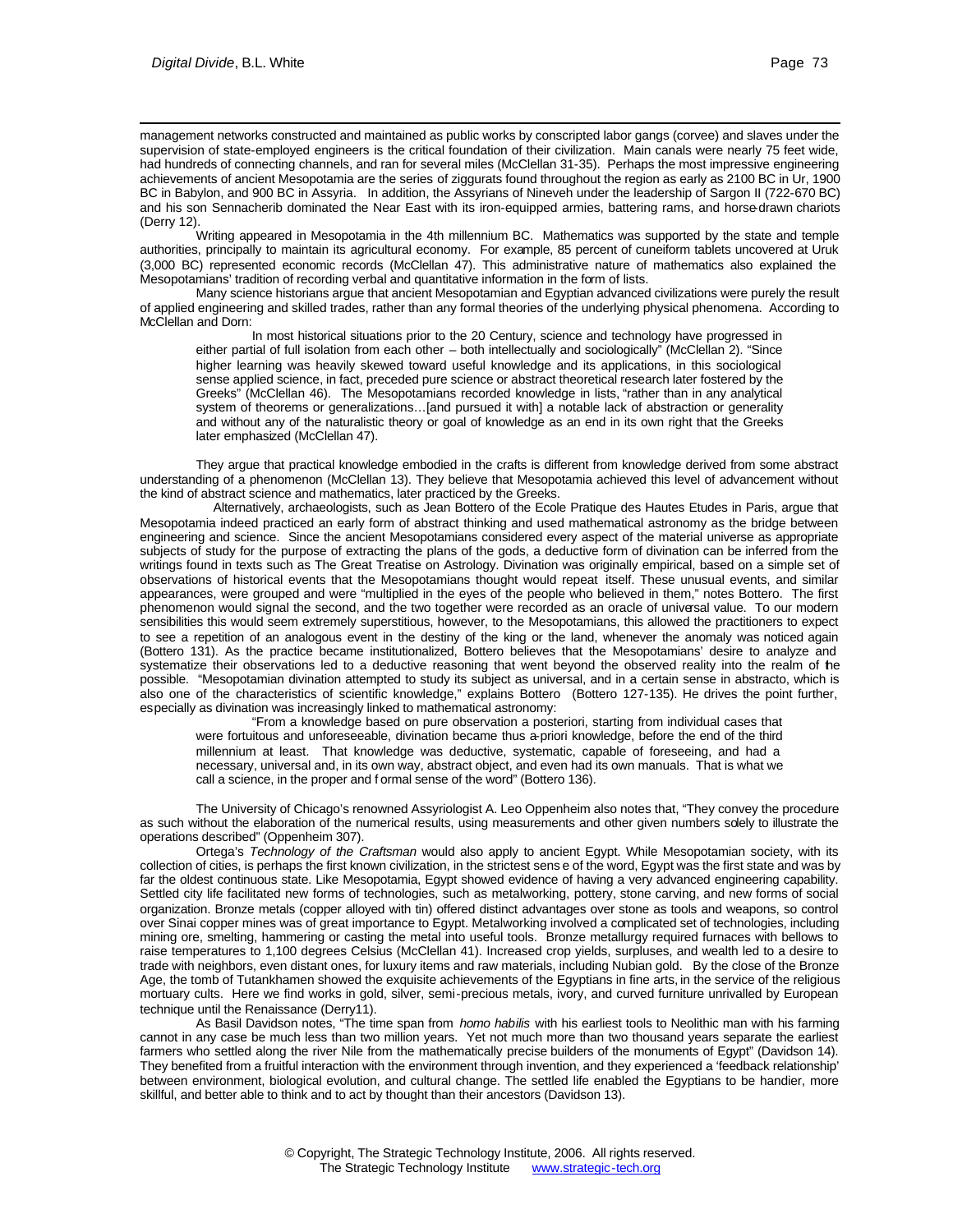management networks constructed and maintained as public works by conscripted labor gangs (corvee) and slaves under the supervision of state-employed engineers is the critical foundation of their civilization. Main canals were nearly 75 feet wide, had hundreds of connecting channels, and ran for several miles (McClellan 31-35). Perhaps the most impressive engineering achievements of ancient Mesopotamia are the series of ziggurats found throughout the region as early as 2100 BC in Ur, 1900 BC in Babylon, and 900 BC in Assyria. In addition, the Assyrians of Nineveh under the leadership of Sargon II (722-670 BC) and his son Sennacherib dominated the Near East with its iron-equipped armies, battering rams, and horse-drawn chariots (Derry 12).

Writing appeared in Mesopotamia in the 4th millennium BC. Mathematics was supported by the state and temple authorities, principally to maintain its agricultural economy. For example, 85 percent of cuneiform tablets uncovered at Uruk (3,000 BC) represented economic records (McClellan 47). This administrative nature of mathematics also explained the Mesopotamians' tradition of recording verbal and quantitative information in the form of lists.

Many science historians argue that ancient Mesopotamian and Egyptian advanced civilizations were purely the result of applied engineering and skilled trades, rather than any formal theories of the underlying physical phenomena. According to McClellan and Dorn:

> In most historical situations prior to the 20 Century, science and technology have progressed in either partial of full isolation from each other – both intellectually and sociologically" (McClellan 2). "Since higher learning was heavily skewed toward useful knowledge and its applications, in this sociological sense applied science, in fact, preceded pure science or abstract theoretical research later fostered by the Greeks" (McClellan 46). The Mesopotamians recorded knowledge in lists, "rather than in any analytical system of theorems or generalizations…[and pursued it with] a notable lack of abstraction or generality and without any of the naturalistic theory or goal of knowledge as an end in its own right that the Greeks later emphasized (McClellan 47).

They argue that practical knowledge embodied in the crafts is different from knowledge derived from some abstract understanding of a phenomenon (McClellan 13). They believe that Mesopotamia achieved this level of advancement without the kind of abstract science and mathematics, later practiced by the Greeks.

Alternatively, archaeologists, such as Jean Bottero of the Ecole Pratique des Hautes Etudes in Paris, argue that Mesopotamia indeed practiced an early form of abstract thinking and used mathematical astronomy as the bridge between engineering and science. Since the ancient Mesopotamians considered every aspect of the material universe as appropriate subjects of study for the purpose of extracting the plans of the gods, a deductive form of divination can be inferred from the writings found in texts such as The Great Treatise on Astrology. Divination was originally empirical, based on a simple set of observations of historical events that the Mesopotamians thought would repeat itself. These unusual events, and similar appearances, were grouped and were "multiplied in the eyes of the people who believed in them," notes Bottero. The first phenomenon would signal the second, and the two together were recorded as an oracle of universal value. To our modern sensibilities this would seem extremely superstitious, however, to the Mesopotamians, this allowed the practitioners to expect to see a repetition of an analogous event in the destiny of the king or the land, whenever the anomaly was noticed again (Bottero 131). As the practice became institutionalized, Bottero believes that the Mesopotamians' desire to analyze and systematize their observations led to a deductive reasoning that went beyond the observed reality into the realm of the possible. "Mesopotamian divination attempted to study its subject as universal, and in a certain sense in abstracto, which is also one of the characteristics of scientific knowledge," explains Bottero (Bottero 127-135). He drives the point further, especially as divination was increasingly linked to mathematical astronomy:

> "From a knowledge based on pure observation a posteriori, starting from individual cases that were fortuitous and unforeseeable, divination became thus a-priori knowledge, before the end of the third millennium at least. That knowledge was deductive, systematic, capable of foreseeing, and had a necessary, universal and, in its own way, abstract object, and even had its own manuals. That is what we call a science, in the proper and formal sense of the word" (Bottero 136).

The University of Chicago's renowned Assyriologist A. Leo Oppenheim also notes that, "They convey the procedure as such without the elaboration of the numerical results, using measurements and other given numbers solely to illustrate the operations described" (Oppenheim 307).

Ortega's *Technology of the Craftsman* would also apply to ancient Egypt. While Mesopotamian society, with its collection of cities, is perhaps the first known civilization, in the strictest sense of the word, Egypt was the first state and was by far the oldest continuous state. Like Mesopotamia, Egypt showed evidence of having a very advanced engineering capability. Settled city life facilitated new forms of technologies, such as metalworking, pottery, stone carving, and new forms of social organization. Bronze metals (copper alloyed with tin) offered distinct advantages over stone as tools and weapons, so control over Sinai copper mines was of great importance to Egypt. Metalworking involved a complicated set of technologies, including mining ore, smelting, hammering or casting the metal into useful tools. Bronze metallurgy required furnaces with bellows to raise temperatures to 1,100 degrees Celsius (McClellan 41). Increased crop yields, surpluses, and wealth led to a desire to trade with neighbors, even distant ones, for luxury items and raw materials, including Nubian gold. By the close of the Bronze Age, the tomb of Tutankhamen showed the exquisite achievements of the Egyptians in fine arts, in the service of the religious mortuary cults. Here we find works in gold, silver, semi-precious metals, ivory, and curved furniture unrivalled by European technique until the Renaissance (Derry11).

As Basil Davidson notes, "The time span from *homo habilis* with his earliest tools to Neolithic man with his farming cannot in any case be much less than two million years. Yet not much more than two thousand years separate the earliest farmers who settled along the river Nile from the mathematically precise builders of the monuments of Egypt" (Davidson 14). They benefited from a fruitful interaction with the environment through invention, and they experienced a 'feedback relationship' between environment, biological evolution, and cultural change. The settled life enabled the Egyptians to be handier, more skillful, and better able to think and to act by thought than their ancestors (Davidson 13).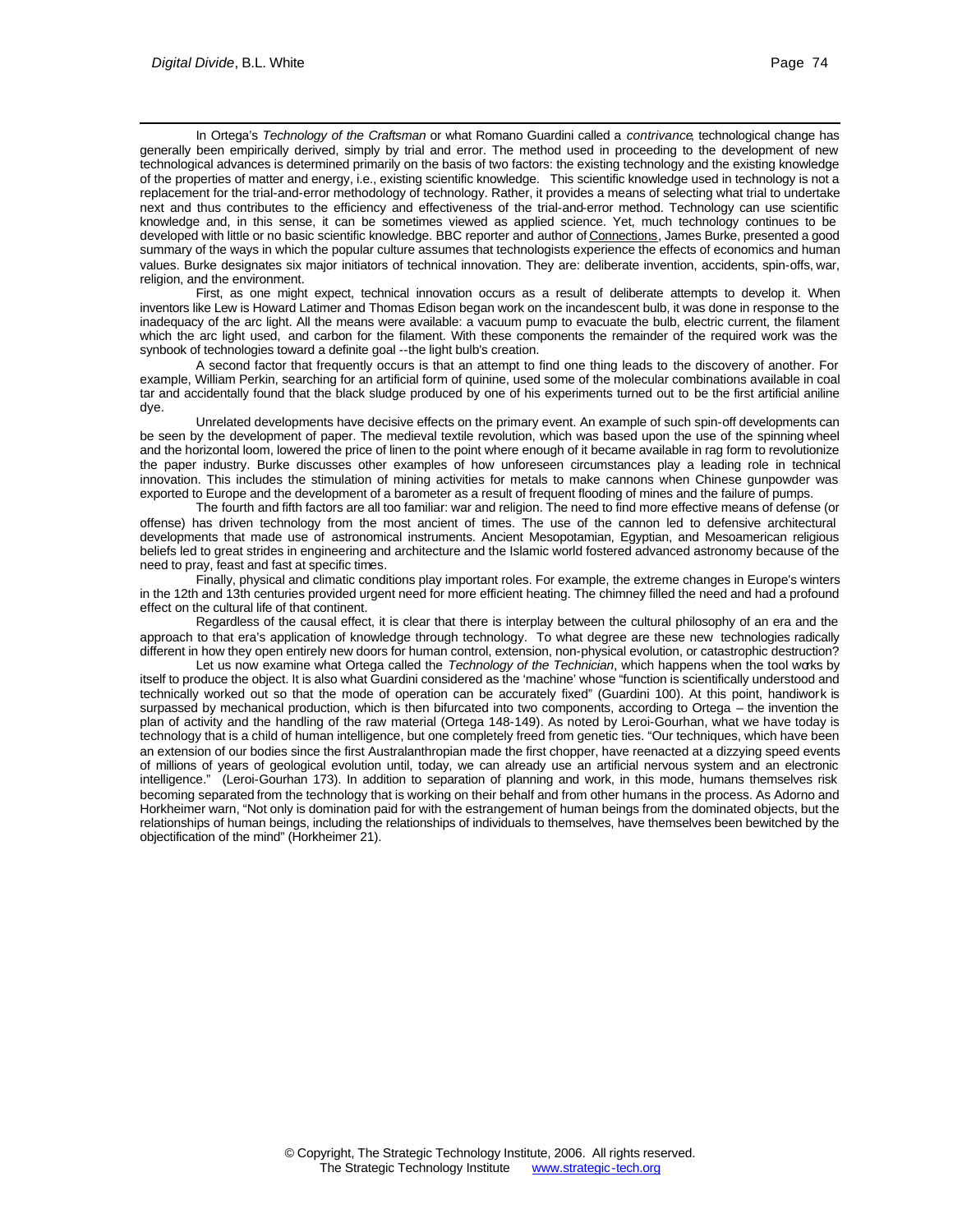In Ortega's *Technology of the Craftsman* or what Romano Guardini called a *contrivance*, technological change has generally been empirically derived, simply by trial and error. The method used in proceeding to the development of new technological advances is determined primarily on the basis of two factors: the existing technology and the existing knowledge of the properties of matter and energy, i.e., existing scientific knowledge. This scientific knowledge used in technology is not a replacement for the trial-and-error methodology of technology. Rather, it provides a means of selecting what trial to undertake next and thus contributes to the efficiency and effectiveness of the trial-and-error method. Technology can use scientific knowledge and, in this sense, it can be sometimes viewed as applied science. Yet, much technology continues to be developed with little or no basic scientific knowledge. BBC reporter and author of Connections, James Burke, presented a good summary of the ways in which the popular culture assumes that technologists experience the effects of economics and human values. Burke designates six major initiators of technical innovation. They are: deliberate invention, accidents, spin-offs, war, religion, and the environment.

First, as one might expect, technical innovation occurs as a result of deliberate attempts to develop it. When inventors like Lewis Howard Latimer and Thomas Edison began work on the incandescent bulb, it was done in response to the inadequacy of the arc light. All the means were available: a vacuum pump to evacuate the bulb, electric current, the filament which the arc light used, and carbon for the filament. With these components the remainder of the required work was the synbook of technologies toward a definite goal --the light bulb's creation.

A second factor that frequently occurs is that an attempt to find one thing leads to the discovery of another. For example, William Perkin, searching for an artificial form of quinine, used some of the molecular combinations available in coal tar and accidentally found that the black sludge produced by one of his experiments turned out to be the first artificial aniline dye.

Unrelated developments have decisive effects on the primary event. An example of such spin-off developments can be seen by the development of paper. The medieval textile revolution, which was based upon the use of the spinning wheel and the horizontal loom, lowered the price of linen to the point where enough of it became available in rag form to revolutionize the paper industry. Burke discusses other examples of how unforeseen circumstances play a leading role in technical innovation. This includes the stimulation of mining activities for metals to make cannons when Chinese gunpowder was exported to Europe and the development of a barometer as a result of frequent flooding of mines and the failure of pumps.

The fourth and fifth factors are all too familiar: war and religion. The need to find more effective means of defense (or offense) has driven technology from the most ancient of times. The use of the cannon led to defensive architectural developments that made use of astronomical instruments. Ancient Mesopotamian, Egyptian, and Mesoamerican religious beliefs led to great strides in engineering and architecture and the Islamic world fostered advanced astronomy because of the need to pray, feast and fast at specific times.

Finally, physical and climatic conditions play important roles. For example, the extreme changes in Europe's winters in the 12th and 13th centuries provided urgent need for more efficient heating. The chimney filled the need and had a profound effect on the cultural life of that continent.

Regardless of the causal effect, it is clear that there is interplay between the cultural philosophy of an era and the approach to that era's application of knowledge through technology. To what degree are these new technologies radically different in how they open entirely new doors for human control, extension, non-physical evolution, or catastrophic destruction?

Let us now examine what Ortega called the *Technology of the Technician*, which happens when the tool works by itself to produce the object. It is also what Guardini considered as the 'machine' whose "function is scientifically understood and technically worked out so that the mode of operation can be accurately fixed" (Guardini 100). At this point, handiwork is surpassed by mechanical production, which is then bifurcated into two components, according to Ortega – the invention the plan of activity and the handling of the raw material (Ortega 148-149). As noted by Leroi-Gourhan, what we have today is technology that is a child of human intelligence, but one completely freed from genetic ties. "Our techniques, which have been an extension of our bodies since the first Australanthropian made the first chopper, have reenacted at a dizzying speed events of millions of years of geological evolution until, today, we can already use an artificial nervous system and an electronic intelligence." (Leroi-Gourhan 173). In addition to separation of planning and work, in this mode, humans themselves risk becoming separated from the technology that is working on their behalf and from other humans in the process. As Adorno and Horkheimer warn, "Not only is domination paid for with the estrangement of human beings from the dominated objects, but the relationships of human beings, including the relationships of individuals to themselves, have themselves been bewitched by the objectification of the mind" (Horkheimer 21).